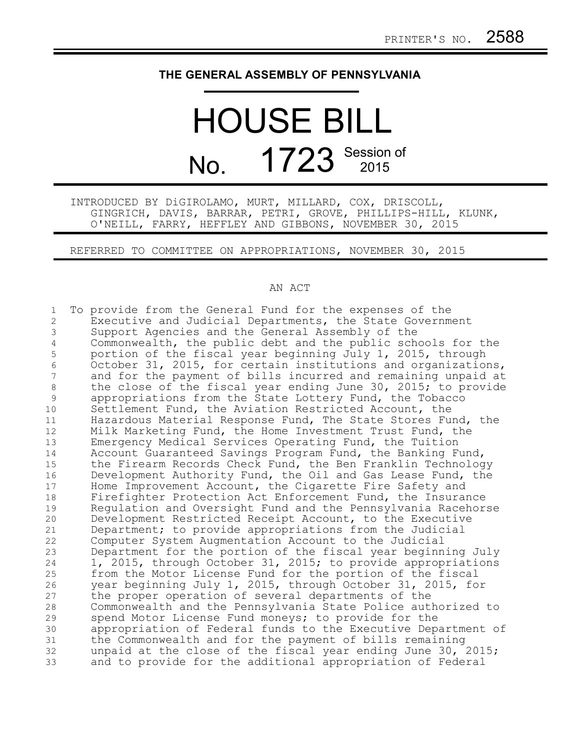PRINTER'S NO. 2588

# THE GENERAL ASSEMBLY OF PENNSYLVANIA

# HOUSE BILL

# No. 1723 Session of 2015

INTRODUCED BY DiGIROLAMO, MURT, MILLARD, COX, DRISCOLL, GINGRICH, DAVIS, BARRAR, PETRI, GROVE, PHILLIPS-HILL, KLUNK, O'NEILL, FARRY, HEFFLEY AND GIBBONS, NOVEMBER 30, 2015

REFERRED TO COMMITTEE ON APPROPRIATIONS, NOVEMBER 30, 2015

## AN ACT

To provide from the General Fund for the expenses of the Executive and Judicial Departments, the State Government Support Agencies and the General Assembly of the Commonwealth, the public debt and the public schools for the portion of the fiscal year beginning July 1, 2015, through October 31, 2015, for certain institutions and organizations, and for the payment of bills incurred and remaining unpaid at the close of the fiscal year ending June 30, 2015; to provide appropriations from the State Lottery Fund, the Tobacco Settlement Fund, the Aviation Restricted Account, the Hazardous Material Response Fund, The State Stores Fund, the Milk Marketing Fund, the Home Investment Trust Fund, the Emergency Medical Services Operating Fund, the Tuition Account Guaranteed Savings Program Fund, the Banking Fund, the Firearm Records Check Fund, the Ben Franklin Technology Development Authority Fund, the Oil and Gas Lease Fund, the Home Improvement Account, the Cigarette Fire Safety and Firefighter Protection Act Enforcement Fund, the Insurance Regulation and Oversight Fund and the Pennsylvania Racehorse Development Restricted Receipt Account, to the Executive Department; to provide appropriations from the Judicial Computer System Augmentation Account to the Judicial Department for the portion of the fiscal year beginning July 1, 2015, through October 31, 2015; to provide appropriations from the Motor License Fund for the portion of the fiscal year beginning July 1, 2015, through October 31, 2015, for the proper operation of several departments of the Commonwealth and the Pennsylvania State Police authorized to spend Motor License Fund moneys; to provide for the appropriation of Federal funds to the Executive Department of the Commonwealth and for the payment of bills remaining unpaid at the close of the fiscal year ending June 30, 2015; and to provide for the additional appropriation of Federal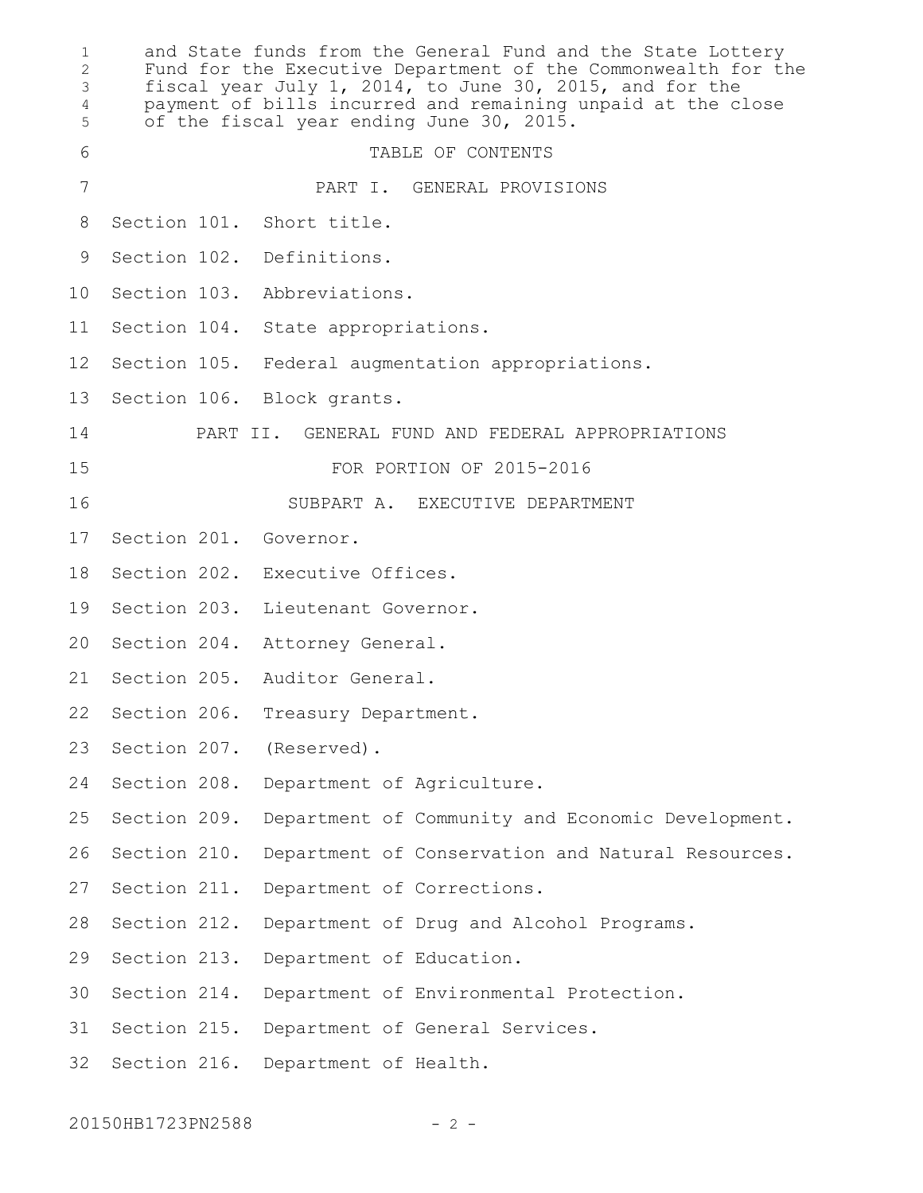and State funds from the General Fund and the State Lottery Fund for the Executive Department of the Commonwealth for the fiscal year July 1, 2014, to June 30, 2015, and for the payment of bills incurred and remaining unpaid at the close of the fiscal year ending June 30, 2015.

TABLE OF CONTENTS

PART I. GENERAL PROVISIONS

Section 101. Short title.

Section 102. Definitions.

Section 103. Abbreviations.

Section 104. State appropriations.

Section 105. Federal augmentation appropriations.

Section 106. Block grants.

PART II. GENERAL FUND AND FEDERAL APPROPRIATIONS FOR PORTION OF 2015-2016

SUBPART A. EXECUTIVE DEPARTMENT

Section 201. Governor.

Section 202. Executive Offices.

Section 203. Lieutenant Governor.

Section 204. Attorney General.

Section 205. Auditor General.

Section 206. Treasury Department.

Section 207. (Reserved).

Section 208. Department of Agriculture.

Section 209. Department of Community and Economic Development.

Section 210. Department of Conservation and Natural Resources.

Section 211. Department of Corrections.

Section 212. Department of Drug and Alcohol Programs.

Section 213. Department of Education.

Section 214. Department of Environmental Protection.

Section 215. Department of General Services.

Section 216. Department of Health.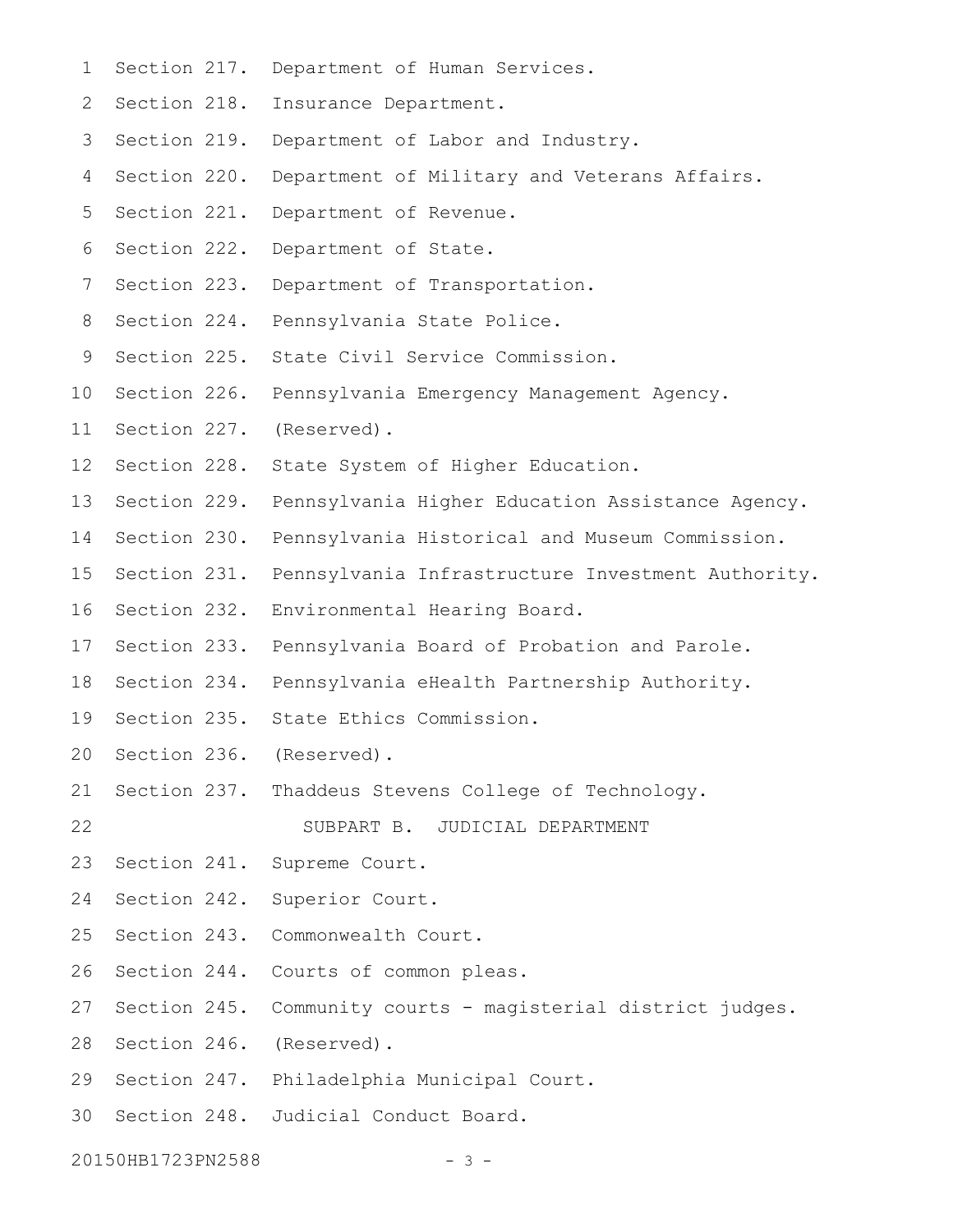Section 217. Department of Human Services.
Section 218. Insurance Department.
Section 219. Department of Labor and Industry.
Section 220. Department of Military and Veterans Affairs.
Section 221. Department of Revenue.
Section 222. Department of State.
Section 223. Department of Transportation.
Section 224. Pennsylvania State Police.
Section 225. State Civil Service Commission.
Section 226. Pennsylvania Emergency Management Agency.
Section 227. (Reserved).
Section 228. State System of Higher Education.
Section 229. Pennsylvania Higher Education Assistance Agency.
Section 230. Pennsylvania Historical and Museum Commission.
Section 231. Pennsylvania Infrastructure Investment Authority.
Section 232. Environmental Hearing Board.
Section 233. Pennsylvania Board of Probation and Parole.
Section 234. Pennsylvania eHealth Partnership Authority.
Section 235. State Ethics Commission.
Section 236. (Reserved).
Section 237. Thaddeus Stevens College of Technology.

SUBPART B. JUDICIAL DEPARTMENT

Section 241. Supreme Court.
Section 242. Superior Court.
Section 243. Commonwealth Court.
Section 244. Courts of common pleas.
Section 245. Community courts - magisterial district judges.
Section 246. (Reserved).
Section 247. Philadelphia Municipal Court.
Section 248. Judicial Conduct Board.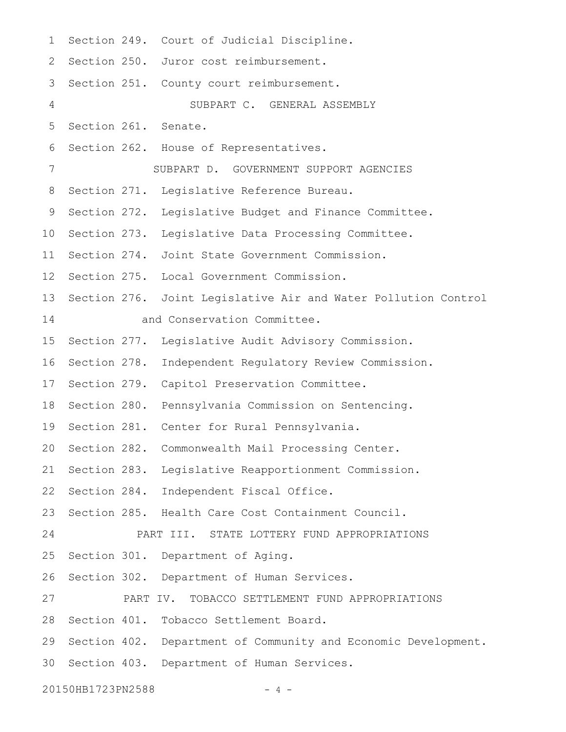Section 249. Court of Judicial Discipline.

Section 250. Juror cost reimbursement.

Section 251. County court reimbursement.

SUBPART C. GENERAL ASSEMBLY

Section 261. Senate.

Section 262. House of Representatives.

SUBPART D. GOVERNMENT SUPPORT AGENCIES

Section 271. Legislative Reference Bureau.

Section 272. Legislative Budget and Finance Committee.

Section 273. Legislative Data Processing Committee.

Section 274. Joint State Government Commission.

Section 275. Local Government Commission.

Section 276. Joint Legislative Air and Water Pollution Control and Conservation Committee.

Section 277. Legislative Audit Advisory Commission.

Section 278. Independent Regulatory Review Commission.

Section 279. Capitol Preservation Committee.

Section 280. Pennsylvania Commission on Sentencing.

Section 281. Center for Rural Pennsylvania.

Section 282. Commonwealth Mail Processing Center.

Section 283. Legislative Reapportionment Commission.

Section 284. Independent Fiscal Office.

Section 285. Health Care Cost Containment Council.

PART III. STATE LOTTERY FUND APPROPRIATIONS

Section 301. Department of Aging.

Section 302. Department of Human Services.

PART IV. TOBACCO SETTLEMENT FUND APPROPRIATIONS

Section 401. Tobacco Settlement Board.

Section 402. Department of Community and Economic Development.

Section 403. Department of Human Services.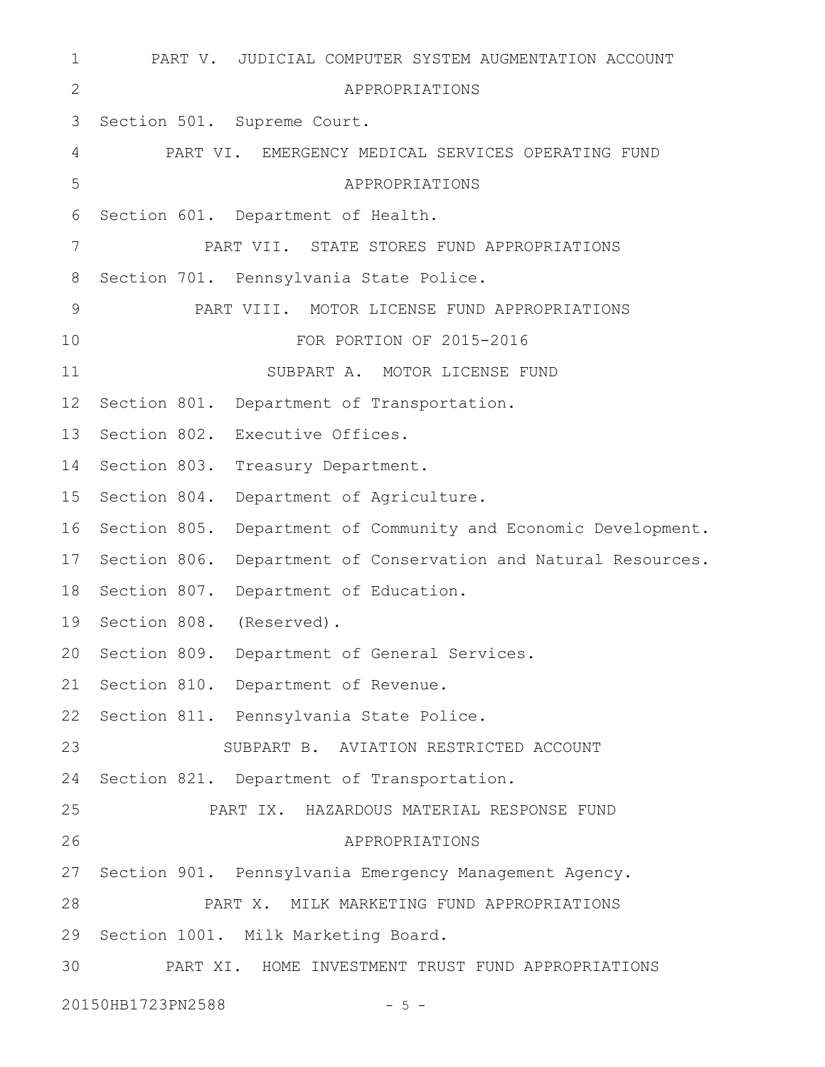PART V. JUDICIAL COMPUTER SYSTEM AUGMENTATION ACCOUNT APPROPRIATIONS

Section 501. Supreme Court.

PART VI. EMERGENCY MEDICAL SERVICES OPERATING FUND APPROPRIATIONS

Section 601. Department of Health.

PART VII. STATE STORES FUND APPROPRIATIONS

Section 701. Pennsylvania State Police.

PART VIII. MOTOR LICENSE FUND APPROPRIATIONS FOR PORTION OF 2015-2016

SUBPART A. MOTOR LICENSE FUND

Section 801. Department of Transportation.

Section 802. Executive Offices.

Section 803. Treasury Department.

Section 804. Department of Agriculture.

Section 805. Department of Community and Economic Development.

Section 806. Department of Conservation and Natural Resources.

Section 807. Department of Education.

Section 808. (Reserved).

Section 809. Department of General Services.

Section 810. Department of Revenue.

Section 811. Pennsylvania State Police.

SUBPART B. AVIATION RESTRICTED ACCOUNT

Section 821. Department of Transportation.

PART IX. HAZARDOUS MATERIAL RESPONSE FUND APPROPRIATIONS

Section 901. Pennsylvania Emergency Management Agency.

PART X. MILK MARKETING FUND APPROPRIATIONS

Section 1001. Milk Marketing Board.

PART XI. HOME INVESTMENT TRUST FUND APPROPRIATIONS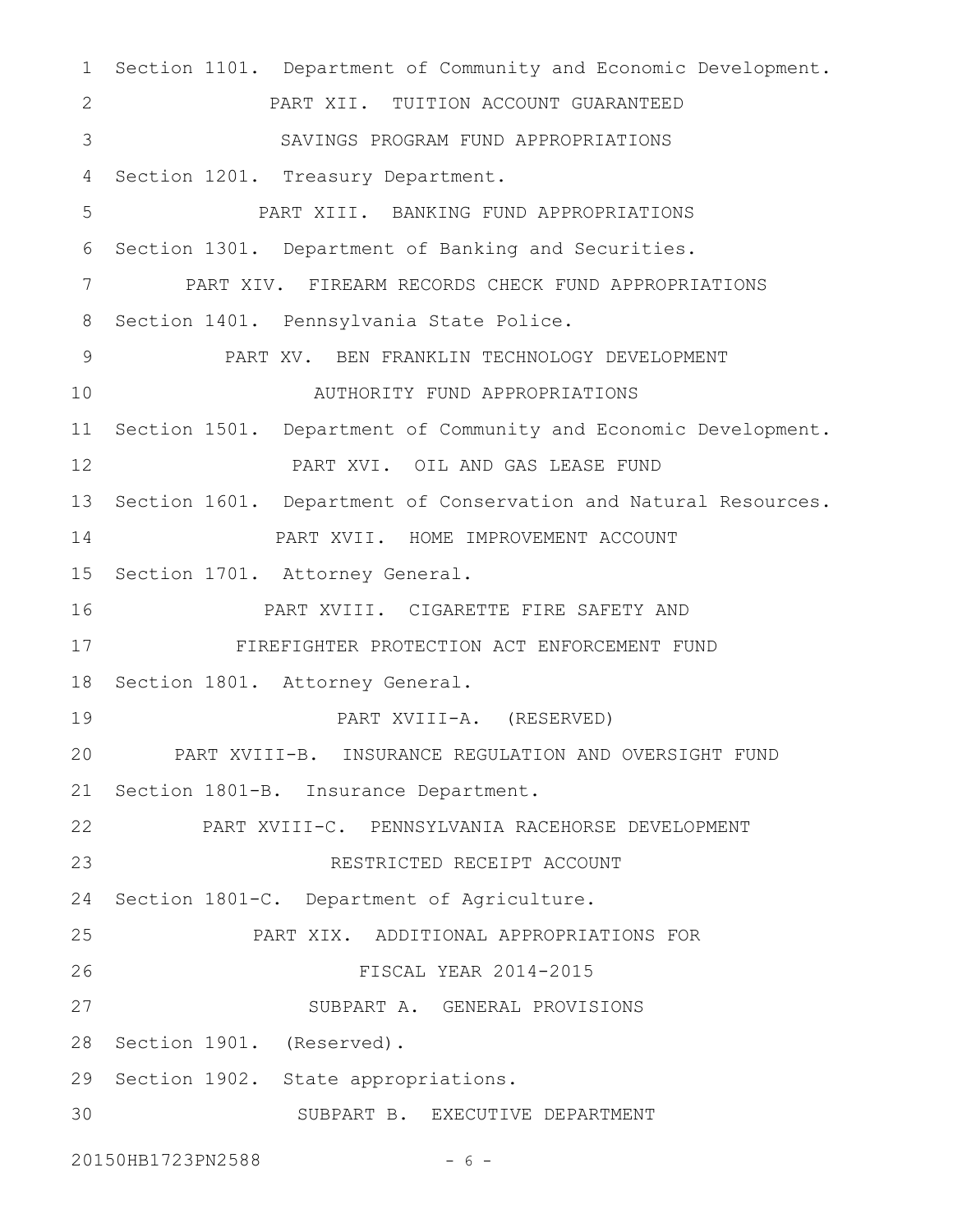Section 1101. Department of Community and Economic Development.

PART XII. TUITION ACCOUNT GUARANTEED SAVINGS PROGRAM FUND APPROPRIATIONS

Section 1201. Treasury Department.

PART XIII. BANKING FUND APPROPRIATIONS

Section 1301. Department of Banking and Securities.

PART XIV. FIREARM RECORDS CHECK FUND APPROPRIATIONS

Section 1401. Pennsylvania State Police.

PART XV. BEN FRANKLIN TECHNOLOGY DEVELOPMENT AUTHORITY FUND APPROPRIATIONS

Section 1501. Department of Community and Economic Development.

PART XVI. OIL AND GAS LEASE FUND

Section 1601. Department of Conservation and Natural Resources.

PART XVII. HOME IMPROVEMENT ACCOUNT

Section 1701. Attorney General.

PART XVIII. CIGARETTE FIRE SAFETY AND FIREFIGHTER PROTECTION ACT ENFORCEMENT FUND

Section 1801. Attorney General.

PART XVIII-A. (RESERVED)

PART XVIII-B. INSURANCE REGULATION AND OVERSIGHT FUND

Section 1801-B. Insurance Department.

PART XVIII-C. PENNSYLVANIA RACEHORSE DEVELOPMENT RESTRICTED RECEIPT ACCOUNT

Section 1801-C. Department of Agriculture.

PART XIX. ADDITIONAL APPROPRIATIONS FOR FISCAL YEAR 2014-2015

SUBPART A. GENERAL PROVISIONS

Section 1901. (Reserved).

Section 1902. State appropriations.

SUBPART B. EXECUTIVE DEPARTMENT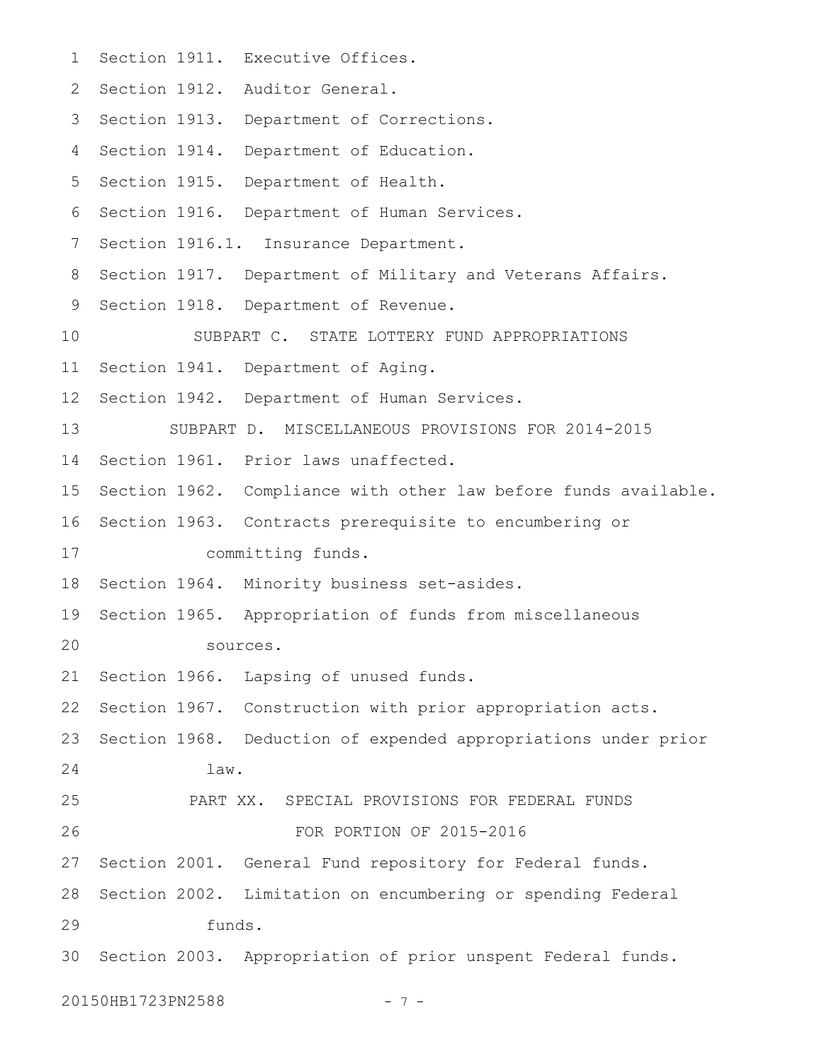Section 1911. Executive Offices.

Section 1912. Auditor General.

Section 1913. Department of Corrections.

Section 1914. Department of Education.

Section 1915. Department of Health.

Section 1916. Department of Human Services.

Section 1916.1. Insurance Department.

Section 1917. Department of Military and Veterans Affairs.

Section 1918. Department of Revenue.

SUBPART C. STATE LOTTERY FUND APPROPRIATIONS

Section 1941. Department of Aging.

Section 1942. Department of Human Services.

SUBPART D. MISCELLANEOUS PROVISIONS FOR 2014-2015

Section 1961. Prior laws unaffected.

Section 1962. Compliance with other law before funds available.

Section 1963. Contracts prerequisite to encumbering or committing funds.

Section 1964. Minority business set-asides.

Section 1965. Appropriation of funds from miscellaneous sources.

Section 1966. Lapsing of unused funds.

Section 1967. Construction with prior appropriation acts.

Section 1968. Deduction of expended appropriations under prior law.

PART XX. SPECIAL PROVISIONS FOR FEDERAL FUNDS FOR PORTION OF 2015-2016

Section 2001. General Fund repository for Federal funds.

Section 2002. Limitation on encumbering or spending Federal funds.

Section 2003. Appropriation of prior unspent Federal funds.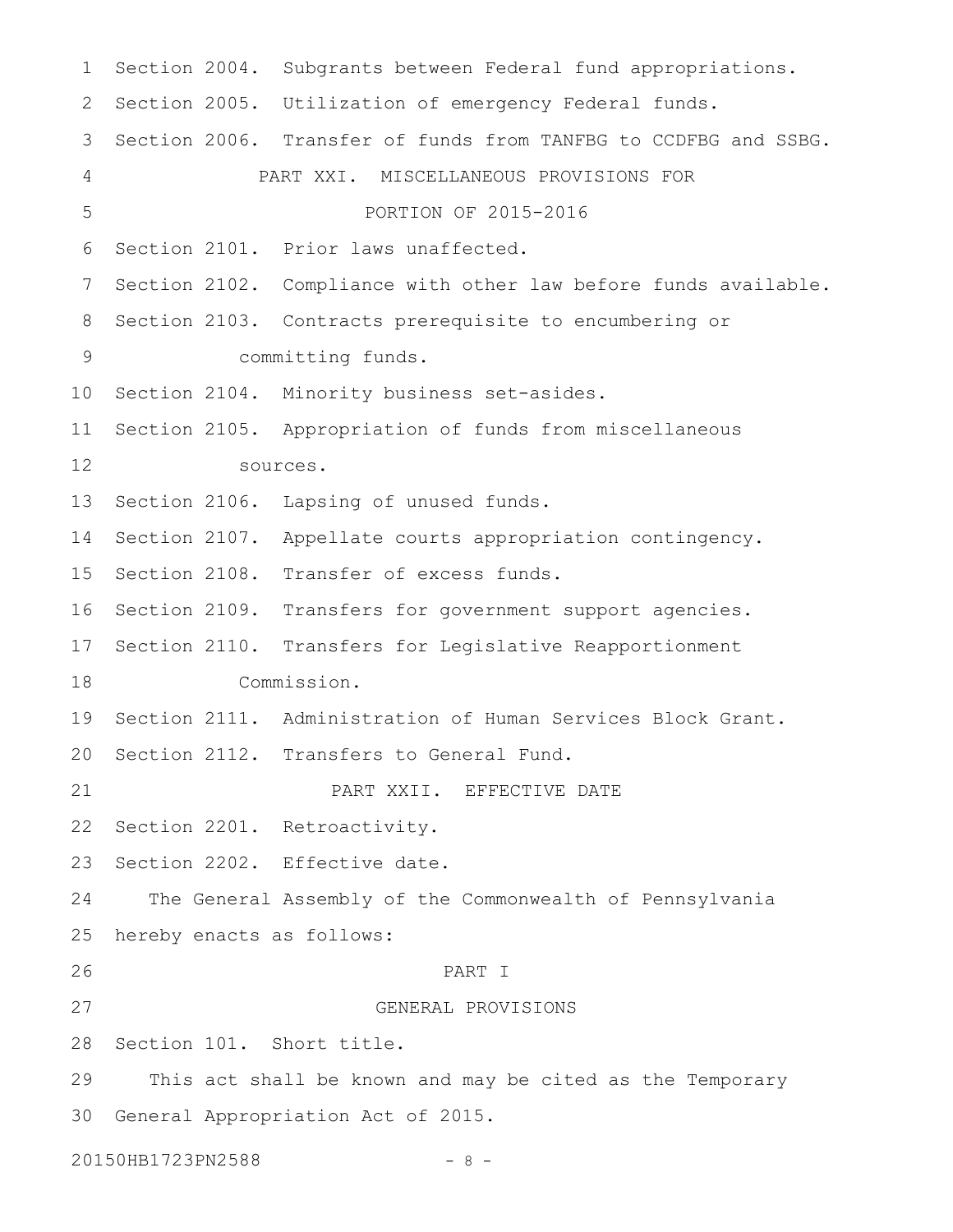Section 2004. Subgrants between Federal fund appropriations.

Section 2005. Utilization of emergency Federal funds.

Section 2006. Transfer of funds from TANFBG to CCDFBG and SSBG.

PART XXI. MISCELLANEOUS PROVISIONS FOR PORTION OF 2015-2016

Section 2101. Prior laws unaffected.

Section 2102. Compliance with other law before funds available.

Section 2103. Contracts prerequisite to encumbering or committing funds.

Section 2104. Minority business set-asides.

Section 2105. Appropriation of funds from miscellaneous sources.

Section 2106. Lapsing of unused funds.

Section 2107. Appellate courts appropriation contingency.

Section 2108. Transfer of excess funds.

Section 2109. Transfers for government support agencies.

Section 2110. Transfers for Legislative Reapportionment Commission.

Section 2111. Administration of Human Services Block Grant.

Section 2112. Transfers to General Fund.

PART XXII. EFFECTIVE DATE

Section 2201. Retroactivity.

Section 2202. Effective date.

The General Assembly of the Commonwealth of Pennsylvania hereby enacts as follows:

# PART I

# GENERAL PROVISIONS

Section 101. Short title.

This act shall be known and may be cited as the Temporary General Appropriation Act of 2015.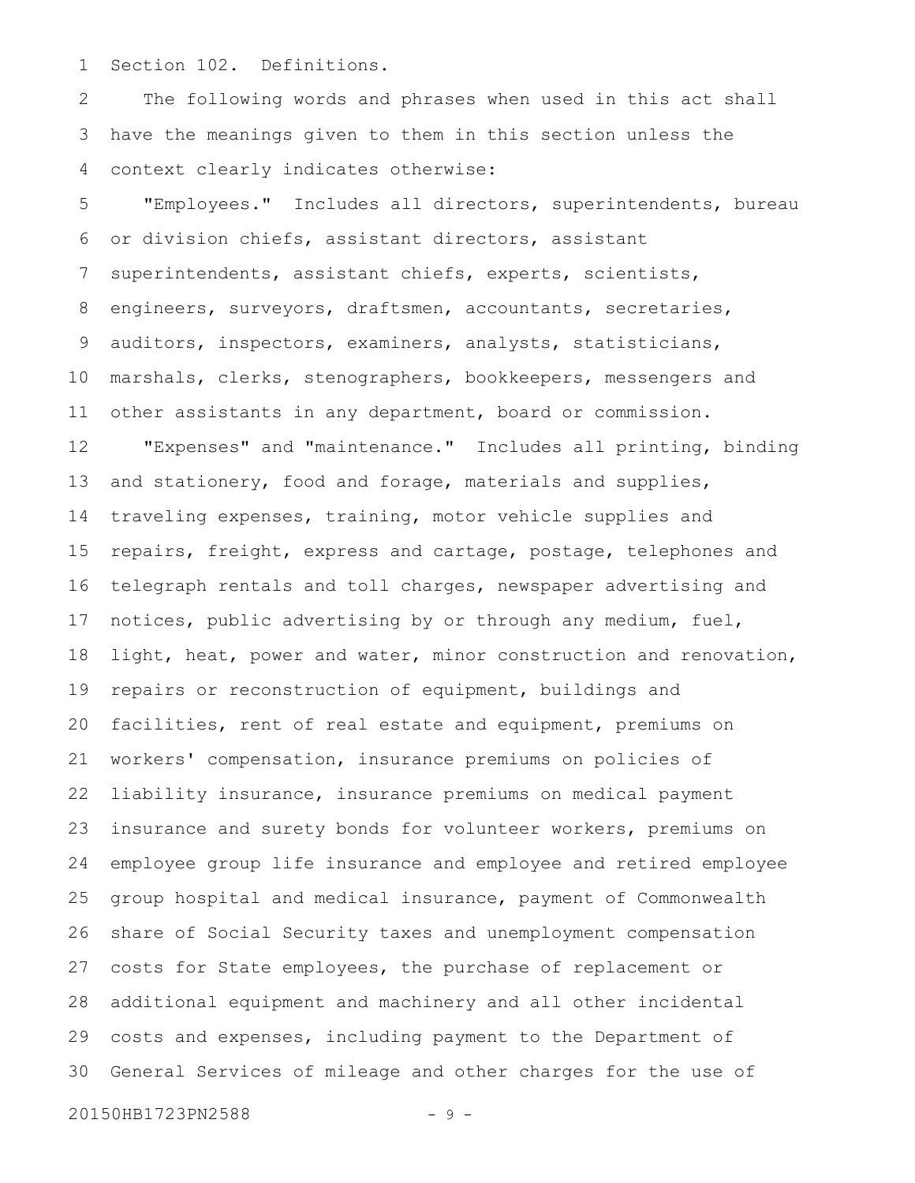Section 102. Definitions.

The following words and phrases when used in this act shall have the meanings given to them in this section unless the context clearly indicates otherwise:

"Employees." Includes all directors, superintendents, bureau or division chiefs, assistant directors, assistant superintendents, assistant chiefs, experts, scientists, engineers, surveyors, draftsmen, accountants, secretaries, auditors, inspectors, examiners, analysts, statisticians, marshals, clerks, stenographers, bookkeepers, messengers and other assistants in any department, board or commission.

"Expenses" and "maintenance." Includes all printing, binding and stationery, food and forage, materials and supplies, traveling expenses, training, motor vehicle supplies and repairs, freight, express and cartage, postage, telephones and telegraph rentals and toll charges, newspaper advertising and notices, public advertising by or through any medium, fuel, light, heat, power and water, minor construction and renovation, repairs or reconstruction of equipment, buildings and facilities, rent of real estate and equipment, premiums on workers' compensation, insurance premiums on policies of liability insurance, insurance premiums on medical payment insurance and surety bonds for volunteer workers, premiums on employee group life insurance and employee and retired employee group hospital and medical insurance, payment of Commonwealth share of Social Security taxes and unemployment compensation costs for State employees, the purchase of replacement or additional equipment and machinery and all other incidental costs and expenses, including payment to the Department of General Services of mileage and other charges for the use of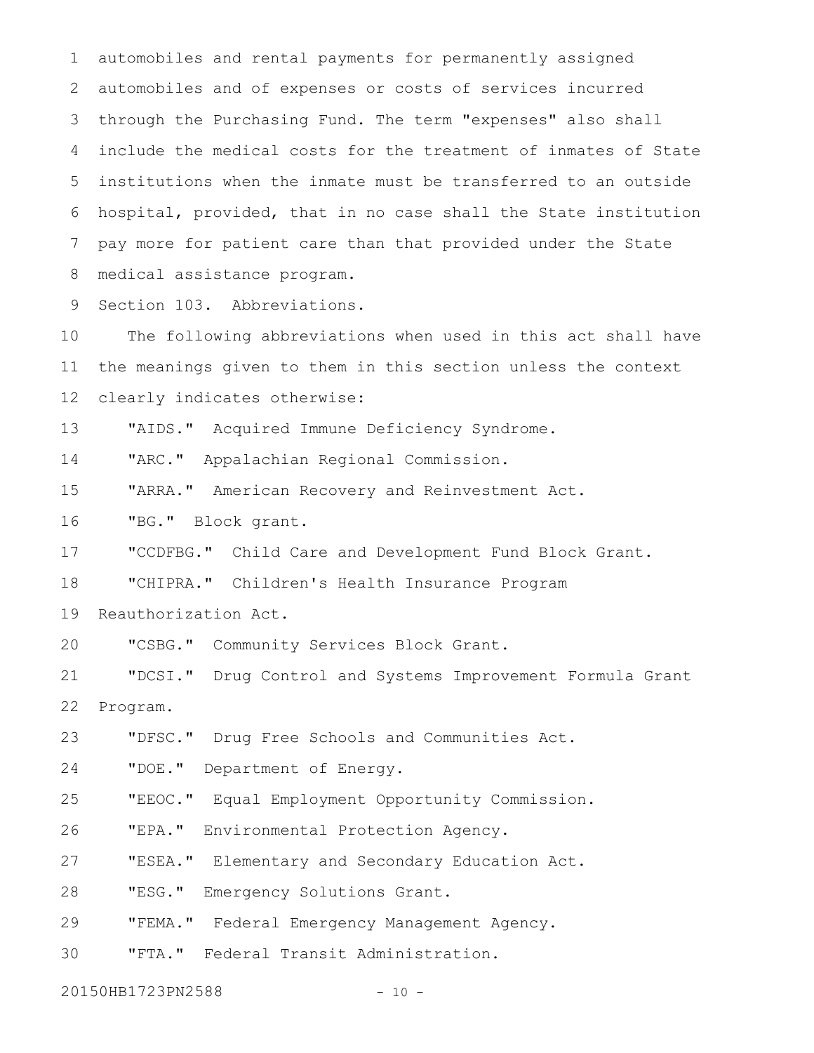automobiles and rental payments for permanently assigned automobiles and of expenses or costs of services incurred through the Purchasing Fund. The term "expenses" also shall include the medical costs for the treatment of inmates of State institutions when the inmate must be transferred to an outside hospital, provided, that in no case shall the State institution pay more for patient care than that provided under the State medical assistance program.

Section 103. Abbreviations.

The following abbreviations when used in this act shall have the meanings given to them in this section unless the context clearly indicates otherwise:

"AIDS." Acquired Immune Deficiency Syndrome.

"ARC." Appalachian Regional Commission.

"ARRA." American Recovery and Reinvestment Act.

"BG." Block grant.

"CCDFBG." Child Care and Development Fund Block Grant.

"CHIPRA." Children's Health Insurance Program Reauthorization Act.

"CSBG." Community Services Block Grant.

"DCSI." Drug Control and Systems Improvement Formula Grant Program.

"DFSC." Drug Free Schools and Communities Act.

"DOE." Department of Energy.

"EEOC." Equal Employment Opportunity Commission.

"EPA." Environmental Protection Agency.

"ESEA." Elementary and Secondary Education Act.

"ESG." Emergency Solutions Grant.

"FEMA." Federal Emergency Management Agency.

"FTA." Federal Transit Administration.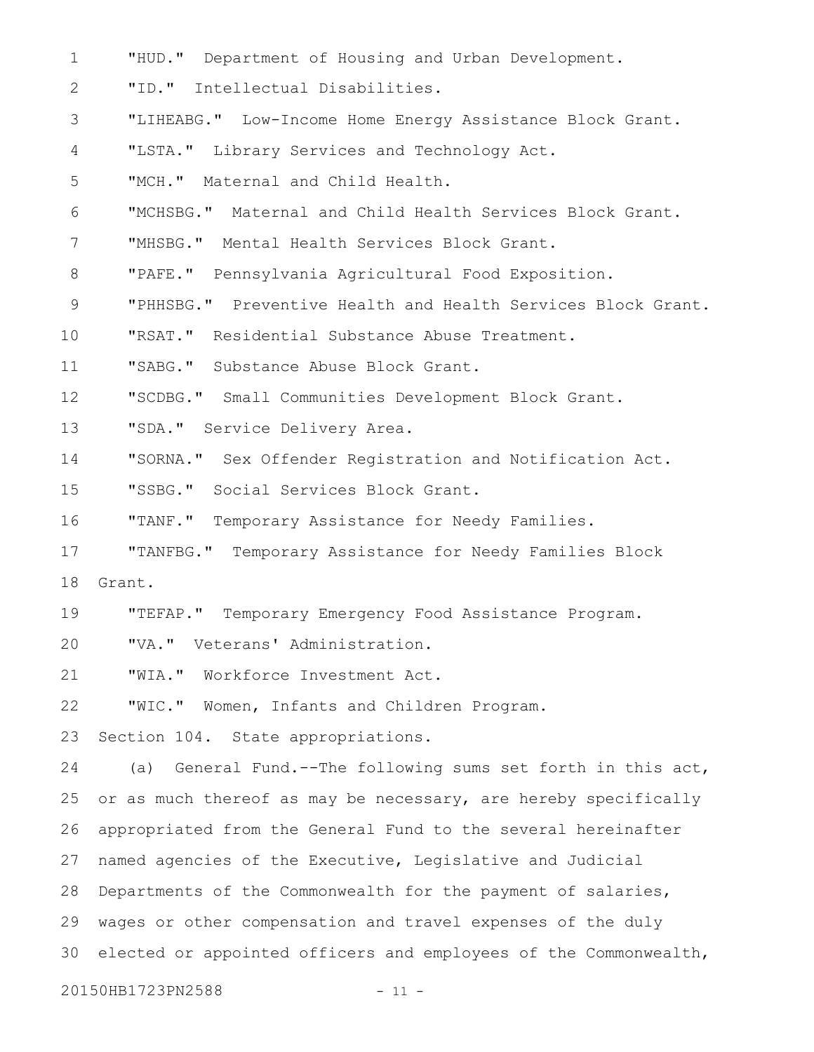"HUD." Department of Housing and Urban Development.

"ID." Intellectual Disabilities.

"LIHEABG." Low-Income Home Energy Assistance Block Grant.

"LSTA." Library Services and Technology Act.

"MCH." Maternal and Child Health.

"MCHSBG." Maternal and Child Health Services Block Grant.

"MHSBG." Mental Health Services Block Grant.

"PAFE." Pennsylvania Agricultural Food Exposition.

"PHHSBG." Preventive Health and Health Services Block Grant.

"RSAT." Residential Substance Abuse Treatment.

"SABG." Substance Abuse Block Grant.

"SCDBG." Small Communities Development Block Grant.

"SDA." Service Delivery Area.

"SORNA." Sex Offender Registration and Notification Act.

"SSBG." Social Services Block Grant.

"TANF." Temporary Assistance for Needy Families.

"TANFBG." Temporary Assistance for Needy Families Block Grant.

"TEFAP." Temporary Emergency Food Assistance Program.

"VA." Veterans' Administration.

"WIA." Workforce Investment Act.

"WIC." Women, Infants and Children Program.

Section 104. State appropriations.

(a) General Fund.--The following sums set forth in this act, or as much thereof as may be necessary, are hereby specifically appropriated from the General Fund to the several hereinafter named agencies of the Executive, Legislative and Judicial Departments of the Commonwealth for the payment of salaries, wages or other compensation and travel expenses of the duly elected or appointed officers and employees of the Commonwealth,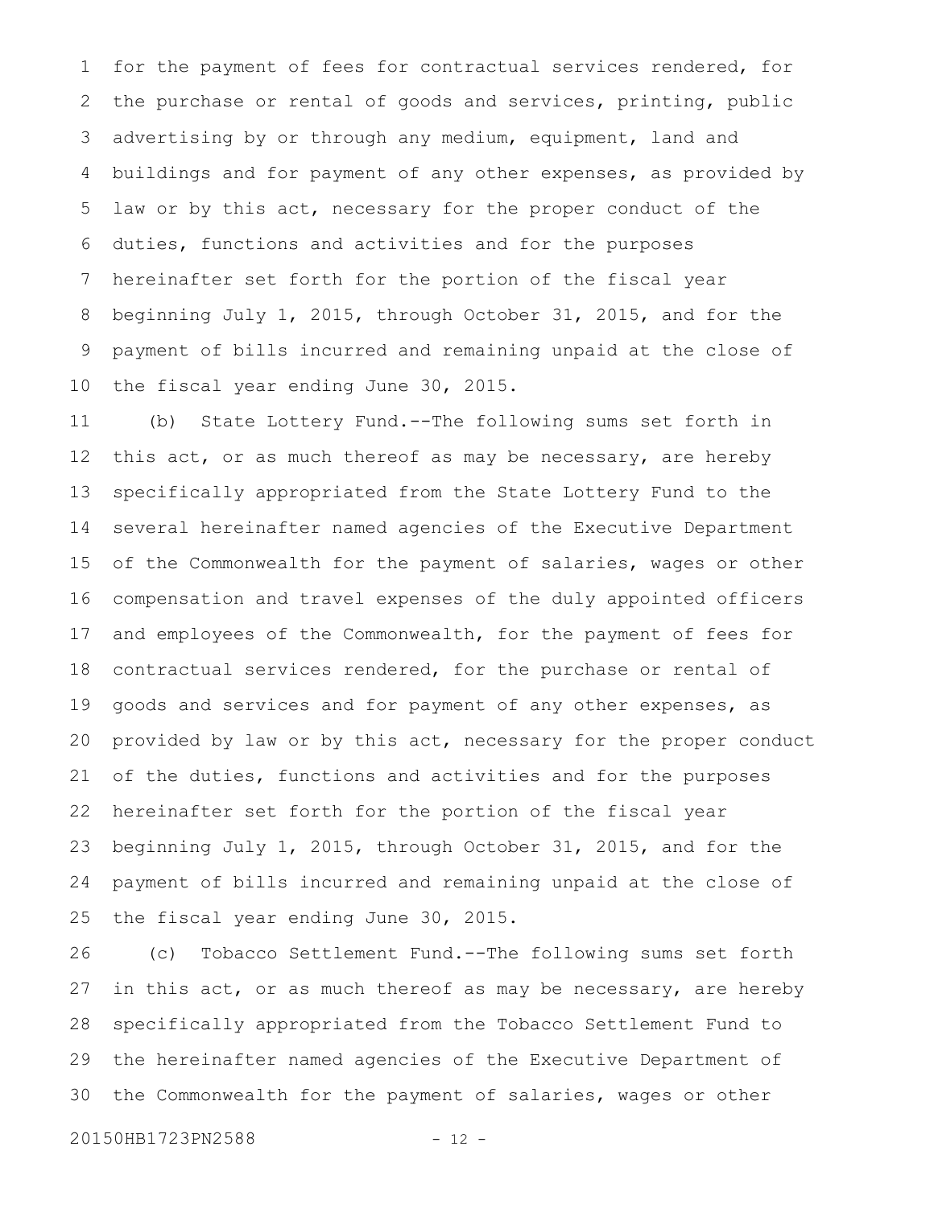for the payment of fees for contractual services rendered, for the purchase or rental of goods and services, printing, public advertising by or through any medium, equipment, land and buildings and for payment of any other expenses, as provided by law or by this act, necessary for the proper conduct of the duties, functions and activities and for the purposes hereinafter set forth for the portion of the fiscal year beginning July 1, 2015, through October 31, 2015, and for the payment of bills incurred and remaining unpaid at the close of the fiscal year ending June 30, 2015.

(b) State Lottery Fund.--The following sums set forth in this act, or as much thereof as may be necessary, are hereby specifically appropriated from the State Lottery Fund to the several hereinafter named agencies of the Executive Department of the Commonwealth for the payment of salaries, wages or other compensation and travel expenses of the duly appointed officers and employees of the Commonwealth, for the payment of fees for contractual services rendered, for the purchase or rental of goods and services and for payment of any other expenses, as provided by law or by this act, necessary for the proper conduct of the duties, functions and activities and for the purposes hereinafter set forth for the portion of the fiscal year beginning July 1, 2015, through October 31, 2015, and for the payment of bills incurred and remaining unpaid at the close of the fiscal year ending June 30, 2015.

(c) Tobacco Settlement Fund.--The following sums set forth in this act, or as much thereof as may be necessary, are hereby specifically appropriated from the Tobacco Settlement Fund to the hereinafter named agencies of the Executive Department of the Commonwealth for the payment of salaries, wages or other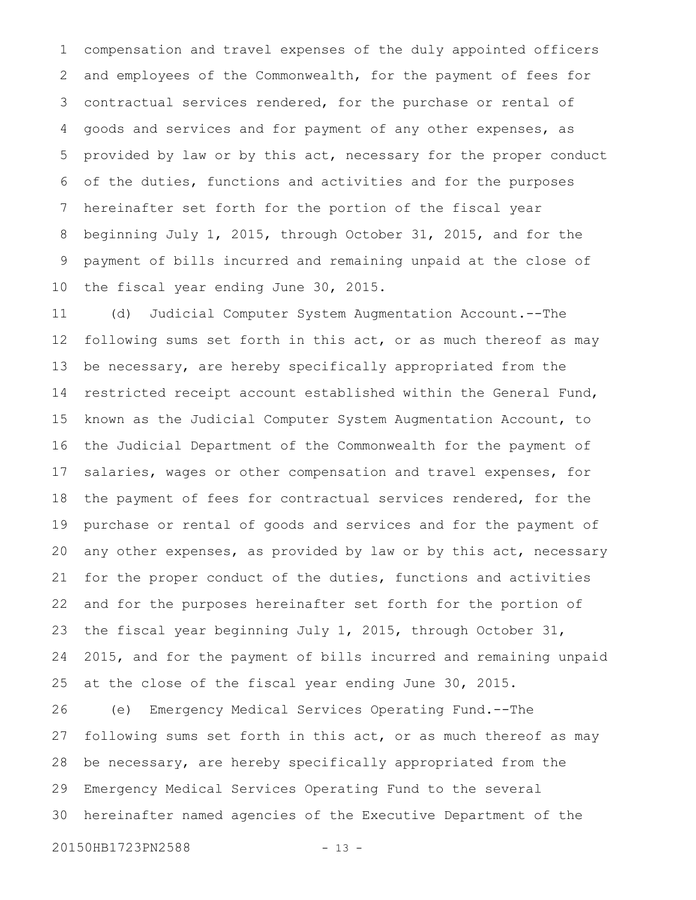compensation and travel expenses of the duly appointed officers and employees of the Commonwealth, for the payment of fees for contractual services rendered, for the purchase or rental of goods and services and for payment of any other expenses, as provided by law or by this act, necessary for the proper conduct of the duties, functions and activities and for the purposes hereinafter set forth for the portion of the fiscal year beginning July 1, 2015, through October 31, 2015, and for the payment of bills incurred and remaining unpaid at the close of the fiscal year ending June 30, 2015.

(d) Judicial Computer System Augmentation Account.--The following sums set forth in this act, or as much thereof as may be necessary, are hereby specifically appropriated from the restricted receipt account established within the General Fund, known as the Judicial Computer System Augmentation Account, to the Judicial Department of the Commonwealth for the payment of salaries, wages or other compensation and travel expenses, for the payment of fees for contractual services rendered, for the purchase or rental of goods and services and for the payment of any other expenses, as provided by law or by this act, necessary for the proper conduct of the duties, functions and activities and for the purposes hereinafter set forth for the portion of the fiscal year beginning July 1, 2015, through October 31, 2015, and for the payment of bills incurred and remaining unpaid at the close of the fiscal year ending June 30, 2015.

(e) Emergency Medical Services Operating Fund.--The following sums set forth in this act, or as much thereof as may be necessary, are hereby specifically appropriated from the Emergency Medical Services Operating Fund to the several hereinafter named agencies of the Executive Department of the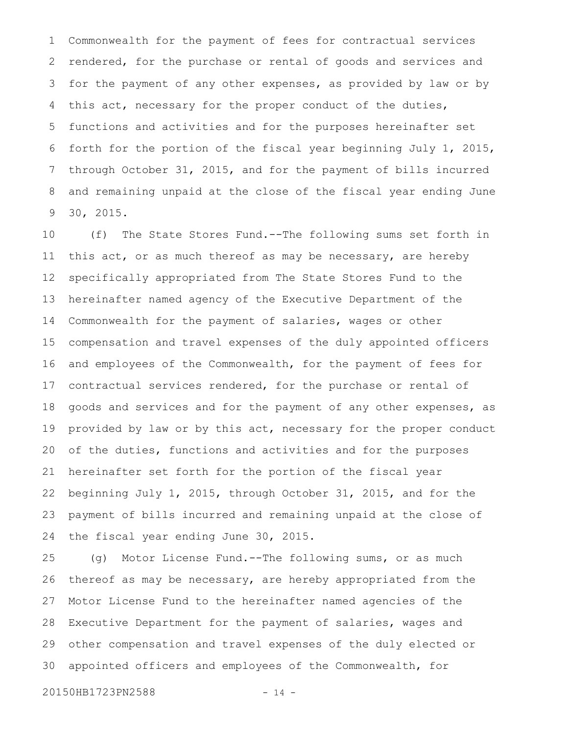Commonwealth for the payment of fees for contractual services rendered, for the purchase or rental of goods and services and for the payment of any other expenses, as provided by law or by this act, necessary for the proper conduct of the duties, functions and activities and for the purposes hereinafter set forth for the portion of the fiscal year beginning July 1, 2015, through October 31, 2015, and for the payment of bills incurred and remaining unpaid at the close of the fiscal year ending June 30, 2015.

(f) The State Stores Fund.--The following sums set forth in this act, or as much thereof as may be necessary, are hereby specifically appropriated from The State Stores Fund to the hereinafter named agency of the Executive Department of the Commonwealth for the payment of salaries, wages or other compensation and travel expenses of the duly appointed officers and employees of the Commonwealth, for the payment of fees for contractual services rendered, for the purchase or rental of goods and services and for the payment of any other expenses, as provided by law or by this act, necessary for the proper conduct of the duties, functions and activities and for the purposes hereinafter set forth for the portion of the fiscal year beginning July 1, 2015, through October 31, 2015, and for the payment of bills incurred and remaining unpaid at the close of the fiscal year ending June 30, 2015.

(g) Motor License Fund.--The following sums, or as much thereof as may be necessary, are hereby appropriated from the Motor License Fund to the hereinafter named agencies of the Executive Department for the payment of salaries, wages and other compensation and travel expenses of the duly elected or appointed officers and employees of the Commonwealth, for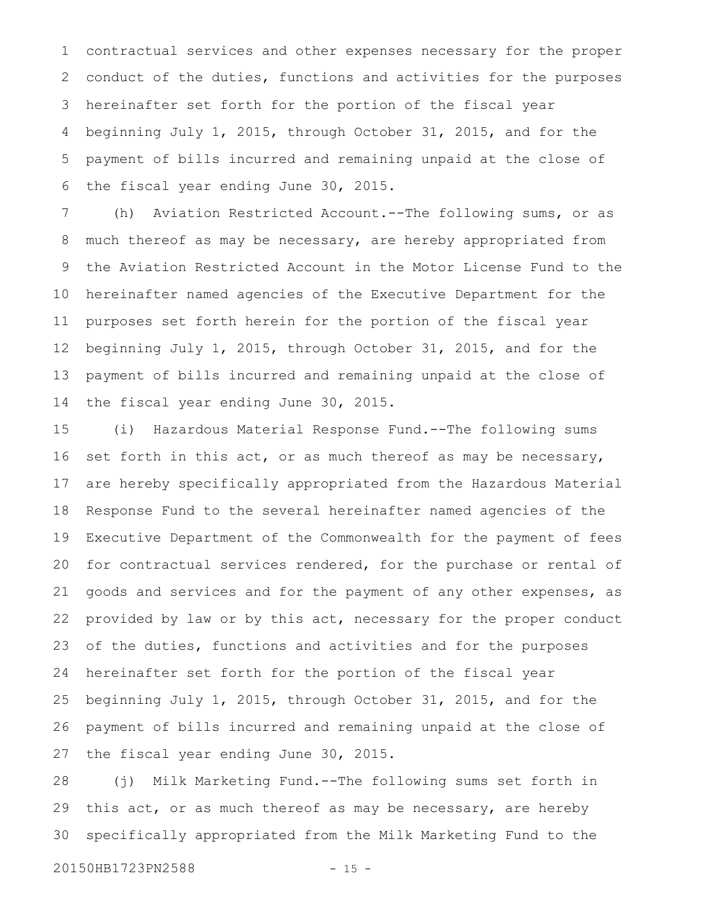contractual services and other expenses necessary for the proper conduct of the duties, functions and activities for the purposes hereinafter set forth for the portion of the fiscal year beginning July 1, 2015, through October 31, 2015, and for the payment of bills incurred and remaining unpaid at the close of the fiscal year ending June 30, 2015.

(h) Aviation Restricted Account.--The following sums, or as much thereof as may be necessary, are hereby appropriated from the Aviation Restricted Account in the Motor License Fund to the hereinafter named agencies of the Executive Department for the purposes set forth herein for the portion of the fiscal year beginning July 1, 2015, through October 31, 2015, and for the payment of bills incurred and remaining unpaid at the close of the fiscal year ending June 30, 2015.

(i) Hazardous Material Response Fund.--The following sums set forth in this act, or as much thereof as may be necessary, are hereby specifically appropriated from the Hazardous Material Response Fund to the several hereinafter named agencies of the Executive Department of the Commonwealth for the payment of fees for contractual services rendered, for the purchase or rental of goods and services and for the payment of any other expenses, as provided by law or by this act, necessary for the proper conduct of the duties, functions and activities and for the purposes hereinafter set forth for the portion of the fiscal year beginning July 1, 2015, through October 31, 2015, and for the payment of bills incurred and remaining unpaid at the close of the fiscal year ending June 30, 2015.

(j) Milk Marketing Fund.--The following sums set forth in this act, or as much thereof as may be necessary, are hereby specifically appropriated from the Milk Marketing Fund to the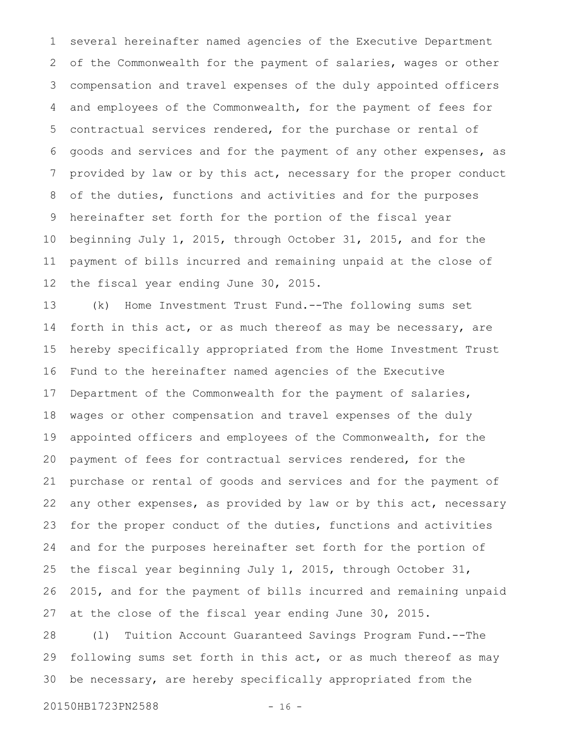several hereinafter named agencies of the Executive Department of the Commonwealth for the payment of salaries, wages or other compensation and travel expenses of the duly appointed officers and employees of the Commonwealth, for the payment of fees for contractual services rendered, for the purchase or rental of goods and services and for the payment of any other expenses, as provided by law or by this act, necessary for the proper conduct of the duties, functions and activities and for the purposes hereinafter set forth for the portion of the fiscal year beginning July 1, 2015, through October 31, 2015, and for the payment of bills incurred and remaining unpaid at the close of the fiscal year ending June 30, 2015.

(k) Home Investment Trust Fund.--The following sums set forth in this act, or as much thereof as may be necessary, are hereby specifically appropriated from the Home Investment Trust Fund to the hereinafter named agencies of the Executive Department of the Commonwealth for the payment of salaries, wages or other compensation and travel expenses of the duly appointed officers and employees of the Commonwealth, for the payment of fees for contractual services rendered, for the purchase or rental of goods and services and for the payment of any other expenses, as provided by law or by this act, necessary for the proper conduct of the duties, functions and activities and for the purposes hereinafter set forth for the portion of the fiscal year beginning July 1, 2015, through October 31, 2015, and for the payment of bills incurred and remaining unpaid at the close of the fiscal year ending June 30, 2015.

(l) Tuition Account Guaranteed Savings Program Fund.--The following sums set forth in this act, or as much thereof as may be necessary, are hereby specifically appropriated from the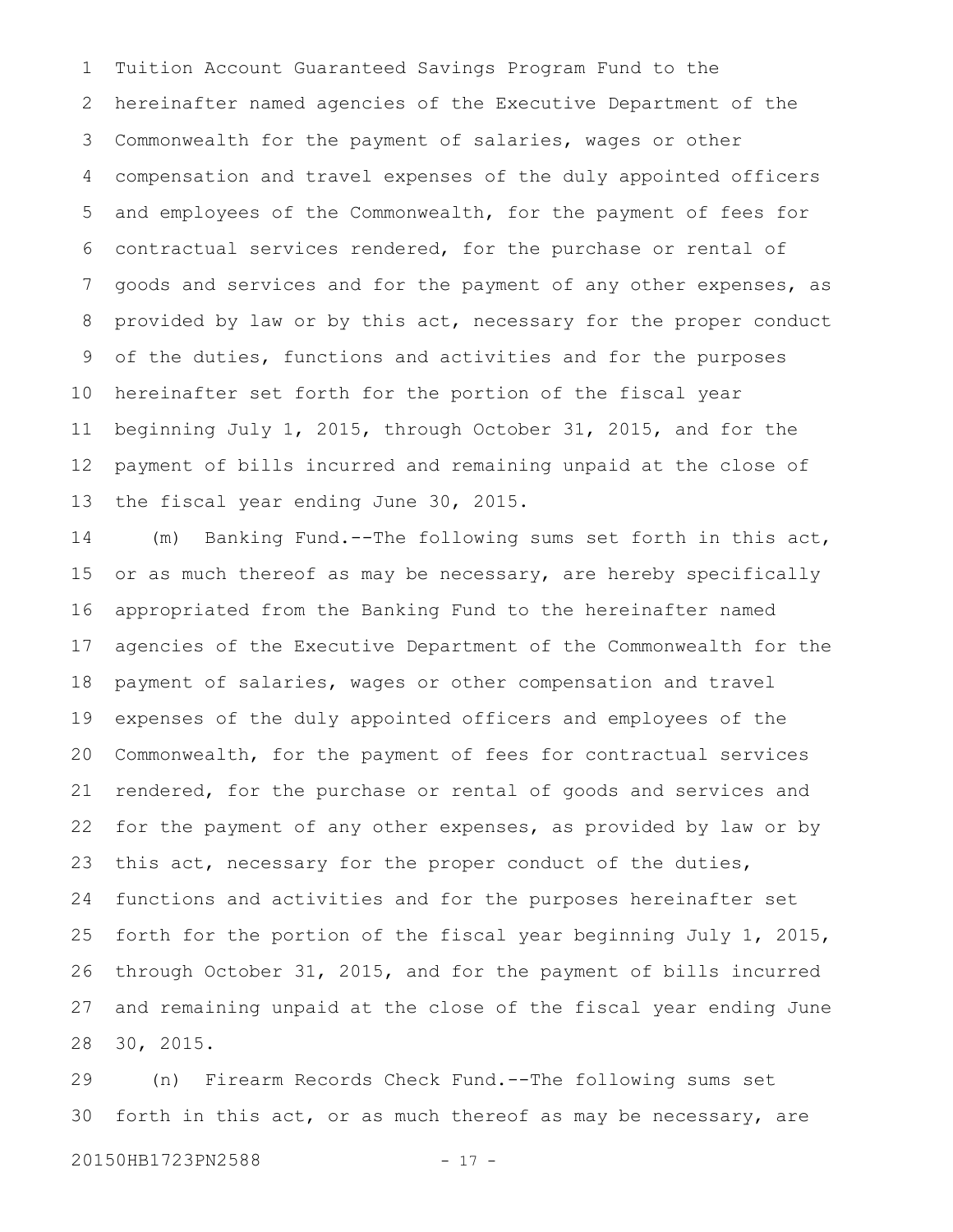Tuition Account Guaranteed Savings Program Fund to the hereinafter named agencies of the Executive Department of the Commonwealth for the payment of salaries, wages or other compensation and travel expenses of the duly appointed officers and employees of the Commonwealth, for the payment of fees for contractual services rendered, for the purchase or rental of goods and services and for the payment of any other expenses, as provided by law or by this act, necessary for the proper conduct of the duties, functions and activities and for the purposes hereinafter set forth for the portion of the fiscal year beginning July 1, 2015, through October 31, 2015, and for the payment of bills incurred and remaining unpaid at the close of the fiscal year ending June 30, 2015.

(m) Banking Fund.--The following sums set forth in this act, or as much thereof as may be necessary, are hereby specifically appropriated from the Banking Fund to the hereinafter named agencies of the Executive Department of the Commonwealth for the payment of salaries, wages or other compensation and travel expenses of the duly appointed officers and employees of the Commonwealth, for the payment of fees for contractual services rendered, for the purchase or rental of goods and services and for the payment of any other expenses, as provided by law or by this act, necessary for the proper conduct of the duties, functions and activities and for the purposes hereinafter set forth for the portion of the fiscal year beginning July 1, 2015, through October 31, 2015, and for the payment of bills incurred and remaining unpaid at the close of the fiscal year ending June 30, 2015.

(n) Firearm Records Check Fund.--The following sums set forth in this act, or as much thereof as may be necessary, are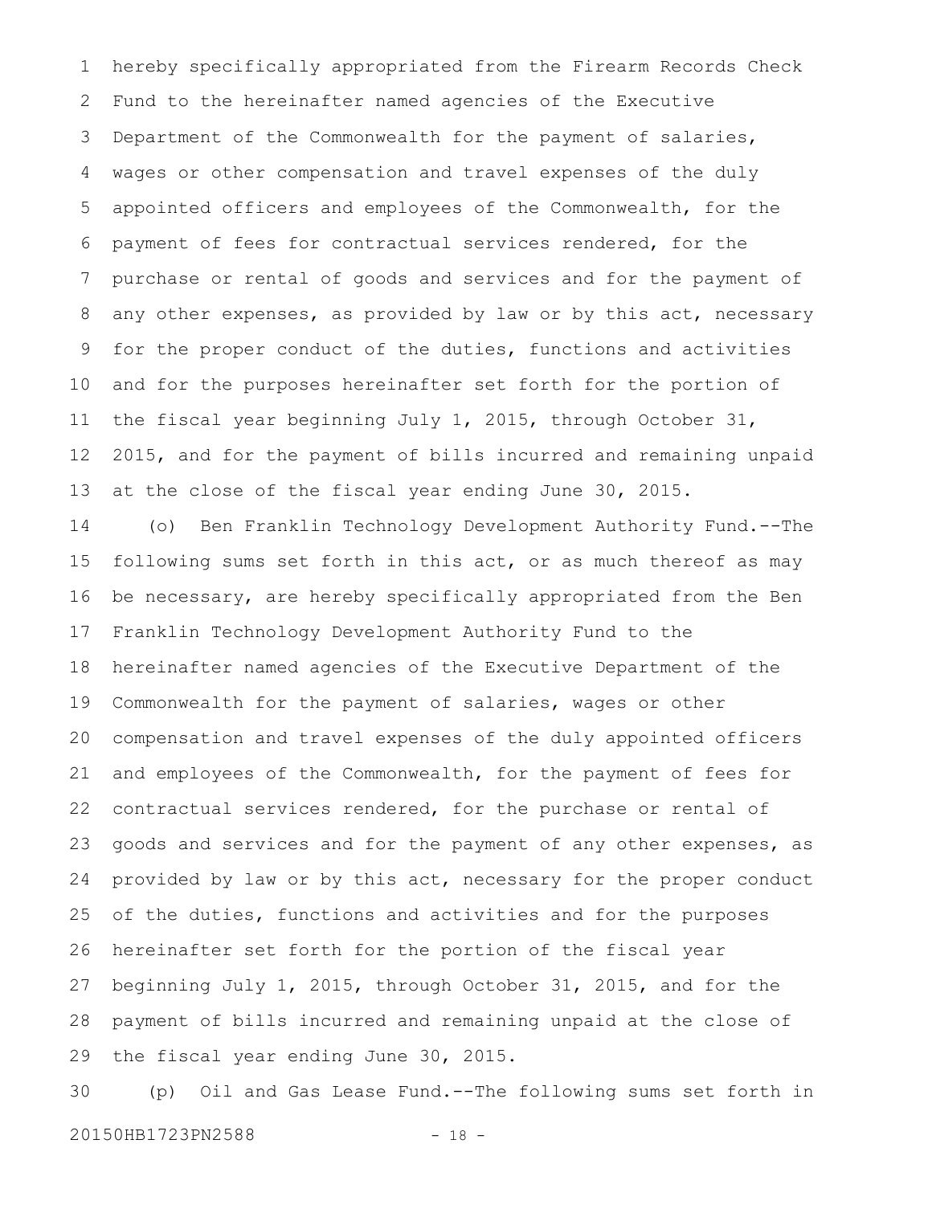hereby specifically appropriated from the Firearm Records Check Fund to the hereinafter named agencies of the Executive Department of the Commonwealth for the payment of salaries, wages or other compensation and travel expenses of the duly appointed officers and employees of the Commonwealth, for the payment of fees for contractual services rendered, for the purchase or rental of goods and services and for the payment of any other expenses, as provided by law or by this act, necessary for the proper conduct of the duties, functions and activities and for the purposes hereinafter set forth for the portion of the fiscal year beginning July 1, 2015, through October 31, 2015, and for the payment of bills incurred and remaining unpaid at the close of the fiscal year ending June 30, 2015.

(o) Ben Franklin Technology Development Authority Fund.--The following sums set forth in this act, or as much thereof as may be necessary, are hereby specifically appropriated from the Ben Franklin Technology Development Authority Fund to the hereinafter named agencies of the Executive Department of the Commonwealth for the payment of salaries, wages or other compensation and travel expenses of the duly appointed officers and employees of the Commonwealth, for the payment of fees for contractual services rendered, for the purchase or rental of goods and services and for the payment of any other expenses, as provided by law or by this act, necessary for the proper conduct of the duties, functions and activities and for the purposes hereinafter set forth for the portion of the fiscal year beginning July 1, 2015, through October 31, 2015, and for the payment of bills incurred and remaining unpaid at the close of the fiscal year ending June 30, 2015.

(p) Oil and Gas Lease Fund.--The following sums set forth in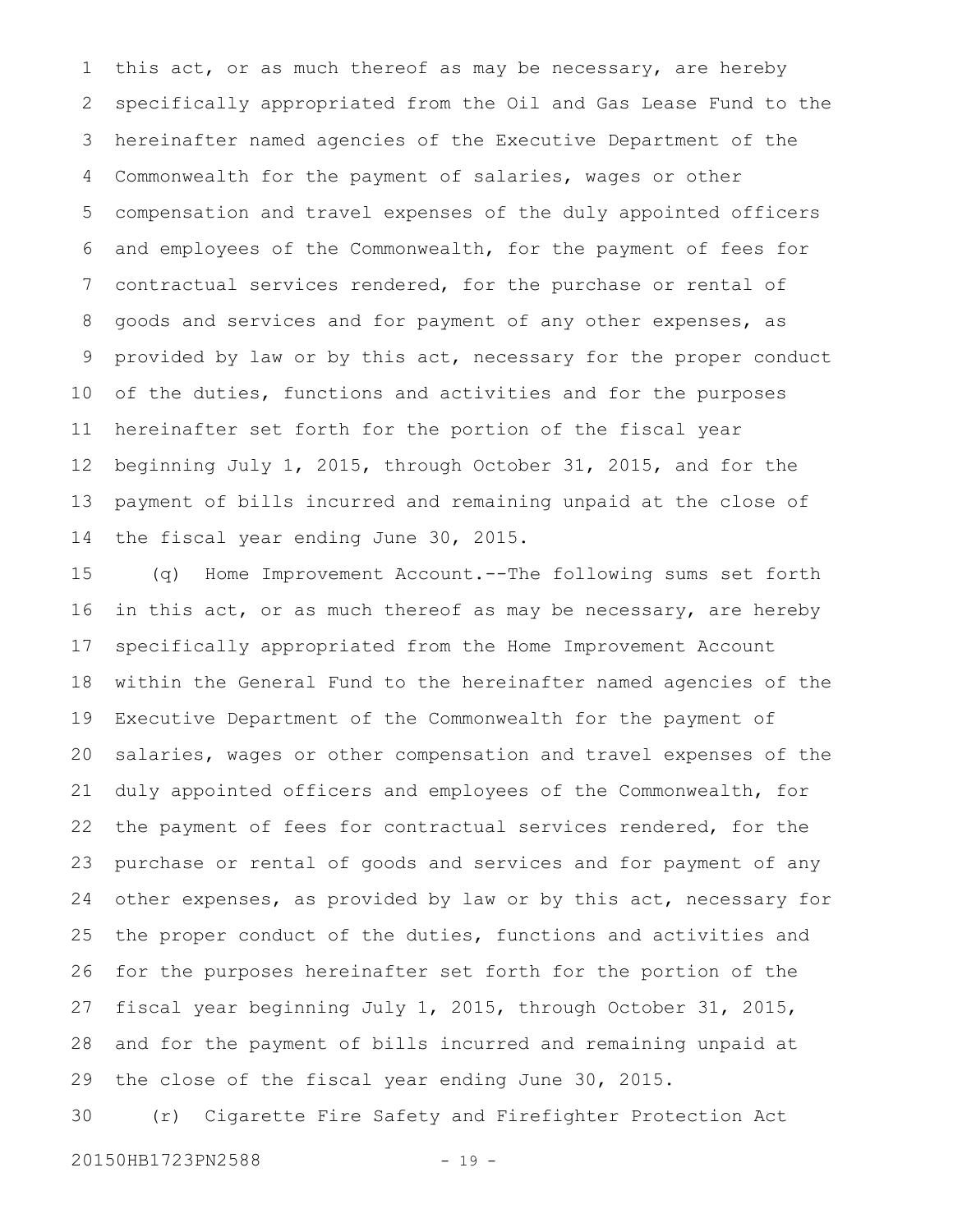this act, or as much thereof as may be necessary, are hereby specifically appropriated from the Oil and Gas Lease Fund to the hereinafter named agencies of the Executive Department of the Commonwealth for the payment of salaries, wages or other compensation and travel expenses of the duly appointed officers and employees of the Commonwealth, for the payment of fees for contractual services rendered, for the purchase or rental of goods and services and for payment of any other expenses, as provided by law or by this act, necessary for the proper conduct of the duties, functions and activities and for the purposes hereinafter set forth for the portion of the fiscal year beginning July 1, 2015, through October 31, 2015, and for the payment of bills incurred and remaining unpaid at the close of the fiscal year ending June 30, 2015.

(q) Home Improvement Account.--The following sums set forth in this act, or as much thereof as may be necessary, are hereby specifically appropriated from the Home Improvement Account within the General Fund to the hereinafter named agencies of the Executive Department of the Commonwealth for the payment of salaries, wages or other compensation and travel expenses of the duly appointed officers and employees of the Commonwealth, for the payment of fees for contractual services rendered, for the purchase or rental of goods and services and for payment of any other expenses, as provided by law or by this act, necessary for the proper conduct of the duties, functions and activities and for the purposes hereinafter set forth for the portion of the fiscal year beginning July 1, 2015, through October 31, 2015, and for the payment of bills incurred and remaining unpaid at the close of the fiscal year ending June 30, 2015.

(r) Cigarette Fire Safety and Firefighter Protection Act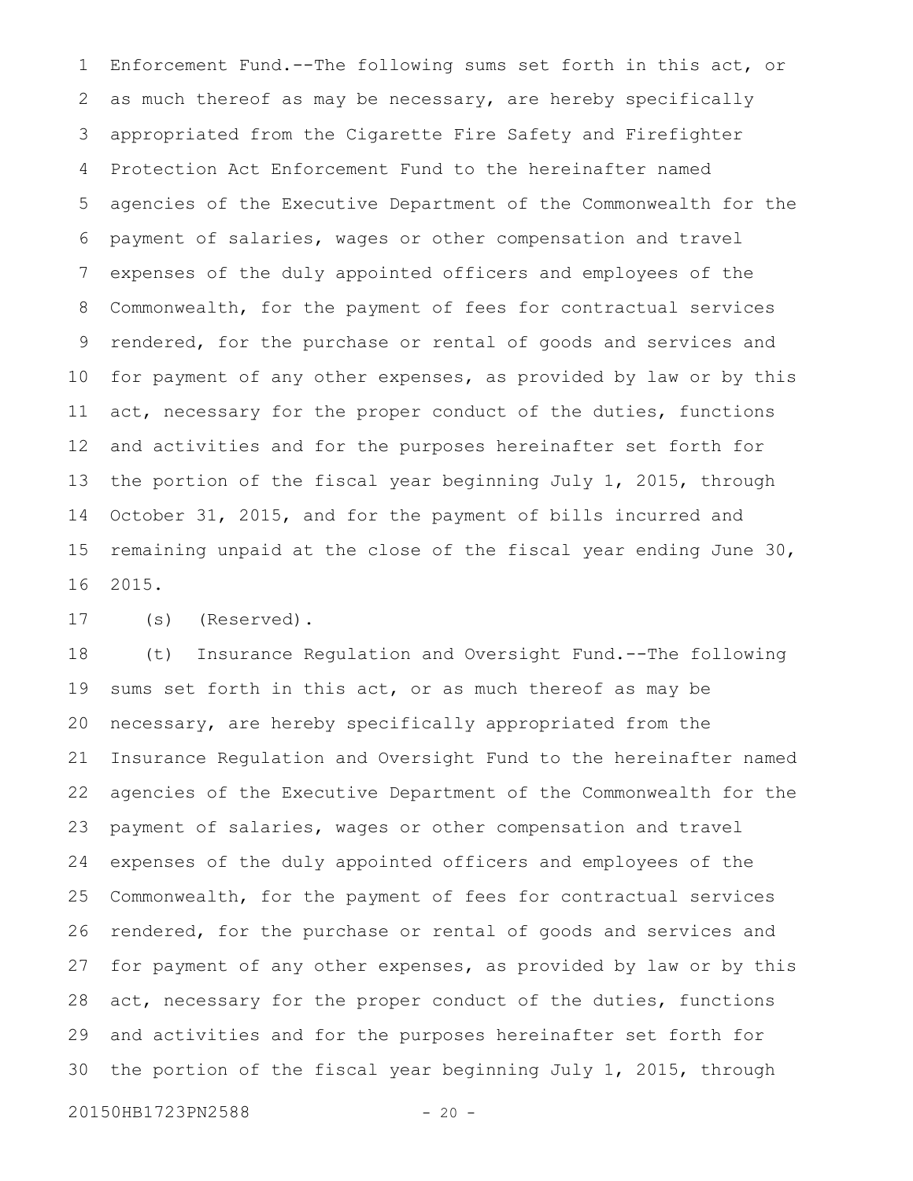Enforcement Fund.--The following sums set forth in this act, or as much thereof as may be necessary, are hereby specifically appropriated from the Cigarette Fire Safety and Firefighter Protection Act Enforcement Fund to the hereinafter named agencies of the Executive Department of the Commonwealth for the payment of salaries, wages or other compensation and travel expenses of the duly appointed officers and employees of the Commonwealth, for the payment of fees for contractual services rendered, for the purchase or rental of goods and services and for payment of any other expenses, as provided by law or by this act, necessary for the proper conduct of the duties, functions and activities and for the purposes hereinafter set forth for the portion of the fiscal year beginning July 1, 2015, through October 31, 2015, and for the payment of bills incurred and remaining unpaid at the close of the fiscal year ending June 30, 2015.

(s) (Reserved).

(t) Insurance Regulation and Oversight Fund.--The following sums set forth in this act, or as much thereof as may be necessary, are hereby specifically appropriated from the Insurance Regulation and Oversight Fund to the hereinafter named agencies of the Executive Department of the Commonwealth for the payment of salaries, wages or other compensation and travel expenses of the duly appointed officers and employees of the Commonwealth, for the payment of fees for contractual services rendered, for the purchase or rental of goods and services and for payment of any other expenses, as provided by law or by this act, necessary for the proper conduct of the duties, functions and activities and for the purposes hereinafter set forth for the portion of the fiscal year beginning July 1, 2015, through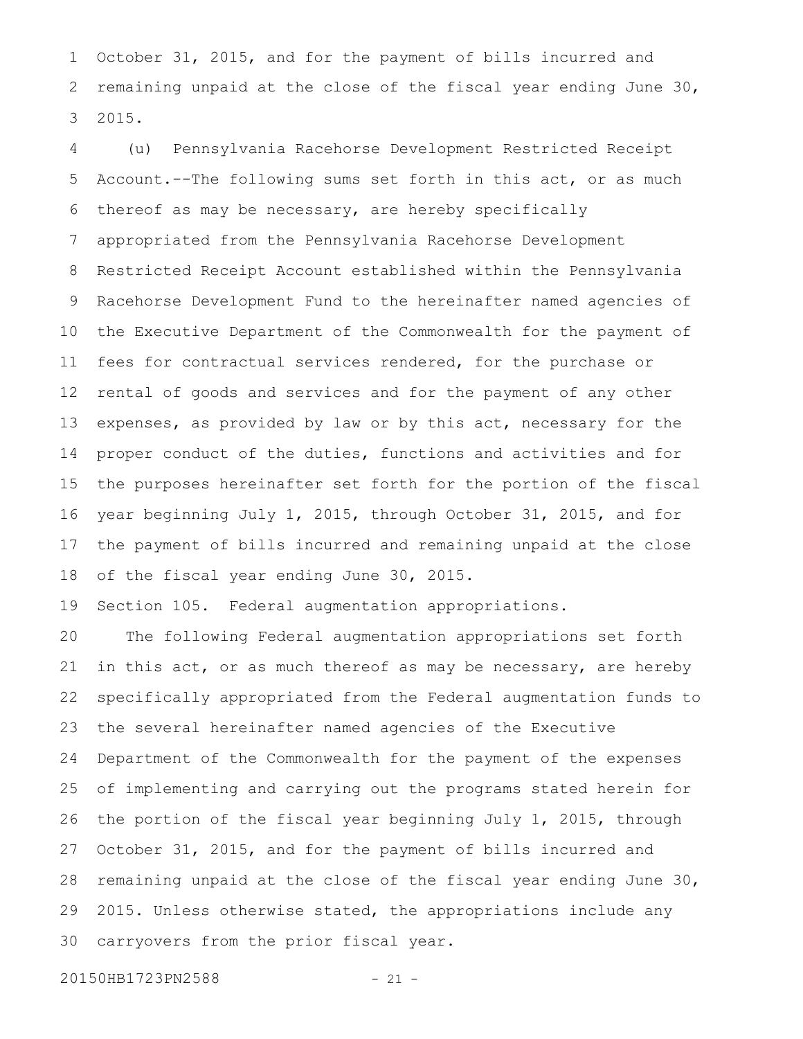October 31, 2015, and for the payment of bills incurred and remaining unpaid at the close of the fiscal year ending June 30, 2015.

(u) Pennsylvania Racehorse Development Restricted Receipt Account.--The following sums set forth in this act, or as much thereof as may be necessary, are hereby specifically appropriated from the Pennsylvania Racehorse Development Restricted Receipt Account established within the Pennsylvania Racehorse Development Fund to the hereinafter named agencies of the Executive Department of the Commonwealth for the payment of fees for contractual services rendered, for the purchase or rental of goods and services and for the payment of any other expenses, as provided by law or by this act, necessary for the proper conduct of the duties, functions and activities and for the purposes hereinafter set forth for the portion of the fiscal year beginning July 1, 2015, through October 31, 2015, and for the payment of bills incurred and remaining unpaid at the close of the fiscal year ending June 30, 2015.

Section 105. Federal augmentation appropriations.

The following Federal augmentation appropriations set forth in this act, or as much thereof as may be necessary, are hereby specifically appropriated from the Federal augmentation funds to the several hereinafter named agencies of the Executive Department of the Commonwealth for the payment of the expenses of implementing and carrying out the programs stated herein for the portion of the fiscal year beginning July 1, 2015, through October 31, 2015, and for the payment of bills incurred and remaining unpaid at the close of the fiscal year ending June 30, 2015. Unless otherwise stated, the appropriations include any carryovers from the prior fiscal year.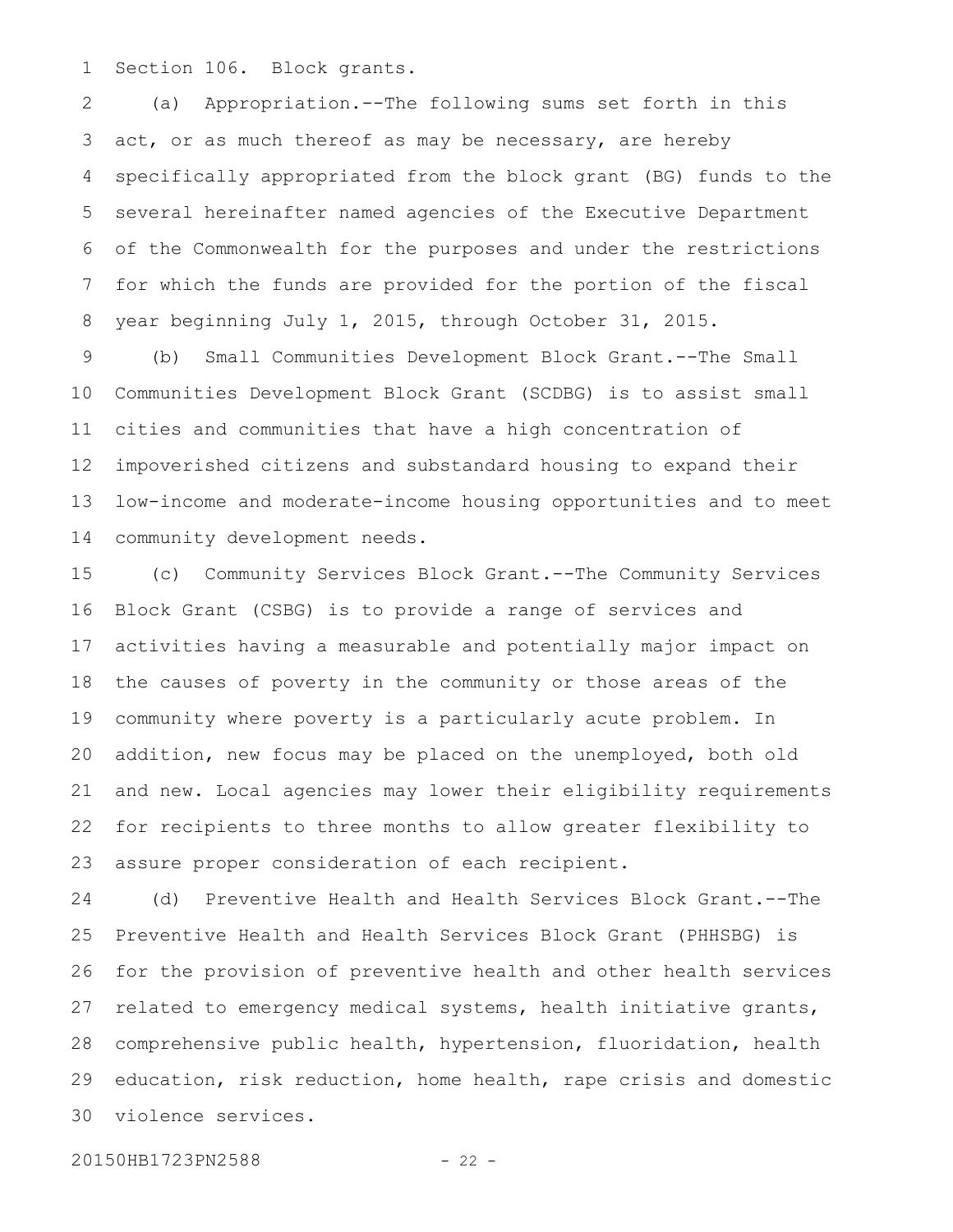Section 106. Block grants.

(a) Appropriation.--The following sums set forth in this act, or as much thereof as may be necessary, are hereby specifically appropriated from the block grant (BG) funds to the several hereinafter named agencies of the Executive Department of the Commonwealth for the purposes and under the restrictions for which the funds are provided for the portion of the fiscal year beginning July 1, 2015, through October 31, 2015.

(b) Small Communities Development Block Grant.--The Small Communities Development Block Grant (SCDBG) is to assist small cities and communities that have a high concentration of impoverished citizens and substandard housing to expand their low-income and moderate-income housing opportunities and to meet community development needs.

(c) Community Services Block Grant.--The Community Services Block Grant (CSBG) is to provide a range of services and activities having a measurable and potentially major impact on the causes of poverty in the community or those areas of the community where poverty is a particularly acute problem. In addition, new focus may be placed on the unemployed, both old and new. Local agencies may lower their eligibility requirements for recipients to three months to allow greater flexibility to assure proper consideration of each recipient.

(d) Preventive Health and Health Services Block Grant.--The Preventive Health and Health Services Block Grant (PHHSBG) is for the provision of preventive health and other health services related to emergency medical systems, health initiative grants, comprehensive public health, hypertension, fluoridation, health education, risk reduction, home health, rape crisis and domestic violence services.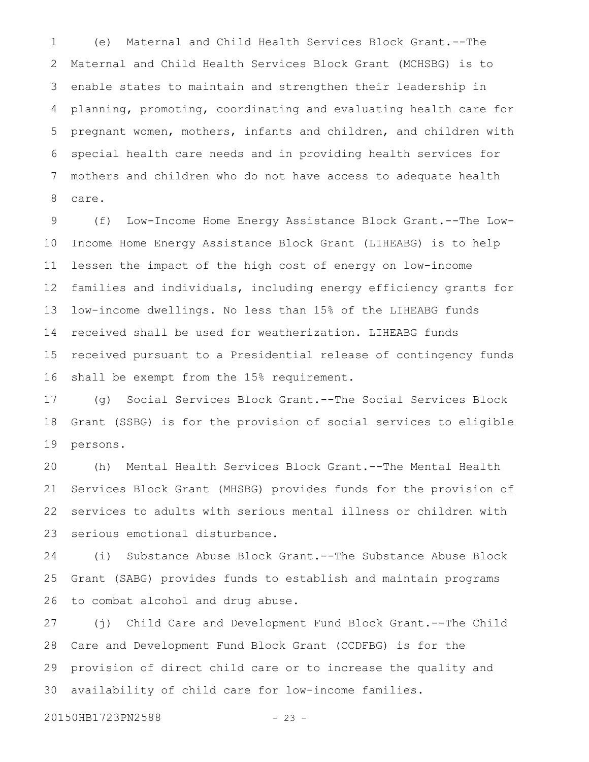(e) Maternal and Child Health Services Block Grant.--The Maternal and Child Health Services Block Grant (MCHSBG) is to enable states to maintain and strengthen their leadership in planning, promoting, coordinating and evaluating health care for pregnant women, mothers, infants and children, and children with special health care needs and in providing health services for mothers and children who do not have access to adequate health care.

(f) Low-Income Home Energy Assistance Block Grant.--The Low-Income Home Energy Assistance Block Grant (LIHEABG) is to help lessen the impact of the high cost of energy on low-income families and individuals, including energy efficiency grants for low-income dwellings. No less than 15% of the LIHEABG funds received shall be used for weatherization. LIHEABG funds received pursuant to a Presidential release of contingency funds shall be exempt from the 15% requirement.

(g) Social Services Block Grant.--The Social Services Block Grant (SSBG) is for the provision of social services to eligible persons.

(h) Mental Health Services Block Grant.--The Mental Health Services Block Grant (MHSBG) provides funds for the provision of services to adults with serious mental illness or children with serious emotional disturbance.

(i) Substance Abuse Block Grant.--The Substance Abuse Block Grant (SABG) provides funds to establish and maintain programs to combat alcohol and drug abuse.

(j) Child Care and Development Fund Block Grant.--The Child Care and Development Fund Block Grant (CCDFBG) is for the provision of direct child care or to increase the quality and availability of child care for low-income families.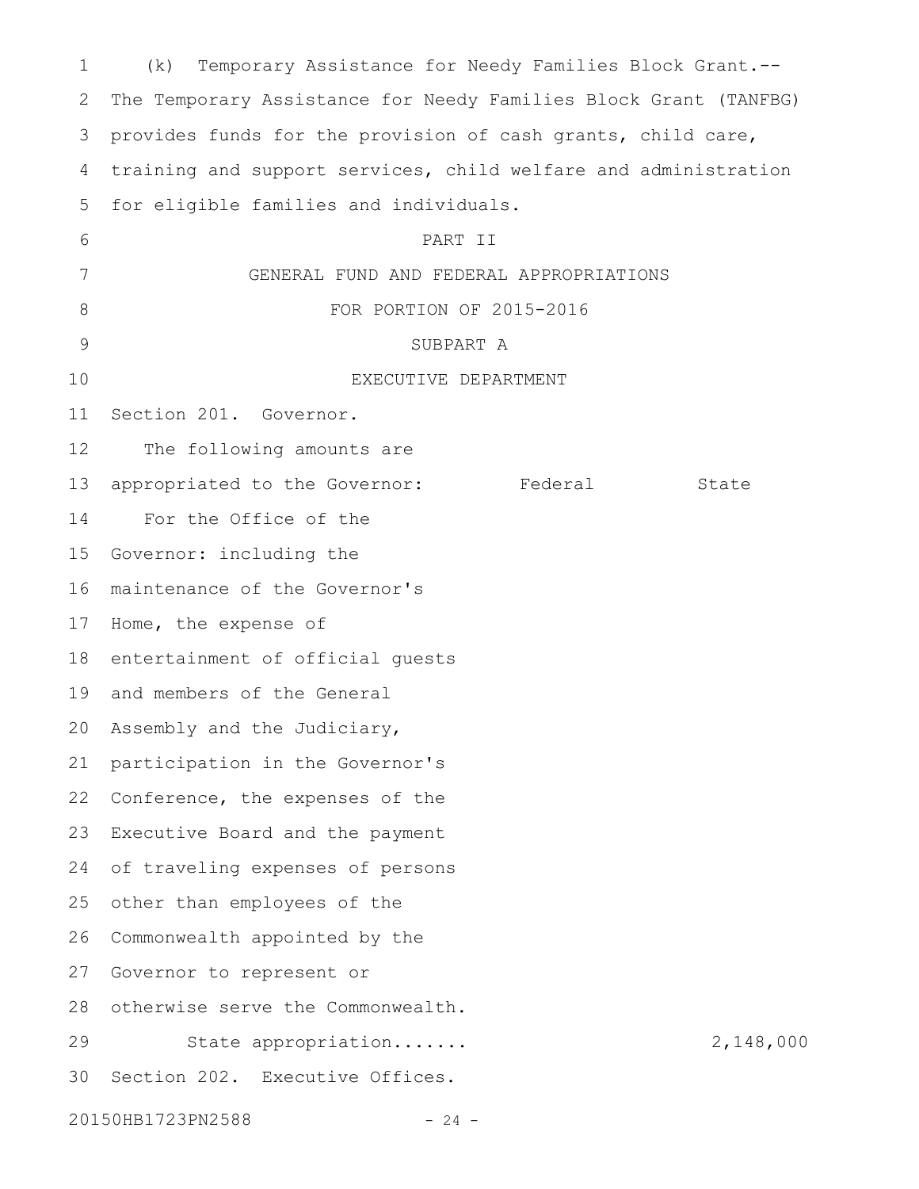(k) Temporary Assistance for Needy Families Block Grant.--The Temporary Assistance for Needy Families Block Grant (TANFBG) provides funds for the provision of cash grants, child care, training and support services, child welfare and administration for eligible families and individuals.

# PART II

# GENERAL FUND AND FEDERAL APPROPRIATIONS FOR PORTION OF 2015-2016

## SUBPART A

## EXECUTIVE DEPARTMENT

Section 201. Governor.

| | Federal | State |
|---|---|---|
| The following amounts are appropriated to the Governor: | | |
| For the Office of the Governor: including the maintenance of the Governor's Home, the expense of entertainment of official guests and members of the General Assembly and the Judiciary, participation in the Governor's Conference, the expenses of the Executive Board and the payment of traveling expenses of persons other than employees of the Commonwealth appointed by the Governor to represent or otherwise serve the Commonwealth. | | |
| State appropriation....... | | 2,148,000 |

Section 202. Executive Offices.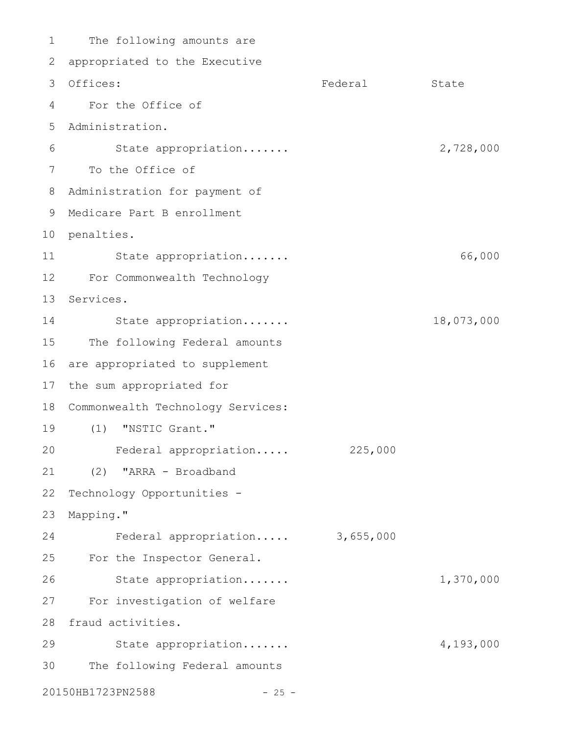| | Federal | State |
|---|---|---|
| The following amounts are appropriated to the Executive Offices: | | |
| For the Office of Administration. | | |
| State appropriation....... | | 2,728,000 |
| To the Office of Administration for payment of Medicare Part B enrollment penalties. | | |
| State appropriation....... | | 66,000 |
| For Commonwealth Technology Services. | | |
| State appropriation....... | | 18,073,000 |
| The following Federal amounts are appropriated to supplement the sum appropriated for Commonwealth Technology Services: | | |
| (1) "NSTIC Grant." | | |
| Federal appropriation..... | 225,000 | |
| (2) "ARRA - Broadband Technology Opportunities - Mapping." | | |
| Federal appropriation..... | 3,655,000 | |
| For the Inspector General. | | |
| State appropriation....... | | 1,370,000 |
| For investigation of welfare fraud activities. | | |
| State appropriation....... | | 4,193,000 |
| The following Federal amounts | | |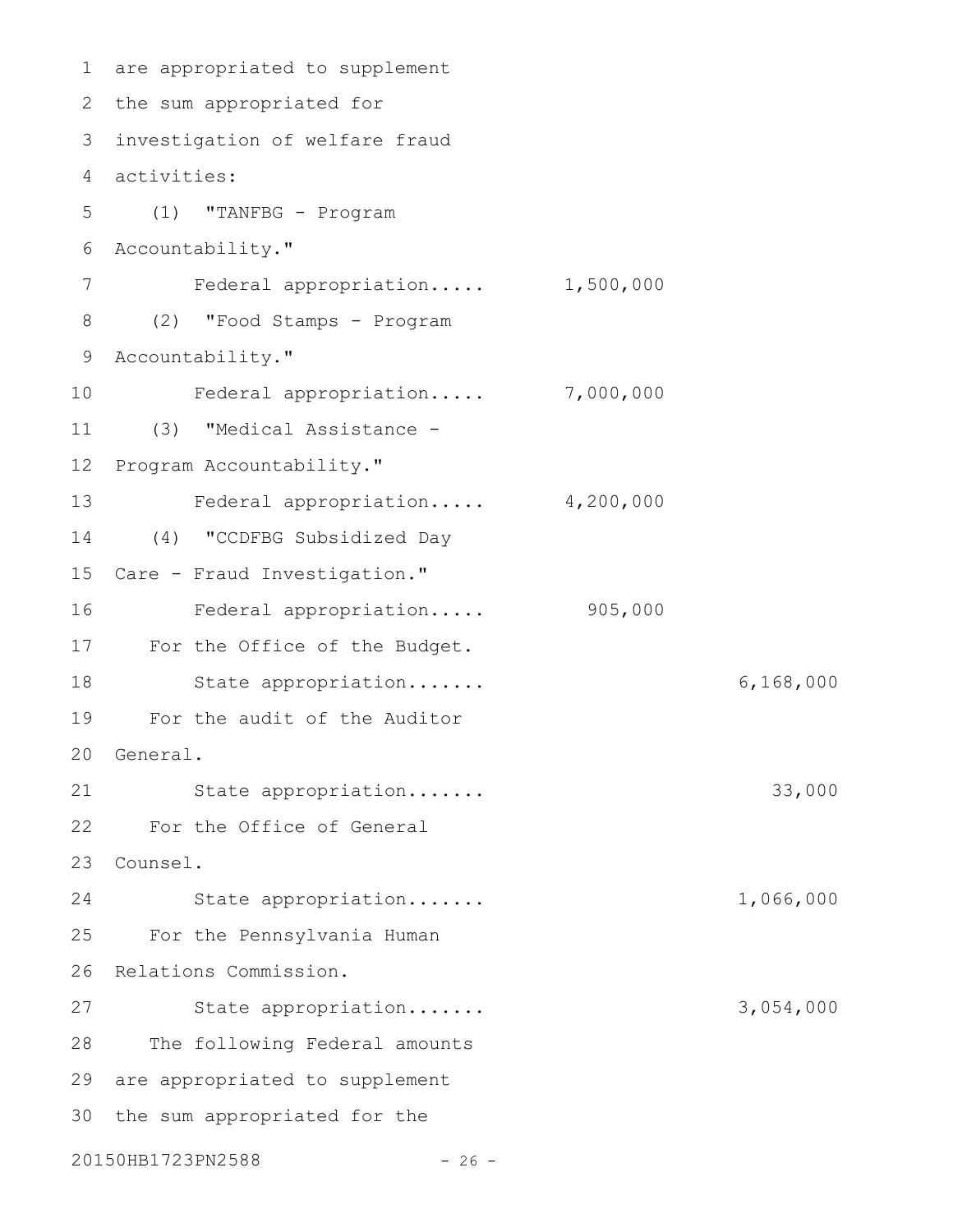are appropriated to supplement the sum appropriated for investigation of welfare fraud activities:

(1) "TANFBG - Program Accountability."

| | | |
|---|---|---|
| Federal appropriation..... | 1,500,000 | |

(2) "Food Stamps - Program Accountability."

| | | |
|---|---|---|
| Federal appropriation..... | 7,000,000 | |

(3) "Medical Assistance - Program Accountability."

| | | |
|---|---|---|
| Federal appropriation..... | 4,200,000 | |

(4) "CCDFBG Subsidized Day Care - Fraud Investigation."

| | | |
|---|---|---|
| Federal appropriation..... | 905,000 | |

For the Office of the Budget.

| | | |
|---|---|---|
| State appropriation....... | | 6,168,000 |

For the audit of the Auditor General.

| | | |
|---|---|---|
| State appropriation....... | | 33,000 |

For the Office of General Counsel.

| | | |
|---|---|---|
| State appropriation....... | | 1,066,000 |

For the Pennsylvania Human Relations Commission.

| | | |
|---|---|---|
| State appropriation....... | | 3,054,000 |

The following Federal amounts are appropriated to supplement the sum appropriated for the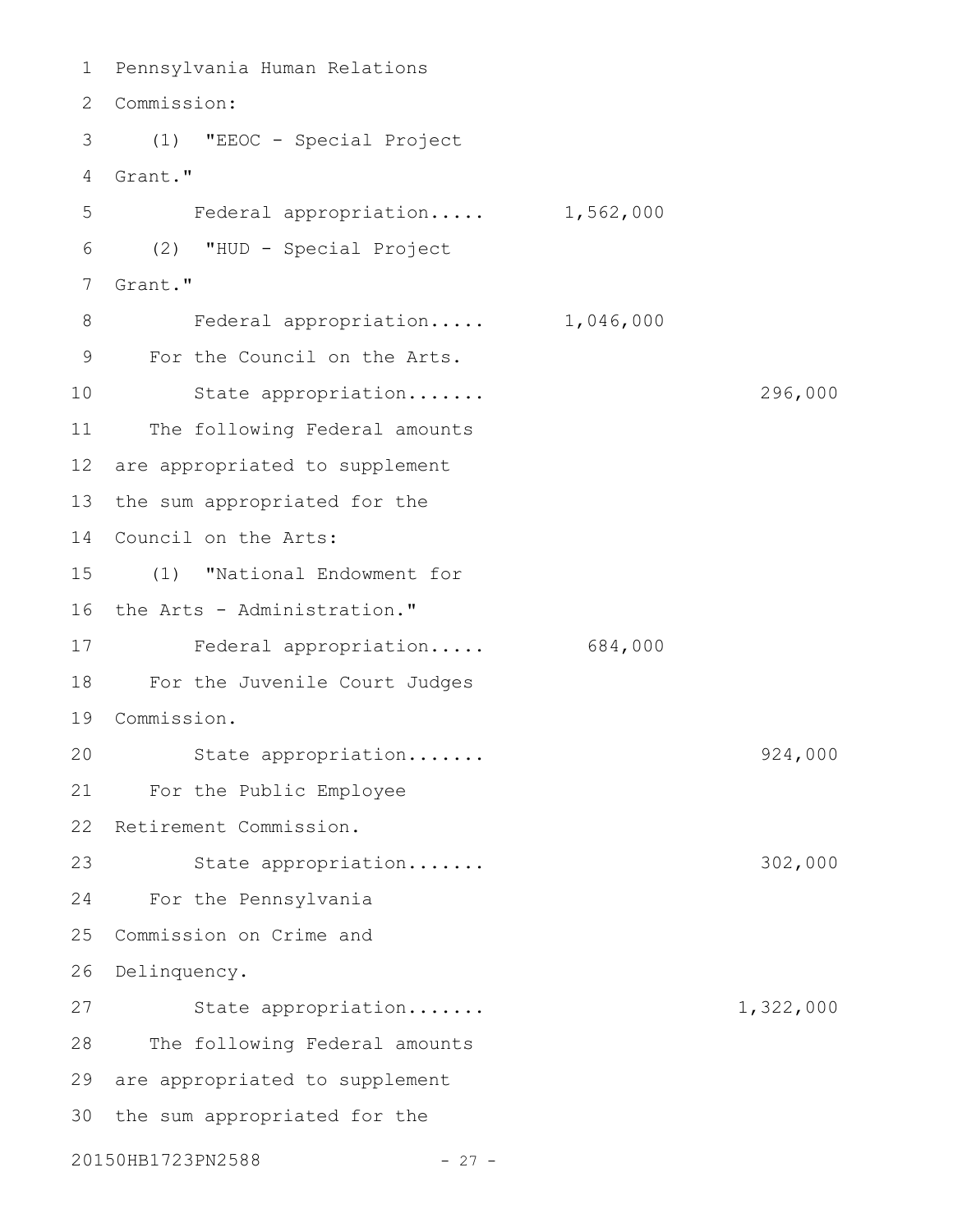Pennsylvania Human Relations Commission:

(1) "EEOC - Special Project Grant."

Federal appropriation..... 1,562,000

(2) "HUD - Special Project Grant."

Federal appropriation..... 1,046,000

For the Council on the Arts.

State appropriation....... 296,000

The following Federal amounts are appropriated to supplement the sum appropriated for the Council on the Arts:

(1) "National Endowment for the Arts - Administration."

Federal appropriation..... 684,000

For the Juvenile Court Judges Commission.

State appropriation....... 924,000

For the Public Employee Retirement Commission.

State appropriation....... 302,000

For the Pennsylvania Commission on Crime and Delinquency.

State appropriation....... 1,322,000

The following Federal amounts are appropriated to supplement the sum appropriated for the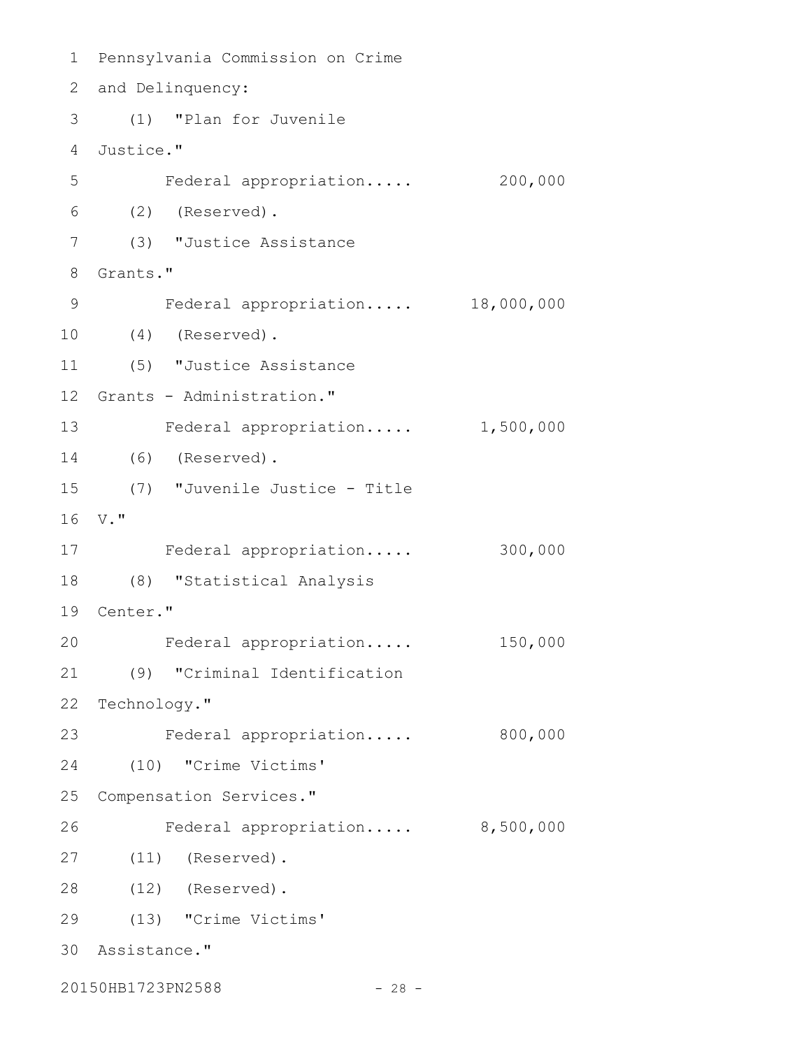Pennsylvania Commission on Crime and Delinquency:

(1) "Plan for Juvenile Justice."

Federal appropriation..... 200,000

(2) (Reserved).

(3) "Justice Assistance Grants."

Federal appropriation..... 18,000,000

(4) (Reserved).

(5) "Justice Assistance Grants - Administration."

Federal appropriation..... 1,500,000

(6) (Reserved).

(7) "Juvenile Justice - Title V."

Federal appropriation..... 300,000

(8) "Statistical Analysis Center."

Federal appropriation..... 150,000

(9) "Criminal Identification Technology."

Federal appropriation..... 800,000

(10) "Crime Victims' Compensation Services."

Federal appropriation..... 8,500,000

(11) (Reserved).

(12) (Reserved).

(13) "Crime Victims' Assistance."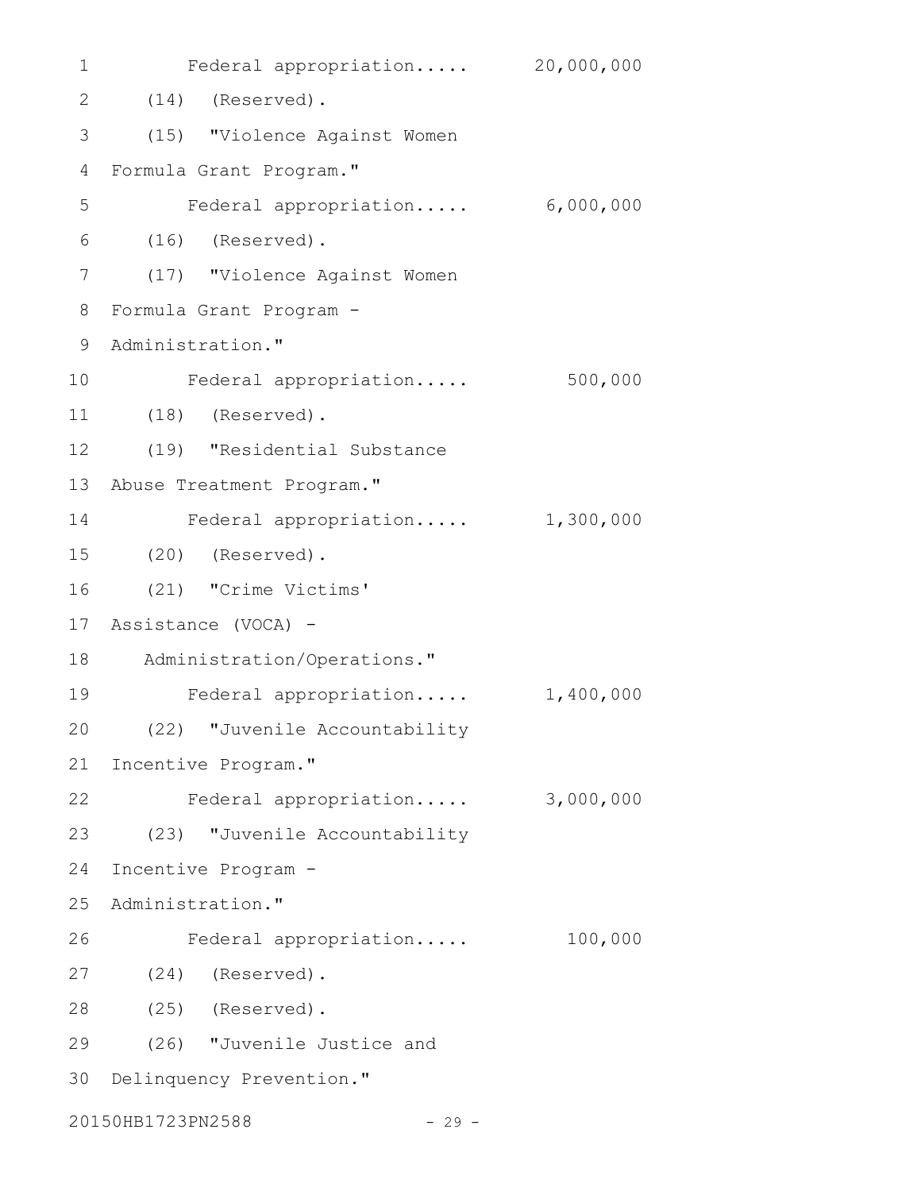Federal appropriation..... 20,000,000

(14) (Reserved).

(15) "Violence Against Women Formula Grant Program."

Federal appropriation..... 6,000,000

(16) (Reserved).

(17) "Violence Against Women Formula Grant Program - Administration."

Federal appropriation..... 500,000

(18) (Reserved).

(19) "Residential Substance Abuse Treatment Program."

Federal appropriation..... 1,300,000

(20) (Reserved).

(21) "Crime Victims' Assistance (VOCA) - Administration/Operations."

Federal appropriation..... 1,400,000

(22) "Juvenile Accountability Incentive Program."

Federal appropriation..... 3,000,000

(23) "Juvenile Accountability Incentive Program - Administration."

Federal appropriation..... 100,000

(24) (Reserved).

(25) (Reserved).

(26) "Juvenile Justice and Delinquency Prevention."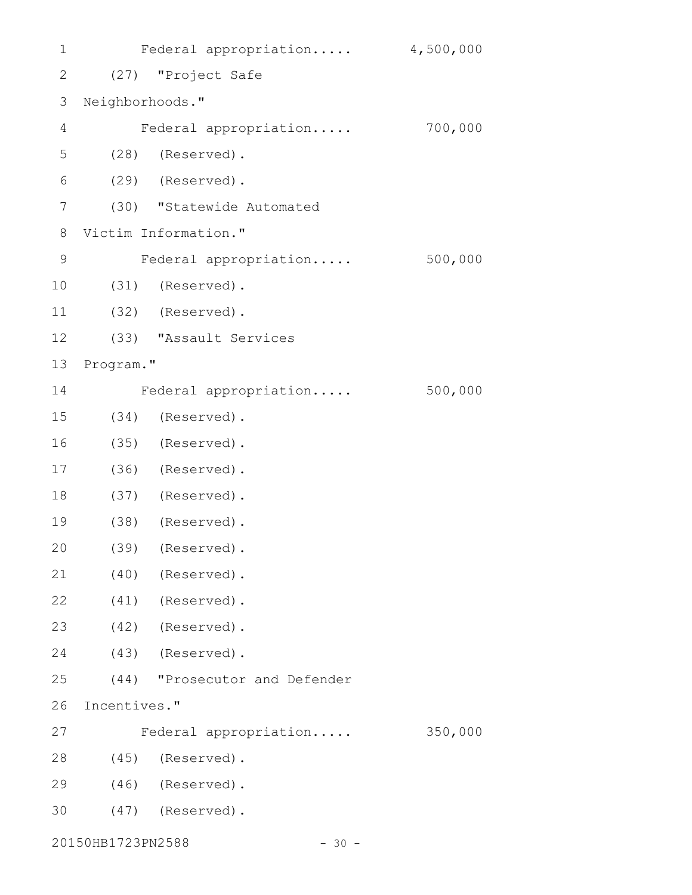Federal appropriation..... 4,500,000

(27) "Project Safe Neighborhoods."

Federal appropriation..... 700,000

(28) (Reserved).

(29) (Reserved).

(30) "Statewide Automated Victim Information."

Federal appropriation..... 500,000

(31) (Reserved).

(32) (Reserved).

(33) "Assault Services Program."

Federal appropriation..... 500,000

(34) (Reserved).

(35) (Reserved).

(36) (Reserved).

(37) (Reserved).

(38) (Reserved).

(39) (Reserved).

(40) (Reserved).

(41) (Reserved).

(42) (Reserved).

(43) (Reserved).

(44) "Prosecutor and Defender Incentives."

Federal appropriation..... 350,000

(45) (Reserved).

(46) (Reserved).

(47) (Reserved).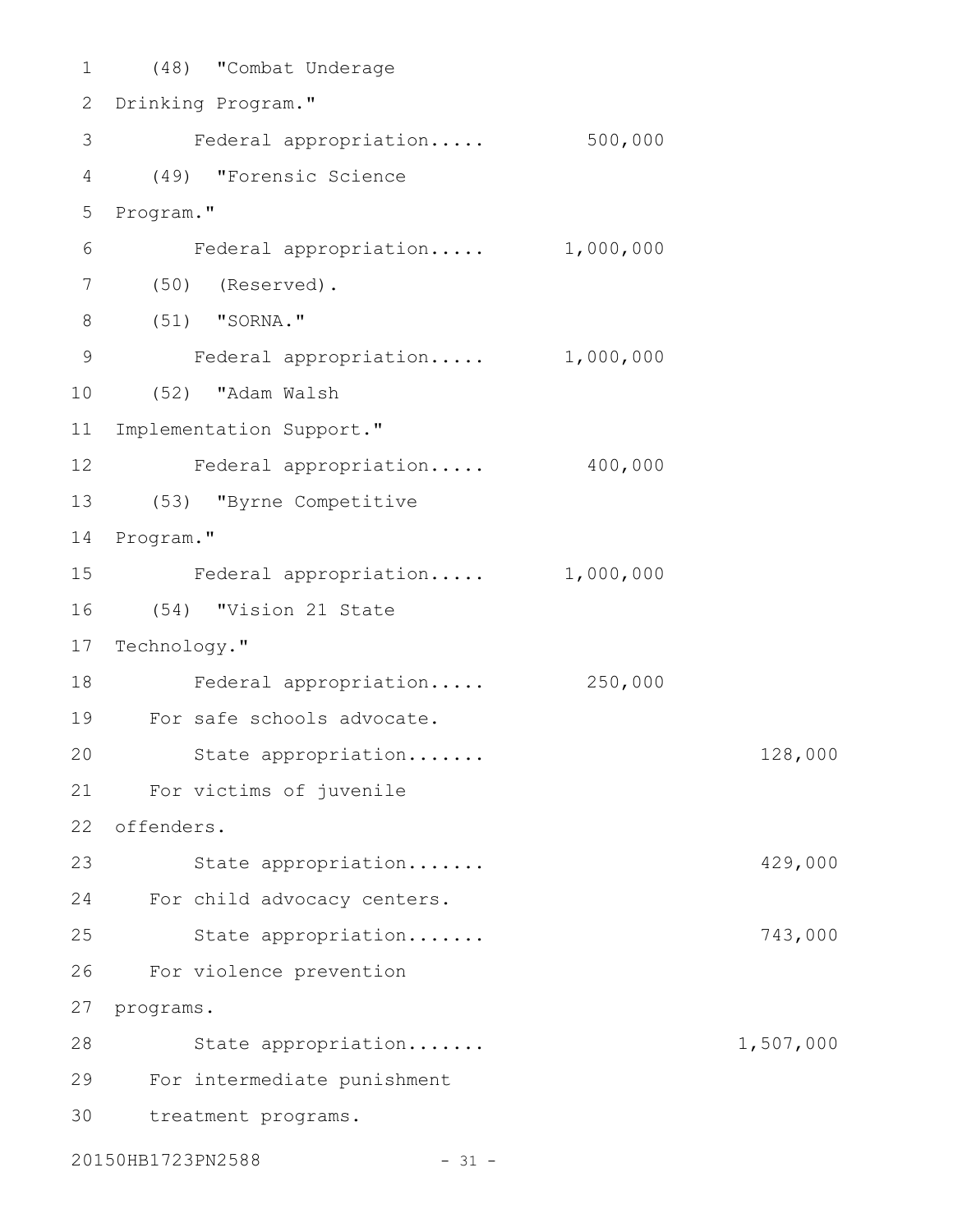(48) "Combat Underage Drinking Program."

Federal appropriation..... 500,000

(49) "Forensic Science Program."

Federal appropriation..... 1,000,000

(50) (Reserved).

(51) "SORNA."

Federal appropriation..... 1,000,000

(52) "Adam Walsh Implementation Support."

Federal appropriation..... 400,000

(53) "Byrne Competitive Program."

Federal appropriation..... 1,000,000

(54) "Vision 21 State Technology."

Federal appropriation..... 250,000

For safe schools advocate.

State appropriation....... 128,000

For victims of juvenile offenders.

State appropriation....... 429,000

For child advocacy centers.

State appropriation....... 743,000

For violence prevention programs.

State appropriation....... 1,507,000

For intermediate punishment treatment programs.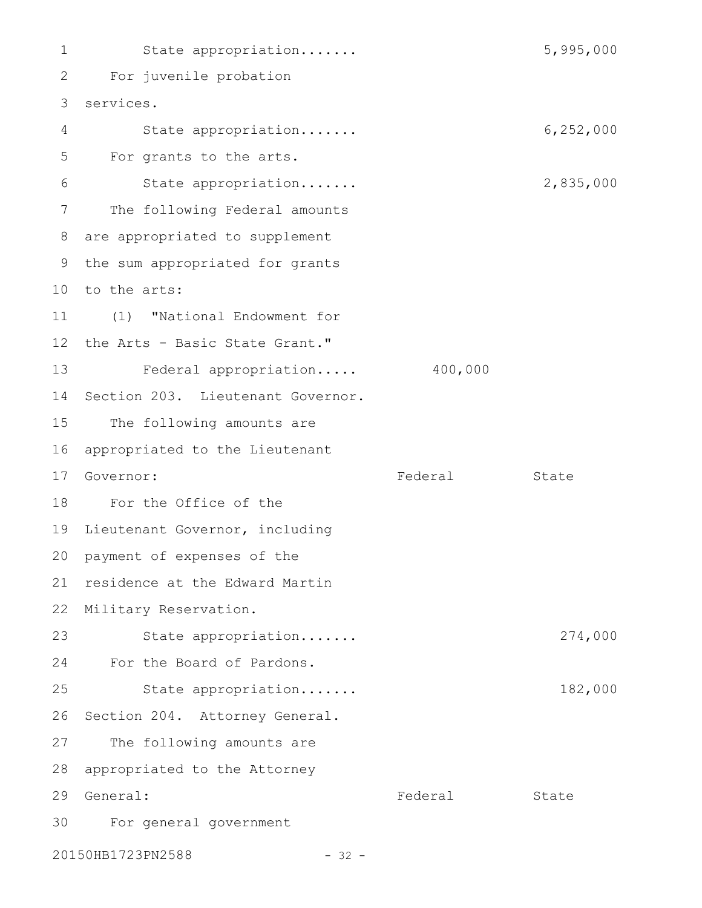State appropriation....... 5,995,000

For juvenile probation services.

State appropriation....... 6,252,000

For grants to the arts.

State appropriation....... 2,835,000

The following Federal amounts are appropriated to supplement the sum appropriated for grants to the arts:

(1) "National Endowment for the Arts - Basic State Grant."

Federal appropriation..... 400,000

Section 203. Lieutenant Governor.

The following amounts are appropriated to the Lieutenant Governor:

| | Federal | State |
|---|---|---|
| For the Office of the Lieutenant Governor, including payment of expenses of the residence at the Edward Martin Military Reservation. | | |
| State appropriation....... | | 274,000 |
| For the Board of Pardons. | | |
| State appropriation....... | | 182,000 |

Section 204. Attorney General.

The following amounts are appropriated to the Attorney General:

| | Federal | State |
|---|---|---|
| For general government | | |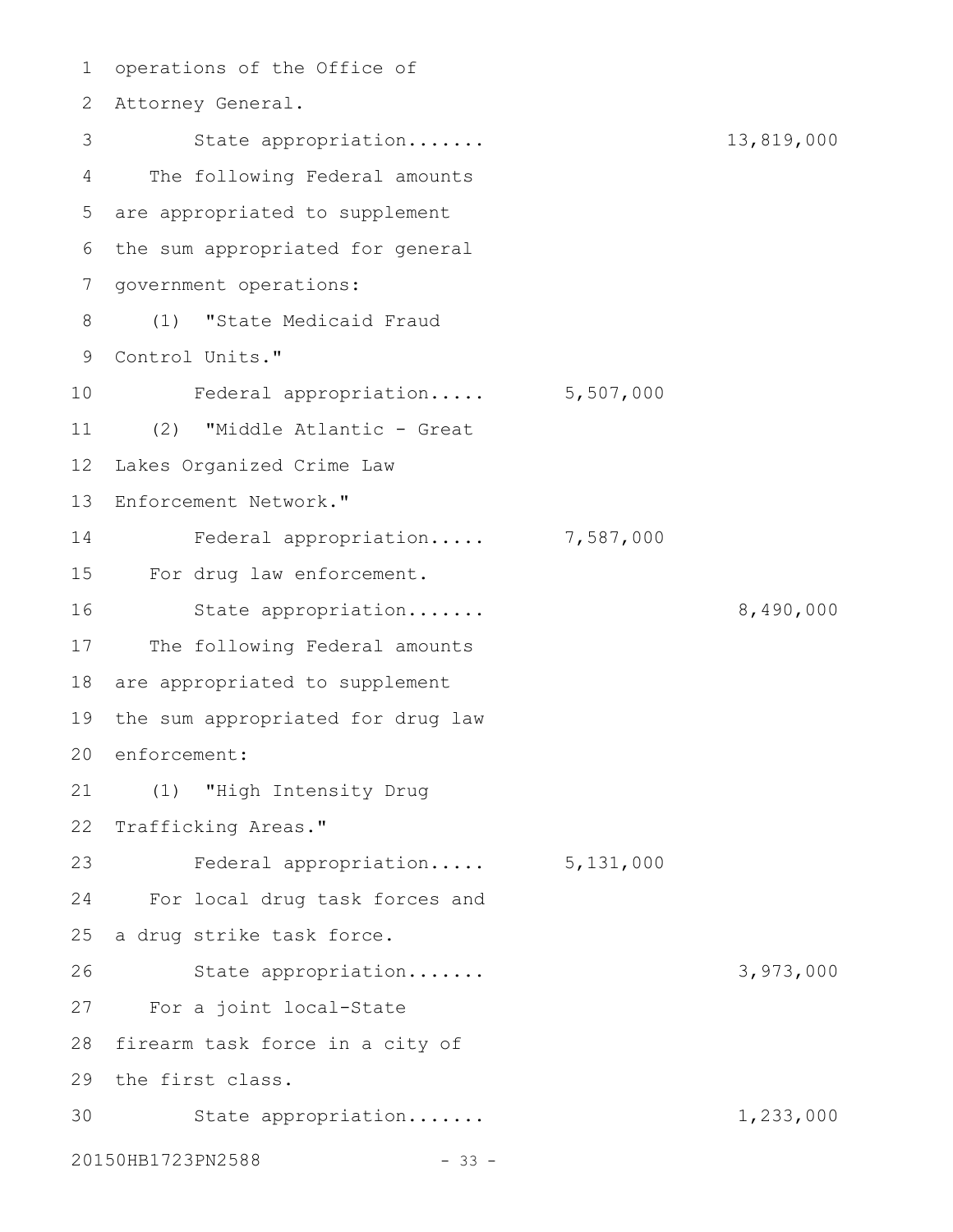operations of the Office of Attorney General.

State appropriation....... 13,819,000

The following Federal amounts are appropriated to supplement the sum appropriated for general government operations:

(1) "State Medicaid Fraud Control Units."

Federal appropriation..... 5,507,000

(2) "Middle Atlantic - Great Lakes Organized Crime Law Enforcement Network."

Federal appropriation..... 7,587,000

For drug law enforcement.

State appropriation....... 8,490,000

The following Federal amounts are appropriated to supplement the sum appropriated for drug law enforcement:

(1) "High Intensity Drug Trafficking Areas."

Federal appropriation..... 5,131,000

For local drug task forces and a drug strike task force.

State appropriation....... 3,973,000

For a joint local-State firearm task force in a city of the first class.

State appropriation....... 1,233,000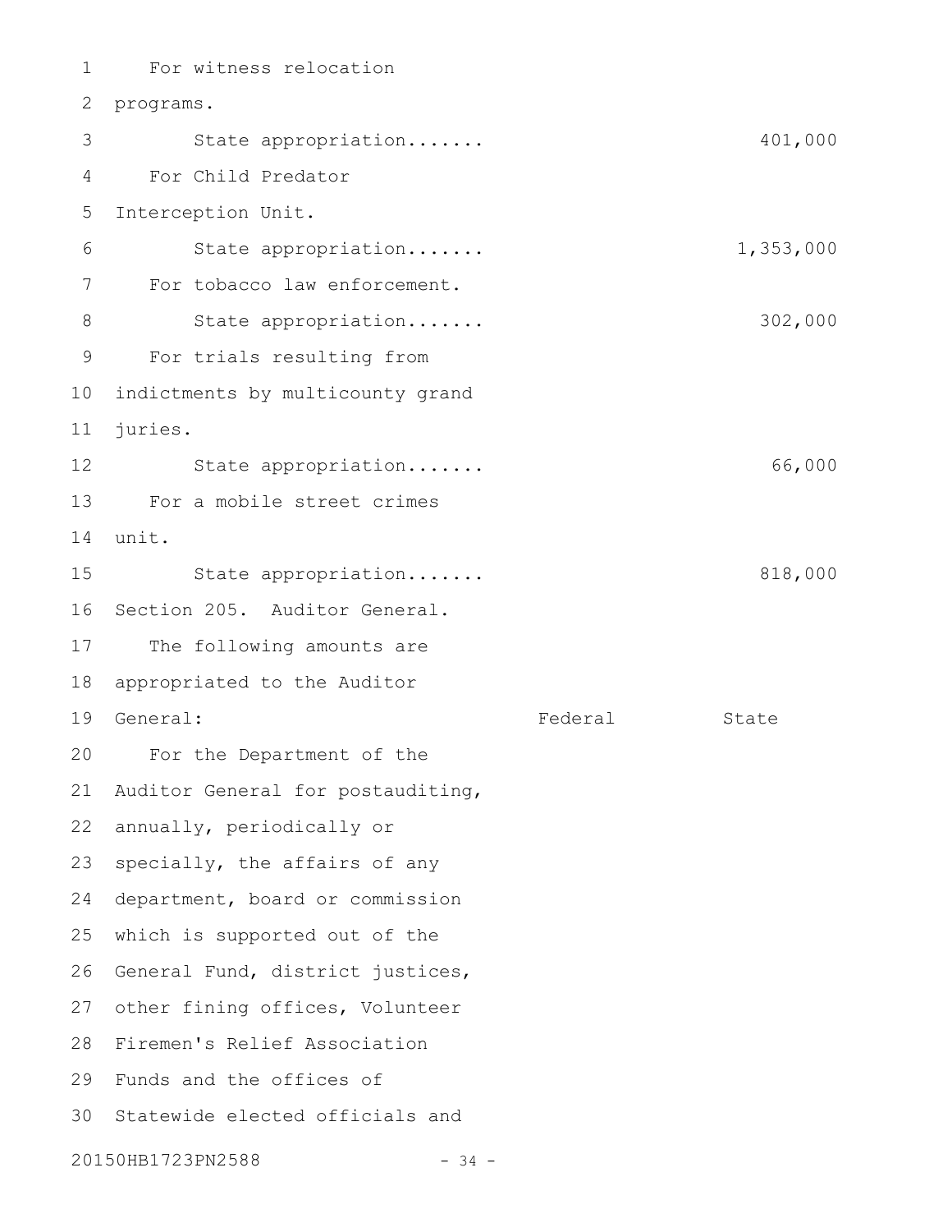For witness relocation programs.

State appropriation....... 401,000

For Child Predator Interception Unit.

State appropriation....... 1,353,000

For tobacco law enforcement.

State appropriation....... 302,000

For trials resulting from indictments by multicounty grand juries.

State appropriation....... 66,000

For a mobile street crimes unit.

State appropriation....... 818,000

Section 205. Auditor General.

The following amounts are appropriated to the Auditor General:

| | Federal | State |
|---|---|---|

For the Department of the Auditor General for postauditing, annually, periodically or specially, the affairs of any department, board or commission which is supported out of the General Fund, district justices, other fining offices, Volunteer Firemen's Relief Association Funds and the offices of Statewide elected officials and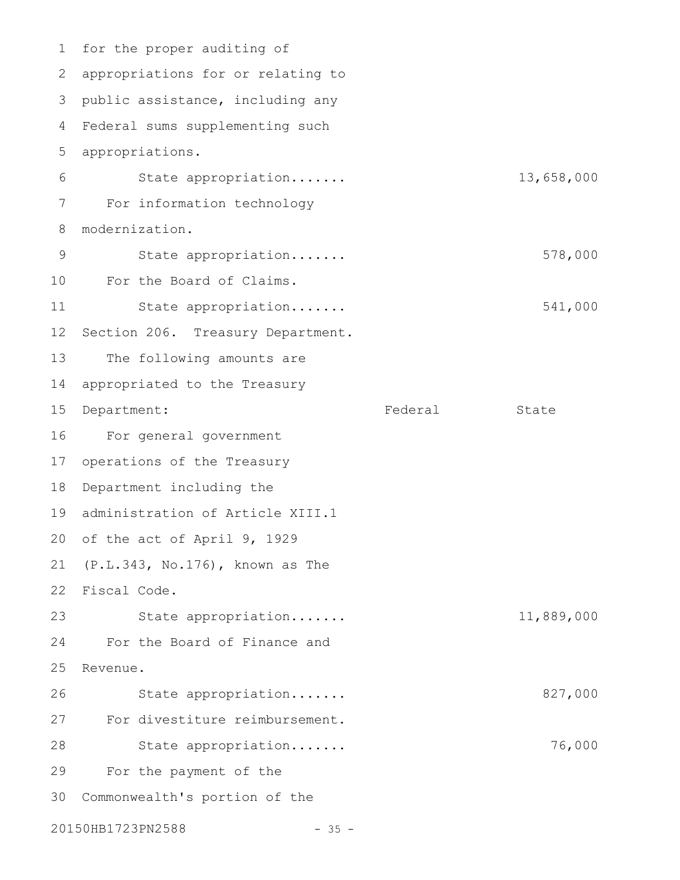for the proper auditing of appropriations for or relating to public assistance, including any Federal sums supplementing such appropriations.

State appropriation....... 13,658,000

For information technology modernization.

State appropriation....... 578,000

For the Board of Claims.

State appropriation....... 541,000

Section 206. Treasury Department.

The following amounts are appropriated to the Treasury Department:

| | Federal | State |
|---|---|---|
| For general government operations of the Treasury Department including the administration of Article XIII.1 of the act of April 9, 1929 (P.L.343, No.176), known as The Fiscal Code. | | |
| State appropriation....... | | 11,889,000 |
| For the Board of Finance and Revenue. | | |
| State appropriation....... | | 827,000 |
| For divestiture reimbursement. | | |
| State appropriation....... | | 76,000 |

For the payment of the Commonwealth's portion of the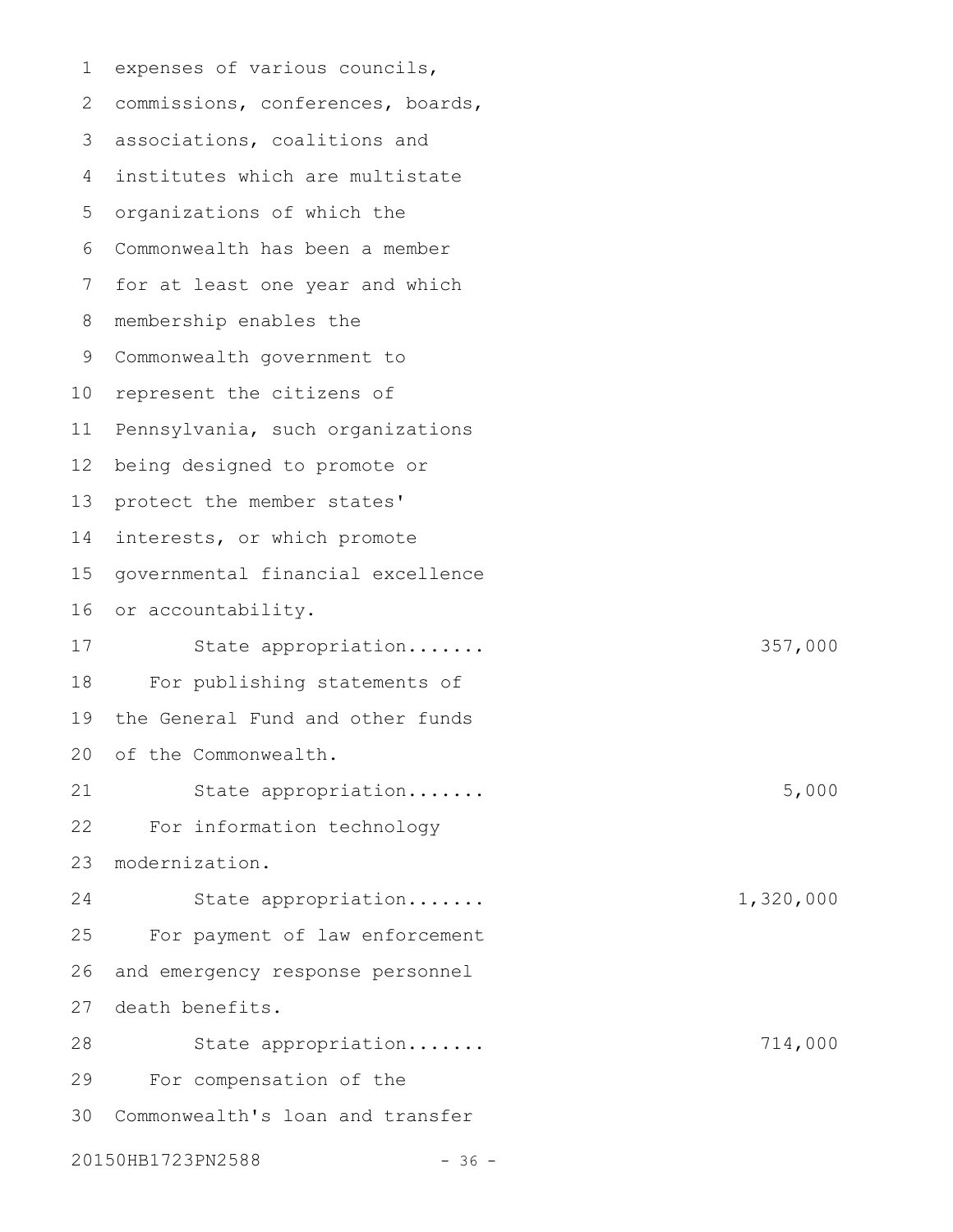expenses of various councils, commissions, conferences, boards, associations, coalitions and institutes which are multistate organizations of which the Commonwealth has been a member for at least one year and which membership enables the Commonwealth government to represent the citizens of Pennsylvania, such organizations being designed to promote or protect the member states' interests, or which promote governmental financial excellence or accountability.

State appropriation....... 357,000

For publishing statements of the General Fund and other funds of the Commonwealth.

State appropriation....... 5,000

For information technology modernization.

State appropriation....... 1,320,000

For payment of law enforcement and emergency response personnel death benefits.

State appropriation....... 714,000

For compensation of the Commonwealth's loan and transfer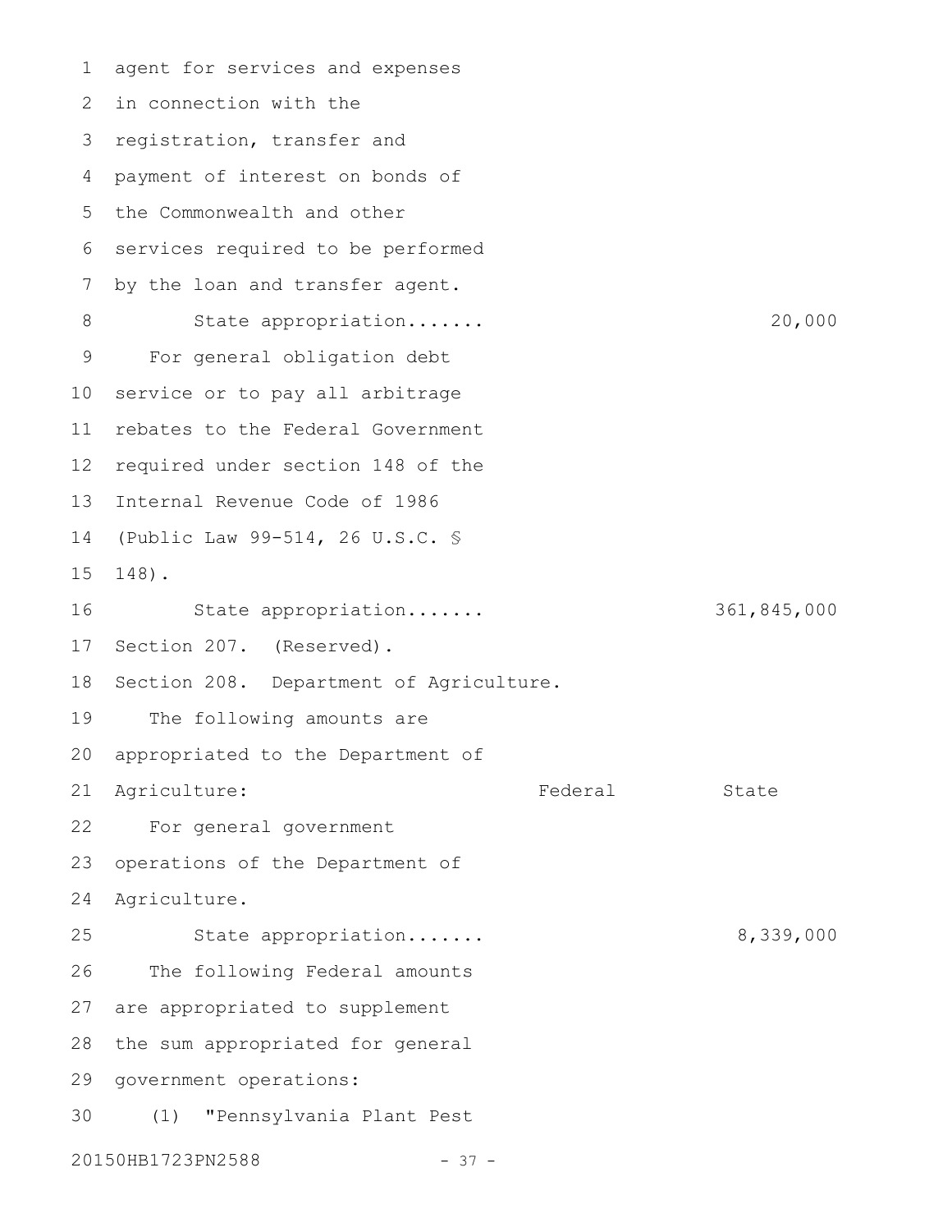agent for services and expenses in connection with the registration, transfer and payment of interest on bonds of the Commonwealth and other services required to be performed by the loan and transfer agent.

State appropriation....... 20,000

For general obligation debt service or to pay all arbitrage rebates to the Federal Government required under section 148 of the Internal Revenue Code of 1986 (Public Law 99-514, 26 U.S.C. § 148).

State appropriation....... 361,845,000

Section 207. (Reserved).

Section 208. Department of Agriculture.

The following amounts are appropriated to the Department of Agriculture:

| | Federal | State |
|---|---|---|
| For general government operations of the Department of Agriculture. | | |
| State appropriation....... | | 8,339,000 |

The following Federal amounts are appropriated to supplement the sum appropriated for general government operations:

(1) "Pennsylvania Plant Pest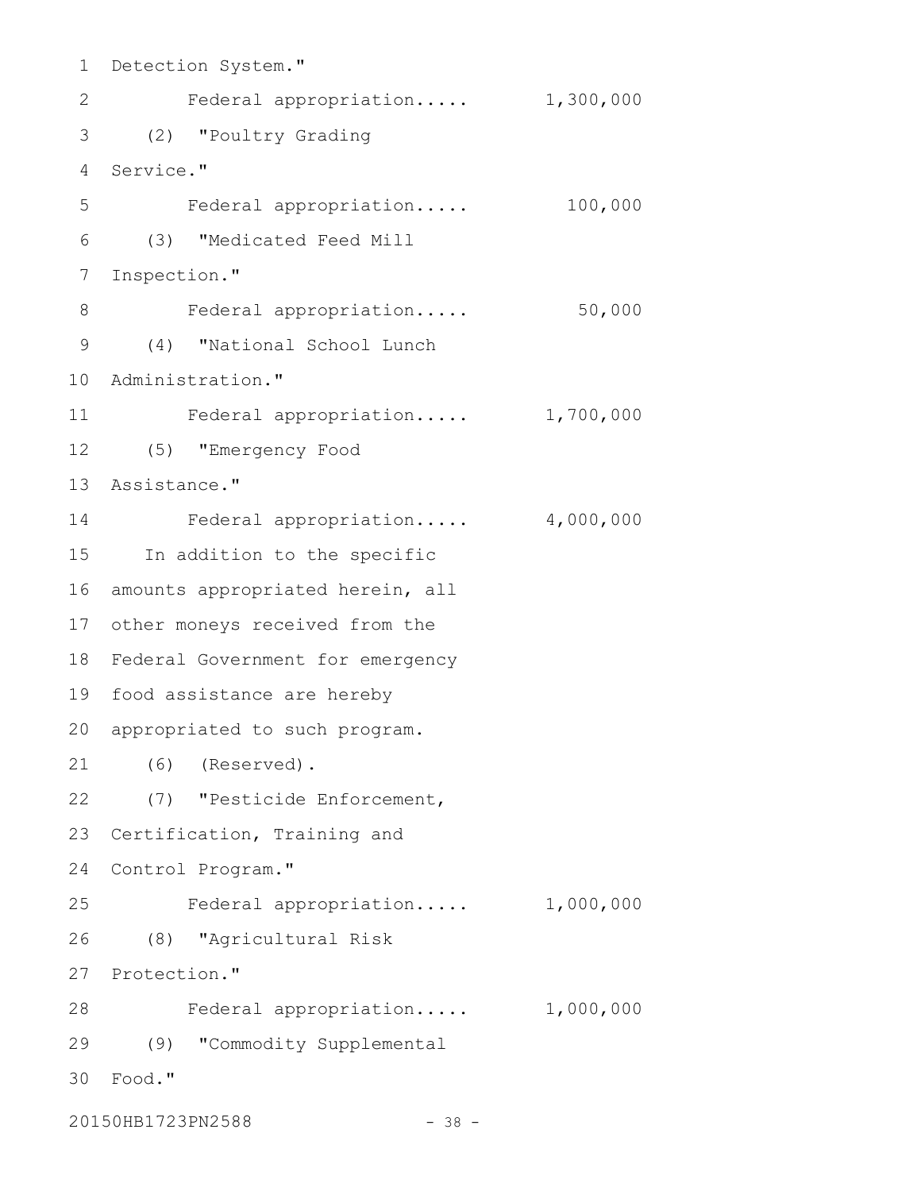Detection System."

Federal appropriation..... 1,300,000

(2) "Poultry Grading Service."

Federal appropriation..... 100,000

(3) "Medicated Feed Mill Inspection."

Federal appropriation..... 50,000

(4) "National School Lunch Administration."

Federal appropriation..... 1,700,000

(5) "Emergency Food Assistance."

Federal appropriation..... 4,000,000

In addition to the specific amounts appropriated herein, all other moneys received from the Federal Government for emergency food assistance are hereby appropriated to such program.

(6) (Reserved).

(7) "Pesticide Enforcement, Certification, Training and Control Program."

Federal appropriation..... 1,000,000

(8) "Agricultural Risk Protection."

Federal appropriation..... 1,000,000

(9) "Commodity Supplemental Food."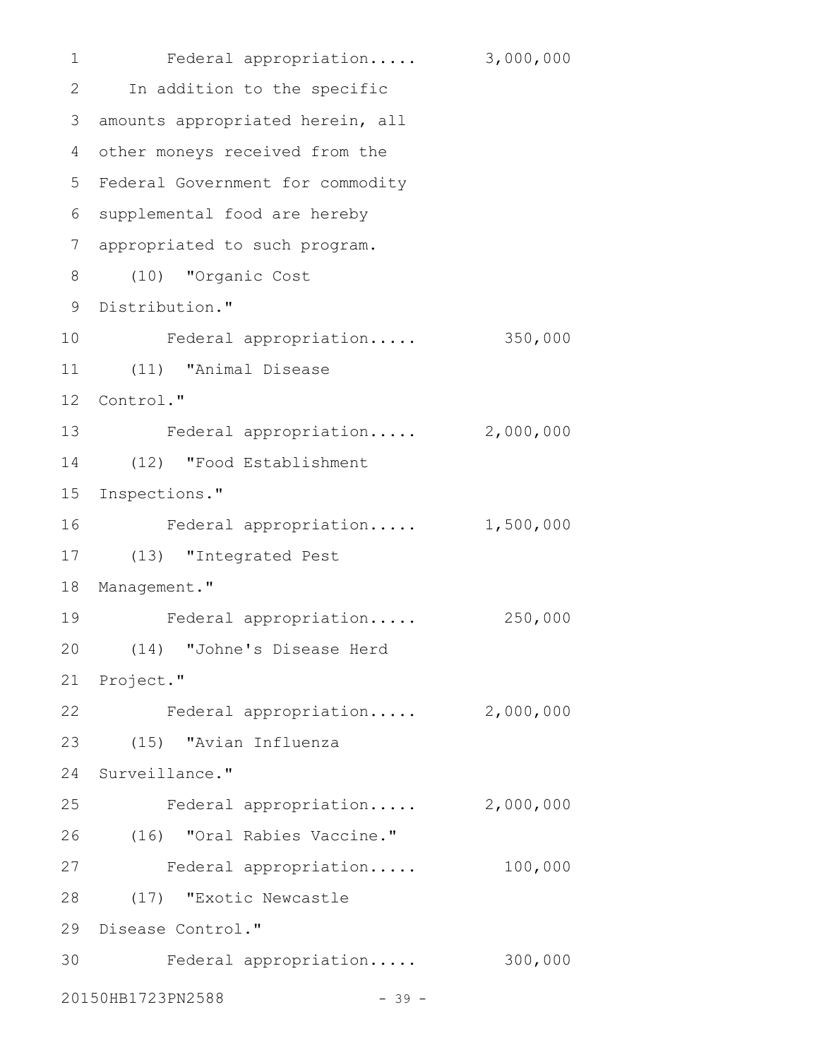Federal appropriation..... 3,000,000

In addition to the specific amounts appropriated herein, all other moneys received from the Federal Government for commodity supplemental food are hereby appropriated to such program.

(10) "Organic Cost Distribution."

Federal appropriation..... 350,000

(11) "Animal Disease Control."

Federal appropriation..... 2,000,000

(12) "Food Establishment Inspections."

Federal appropriation..... 1,500,000

(13) "Integrated Pest Management."

Federal appropriation..... 250,000

(14) "Johne's Disease Herd Project."

Federal appropriation..... 2,000,000

(15) "Avian Influenza Surveillance."

Federal appropriation..... 2,000,000

(16) "Oral Rabies Vaccine."

Federal appropriation..... 100,000

(17) "Exotic Newcastle Disease Control."

Federal appropriation..... 300,000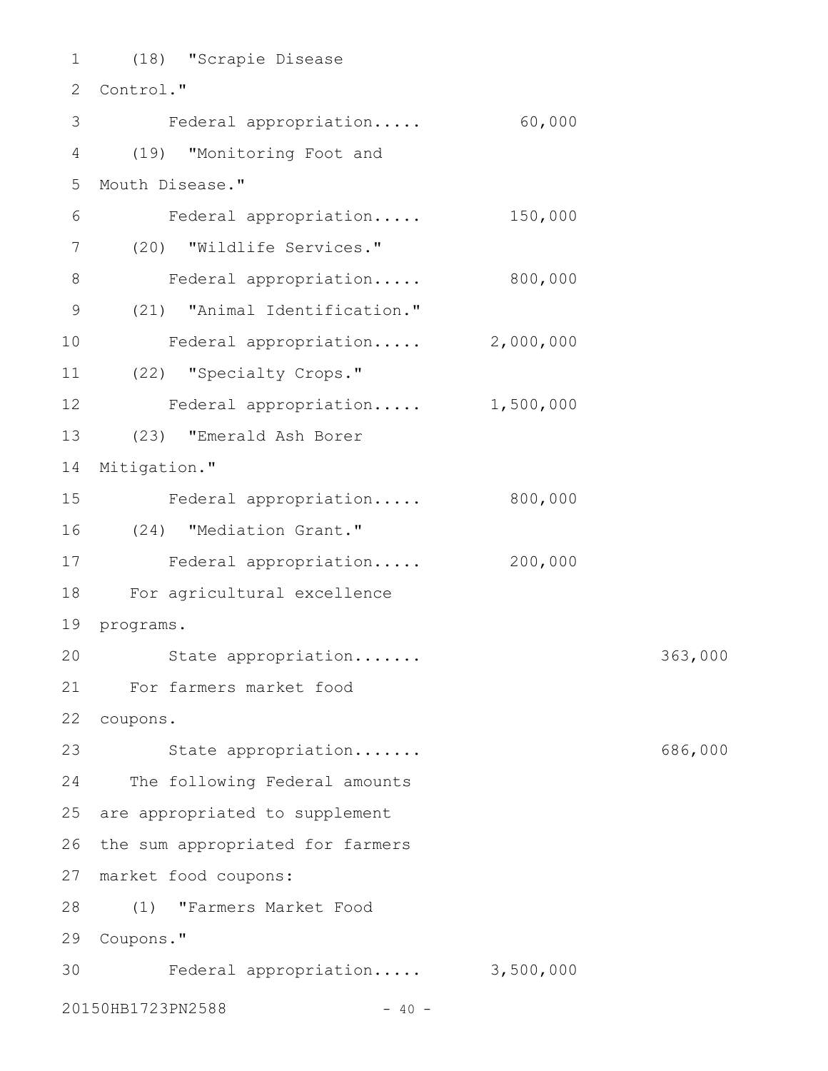(18) "Scrapie Disease Control."

Federal appropriation..... 60,000

(19) "Monitoring Foot and Mouth Disease."

Federal appropriation..... 150,000

(20) "Wildlife Services."

Federal appropriation..... 800,000

(21) "Animal Identification."

Federal appropriation..... 2,000,000

(22) "Specialty Crops."

Federal appropriation..... 1,500,000

(23) "Emerald Ash Borer Mitigation."

Federal appropriation..... 800,000

(24) "Mediation Grant."

Federal appropriation..... 200,000

For agricultural excellence programs.

State appropriation....... 363,000

For farmers market food coupons.

State appropriation....... 686,000

The following Federal amounts are appropriated to supplement the sum appropriated for farmers market food coupons:

(1) "Farmers Market Food Coupons."

Federal appropriation..... 3,500,000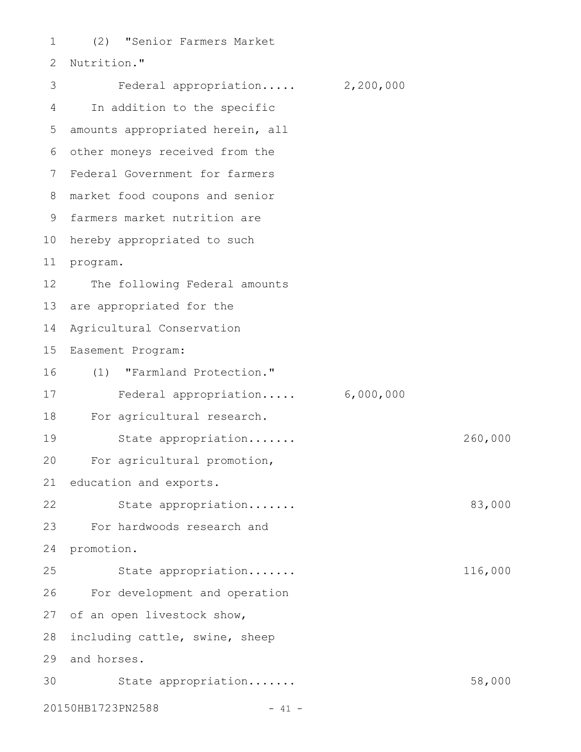(2) "Senior Farmers Market Nutrition."

Federal appropriation..... 2,200,000

In addition to the specific amounts appropriated herein, all other moneys received from the Federal Government for farmers market food coupons and senior farmers market nutrition are hereby appropriated to such program.

The following Federal amounts are appropriated for the Agricultural Conservation Easement Program:

(1) "Farmland Protection."

Federal appropriation..... 6,000,000

For agricultural research.

State appropriation....... 260,000

For agricultural promotion, education and exports.

State appropriation....... 83,000

For hardwoods research and promotion.

State appropriation....... 116,000

For development and operation of an open livestock show, including cattle, swine, sheep and horses.

State appropriation....... 58,000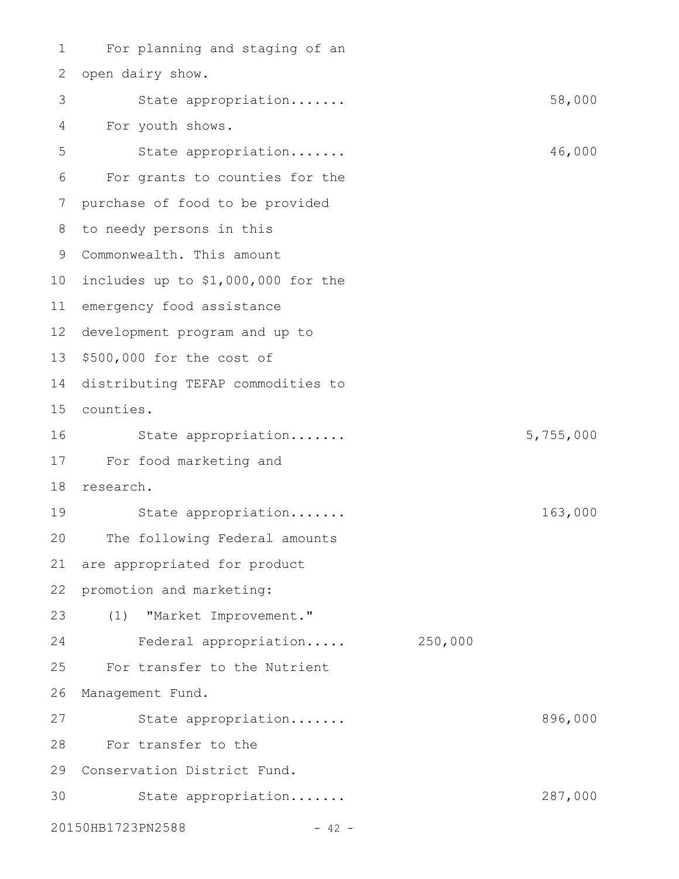For planning and staging of an open dairy show.

State appropriation....... 58,000

For youth shows.

State appropriation....... 46,000

For grants to counties for the purchase of food to be provided to needy persons in this Commonwealth. This amount includes up to $1,000,000 for the emergency food assistance development program and up to $500,000 for the cost of distributing TEFAP commodities to counties.

State appropriation....... 5,755,000

For food marketing and research.

State appropriation....... 163,000

The following Federal amounts are appropriated for product promotion and marketing:

(1) "Market Improvement."

Federal appropriation..... 250,000

For transfer to the Nutrient Management Fund.

State appropriation....... 896,000

For transfer to the Conservation District Fund.

State appropriation....... 287,000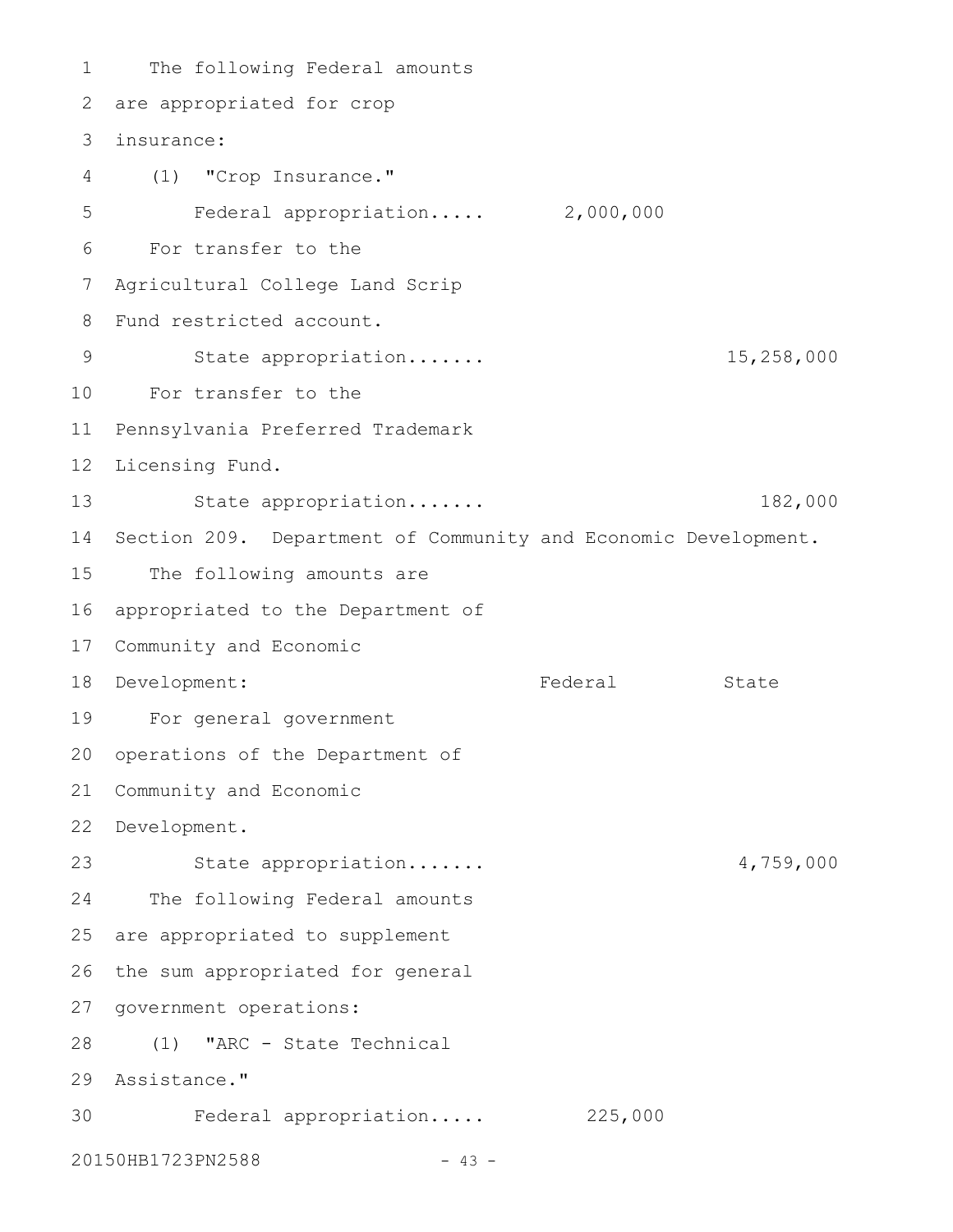The following Federal amounts are appropriated for crop insurance:

(1) "Crop Insurance."

| | Federal | State |
|---|---|---|
| Federal appropriation..... | 2,000,000 | |

For transfer to the Agricultural College Land Scrip Fund restricted account.

| | Federal | State |
|---|---|---|
| State appropriation....... | | 15,258,000 |

For transfer to the Pennsylvania Preferred Trademark Licensing Fund.

| | Federal | State |
|---|---|---|
| State appropriation....... | | 182,000 |

Section 209. Department of Community and Economic Development.

The following amounts are appropriated to the Department of Community and Economic Development:

| | Federal | State |
|---|---|---|

For general government operations of the Department of Community and Economic Development.

| | Federal | State |
|---|---|---|
| State appropriation....... | | 4,759,000 |

The following Federal amounts are appropriated to supplement the sum appropriated for general government operations:

(1) "ARC - State Technical Assistance."

| | Federal | State |
|---|---|---|
| Federal appropriation..... | 225,000 | |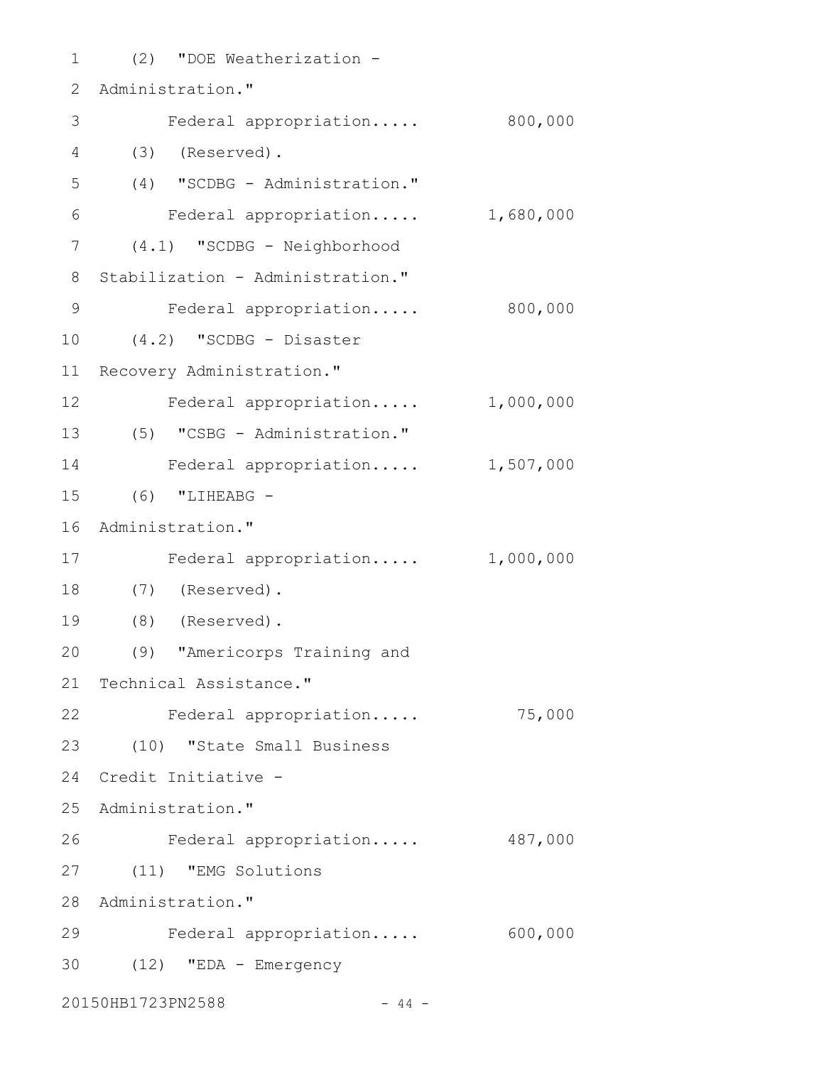(2) "DOE Weatherization - Administration."

Federal appropriation..... 800,000

(3) (Reserved).

(4) "SCDBG - Administration."

Federal appropriation..... 1,680,000

(4.1) "SCDBG - Neighborhood Stabilization - Administration."

Federal appropriation..... 800,000

(4.2) "SCDBG - Disaster Recovery Administration."

Federal appropriation..... 1,000,000

(5) "CSBG - Administration."

Federal appropriation..... 1,507,000

(6) "LIHEABG - Administration."

Federal appropriation..... 1,000,000

(7) (Reserved).

(8) (Reserved).

(9) "Americorps Training and Technical Assistance."

Federal appropriation..... 75,000

(10) "State Small Business Credit Initiative - Administration."

Federal appropriation..... 487,000

(11) "EMG Solutions Administration."

Federal appropriation..... 600,000

(12) "EDA - Emergency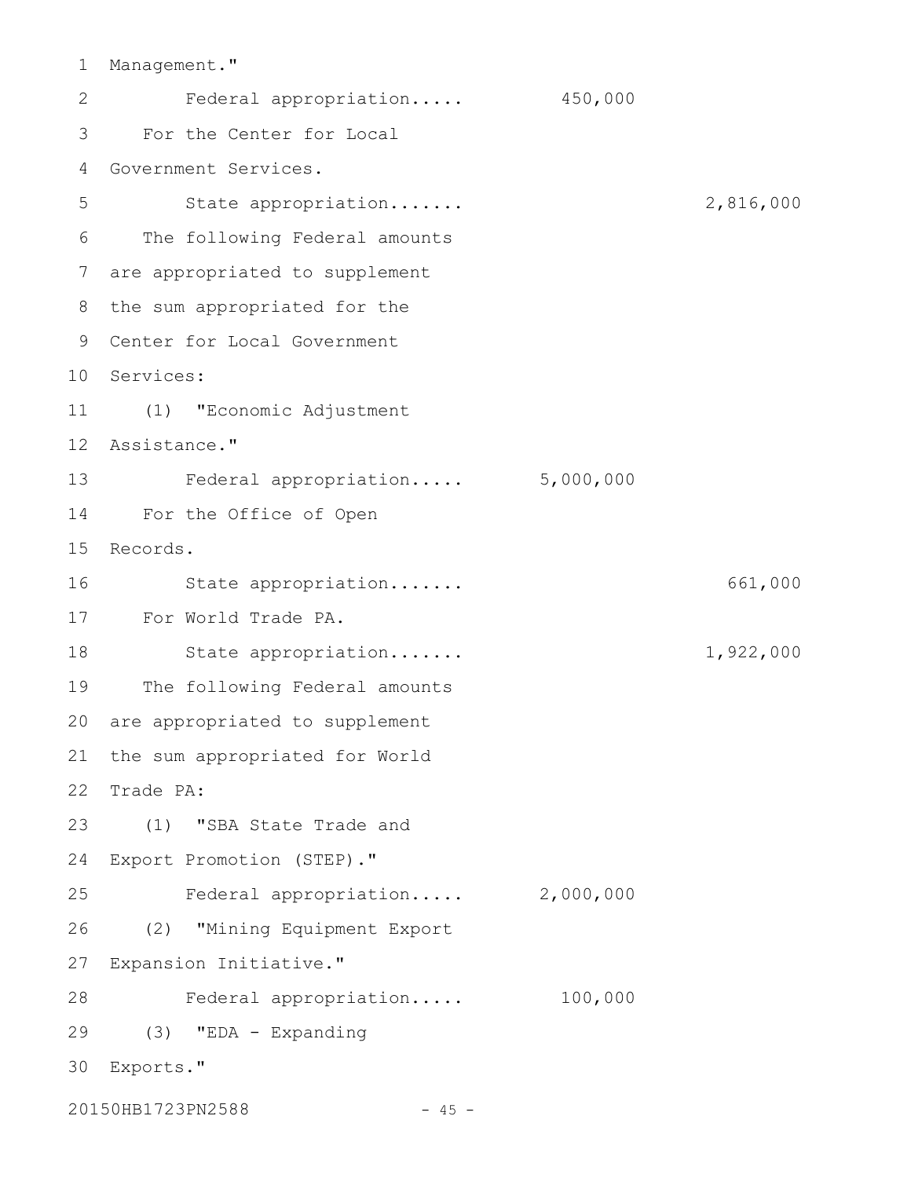Management."

Federal appropriation..... 450,000

For the Center for Local Government Services.

State appropriation....... 2,816,000

The following Federal amounts are appropriated to supplement the sum appropriated for the Center for Local Government Services:

(1) "Economic Adjustment Assistance."

Federal appropriation..... 5,000,000

For the Office of Open Records.

State appropriation....... 661,000

For World Trade PA.

State appropriation....... 1,922,000

The following Federal amounts are appropriated to supplement the sum appropriated for World Trade PA:

(1) "SBA State Trade and Export Promotion (STEP)."

Federal appropriation..... 2,000,000

(2) "Mining Equipment Export Expansion Initiative."

Federal appropriation..... 100,000

(3) "EDA - Expanding Exports."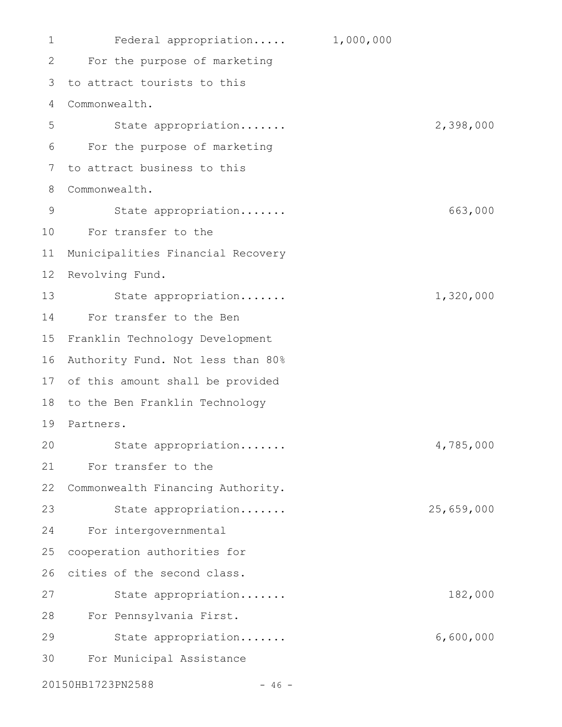Federal appropriation..... 1,000,000

For the purpose of marketing to attract tourists to this Commonwealth.

State appropriation....... 2,398,000

For the purpose of marketing to attract business to this Commonwealth.

State appropriation....... 663,000

For transfer to the Municipalities Financial Recovery Revolving Fund.

State appropriation....... 1,320,000

For transfer to the Ben Franklin Technology Development Authority Fund. Not less than 80% of this amount shall be provided to the Ben Franklin Technology Partners.

State appropriation....... 4,785,000

For transfer to the Commonwealth Financing Authority.

State appropriation....... 25,659,000

For intergovernmental cooperation authorities for cities of the second class.

State appropriation....... 182,000

For Pennsylvania First.

State appropriation....... 6,600,000

For Municipal Assistance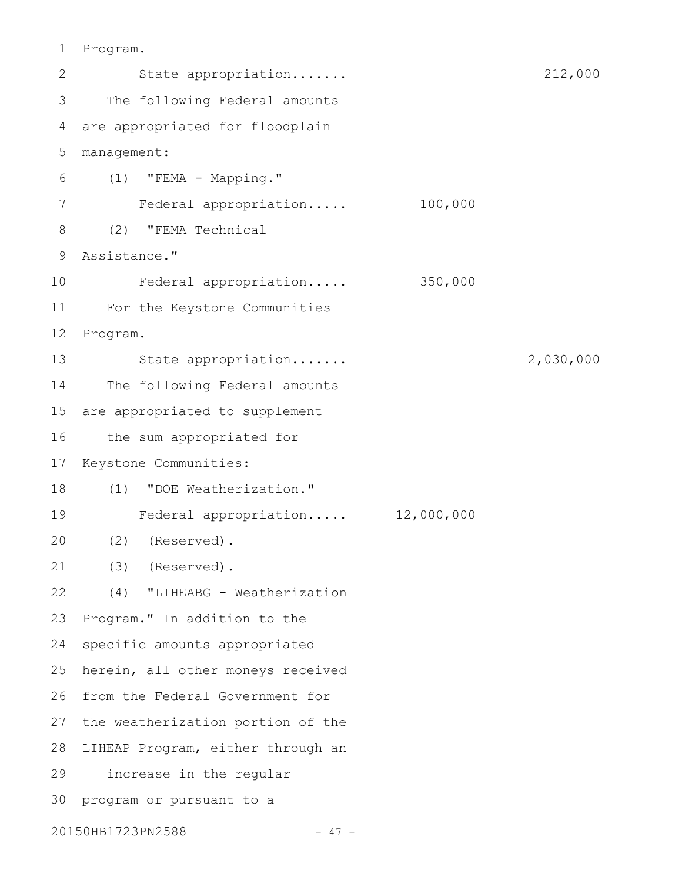Program.

State appropriation....... 212,000

The following Federal amounts are appropriated for floodplain management:

(1) "FEMA - Mapping."

Federal appropriation..... 100,000

(2) "FEMA Technical Assistance."

Federal appropriation..... 350,000

For the Keystone Communities Program.

State appropriation....... 2,030,000

The following Federal amounts are appropriated to supplement the sum appropriated for Keystone Communities:

(1) "DOE Weatherization."

Federal appropriation..... 12,000,000

(2) (Reserved).

(3) (Reserved).

(4) "LIHEABG - Weatherization Program." In addition to the specific amounts appropriated herein, all other moneys received from the Federal Government for the weatherization portion of the LIHEAP Program, either through an increase in the regular program or pursuant to a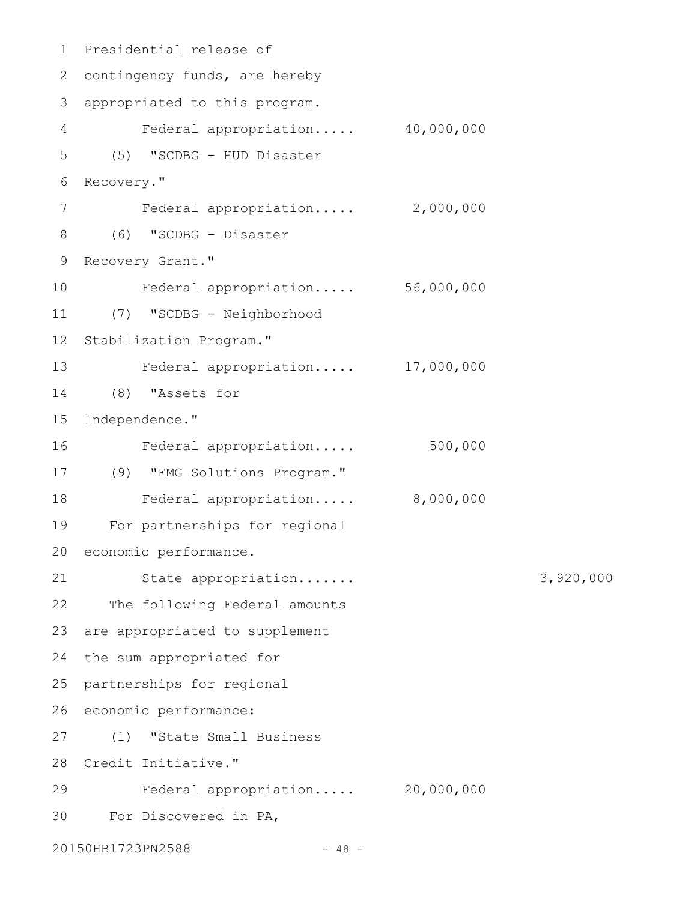Presidential release of contingency funds, are hereby appropriated to this program.

Federal appropriation..... 40,000,000

(5) "SCDBG - HUD Disaster Recovery."

Federal appropriation..... 2,000,000

(6) "SCDBG - Disaster Recovery Grant."

Federal appropriation..... 56,000,000

(7) "SCDBG - Neighborhood Stabilization Program."

Federal appropriation..... 17,000,000

(8) "Assets for Independence."

Federal appropriation..... 500,000

(9) "EMG Solutions Program."

Federal appropriation..... 8,000,000

For partnerships for regional economic performance.

State appropriation....... 3,920,000

The following Federal amounts are appropriated to supplement the sum appropriated for partnerships for regional economic performance:

(1) "State Small Business Credit Initiative."

Federal appropriation..... 20,000,000

For Discovered in PA,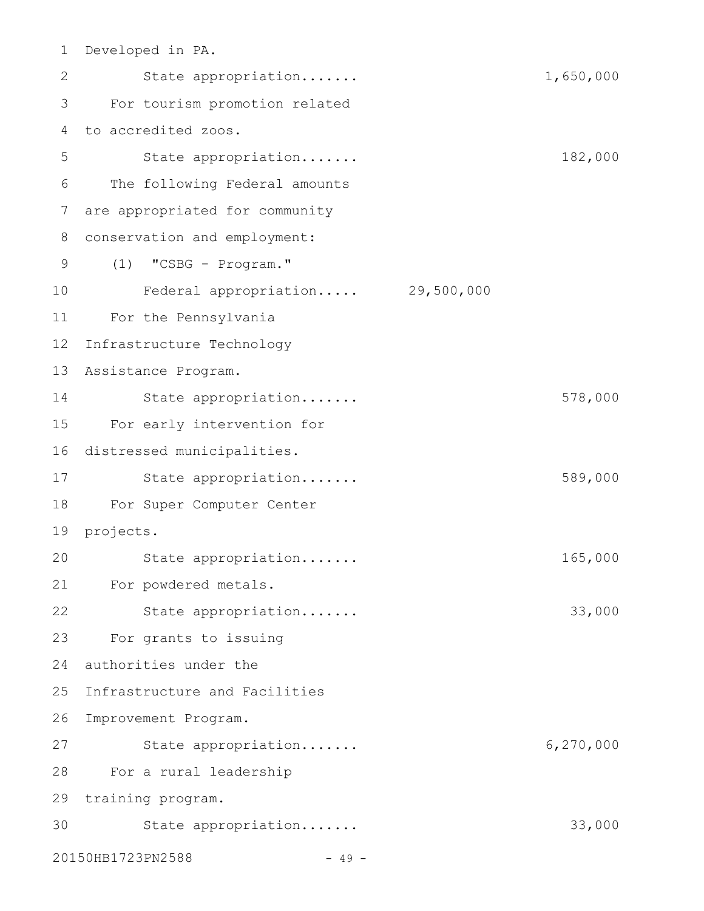Developed in PA.

State appropriation....... 1,650,000

For tourism promotion related to accredited zoos.

State appropriation....... 182,000

The following Federal amounts are appropriated for community conservation and employment:

(1) "CSBG - Program."

Federal appropriation..... 29,500,000

For the Pennsylvania Infrastructure Technology Assistance Program.

State appropriation....... 578,000

For early intervention for distressed municipalities.

State appropriation....... 589,000

For Super Computer Center projects.

State appropriation....... 165,000

For powdered metals.

State appropriation....... 33,000

For grants to issuing authorities under the Infrastructure and Facilities Improvement Program.

State appropriation....... 6,270,000

For a rural leadership training program.

State appropriation....... 33,000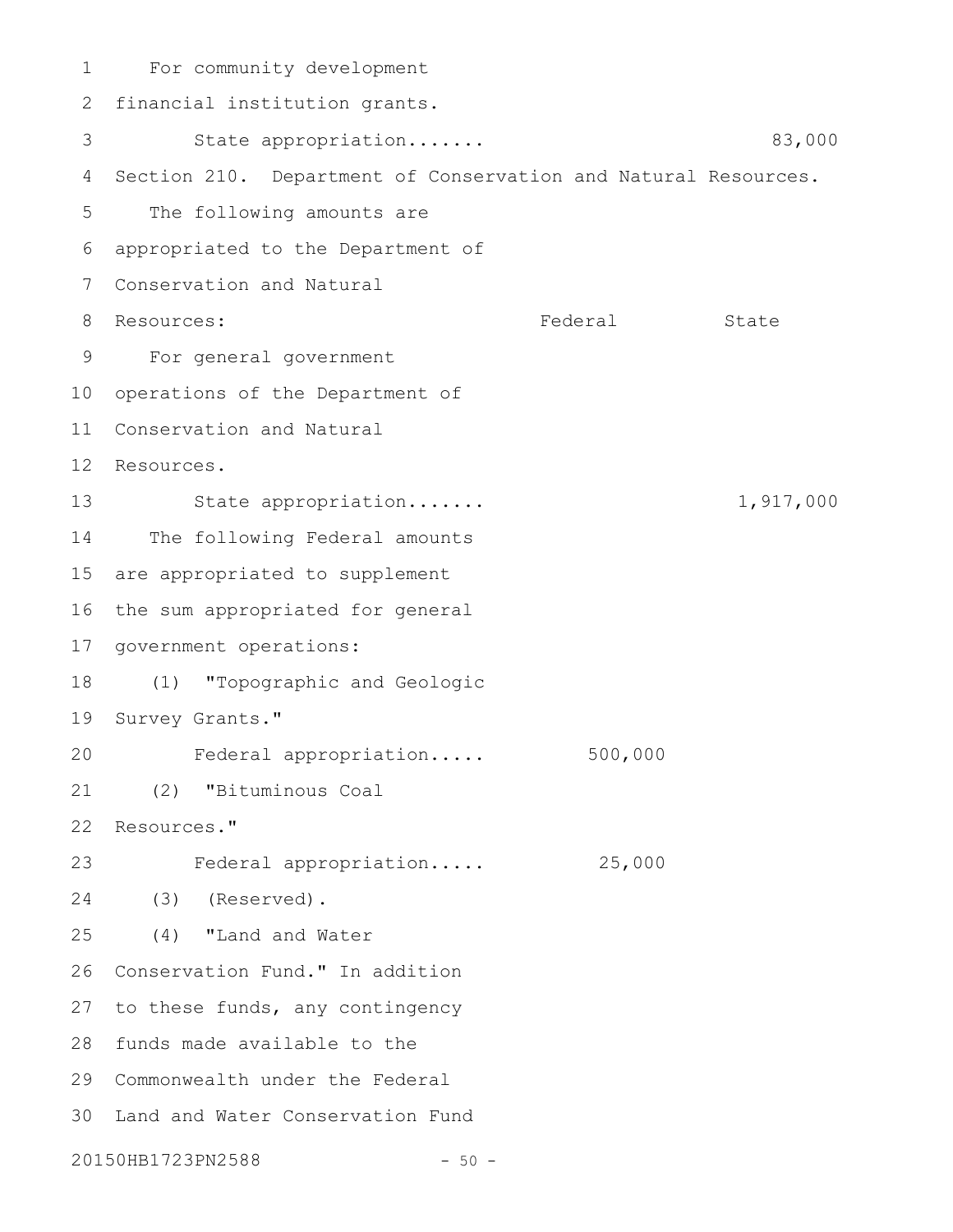For community development financial institution grants.

State appropriation....... 83,000

Section 210. Department of Conservation and Natural Resources.

The following amounts are appropriated to the Department of Conservation and Natural Resources:

| | Federal | State |
|---|---|---|
| For general government operations of the Department of Conservation and Natural Resources. | | |
| State appropriation....... | | 1,917,000 |
| The following Federal amounts are appropriated to supplement the sum appropriated for general government operations: | | |
| (1) "Topographic and Geologic Survey Grants." | | |
| Federal appropriation..... | 500,000 | |
| (2) "Bituminous Coal Resources." | | |
| Federal appropriation..... | 25,000 | |
| (3) (Reserved). | | |
| (4) "Land and Water Conservation Fund." In addition to these funds, any contingency funds made available to the Commonwealth under the Federal Land and Water Conservation Fund | | |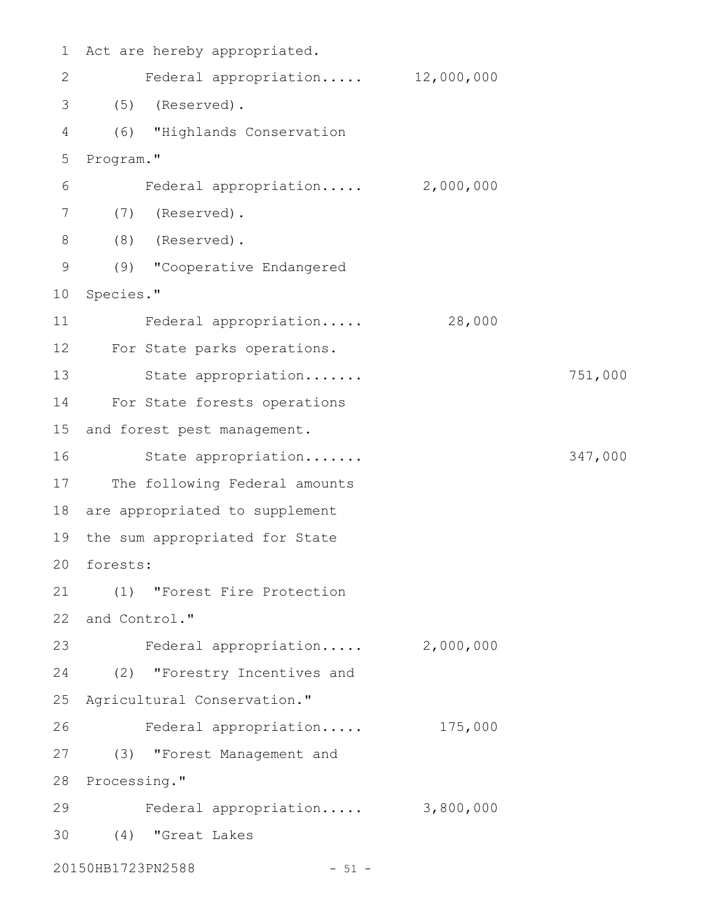Act are hereby appropriated.

Federal appropriation..... 12,000,000

(5) (Reserved).

(6) "Highlands Conservation Program."

Federal appropriation..... 2,000,000

(7) (Reserved).

(8) (Reserved).

(9) "Cooperative Endangered Species."

Federal appropriation..... 28,000

For State parks operations.

State appropriation....... 751,000

For State forests operations and forest pest management.

State appropriation....... 347,000

The following Federal amounts are appropriated to supplement the sum appropriated for State forests:

(1) "Forest Fire Protection and Control."

Federal appropriation..... 2,000,000

(2) "Forestry Incentives and Agricultural Conservation."

Federal appropriation..... 175,000

(3) "Forest Management and Processing."

Federal appropriation..... 3,800,000

(4) "Great Lakes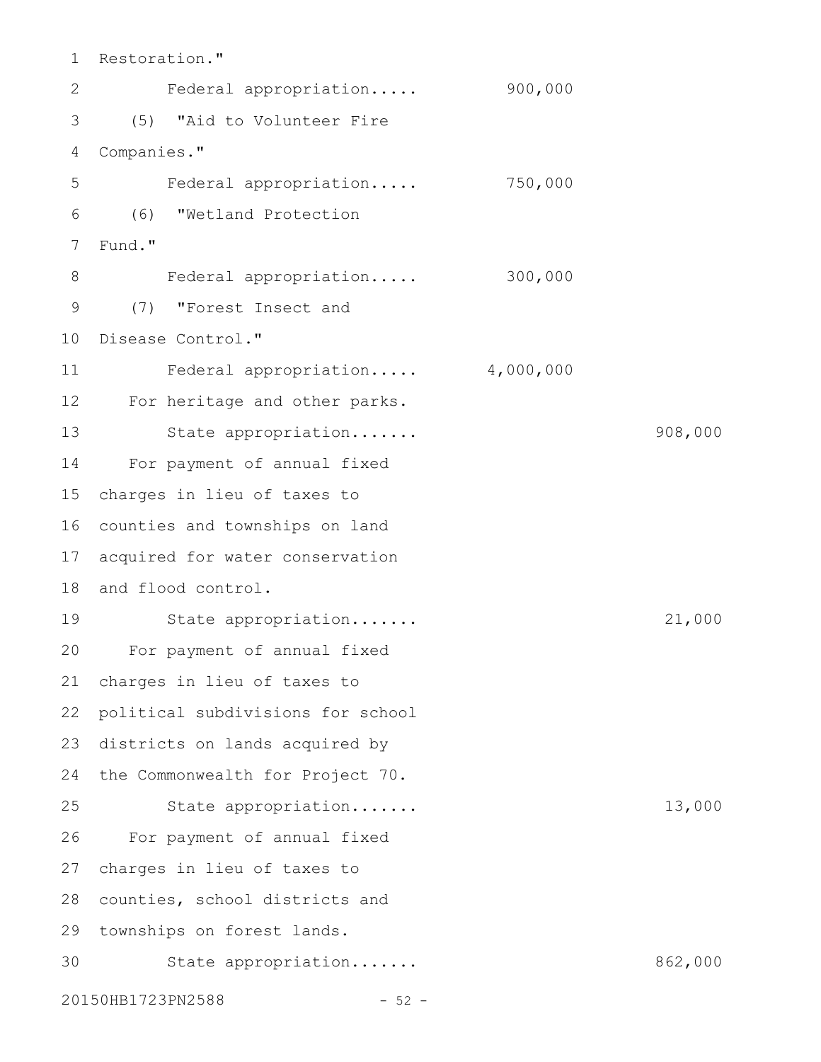Restoration."

Federal appropriation..... 900,000

(5) "Aid to Volunteer Fire Companies."

Federal appropriation..... 750,000

(6) "Wetland Protection Fund."

Federal appropriation..... 300,000

(7) "Forest Insect and Disease Control."

Federal appropriation..... 4,000,000

For heritage and other parks.

State appropriation....... 908,000

For payment of annual fixed charges in lieu of taxes to counties and townships on land acquired for water conservation and flood control.

State appropriation....... 21,000

For payment of annual fixed charges in lieu of taxes to political subdivisions for school districts on lands acquired by the Commonwealth for Project 70.

State appropriation....... 13,000

For payment of annual fixed charges in lieu of taxes to counties, school districts and townships on forest lands.

State appropriation....... 862,000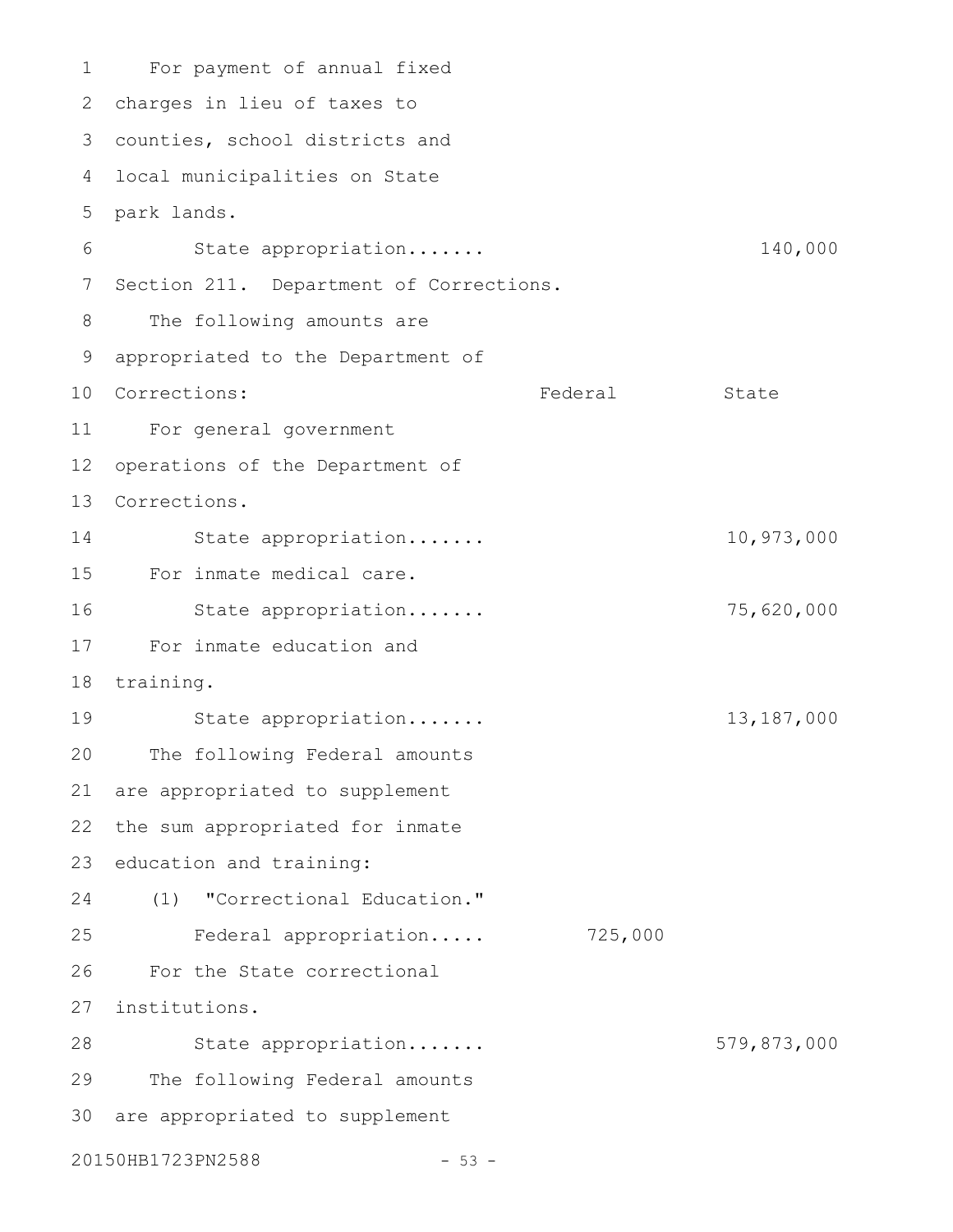For payment of annual fixed charges in lieu of taxes to counties, school districts and local municipalities on State park lands.

| | Federal | State |
|---|---|---|
| State appropriation....... | | 140,000 |

Section 211. Department of Corrections.

| The following amounts are appropriated to the Department of Corrections: | Federal | State |
|---|---|---|
| For general government operations of the Department of Corrections. | | |
| State appropriation....... | | 10,973,000 |
| For inmate medical care. | | |
| State appropriation....... | | 75,620,000 |
| For inmate education and training. | | |
| State appropriation....... | | 13,187,000 |
| The following Federal amounts are appropriated to supplement the sum appropriated for inmate education and training: | | |
| (1) "Correctional Education." | | |
| Federal appropriation..... | 725,000 | |
| For the State correctional institutions. | | |
| State appropriation....... | | 579,873,000 |

The following Federal amounts are appropriated to supplement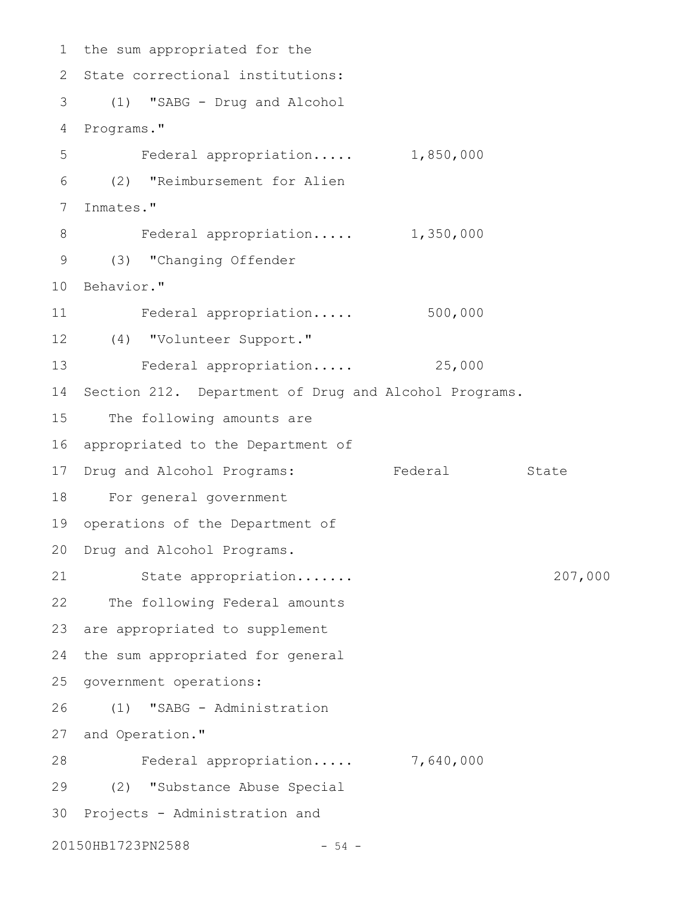the sum appropriated for the State correctional institutions:

(1) "SABG - Drug and Alcohol Programs."

Federal appropriation..... 1,850,000

(2) "Reimbursement for Alien Inmates."

Federal appropriation..... 1,350,000

(3) "Changing Offender Behavior."

Federal appropriation..... 500,000

(4) "Volunteer Support."

Federal appropriation..... 25,000

Section 212. Department of Drug and Alcohol Programs.

| | Federal | State |
|---|---|---|
| The following amounts are appropriated to the Department of Drug and Alcohol Programs: | | |
| For general government operations of the Department of Drug and Alcohol Programs. | | |
| State appropriation....... | | 207,000 |
| The following Federal amounts are appropriated to supplement the sum appropriated for general government operations: | | |
| (1) "SABG - Administration and Operation." | | |
| Federal appropriation..... | 7,640,000 | |
| (2) "Substance Abuse Special Projects - Administration and | | |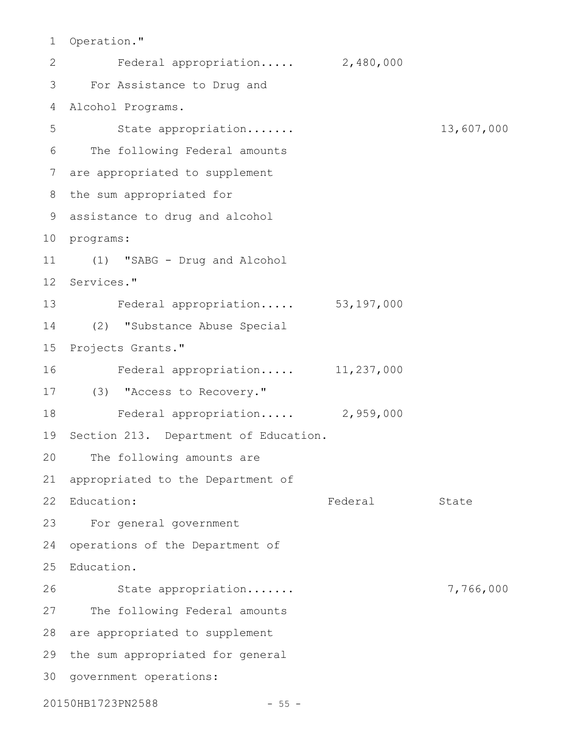Operation."

Federal appropriation..... 2,480,000

For Assistance to Drug and Alcohol Programs.

State appropriation....... 13,607,000

The following Federal amounts are appropriated to supplement the sum appropriated for assistance to drug and alcohol programs:

(1) "SABG - Drug and Alcohol Services."

Federal appropriation..... 53,197,000

(2) "Substance Abuse Special Projects Grants."

Federal appropriation..... 11,237,000

(3) "Access to Recovery."

Federal appropriation..... 2,959,000

Section 213. Department of Education.

The following amounts are appropriated to the Department of Education:

| | Federal | State |
|---|---|---|
| For general government operations of the Department of Education. | | |
| State appropriation....... | | 7,766,000 |

The following Federal amounts are appropriated to supplement the sum appropriated for general government operations: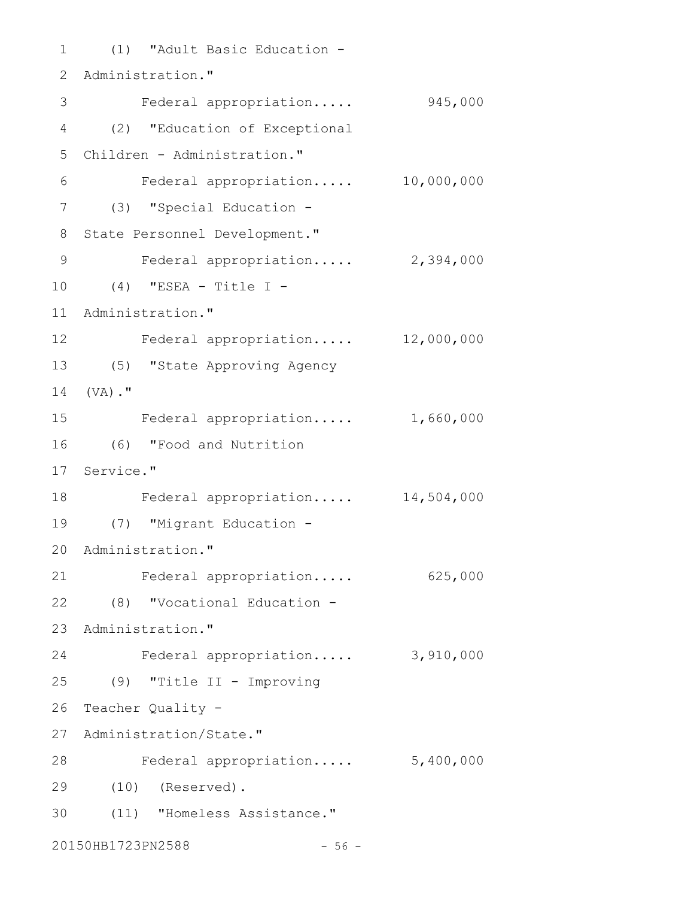(1) "Adult Basic Education - Administration."

Federal appropriation..... 945,000

(2) "Education of Exceptional Children - Administration."

Federal appropriation..... 10,000,000

(3) "Special Education - State Personnel Development."

Federal appropriation..... 2,394,000

(4) "ESEA - Title I - Administration."

Federal appropriation..... 12,000,000

(5) "State Approving Agency (VA)."

Federal appropriation..... 1,660,000

(6) "Food and Nutrition Service."

Federal appropriation..... 14,504,000

(7) "Migrant Education - Administration."

Federal appropriation..... 625,000

(8) "Vocational Education - Administration."

Federal appropriation..... 3,910,000

(9) "Title II - Improving Teacher Quality - Administration/State."

Federal appropriation..... 5,400,000

(10) (Reserved).

(11) "Homeless Assistance."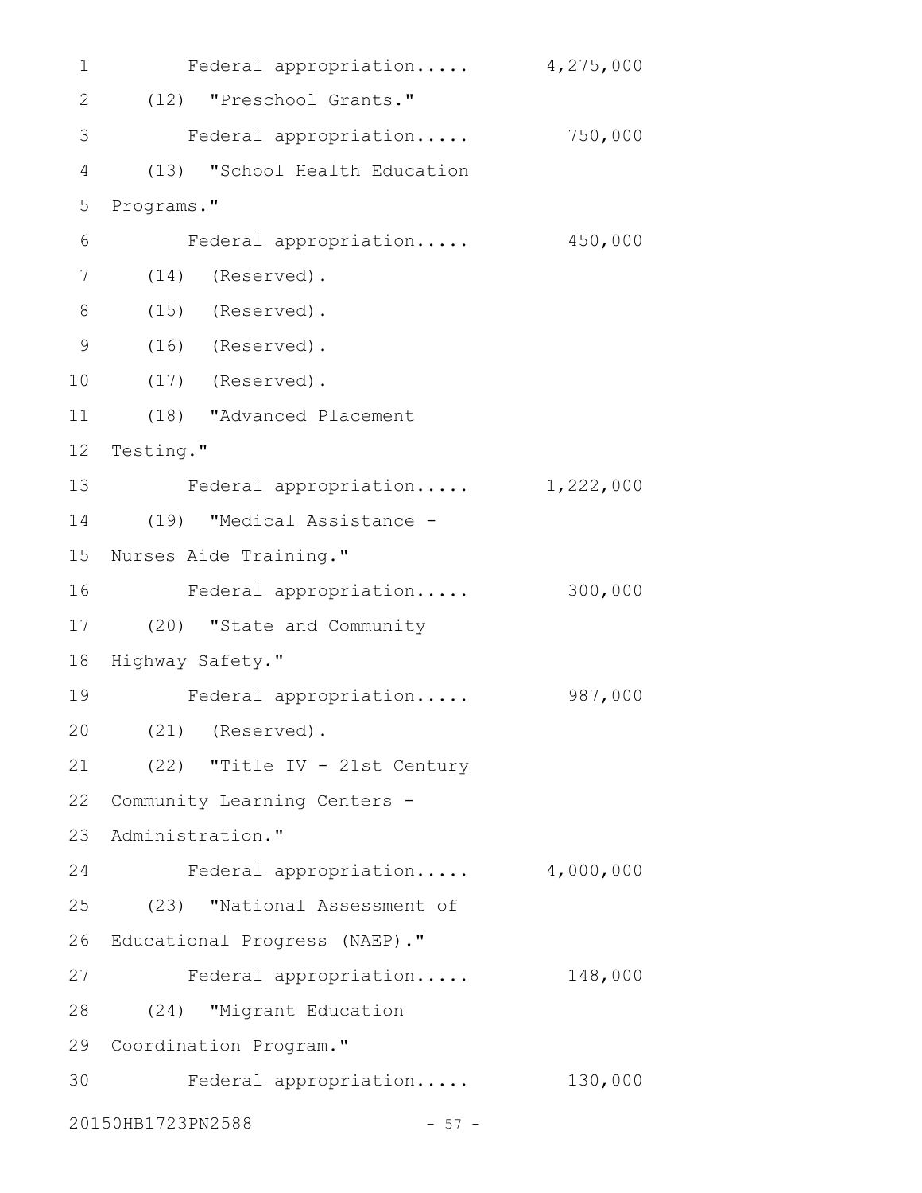Federal appropriation..... 4,275,000

(12) "Preschool Grants."

Federal appropriation..... 750,000

(13) "School Health Education Programs."

Federal appropriation..... 450,000

(14) (Reserved).

(15) (Reserved).

(16) (Reserved).

(17) (Reserved).

(18) "Advanced Placement Testing."

Federal appropriation..... 1,222,000

(19) "Medical Assistance - Nurses Aide Training."

Federal appropriation..... 300,000

(20) "State and Community Highway Safety."

Federal appropriation..... 987,000

(21) (Reserved).

(22) "Title IV - 21st Century Community Learning Centers - Administration."

Federal appropriation..... 4,000,000

(23) "National Assessment of Educational Progress (NAEP)."

Federal appropriation..... 148,000

(24) "Migrant Education Coordination Program."

Federal appropriation..... 130,000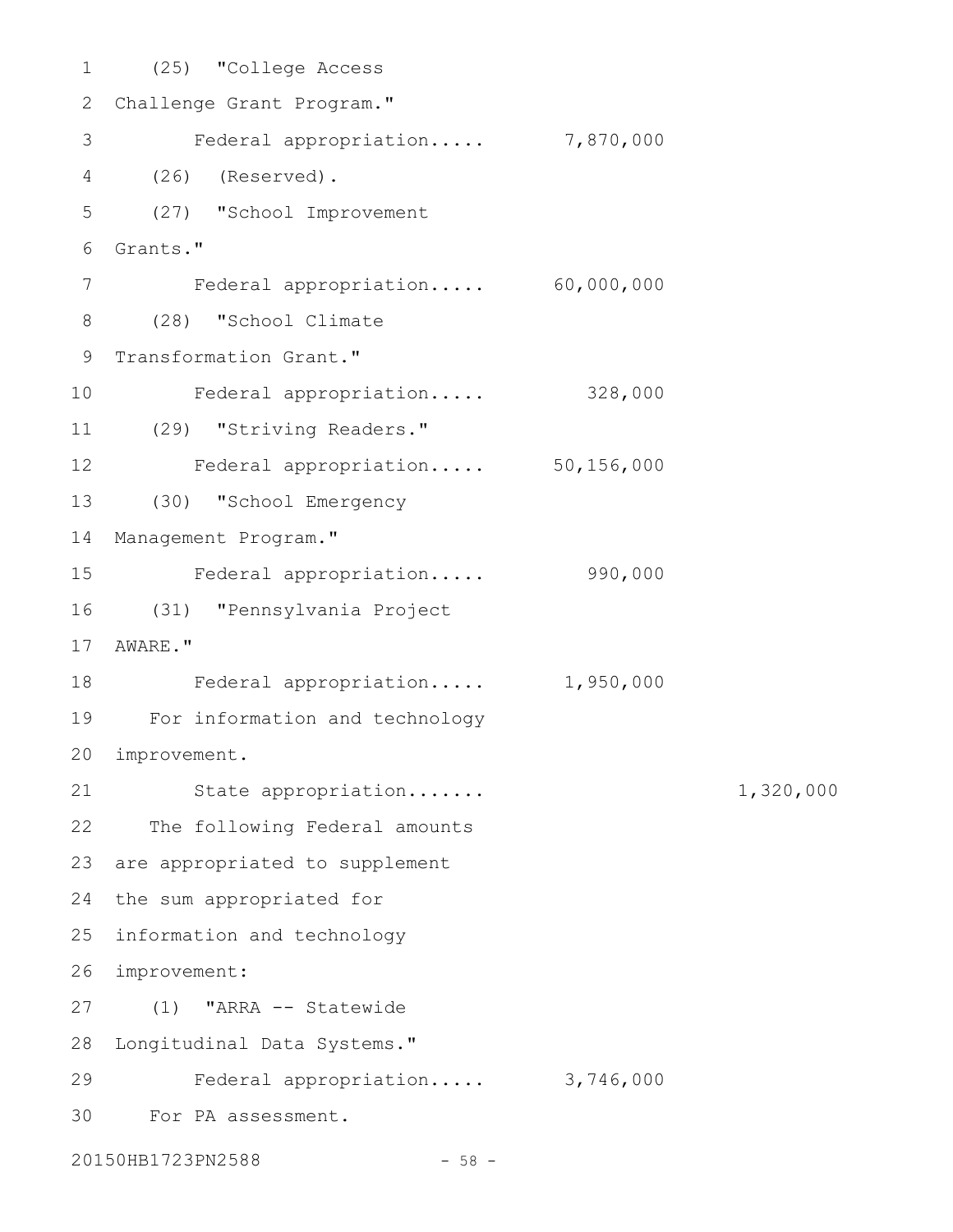(25) "College Access Challenge Grant Program."

Federal appropriation..... 7,870,000

(26) (Reserved).

(27) "School Improvement Grants."

Federal appropriation..... 60,000,000

(28) "School Climate Transformation Grant."

Federal appropriation..... 328,000

(29) "Striving Readers."

Federal appropriation..... 50,156,000

(30) "School Emergency Management Program."

Federal appropriation..... 990,000

(31) "Pennsylvania Project AWARE."

Federal appropriation..... 1,950,000

For information and technology improvement.

State appropriation....... 1,320,000

The following Federal amounts are appropriated to supplement the sum appropriated for information and technology improvement:

(1) "ARRA -- Statewide Longitudinal Data Systems."

Federal appropriation..... 3,746,000

For PA assessment.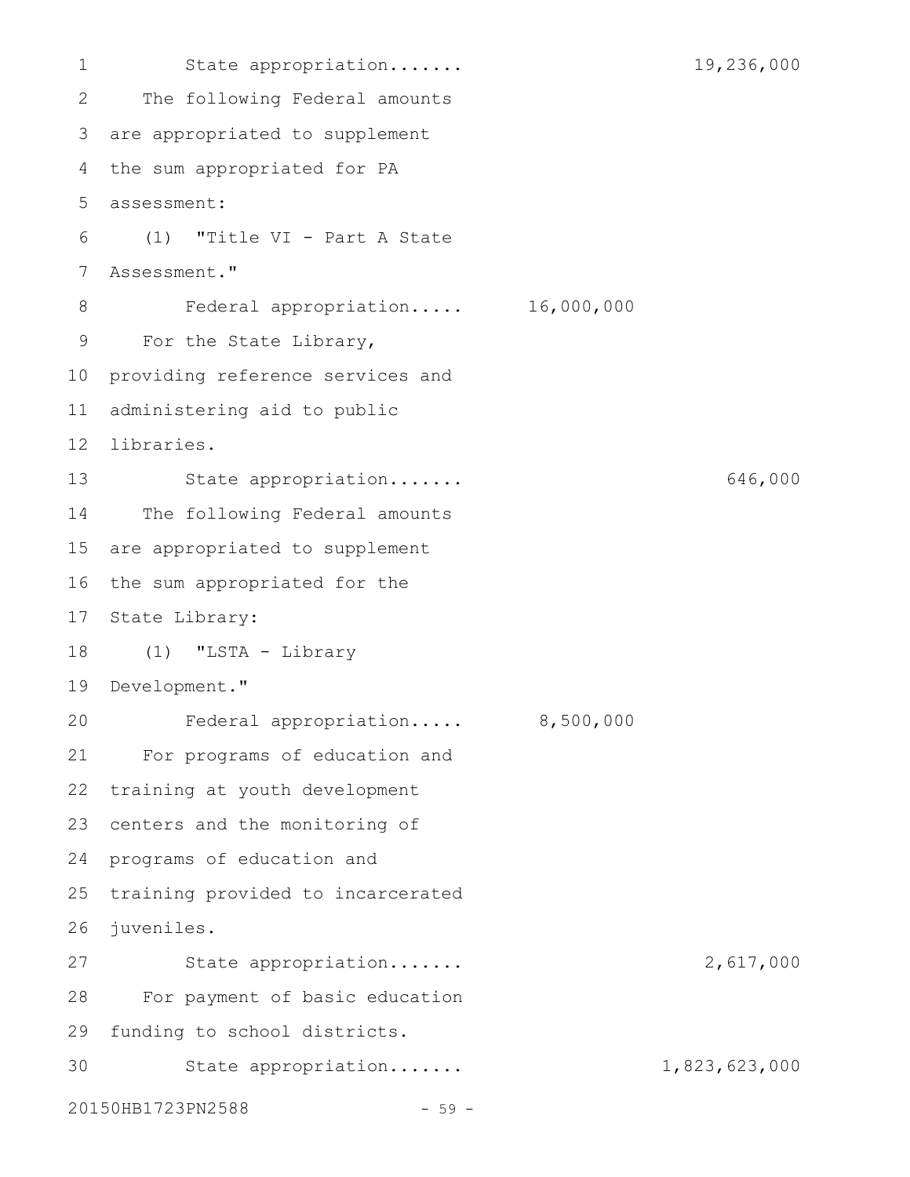State appropriation....... 19,236,000

The following Federal amounts are appropriated to supplement the sum appropriated for PA assessment:

(1) "Title VI - Part A State Assessment."

Federal appropriation..... 16,000,000

For the State Library, providing reference services and administering aid to public libraries.

State appropriation....... 646,000

The following Federal amounts are appropriated to supplement the sum appropriated for the State Library:

(1) "LSTA - Library Development."

Federal appropriation..... 8,500,000

For programs of education and training at youth development centers and the monitoring of programs of education and training provided to incarcerated juveniles.

State appropriation....... 2,617,000

For payment of basic education funding to school districts.

State appropriation....... 1,823,623,000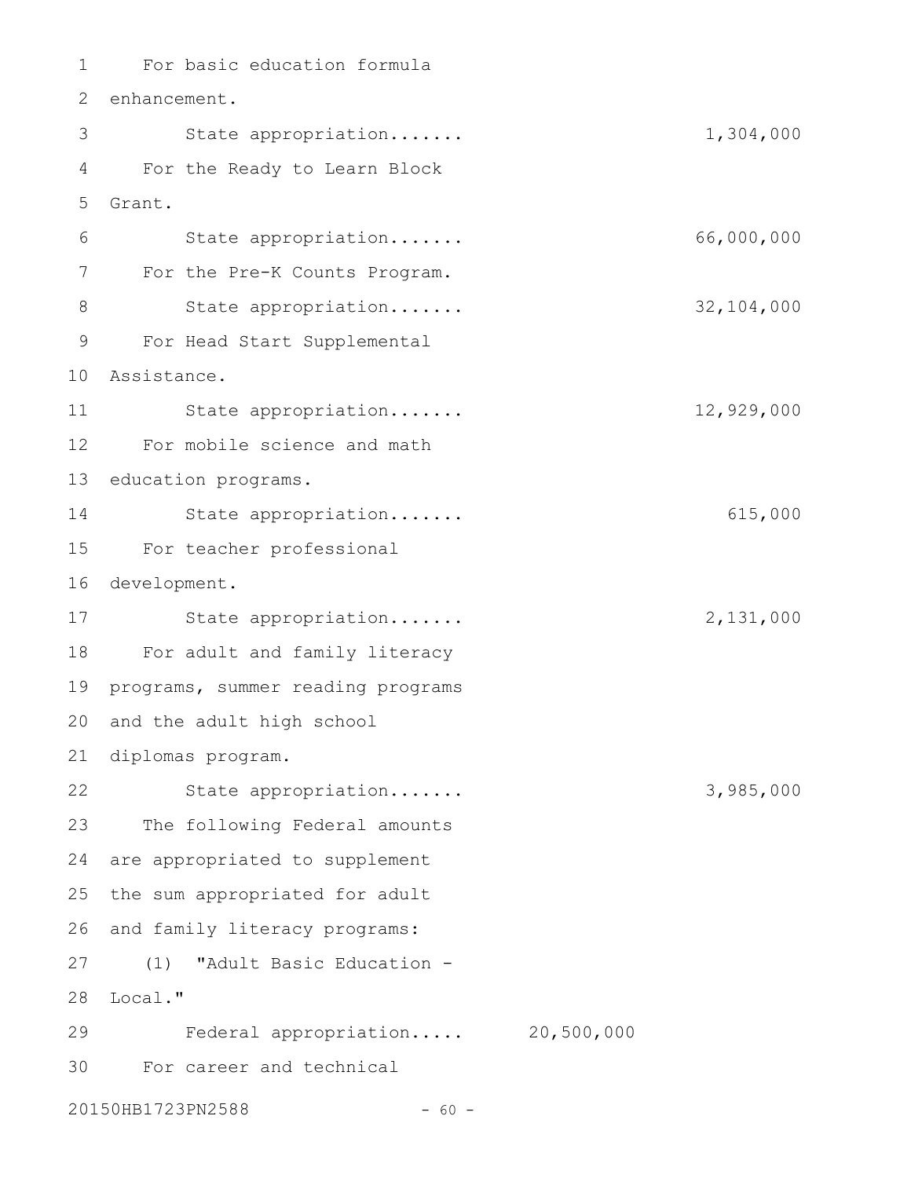For basic education formula enhancement.

State appropriation....... 1,304,000

For the Ready to Learn Block Grant.

State appropriation....... 66,000,000

For the Pre-K Counts Program.

State appropriation....... 32,104,000

For Head Start Supplemental Assistance.

State appropriation....... 12,929,000

For mobile science and math education programs.

State appropriation....... 615,000

For teacher professional development.

State appropriation....... 2,131,000

For adult and family literacy programs, summer reading programs and the adult high school diplomas program.

State appropriation....... 3,985,000

The following Federal amounts are appropriated to supplement the sum appropriated for adult and family literacy programs:

(1) "Adult Basic Education - Local."

Federal appropriation..... 20,500,000

For career and technical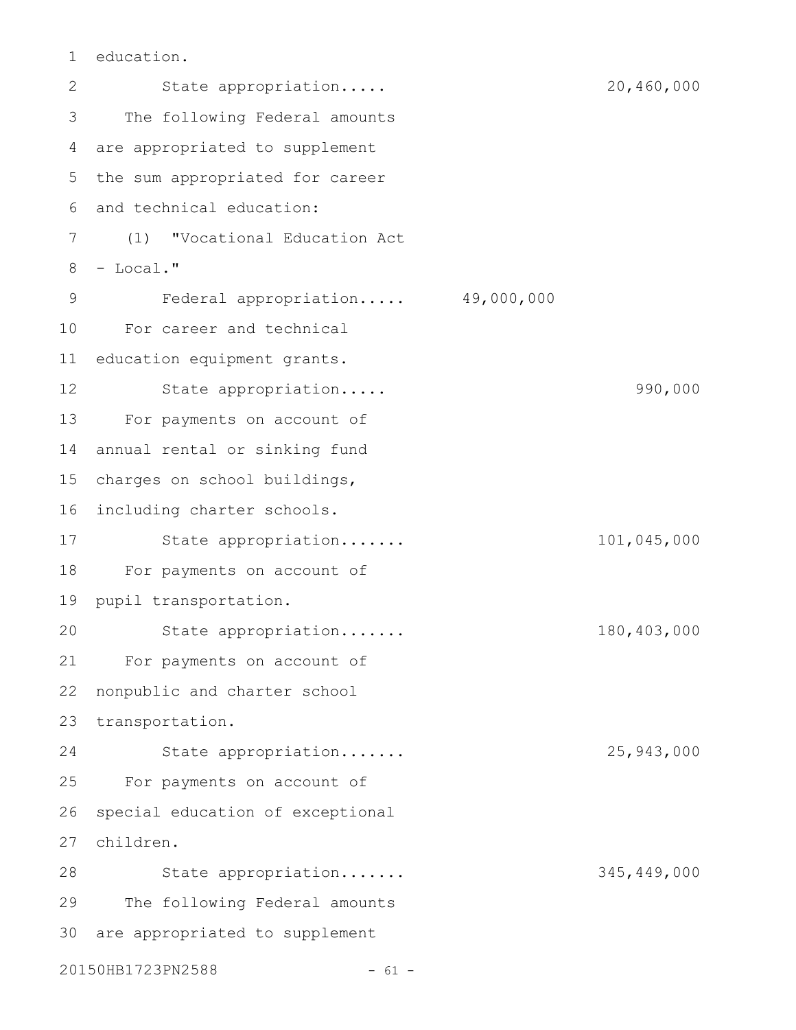education.

State appropriation..... 20,460,000

The following Federal amounts are appropriated to supplement the sum appropriated for career and technical education:

(1) "Vocational Education Act - Local."

Federal appropriation..... 49,000,000

For career and technical education equipment grants.

State appropriation..... 990,000

For payments on account of annual rental or sinking fund charges on school buildings, including charter schools.

State appropriation....... 101,045,000

For payments on account of pupil transportation.

State appropriation....... 180,403,000

For payments on account of nonpublic and charter school transportation.

State appropriation....... 25,943,000

For payments on account of special education of exceptional children.

State appropriation....... 345,449,000

The following Federal amounts are appropriated to supplement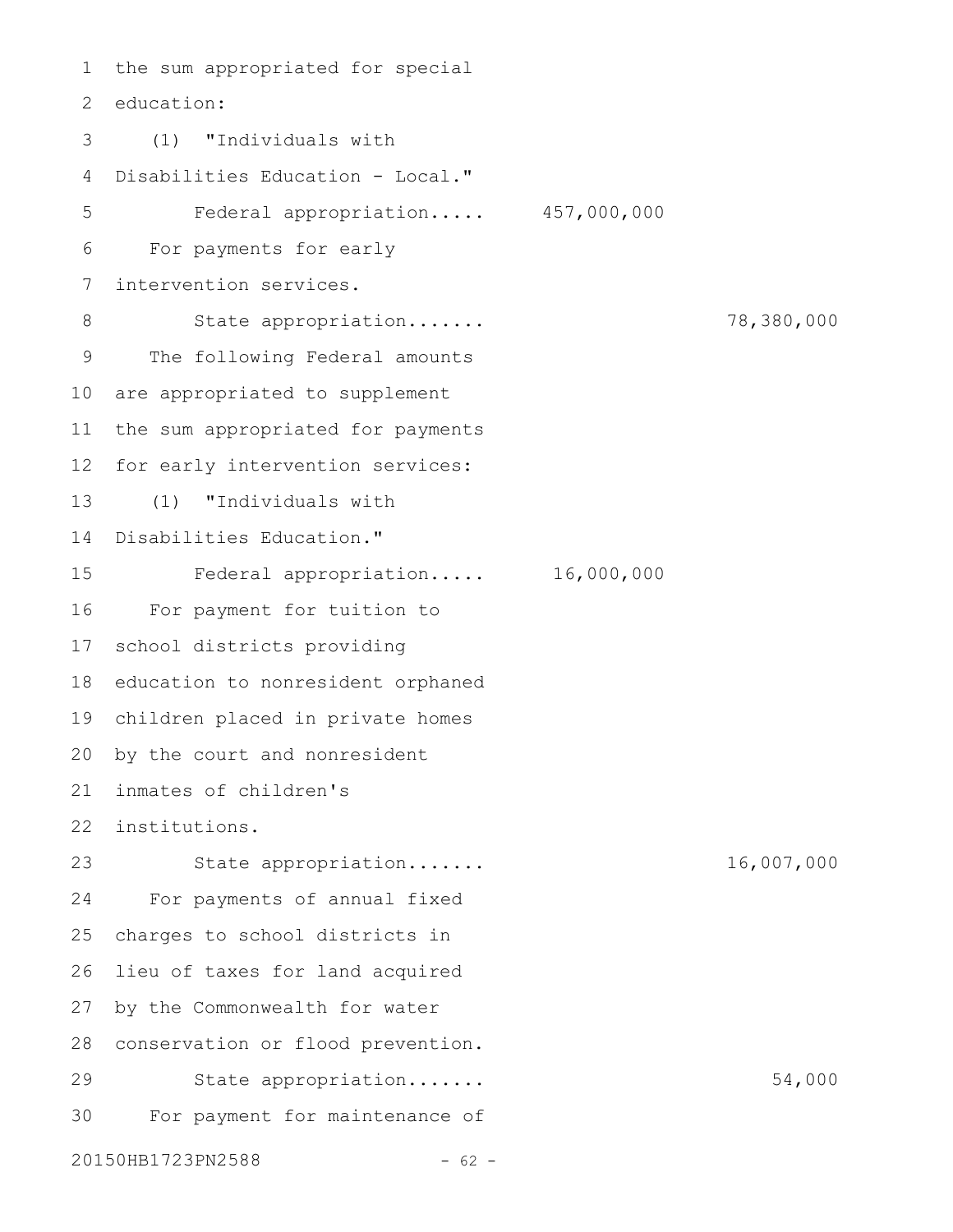the sum appropriated for special education:

(1) "Individuals with Disabilities Education - Local."

Federal appropriation..... 457,000,000

For payments for early intervention services.

State appropriation....... 78,380,000

The following Federal amounts are appropriated to supplement the sum appropriated for payments for early intervention services:

(1) "Individuals with Disabilities Education."

Federal appropriation..... 16,000,000

For payment for tuition to school districts providing education to nonresident orphaned children placed in private homes by the court and nonresident inmates of children's institutions.

State appropriation....... 16,007,000

For payments of annual fixed charges to school districts in lieu of taxes for land acquired by the Commonwealth for water conservation or flood prevention.

State appropriation....... 54,000

For payment for maintenance of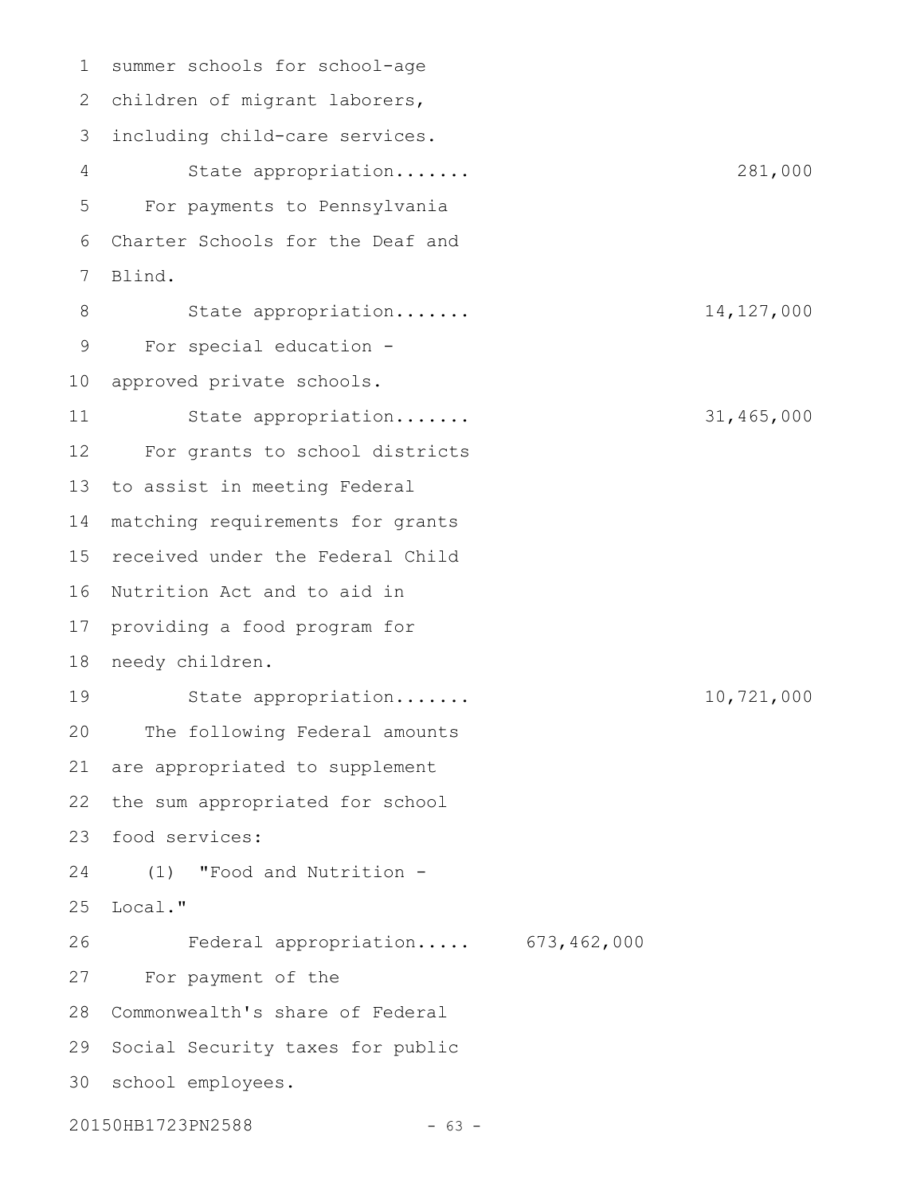summer schools for school-age children of migrant laborers, including child-care services.

State appropriation....... 281,000

For payments to Pennsylvania Charter Schools for the Deaf and Blind.

State appropriation....... 14,127,000

For special education - approved private schools.

State appropriation....... 31,465,000

For grants to school districts to assist in meeting Federal matching requirements for grants received under the Federal Child Nutrition Act and to aid in providing a food program for needy children.

State appropriation....... 10,721,000

The following Federal amounts are appropriated to supplement the sum appropriated for school food services:

(1) "Food and Nutrition - Local."

Federal appropriation..... 673,462,000

For payment of the Commonwealth's share of Federal Social Security taxes for public school employees.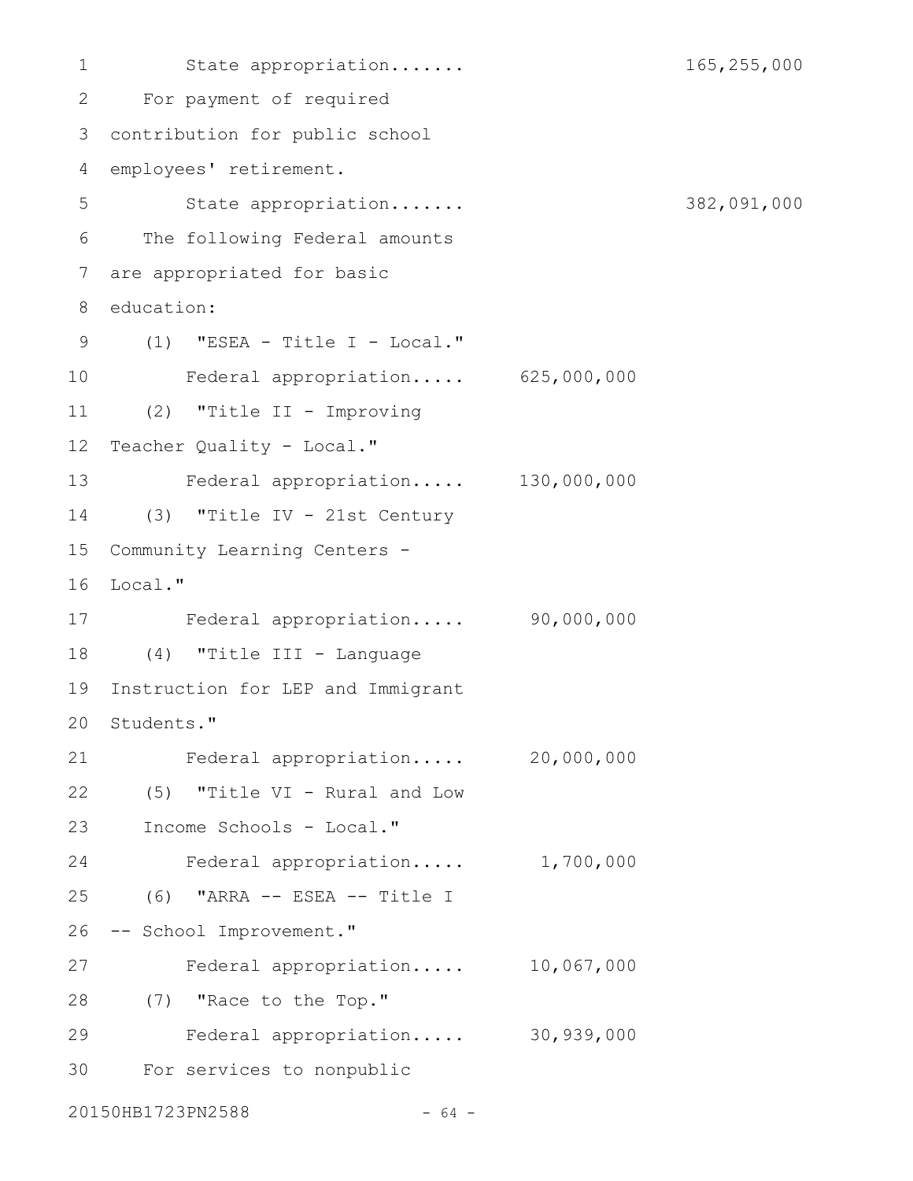State appropriation....... 165,255,000

For payment of required contribution for public school employees' retirement.

State appropriation....... 382,091,000

The following Federal amounts are appropriated for basic education:

(1) "ESEA - Title I - Local."

Federal appropriation..... 625,000,000

(2) "Title II - Improving Teacher Quality - Local."

Federal appropriation..... 130,000,000

(3) "Title IV - 21st Century Community Learning Centers - Local."

Federal appropriation..... 90,000,000

(4) "Title III - Language Instruction for LEP and Immigrant Students."

Federal appropriation..... 20,000,000

(5) "Title VI - Rural and Low Income Schools - Local."

Federal appropriation..... 1,700,000

(6) "ARRA -- ESEA -- Title I -- School Improvement."

Federal appropriation..... 10,067,000

(7) "Race to the Top."

Federal appropriation..... 30,939,000

For services to nonpublic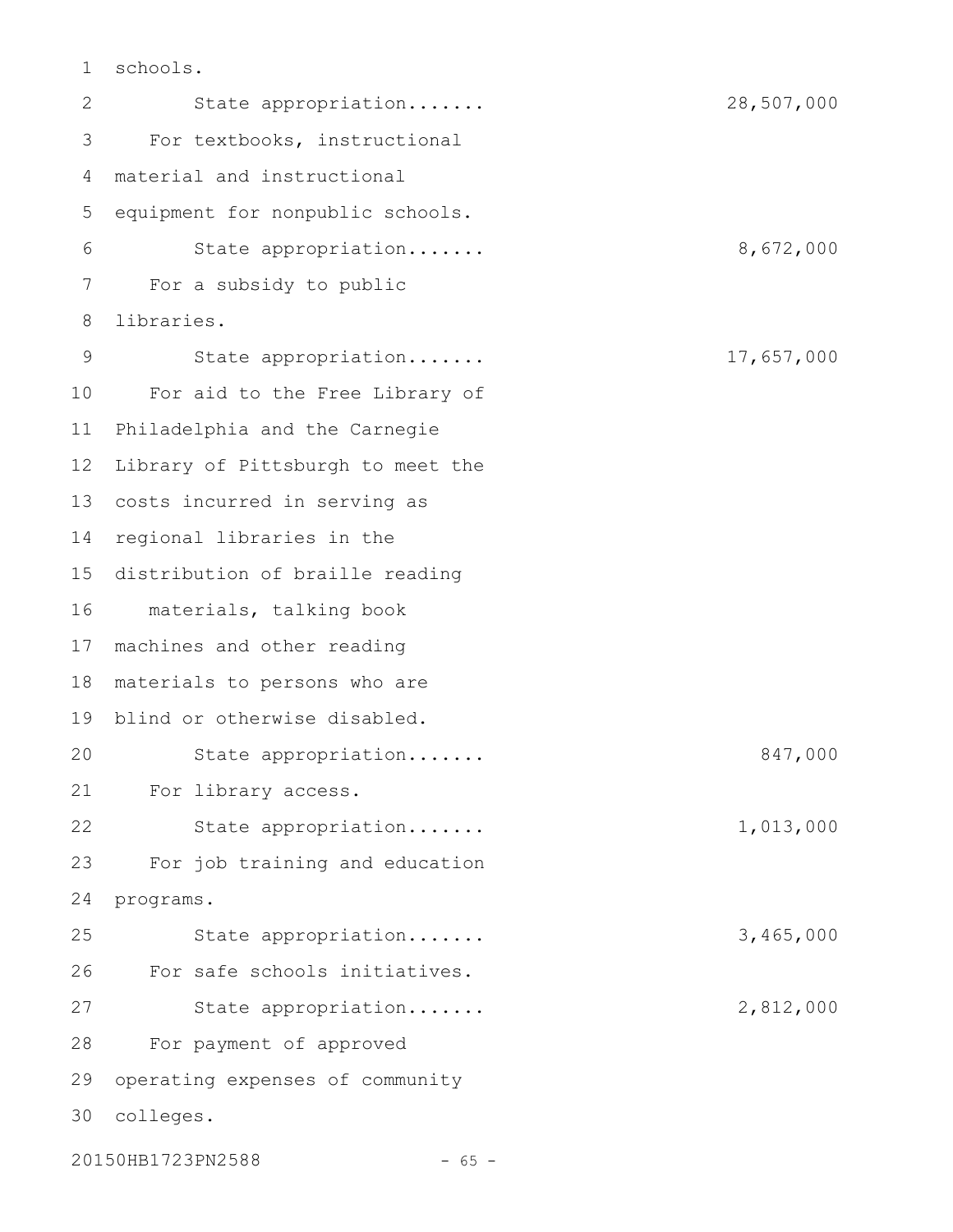schools.

State appropriation....... 28,507,000

For textbooks, instructional material and instructional equipment for nonpublic schools.

State appropriation....... 8,672,000

For a subsidy to public libraries.

State appropriation....... 17,657,000

For aid to the Free Library of Philadelphia and the Carnegie Library of Pittsburgh to meet the costs incurred in serving as regional libraries in the distribution of braille reading materials, talking book machines and other reading materials to persons who are blind or otherwise disabled.

State appropriation....... 847,000

For library access.

State appropriation....... 1,013,000

For job training and education programs.

State appropriation....... 3,465,000

For safe schools initiatives.

State appropriation....... 2,812,000

For payment of approved operating expenses of community colleges.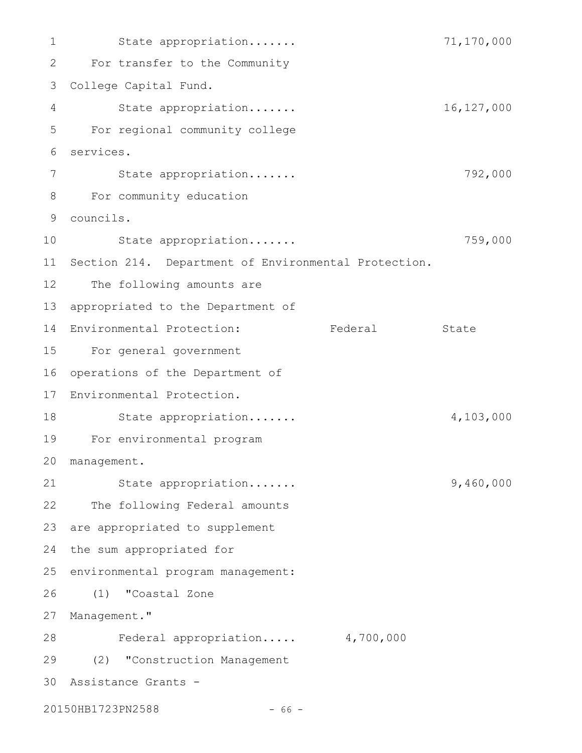State appropriation....... 71,170,000

For transfer to the Community College Capital Fund.

State appropriation....... 16,127,000

For regional community college services.

State appropriation....... 792,000

For community education councils.

State appropriation....... 759,000

Section 214. Department of Environmental Protection.

| The following amounts are appropriated to the Department of Environmental Protection: | Federal | State |
|---|---|---|
| For general government operations of the Department of Environmental Protection. | | |
| State appropriation....... | | 4,103,000 |
| For environmental program management. | | |
| State appropriation....... | | 9,460,000 |
| The following Federal amounts are appropriated to supplement the sum appropriated for environmental program management: | | |
| (1) "Coastal Zone Management." | | |
| Federal appropriation..... | 4,700,000 | |
| (2) "Construction Management Assistance Grants - | | |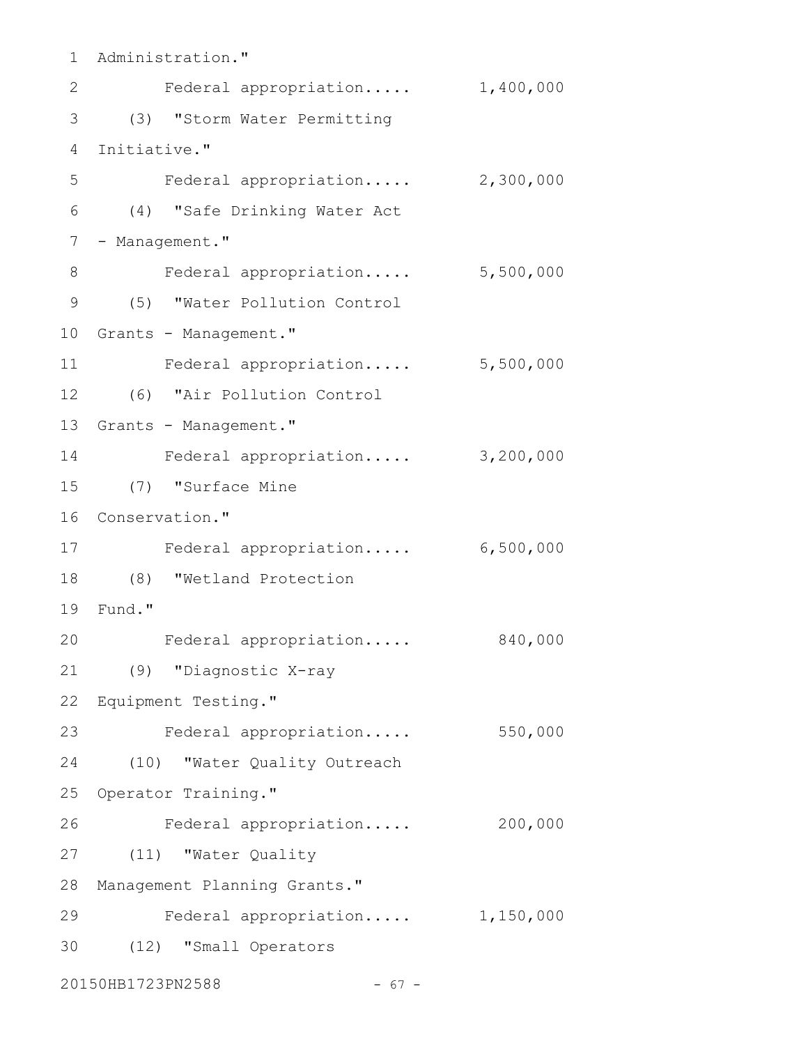Administration."

Federal appropriation..... 1,400,000

(3) "Storm Water Permitting Initiative."

Federal appropriation..... 2,300,000

(4) "Safe Drinking Water Act - Management."

Federal appropriation..... 5,500,000

(5) "Water Pollution Control Grants - Management."

Federal appropriation..... 5,500,000

(6) "Air Pollution Control Grants - Management."

Federal appropriation..... 3,200,000

(7) "Surface Mine Conservation."

Federal appropriation..... 6,500,000

(8) "Wetland Protection Fund."

Federal appropriation..... 840,000

(9) "Diagnostic X-ray Equipment Testing."

Federal appropriation..... 550,000

(10) "Water Quality Outreach Operator Training."

Federal appropriation..... 200,000

(11) "Water Quality Management Planning Grants."

Federal appropriation..... 1,150,000

(12) "Small Operators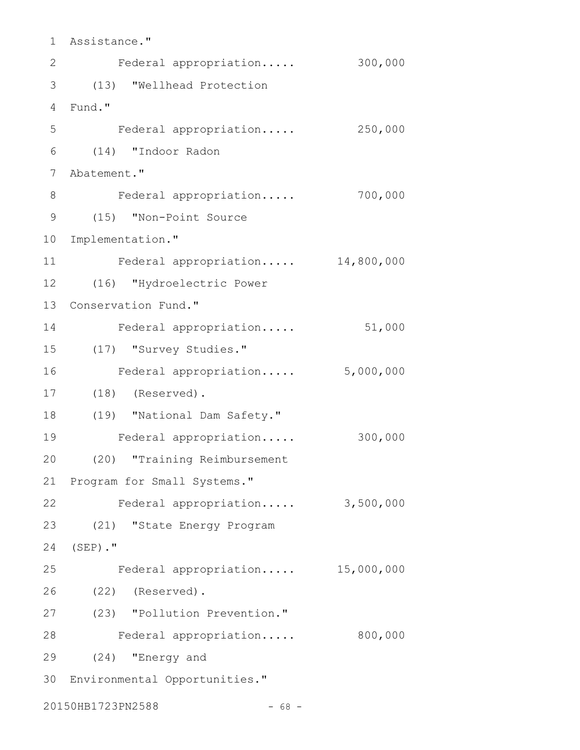Assistance."

Federal appropriation..... 300,000

(13) "Wellhead Protection Fund."

Federal appropriation..... 250,000

(14) "Indoor Radon Abatement."

Federal appropriation..... 700,000

(15) "Non-Point Source Implementation."

Federal appropriation..... 14,800,000

(16) "Hydroelectric Power Conservation Fund."

Federal appropriation..... 51,000

(17) "Survey Studies."

Federal appropriation..... 5,000,000

(18) (Reserved).

(19) "National Dam Safety."

Federal appropriation..... 300,000

(20) "Training Reimbursement Program for Small Systems."

Federal appropriation..... 3,500,000

(21) "State Energy Program (SEP)."

Federal appropriation..... 15,000,000

(22) (Reserved).

(23) "Pollution Prevention."

Federal appropriation..... 800,000

(24) "Energy and Environmental Opportunities."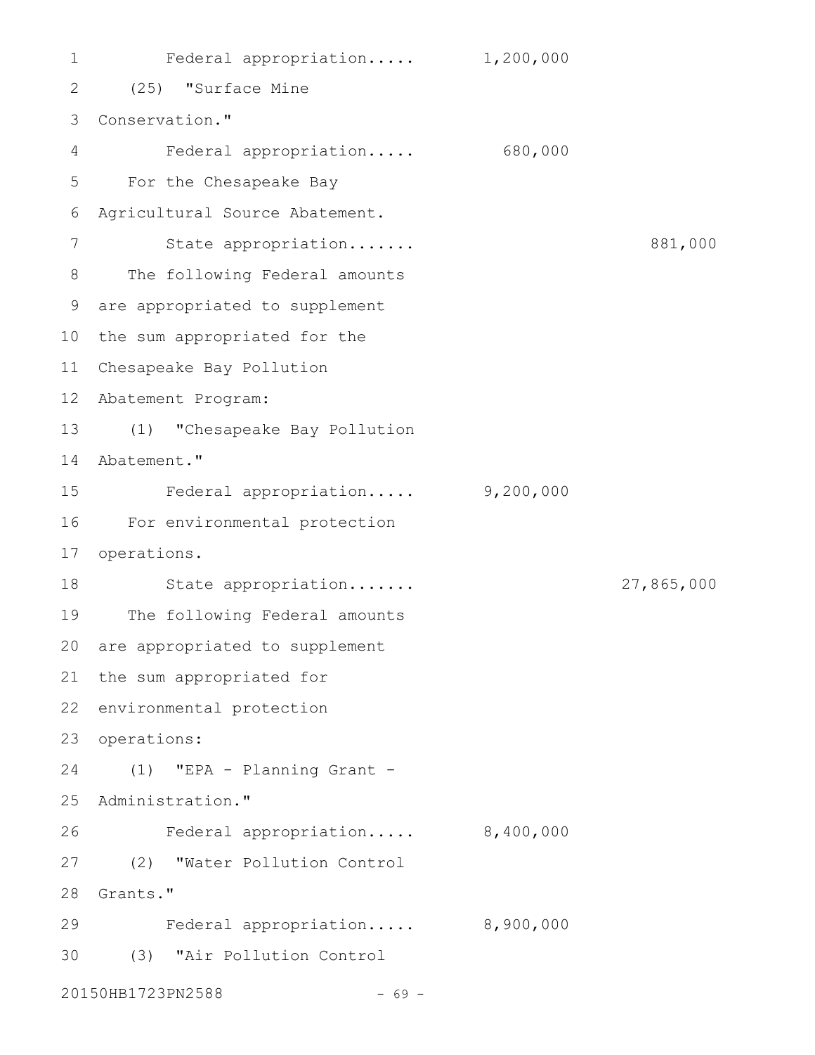Federal appropriation..... 1,200,000

(25) "Surface Mine Conservation."

Federal appropriation..... 680,000

For the Chesapeake Bay Agricultural Source Abatement.

State appropriation....... 881,000

The following Federal amounts are appropriated to supplement the sum appropriated for the Chesapeake Bay Pollution Abatement Program:

(1) "Chesapeake Bay Pollution Abatement."

Federal appropriation..... 9,200,000

For environmental protection operations.

State appropriation....... 27,865,000

The following Federal amounts are appropriated to supplement the sum appropriated for environmental protection operations:

(1) "EPA - Planning Grant - Administration."

Federal appropriation..... 8,400,000

(2) "Water Pollution Control Grants."

Federal appropriation..... 8,900,000

(3) "Air Pollution Control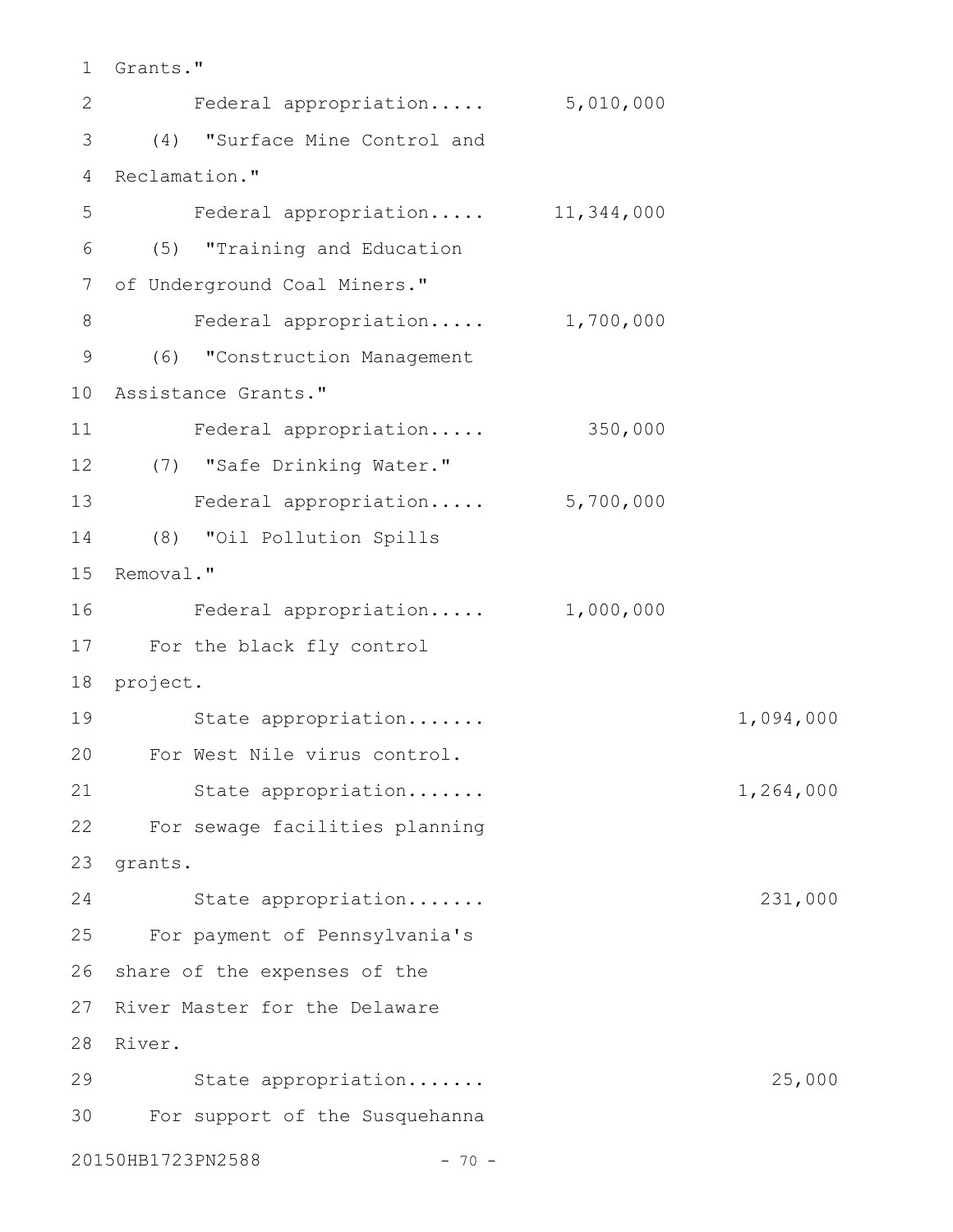Grants."

Federal appropriation..... 5,010,000

(4) "Surface Mine Control and Reclamation."

Federal appropriation..... 11,344,000

(5) "Training and Education of Underground Coal Miners."

Federal appropriation..... 1,700,000

(6) "Construction Management Assistance Grants."

Federal appropriation..... 350,000

(7) "Safe Drinking Water."

Federal appropriation..... 5,700,000

(8) "Oil Pollution Spills Removal."

Federal appropriation..... 1,000,000

For the black fly control project.

State appropriation....... 1,094,000

For West Nile virus control.

State appropriation....... 1,264,000

For sewage facilities planning grants.

State appropriation....... 231,000

For payment of Pennsylvania's share of the expenses of the River Master for the Delaware River.

State appropriation....... 25,000

For support of the Susquehanna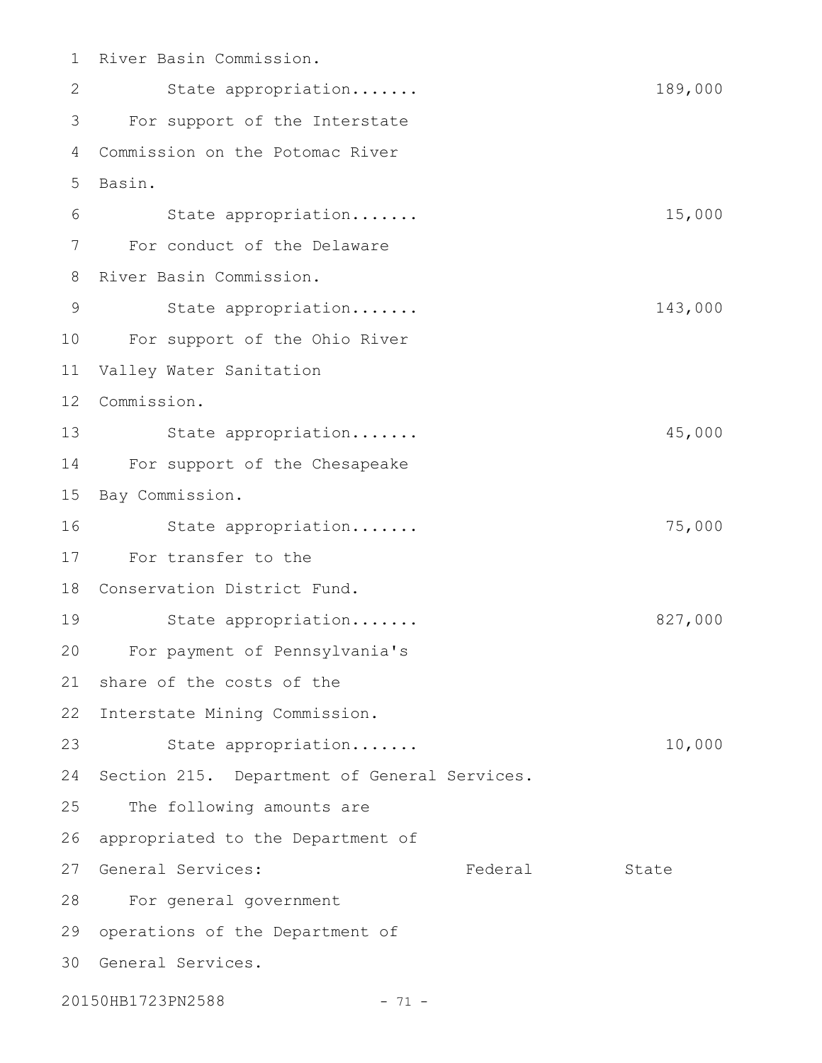River Basin Commission.

State appropriation....... 189,000

For support of the Interstate Commission on the Potomac River Basin.

State appropriation....... 15,000

For conduct of the Delaware River Basin Commission.

State appropriation....... 143,000

For support of the Ohio River Valley Water Sanitation Commission.

State appropriation....... 45,000

For support of the Chesapeake Bay Commission.

State appropriation....... 75,000

For transfer to the Conservation District Fund.

State appropriation....... 827,000

For payment of Pennsylvania's share of the costs of the Interstate Mining Commission.

State appropriation....... 10,000

Section 215. Department of General Services.

The following amounts are appropriated to the Department of General Services:

| | Federal | State |
|---|---|---|

For general government operations of the Department of General Services.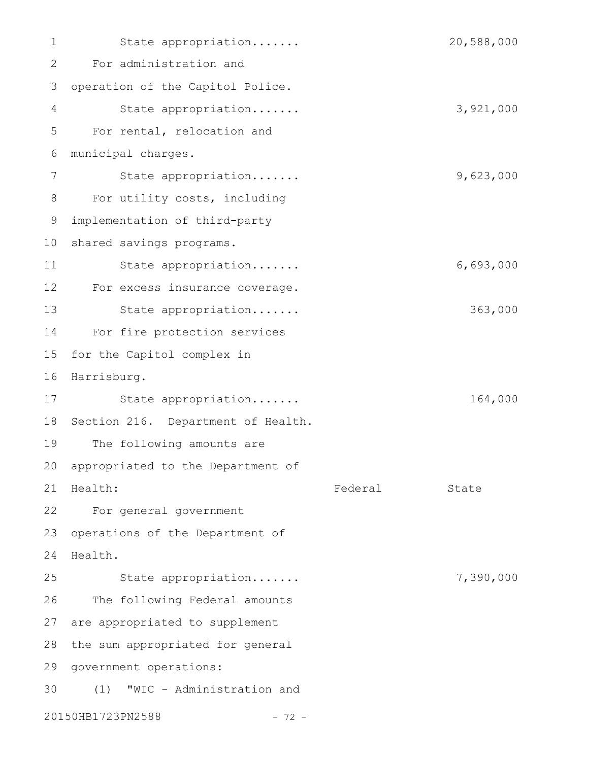State appropriation....... 20,588,000

For administration and operation of the Capitol Police.

State appropriation....... 3,921,000

For rental, relocation and municipal charges.

State appropriation....... 9,623,000

For utility costs, including implementation of third-party shared savings programs.

State appropriation....... 6,693,000

For excess insurance coverage.

State appropriation....... 363,000

For fire protection services for the Capitol complex in Harrisburg.

State appropriation....... 164,000

Section 216. Department of Health.

The following amounts are appropriated to the Department of Health:

| | Federal | State |
|---|---|---|
| For general government operations of the Department of Health. | | |
| State appropriation....... | | 7,390,000 |

The following Federal amounts are appropriated to supplement the sum appropriated for general government operations:

(1) "WIC - Administration and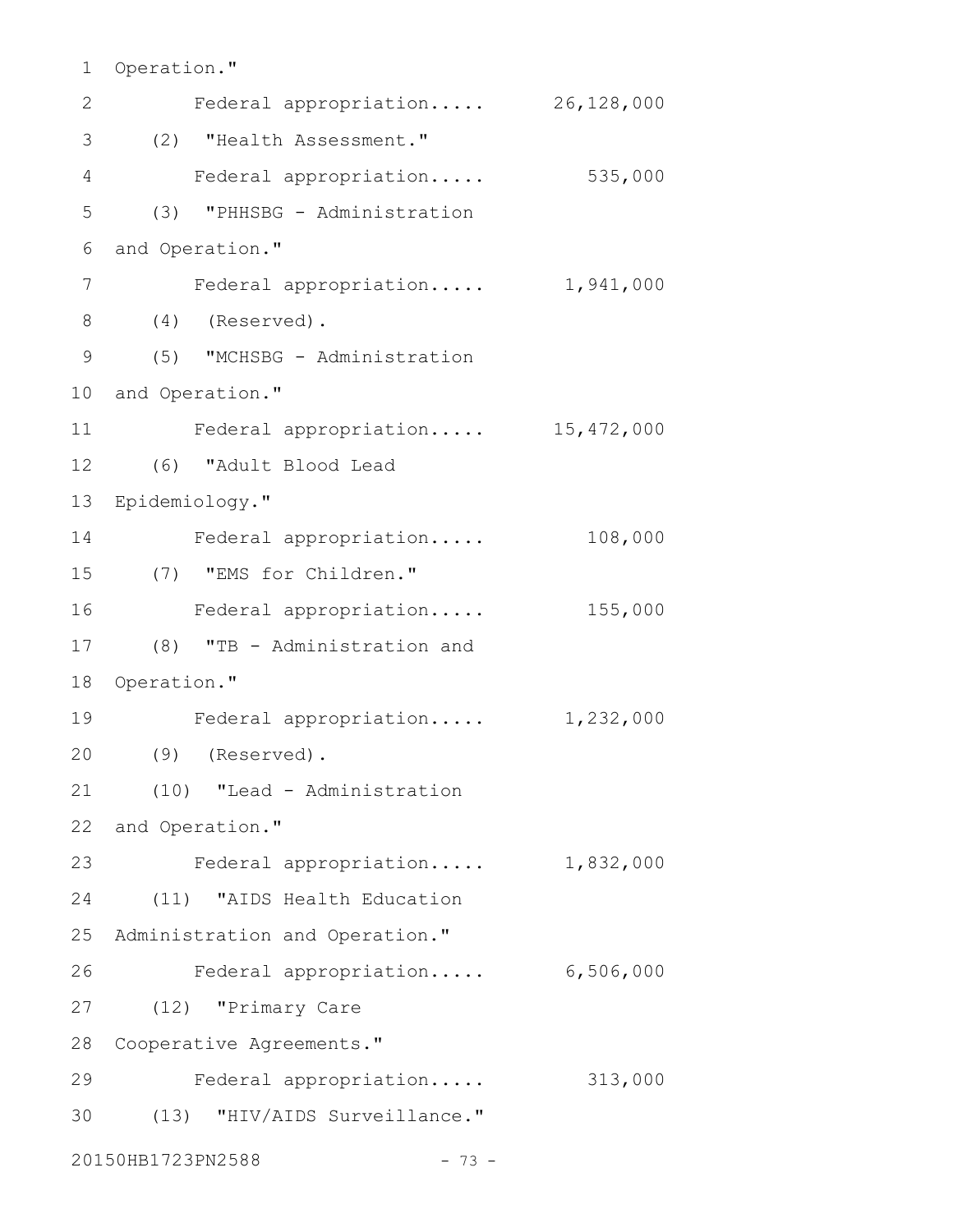Operation."

Federal appropriation..... 26,128,000

(2) "Health Assessment."

Federal appropriation..... 535,000

(3) "PHHSBG - Administration and Operation."

Federal appropriation..... 1,941,000

(4) (Reserved).

(5) "MCHSBG - Administration and Operation."

Federal appropriation..... 15,472,000

(6) "Adult Blood Lead Epidemiology."

Federal appropriation..... 108,000

(7) "EMS for Children."

Federal appropriation..... 155,000

(8) "TB - Administration and Operation."

Federal appropriation..... 1,232,000

(9) (Reserved).

(10) "Lead - Administration and Operation."

Federal appropriation..... 1,832,000

(11) "AIDS Health Education Administration and Operation."

Federal appropriation..... 6,506,000

(12) "Primary Care Cooperative Agreements."

Federal appropriation..... 313,000

(13) "HIV/AIDS Surveillance."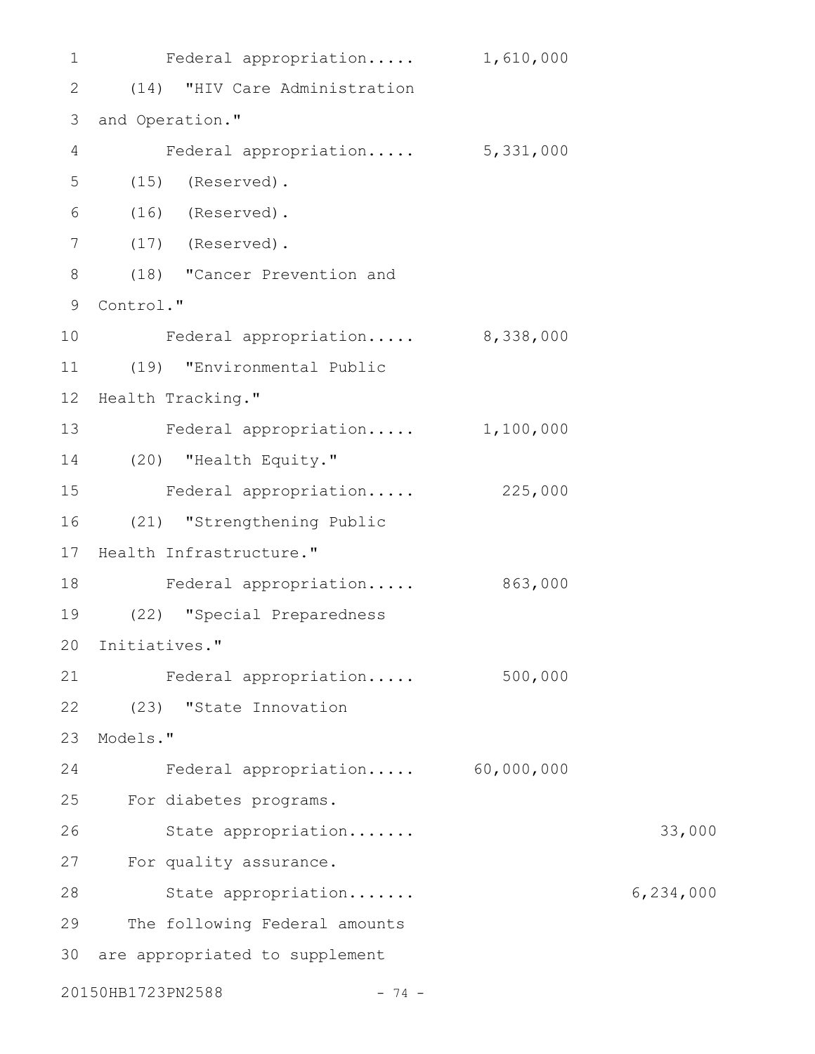Federal appropriation..... 1,610,000

(14) "HIV Care Administration and Operation."

Federal appropriation..... 5,331,000

(15) (Reserved).

(16) (Reserved).

(17) (Reserved).

(18) "Cancer Prevention and Control."

Federal appropriation..... 8,338,000

(19) "Environmental Public Health Tracking."

Federal appropriation..... 1,100,000

(20) "Health Equity."

Federal appropriation..... 225,000

(21) "Strengthening Public Health Infrastructure."

Federal appropriation..... 863,000

(22) "Special Preparedness Initiatives."

Federal appropriation..... 500,000

(23) "State Innovation Models."

Federal appropriation..... 60,000,000

For diabetes programs.

State appropriation....... 33,000

For quality assurance.

State appropriation....... 6,234,000

The following Federal amounts are appropriated to supplement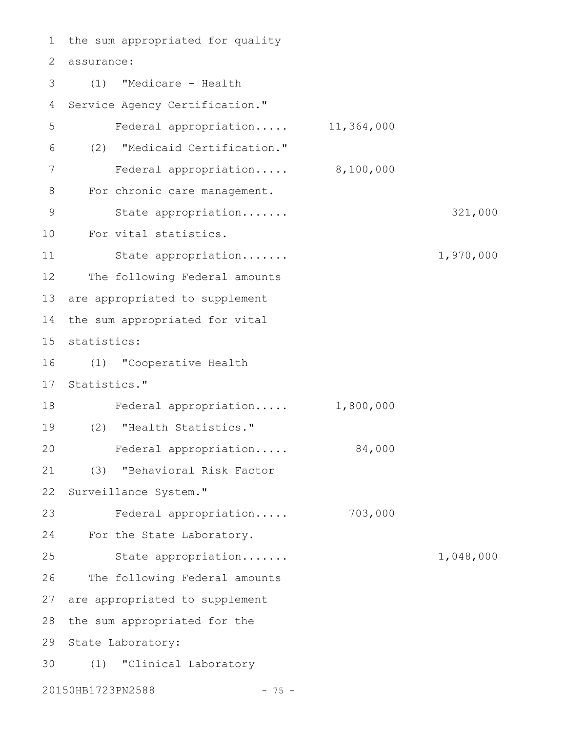the sum appropriated for quality assurance:

(1) "Medicare - Health Service Agency Certification."

| | | |
|---|---|---|
| Federal appropriation..... | 11,364,000 | |

(2) "Medicaid Certification."

| | | |
|---|---|---|
| Federal appropriation..... | 8,100,000 | |

For chronic care management.

| | | |
|---|---|---|
| State appropriation....... | | 321,000 |

For vital statistics.

| | | |
|---|---|---|
| State appropriation....... | | 1,970,000 |

The following Federal amounts are appropriated to supplement the sum appropriated for vital statistics:

(1) "Cooperative Health Statistics."

| | | |
|---|---|---|
| Federal appropriation..... | 1,800,000 | |

(2) "Health Statistics."

| | | |
|---|---|---|
| Federal appropriation..... | 84,000 | |

(3) "Behavioral Risk Factor Surveillance System."

| | | |
|---|---|---|
| Federal appropriation..... | 703,000 | |

For the State Laboratory.

| | | |
|---|---|---|
| State appropriation....... | | 1,048,000 |

The following Federal amounts are appropriated to supplement the sum appropriated for the State Laboratory:

(1) "Clinical Laboratory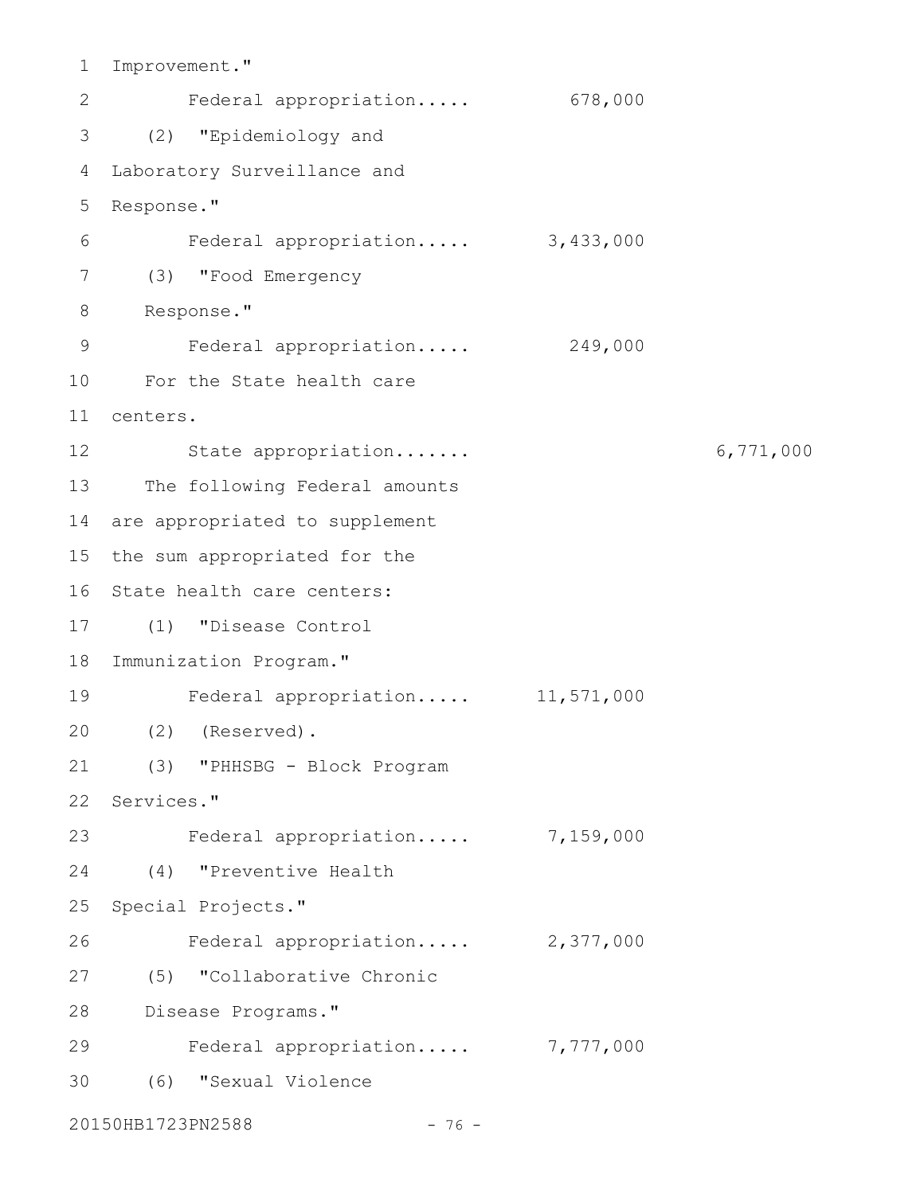Improvement."

Federal appropriation..... 678,000

(2) "Epidemiology and Laboratory Surveillance and Response."

Federal appropriation..... 3,433,000

(3) "Food Emergency Response."

Federal appropriation..... 249,000

For the State health care centers.

State appropriation....... 6,771,000

The following Federal amounts are appropriated to supplement the sum appropriated for the State health care centers:

(1) "Disease Control Immunization Program."

Federal appropriation..... 11,571,000

(2) (Reserved).

(3) "PHHSBG - Block Program Services."

Federal appropriation..... 7,159,000

(4) "Preventive Health Special Projects."

Federal appropriation..... 2,377,000

(5) "Collaborative Chronic Disease Programs."

Federal appropriation..... 7,777,000

(6) "Sexual Violence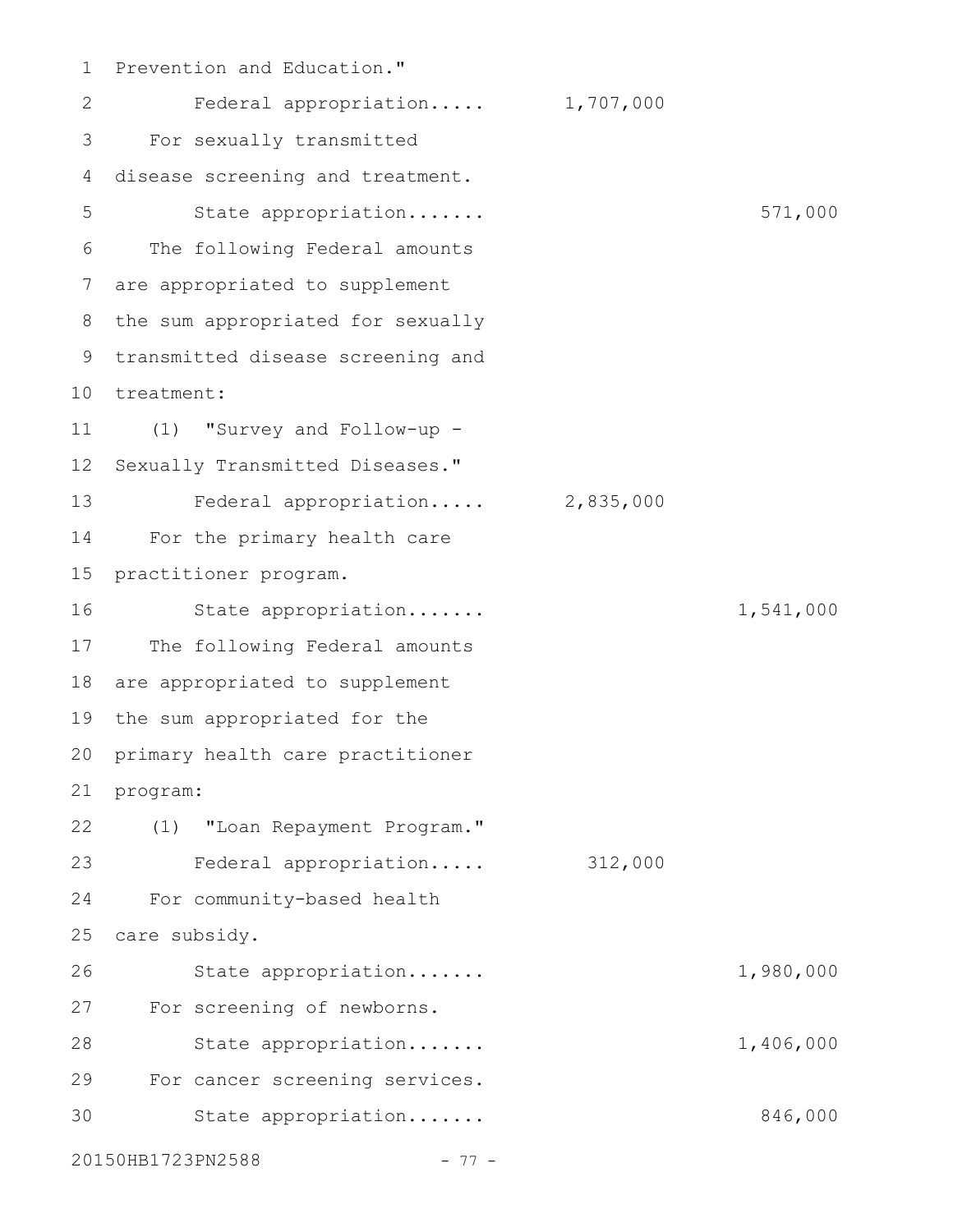Prevention and Education."

| | Federal | State |
|---|---|---|
| Federal appropriation..... | 1,707,000 | |
| For sexually transmitted disease screening and treatment. | | |
| State appropriation....... | | 571,000 |
| The following Federal amounts are appropriated to supplement the sum appropriated for sexually transmitted disease screening and treatment: | | |
| (1) "Survey and Follow-up - Sexually Transmitted Diseases." | | |
| Federal appropriation..... | 2,835,000 | |
| For the primary health care practitioner program. | | |
| State appropriation....... | | 1,541,000 |
| The following Federal amounts are appropriated to supplement the sum appropriated for the primary health care practitioner program: | | |
| (1) "Loan Repayment Program." | | |
| Federal appropriation..... | 312,000 | |
| For community-based health care subsidy. | | |
| State appropriation....... | | 1,980,000 |
| For screening of newborns. | | |
| State appropriation....... | | 1,406,000 |
| For cancer screening services. | | |
| State appropriation....... | | 846,000 |

20150HB1723PN2588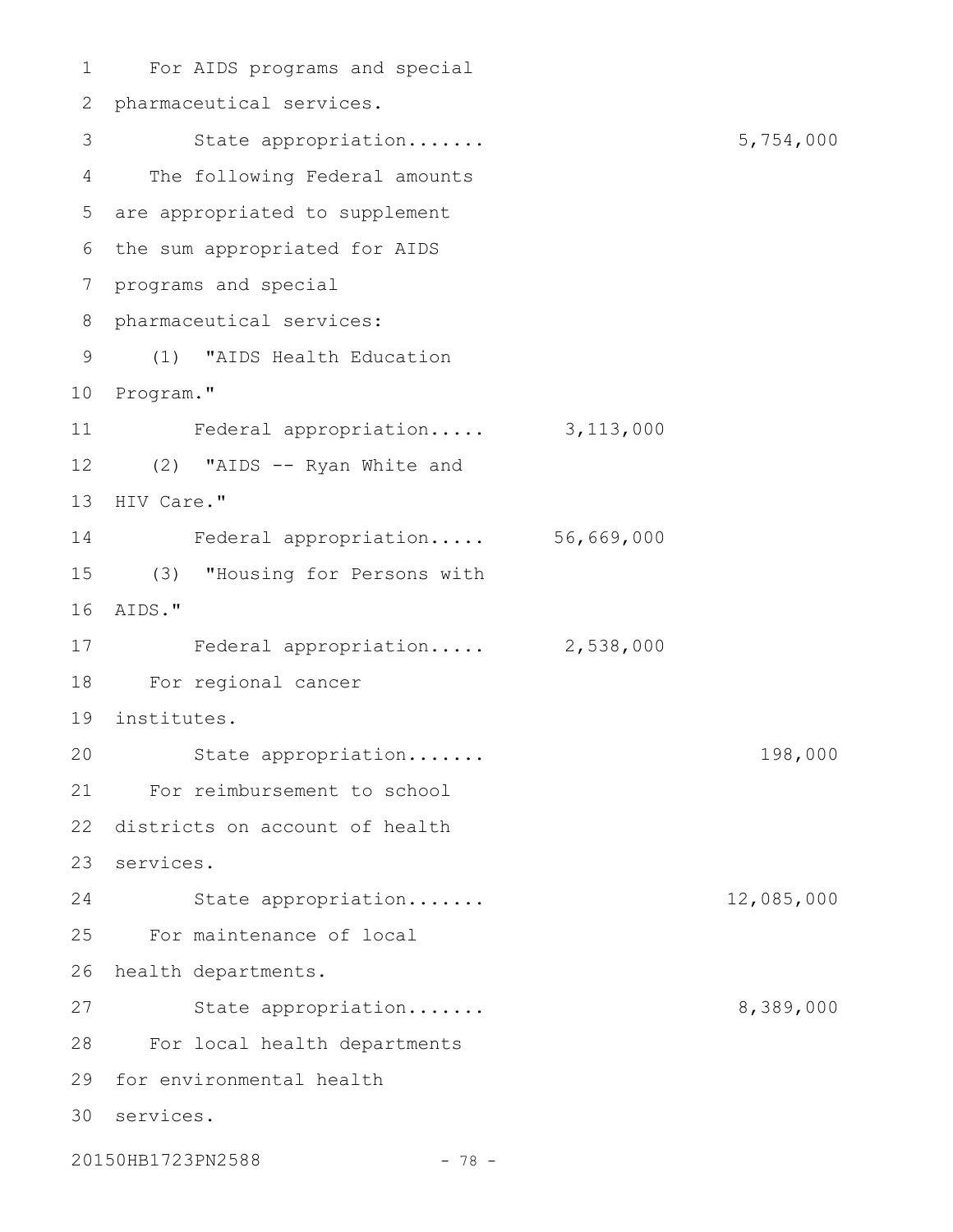For AIDS programs and special pharmaceutical services.

| | | |
|---|---|---|
| State appropriation....... | | 5,754,000 |

The following Federal amounts are appropriated to supplement the sum appropriated for AIDS programs and special pharmaceutical services:

(1) "AIDS Health Education Program."

| | | |
|---|---|---|
| Federal appropriation..... | 3,113,000 | |

(2) "AIDS -- Ryan White and HIV Care."

| | | |
|---|---|---|
| Federal appropriation..... | 56,669,000 | |

(3) "Housing for Persons with AIDS."

| | | |
|---|---|---|
| Federal appropriation..... | 2,538,000 | |

For regional cancer institutes.

| | | |
|---|---|---|
| State appropriation....... | | 198,000 |

For reimbursement to school districts on account of health services.

| | | |
|---|---|---|
| State appropriation....... | | 12,085,000 |

For maintenance of local health departments.

| | | |
|---|---|---|
| State appropriation....... | | 8,389,000 |

For local health departments for environmental health services.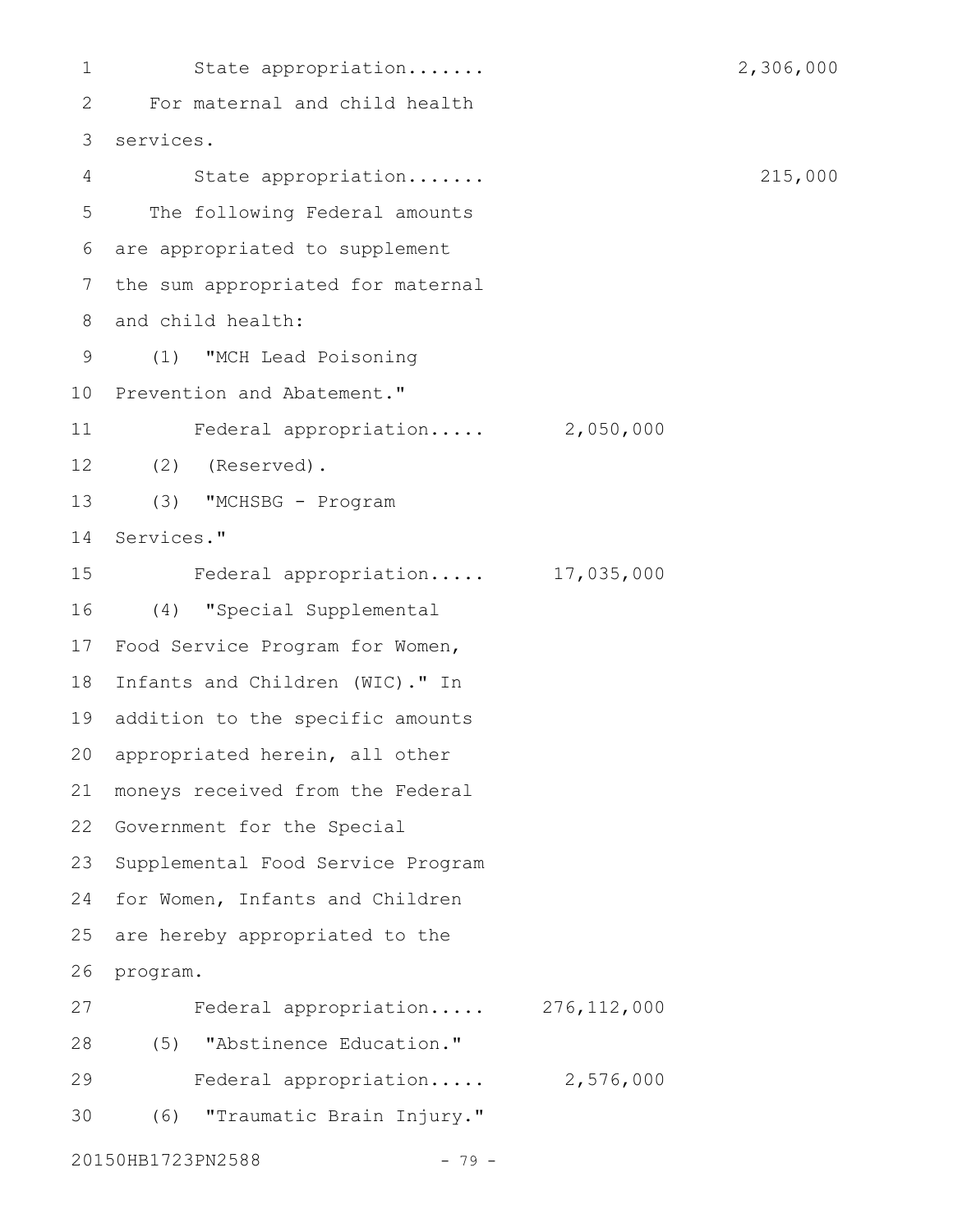State appropriation....... 2,306,000

For maternal and child health services.

State appropriation....... 215,000

The following Federal amounts are appropriated to supplement the sum appropriated for maternal and child health:

(1) "MCH Lead Poisoning Prevention and Abatement."

Federal appropriation..... 2,050,000

(2) (Reserved).

(3) "MCHSBG - Program Services."

Federal appropriation..... 17,035,000

(4) "Special Supplemental Food Service Program for Women, Infants and Children (WIC)." In addition to the specific amounts appropriated herein, all other moneys received from the Federal Government for the Special Supplemental Food Service Program for Women, Infants and Children are hereby appropriated to the program.

Federal appropriation..... 276,112,000

(5) "Abstinence Education."

Federal appropriation..... 2,576,000

(6) "Traumatic Brain Injury."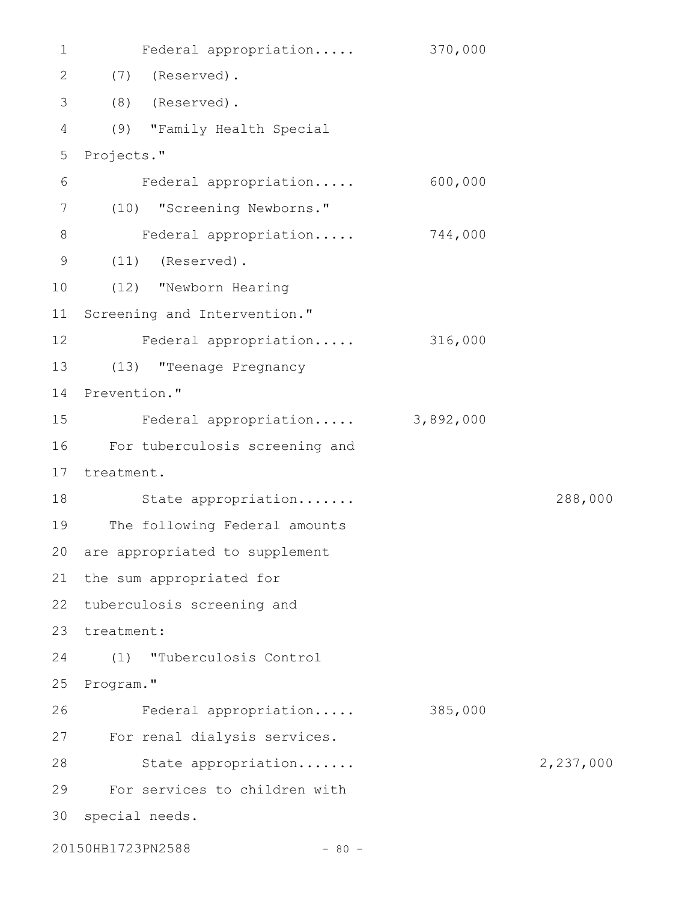Federal appropriation..... 370,000

(7) (Reserved).

(8) (Reserved).

(9) "Family Health Special Projects."

Federal appropriation..... 600,000

(10) "Screening Newborns."

Federal appropriation..... 744,000

(11) (Reserved).

(12) "Newborn Hearing Screening and Intervention."

Federal appropriation..... 316,000

(13) "Teenage Pregnancy Prevention."

Federal appropriation..... 3,892,000

For tuberculosis screening and treatment.

State appropriation....... 288,000

The following Federal amounts are appropriated to supplement the sum appropriated for tuberculosis screening and treatment:

(1) "Tuberculosis Control Program."

Federal appropriation..... 385,000

For renal dialysis services.

State appropriation....... 2,237,000

For services to children with special needs.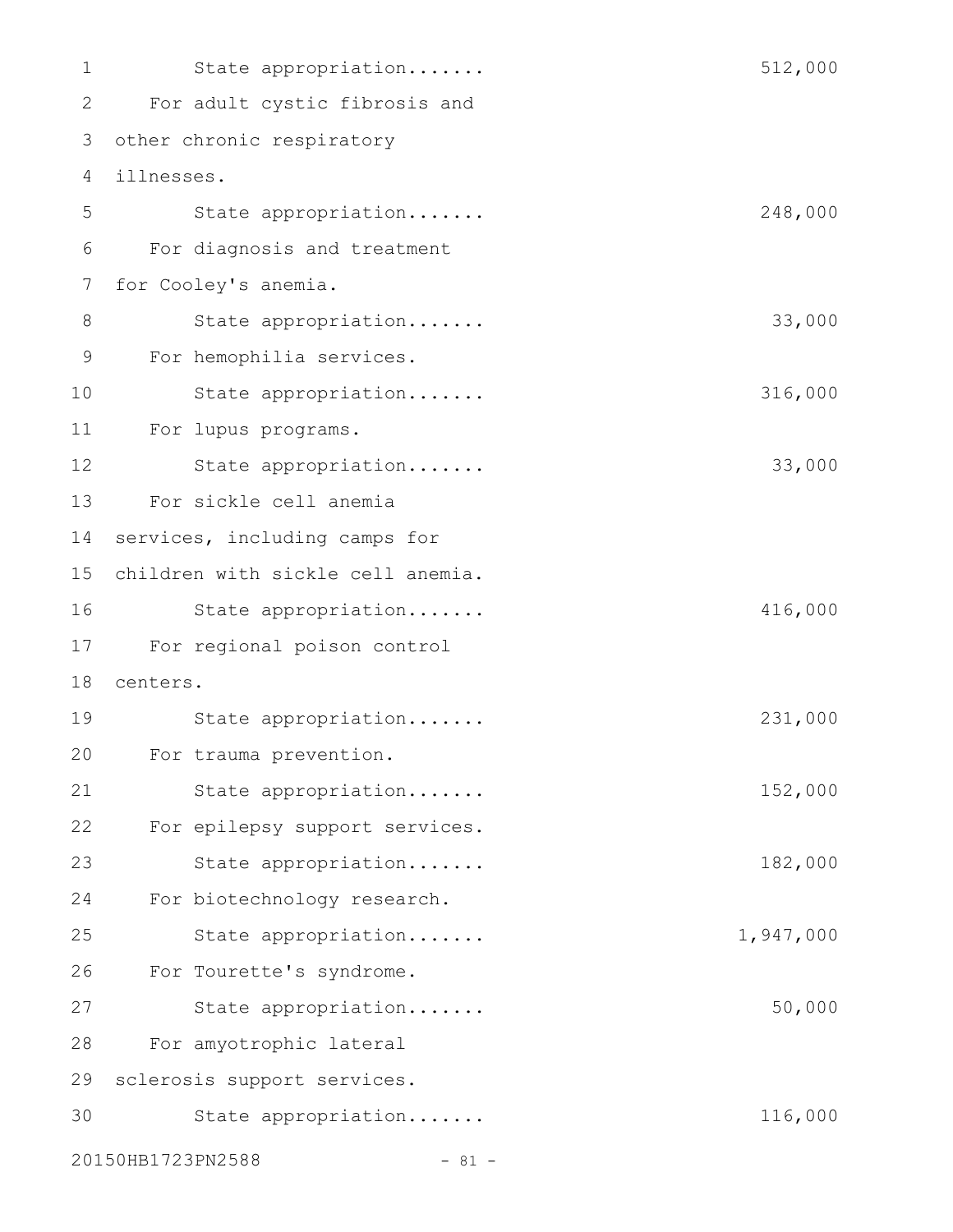State appropriation....... 512,000

For adult cystic fibrosis and other chronic respiratory illnesses.

State appropriation....... 248,000

For diagnosis and treatment for Cooley's anemia.

State appropriation....... 33,000

For hemophilia services.

State appropriation....... 316,000

For lupus programs.

State appropriation....... 33,000

For sickle cell anemia services, including camps for children with sickle cell anemia.

State appropriation....... 416,000

For regional poison control centers.

State appropriation....... 231,000

For trauma prevention.

State appropriation....... 152,000

For epilepsy support services.

State appropriation....... 182,000

For biotechnology research.

State appropriation....... 1,947,000

For Tourette's syndrome.

State appropriation....... 50,000

For amyotrophic lateral sclerosis support services.

State appropriation....... 116,000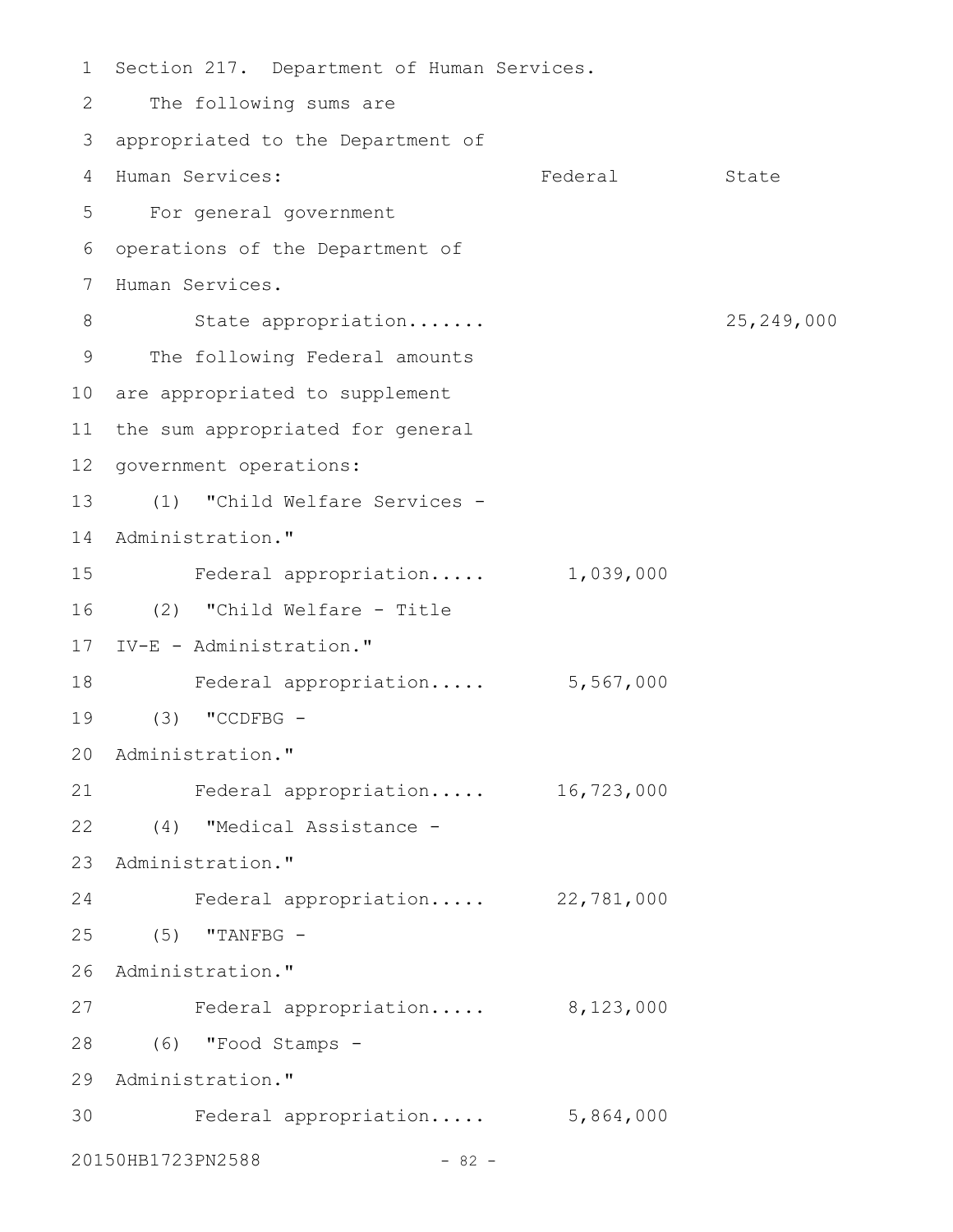Section 217. Department of Human Services.

| The following sums are appropriated to the Department of Human Services: | Federal | State |
|---|---|---|
| For general government operations of the Department of Human Services. | | |
| State appropriation....... | | 25,249,000 |
| The following Federal amounts are appropriated to supplement the sum appropriated for general government operations: | | |
| (1) "Child Welfare Services - Administration." | | |
| Federal appropriation..... | 1,039,000 | |
| (2) "Child Welfare - Title IV-E - Administration." | | |
| Federal appropriation..... | 5,567,000 | |
| (3) "CCDFBG - Administration." | | |
| Federal appropriation..... | 16,723,000 | |
| (4) "Medical Assistance - Administration." | | |
| Federal appropriation..... | 22,781,000 | |
| (5) "TANFBG - Administration." | | |
| Federal appropriation..... | 8,123,000 | |
| (6) "Food Stamps - Administration." | | |
| Federal appropriation..... | 5,864,000 | |

20150HB1723PN2588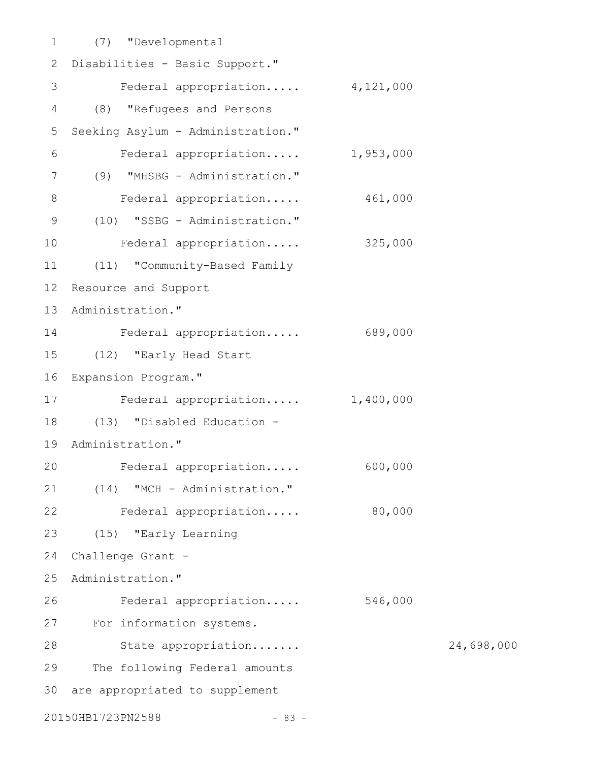(7) "Developmental Disabilities - Basic Support."

Federal appropriation..... 4,121,000

(8) "Refugees and Persons Seeking Asylum - Administration."

Federal appropriation..... 1,953,000

(9) "MHSBG - Administration."

Federal appropriation..... 461,000

(10) "SSBG - Administration."

Federal appropriation..... 325,000

(11) "Community-Based Family Resource and Support Administration."

Federal appropriation..... 689,000

(12) "Early Head Start Expansion Program."

Federal appropriation..... 1,400,000

(13) "Disabled Education - Administration."

Federal appropriation..... 600,000

(14) "MCH - Administration."

Federal appropriation..... 80,000

(15) "Early Learning Challenge Grant - Administration."

Federal appropriation..... 546,000

For information systems.

State appropriation....... 24,698,000

The following Federal amounts are appropriated to supplement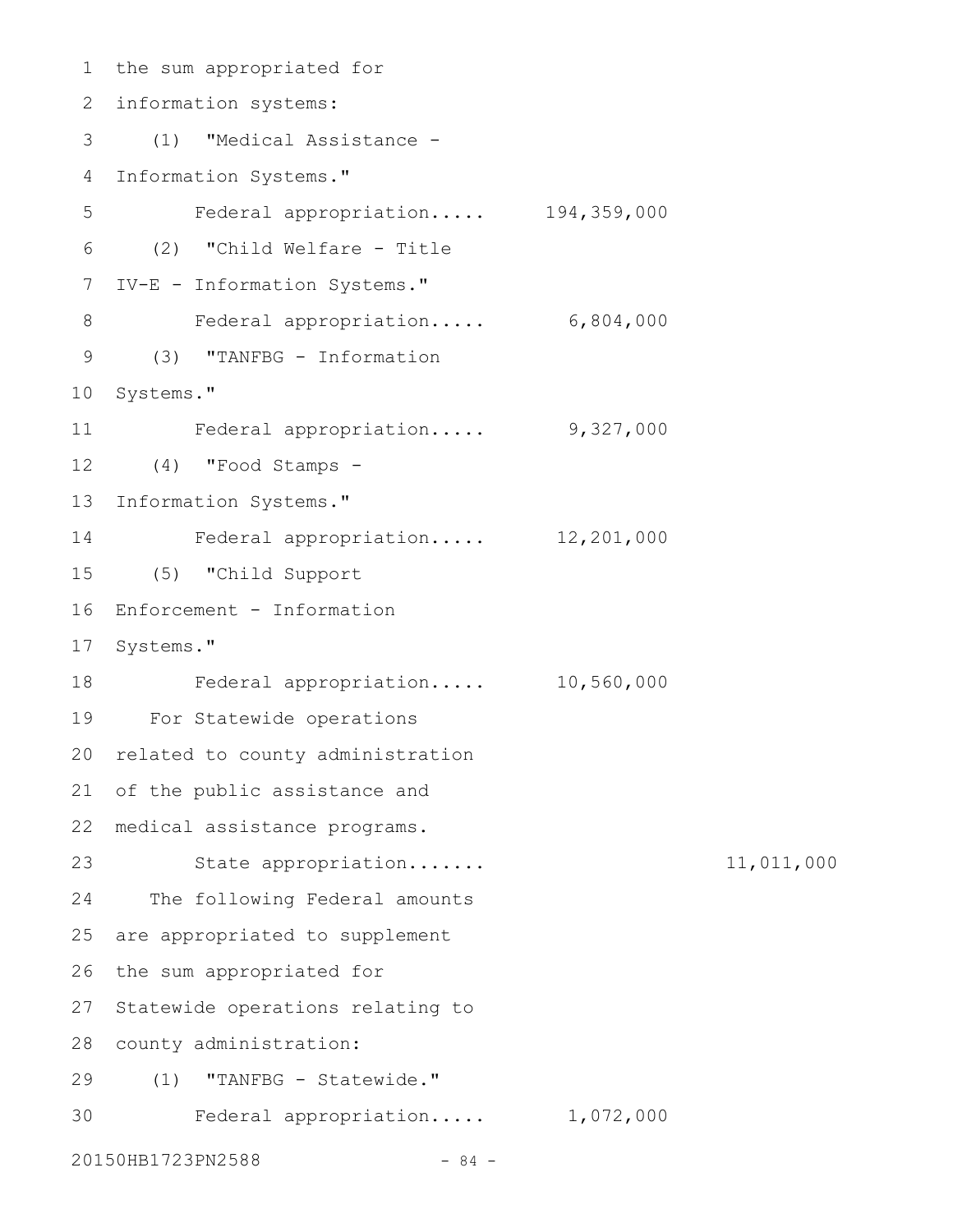the sum appropriated for information systems:

(1) "Medical Assistance - Information Systems."

Federal appropriation..... 194,359,000

(2) "Child Welfare - Title IV-E - Information Systems."

Federal appropriation..... 6,804,000

(3) "TANFBG - Information Systems."

Federal appropriation..... 9,327,000

(4) "Food Stamps - Information Systems."

Federal appropriation..... 12,201,000

(5) "Child Support Enforcement - Information Systems."

Federal appropriation..... 10,560,000

For Statewide operations related to county administration of the public assistance and medical assistance programs.

State appropriation....... 11,011,000

The following Federal amounts are appropriated to supplement the sum appropriated for Statewide operations relating to county administration:

(1) "TANFBG - Statewide."

Federal appropriation..... 1,072,000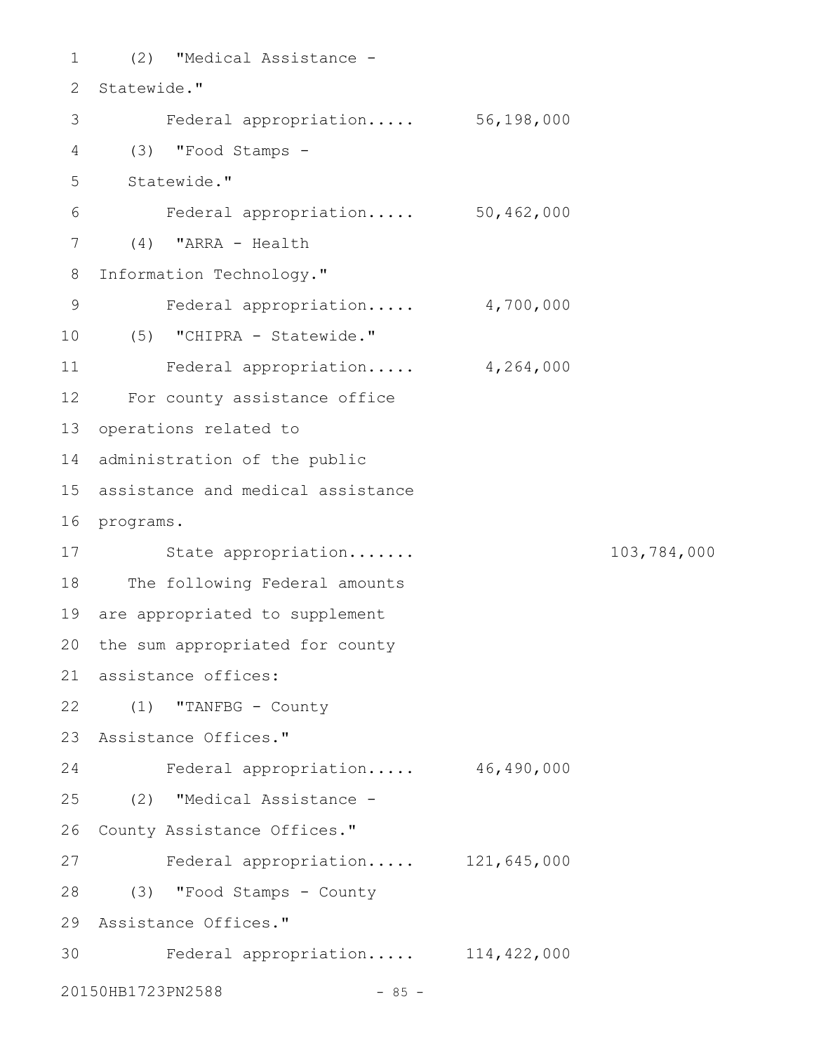(2) "Medical Assistance - Statewide."

Federal appropriation..... 56,198,000

(3) "Food Stamps - Statewide."

Federal appropriation..... 50,462,000

(4) "ARRA - Health Information Technology."

Federal appropriation..... 4,700,000

(5) "CHIPRA - Statewide."

Federal appropriation..... 4,264,000

For county assistance office operations related to administration of the public assistance and medical assistance programs.

State appropriation....... 103,784,000

The following Federal amounts are appropriated to supplement the sum appropriated for county assistance offices:

(1) "TANFBG - County Assistance Offices."

Federal appropriation..... 46,490,000

(2) "Medical Assistance - County Assistance Offices."

Federal appropriation..... 121,645,000

(3) "Food Stamps - County Assistance Offices."

Federal appropriation..... 114,422,000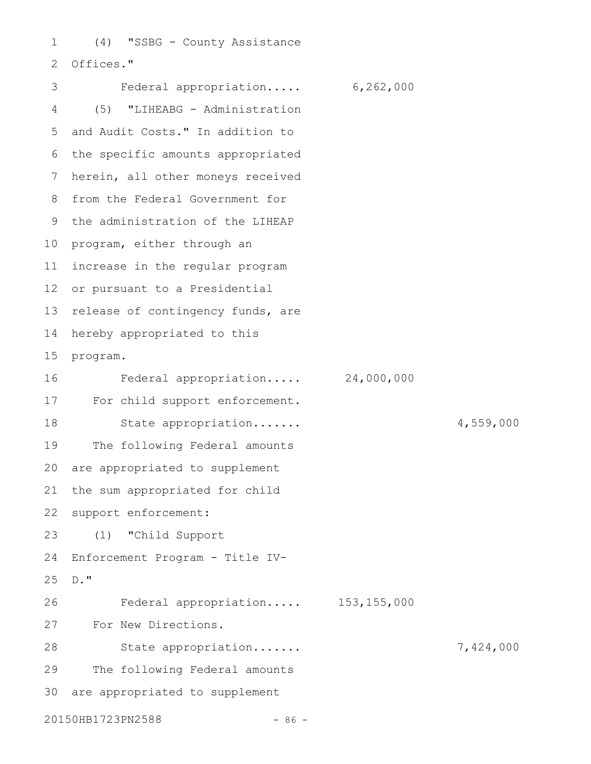(4) "SSBG - County Assistance Offices."

Federal appropriation..... 6,262,000

(5) "LIHEABG - Administration and Audit Costs." In addition to the specific amounts appropriated herein, all other moneys received from the Federal Government for the administration of the LIHEAP program, either through an increase in the regular program or pursuant to a Presidential release of contingency funds, are hereby appropriated to this program.

Federal appropriation..... 24,000,000

For child support enforcement.

State appropriation....... 4,559,000

The following Federal amounts are appropriated to supplement the sum appropriated for child support enforcement:

(1) "Child Support Enforcement Program - Title IV-D."

Federal appropriation..... 153,155,000

For New Directions.

State appropriation....... 7,424,000

The following Federal amounts are appropriated to supplement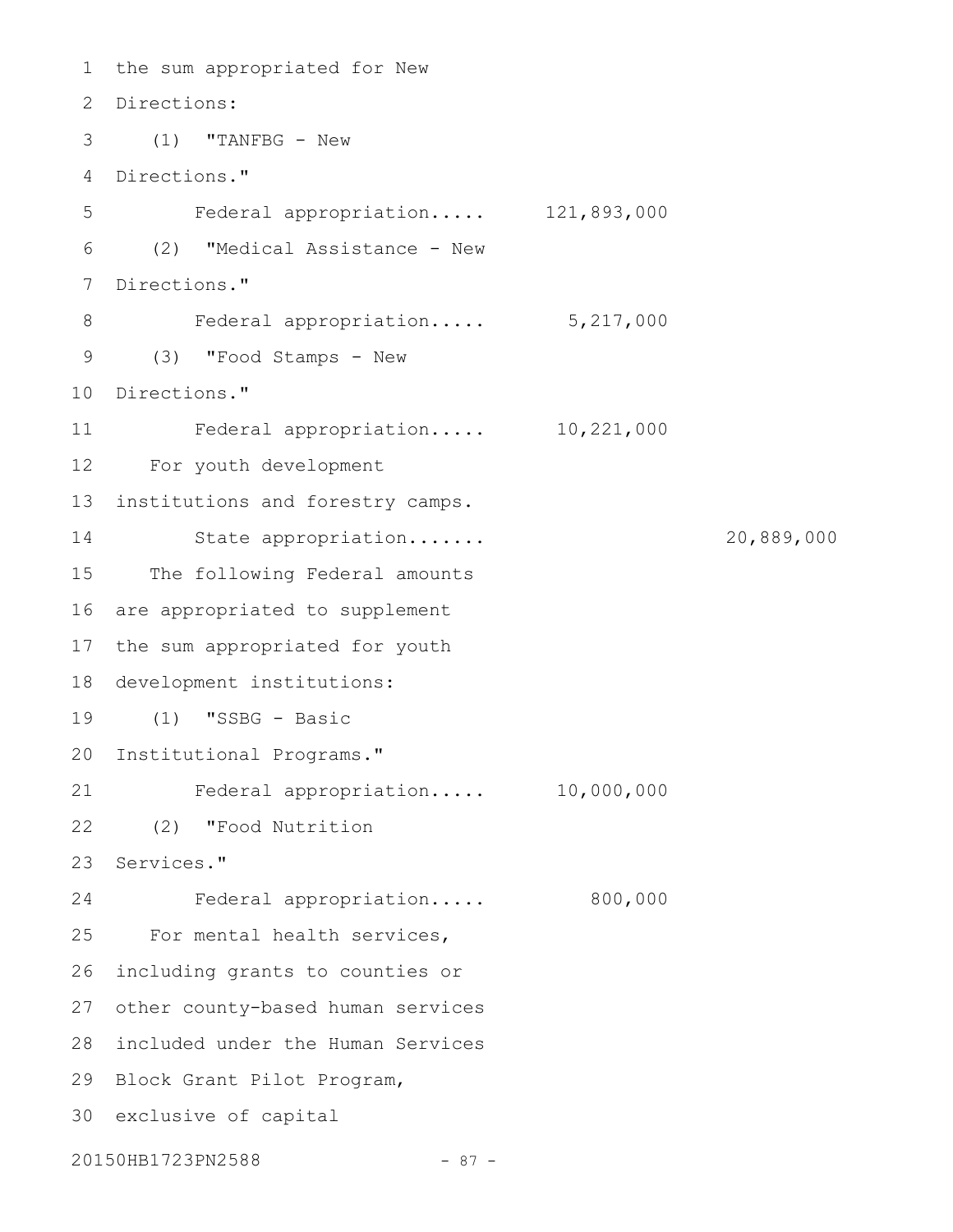the sum appropriated for New Directions:

(1) "TANFBG - New Directions."

Federal appropriation..... 121,893,000

(2) "Medical Assistance - New Directions."

Federal appropriation..... 5,217,000

(3) "Food Stamps - New Directions."

Federal appropriation..... 10,221,000

For youth development institutions and forestry camps.

State appropriation....... 20,889,000

The following Federal amounts are appropriated to supplement the sum appropriated for youth development institutions:

(1) "SSBG - Basic Institutional Programs."

Federal appropriation..... 10,000,000

(2) "Food Nutrition Services."

Federal appropriation..... 800,000

For mental health services, including grants to counties or other county-based human services included under the Human Services Block Grant Pilot Program, exclusive of capital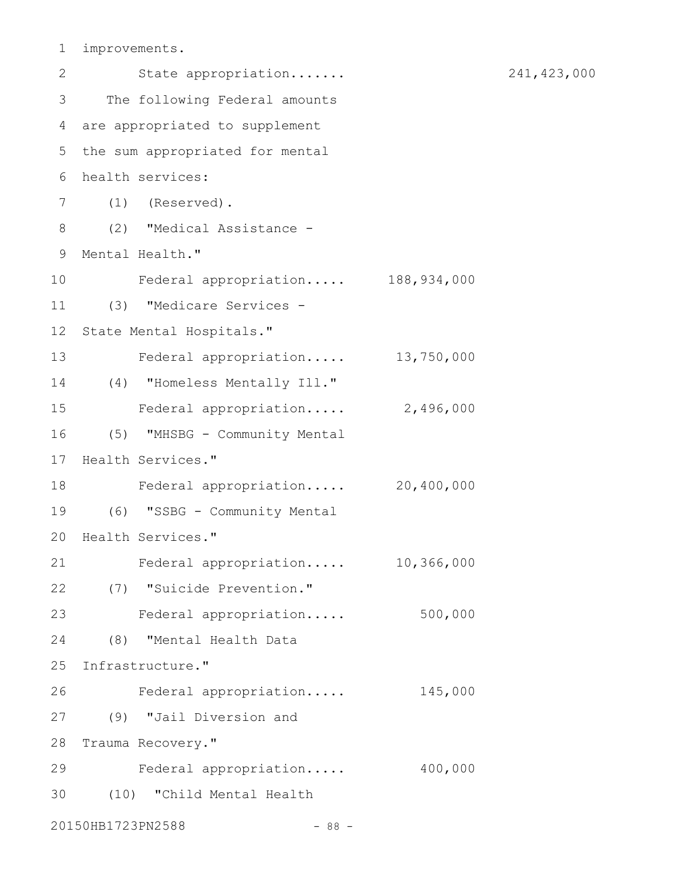improvements.

State appropriation....... 241,423,000

The following Federal amounts are appropriated to supplement the sum appropriated for mental health services:

(1) (Reserved).

(2) "Medical Assistance - Mental Health."

Federal appropriation..... 188,934,000

(3) "Medicare Services - State Mental Hospitals."

Federal appropriation..... 13,750,000

(4) "Homeless Mentally Ill."

Federal appropriation..... 2,496,000

(5) "MHSBG - Community Mental Health Services."

Federal appropriation..... 20,400,000

(6) "SSBG - Community Mental Health Services."

Federal appropriation..... 10,366,000

(7) "Suicide Prevention."

Federal appropriation..... 500,000

(8) "Mental Health Data Infrastructure."

Federal appropriation..... 145,000

(9) "Jail Diversion and Trauma Recovery."

Federal appropriation..... 400,000

(10) "Child Mental Health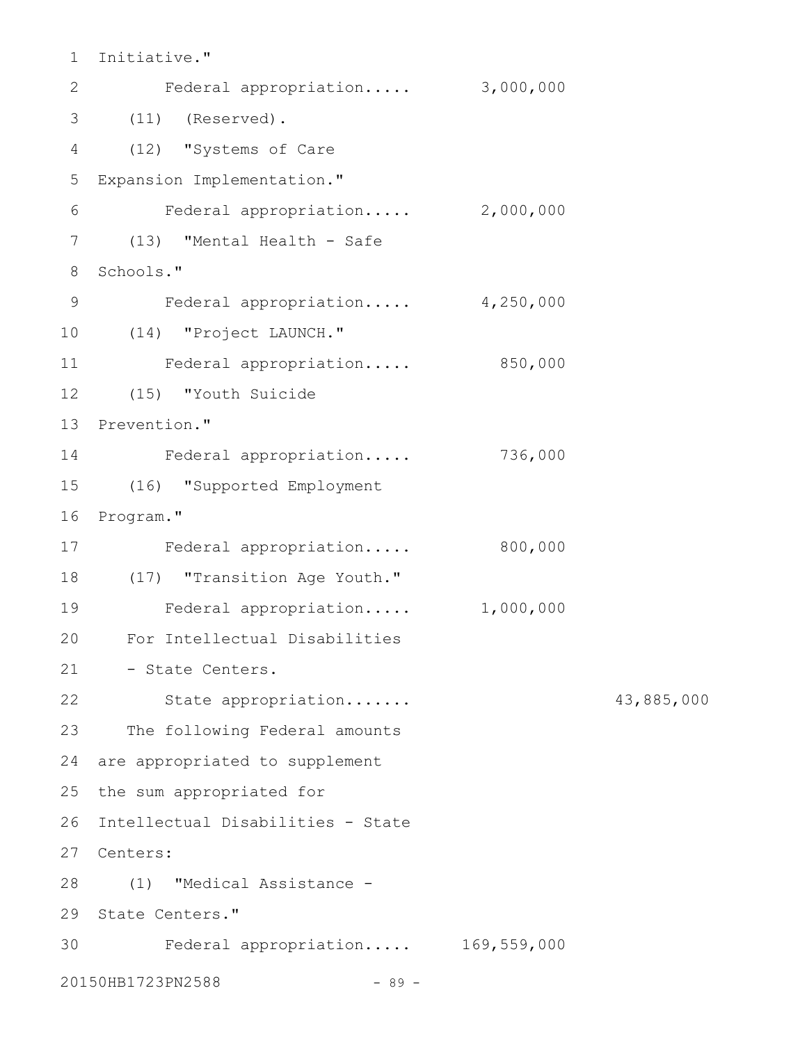Initiative."

Federal appropriation..... 3,000,000

(11) (Reserved).

(12) "Systems of Care Expansion Implementation."

Federal appropriation..... 2,000,000

(13) "Mental Health - Safe Schools."

Federal appropriation..... 4,250,000

(14) "Project LAUNCH."

Federal appropriation..... 850,000

(15) "Youth Suicide Prevention."

Federal appropriation..... 736,000

(16) "Supported Employment Program."

Federal appropriation..... 800,000

(17) "Transition Age Youth."

Federal appropriation..... 1,000,000

For Intellectual Disabilities - State Centers.

State appropriation....... 43,885,000

The following Federal amounts are appropriated to supplement the sum appropriated for Intellectual Disabilities - State Centers:

(1) "Medical Assistance - State Centers."

Federal appropriation..... 169,559,000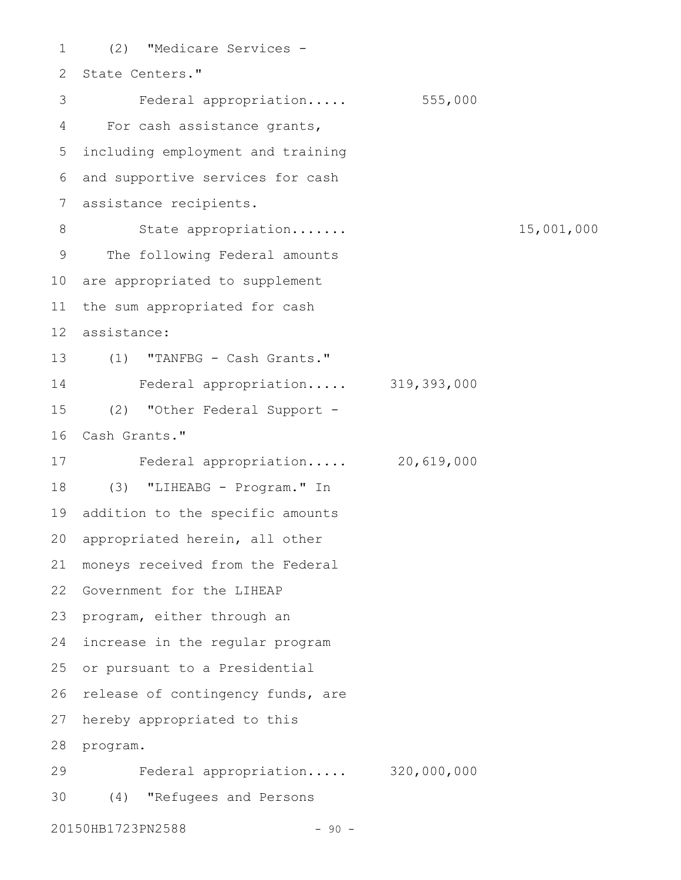(2) "Medicare Services - State Centers."

Federal appropriation..... 555,000

For cash assistance grants, including employment and training and supportive services for cash assistance recipients.

State appropriation....... 15,001,000

The following Federal amounts are appropriated to supplement the sum appropriated for cash assistance:

(1) "TANFBG - Cash Grants."

Federal appropriation..... 319,393,000

(2) "Other Federal Support - Cash Grants."

Federal appropriation..... 20,619,000

(3) "LIHEABG - Program." In addition to the specific amounts appropriated herein, all other moneys received from the Federal Government for the LIHEAP program, either through an increase in the regular program or pursuant to a Presidential release of contingency funds, are hereby appropriated to this program.

Federal appropriation..... 320,000,000

(4) "Refugees and Persons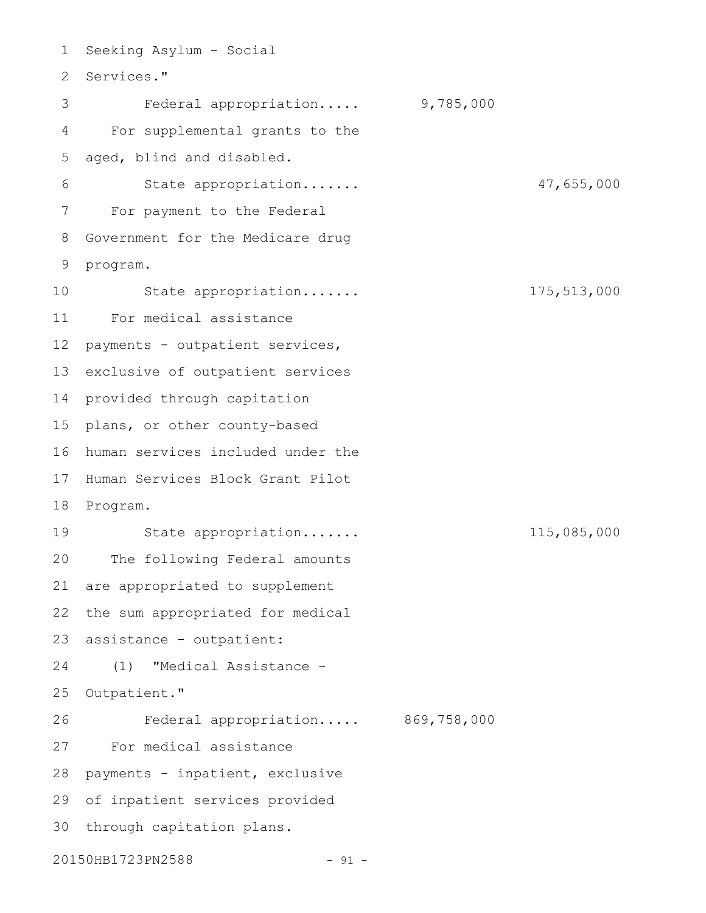Seeking Asylum - Social Services."

Federal appropriation..... 9,785,000

For supplemental grants to the aged, blind and disabled.

State appropriation....... 47,655,000

For payment to the Federal Government for the Medicare drug program.

State appropriation....... 175,513,000

For medical assistance payments - outpatient services, exclusive of outpatient services provided through capitation plans, or other county-based human services included under the Human Services Block Grant Pilot Program.

State appropriation....... 115,085,000

The following Federal amounts are appropriated to supplement the sum appropriated for medical assistance - outpatient:

(1) "Medical Assistance - Outpatient."

Federal appropriation..... 869,758,000

For medical assistance payments - inpatient, exclusive of inpatient services provided through capitation plans.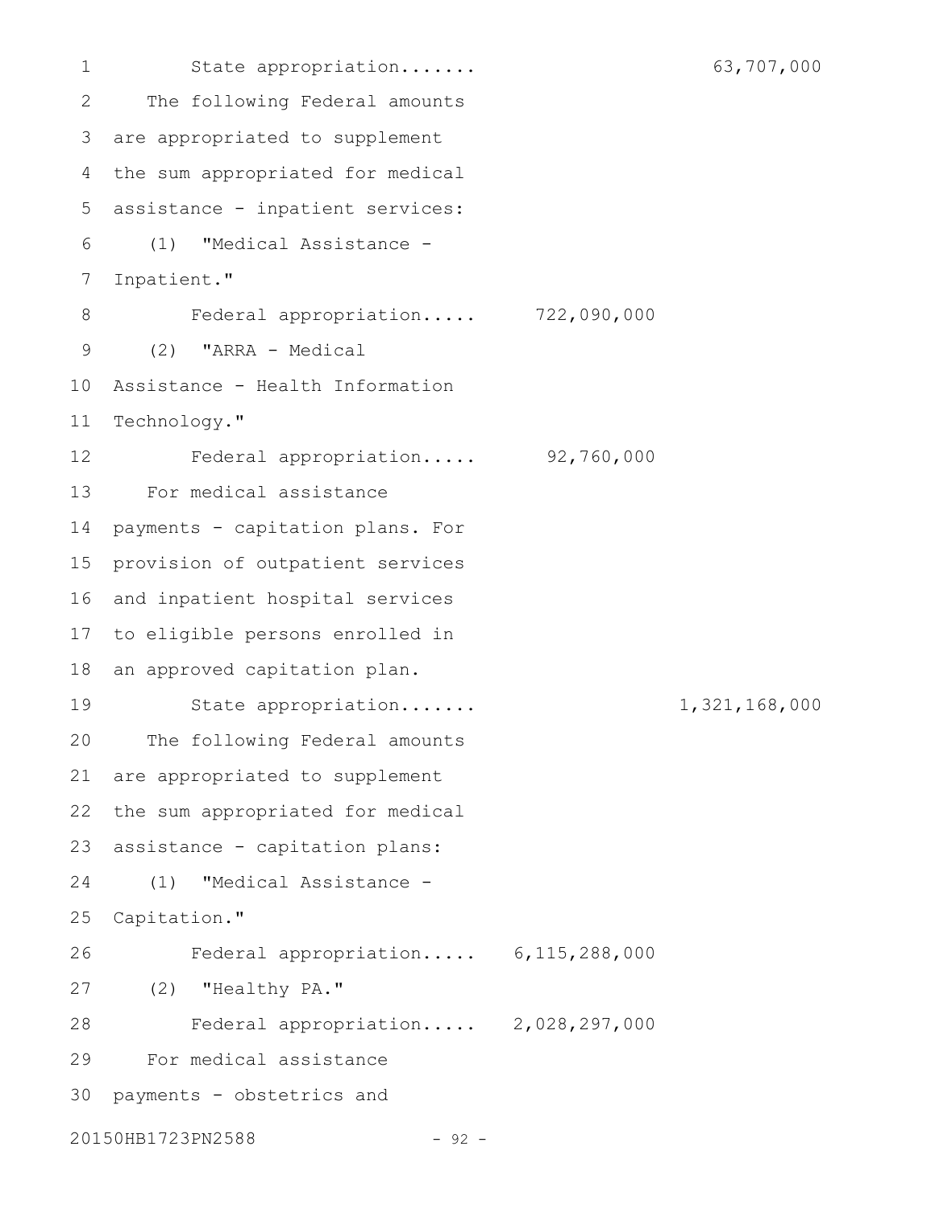State appropriation....... 63,707,000

The following Federal amounts are appropriated to supplement the sum appropriated for medical assistance - inpatient services:

(1) "Medical Assistance - Inpatient."

Federal appropriation..... 722,090,000

(2) "ARRA - Medical Assistance - Health Information Technology."

Federal appropriation..... 92,760,000

For medical assistance payments - capitation plans. For provision of outpatient services and inpatient hospital services to eligible persons enrolled in an approved capitation plan.

State appropriation....... 1,321,168,000

The following Federal amounts are appropriated to supplement the sum appropriated for medical assistance - capitation plans:

(1) "Medical Assistance - Capitation."

Federal appropriation..... 6,115,288,000

(2) "Healthy PA."

Federal appropriation..... 2,028,297,000

For medical assistance payments - obstetrics and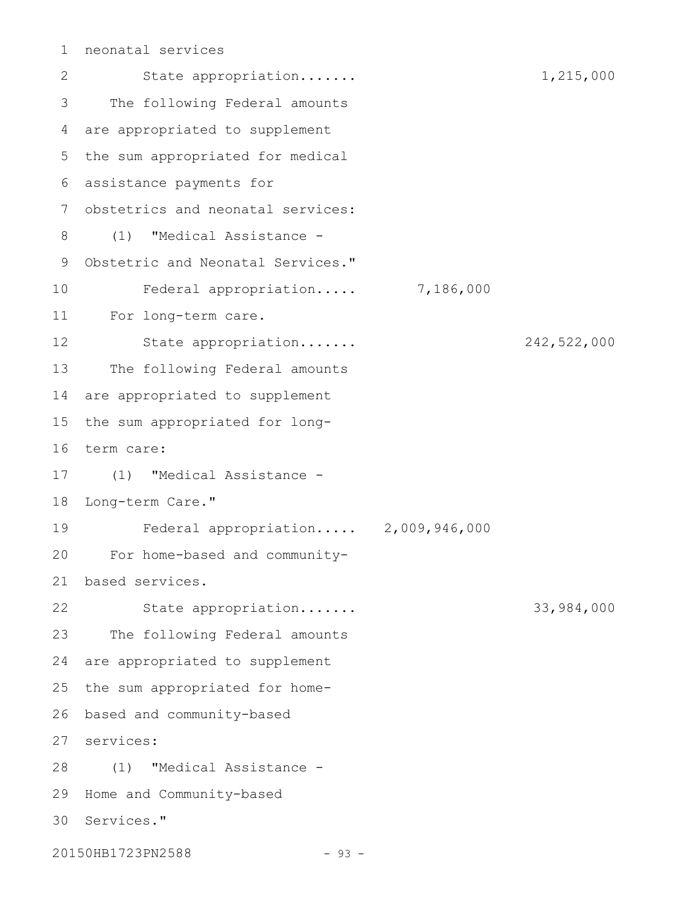neonatal services

State appropriation....... 1,215,000

The following Federal amounts are appropriated to supplement the sum appropriated for medical assistance payments for obstetrics and neonatal services:

(1) "Medical Assistance - Obstetric and Neonatal Services."

Federal appropriation..... 7,186,000

For long-term care.

State appropriation....... 242,522,000

The following Federal amounts are appropriated to supplement the sum appropriated for long-term care:

(1) "Medical Assistance - Long-term Care."

Federal appropriation..... 2,009,946,000

For home-based and community-based services.

State appropriation....... 33,984,000

The following Federal amounts are appropriated to supplement the sum appropriated for home-based and community-based services:

(1) "Medical Assistance - Home and Community-based Services."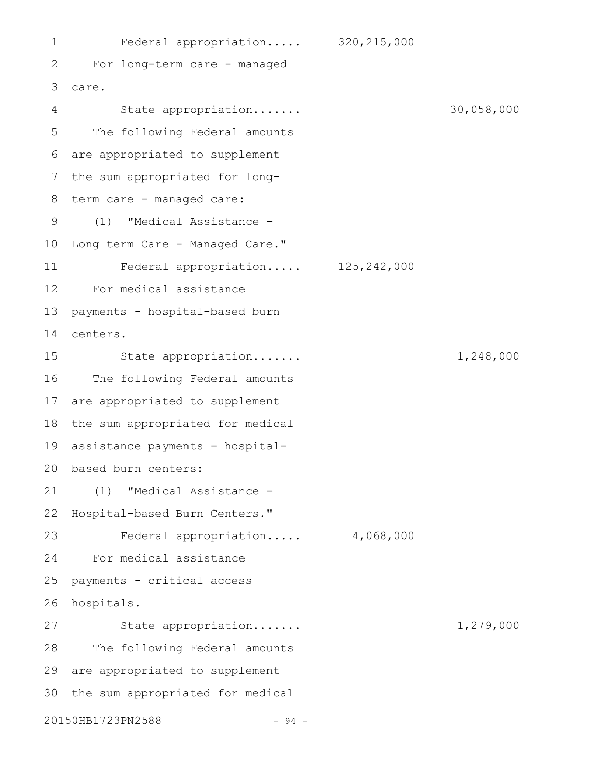Federal appropriation..... 320,215,000

For long-term care - managed care.

State appropriation....... 30,058,000

The following Federal amounts are appropriated to supplement the sum appropriated for long-term care - managed care:

(1) "Medical Assistance - Long term Care - Managed Care."

Federal appropriation..... 125,242,000

For medical assistance payments - hospital-based burn centers.

State appropriation....... 1,248,000

The following Federal amounts are appropriated to supplement the sum appropriated for medical assistance payments - hospital-based burn centers:

(1) "Medical Assistance - Hospital-based Burn Centers."

Federal appropriation..... 4,068,000

For medical assistance payments - critical access hospitals.

State appropriation....... 1,279,000

The following Federal amounts are appropriated to supplement the sum appropriated for medical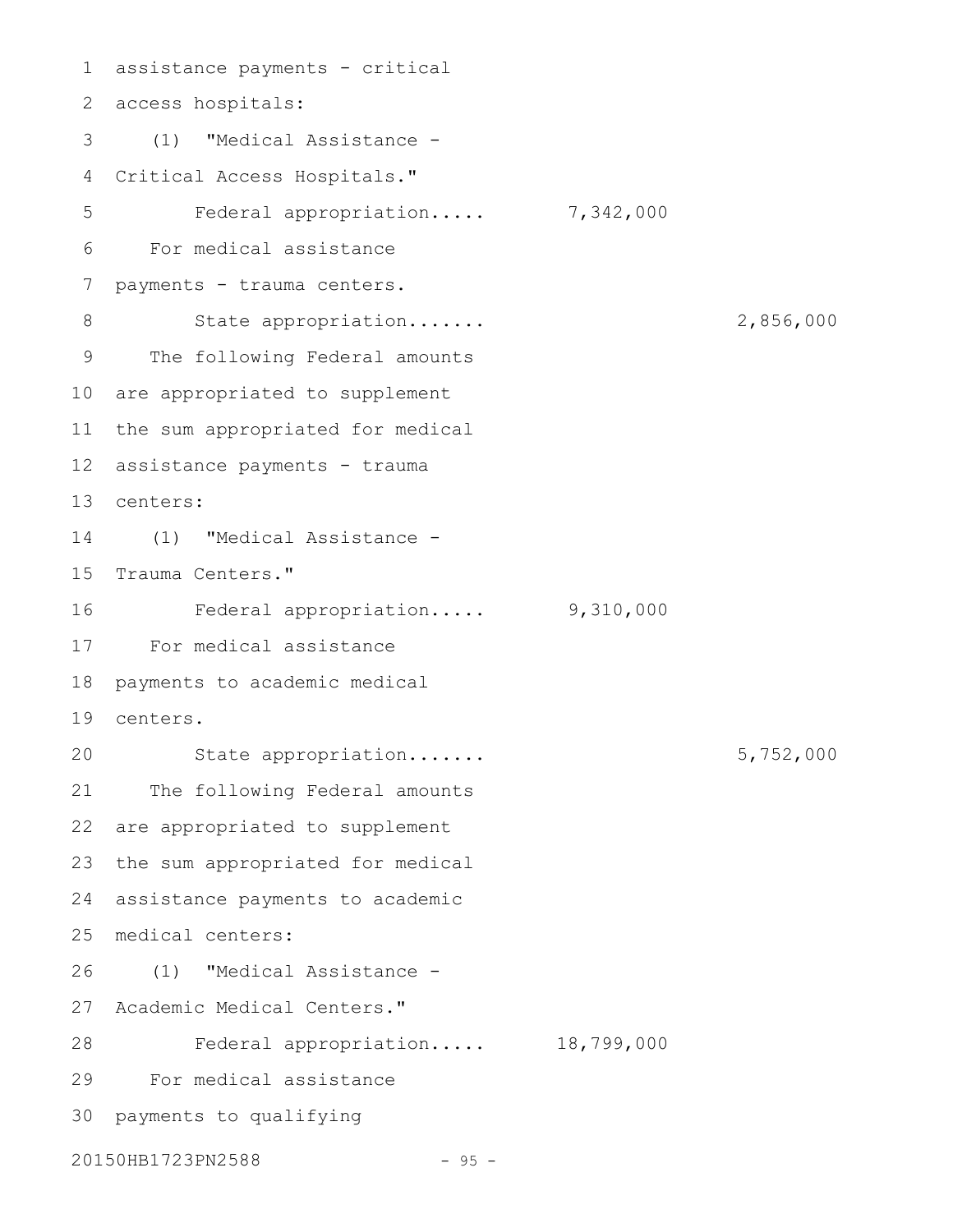assistance payments - critical access hospitals:

(1) "Medical Assistance - Critical Access Hospitals."

Federal appropriation..... 7,342,000

For medical assistance payments - trauma centers.

State appropriation....... 2,856,000

The following Federal amounts are appropriated to supplement the sum appropriated for medical assistance payments - trauma centers:

(1) "Medical Assistance - Trauma Centers."

Federal appropriation..... 9,310,000

For medical assistance payments to academic medical centers.

State appropriation....... 5,752,000

The following Federal amounts are appropriated to supplement the sum appropriated for medical assistance payments to academic medical centers:

(1) "Medical Assistance - Academic Medical Centers."

Federal appropriation..... 18,799,000

For medical assistance payments to qualifying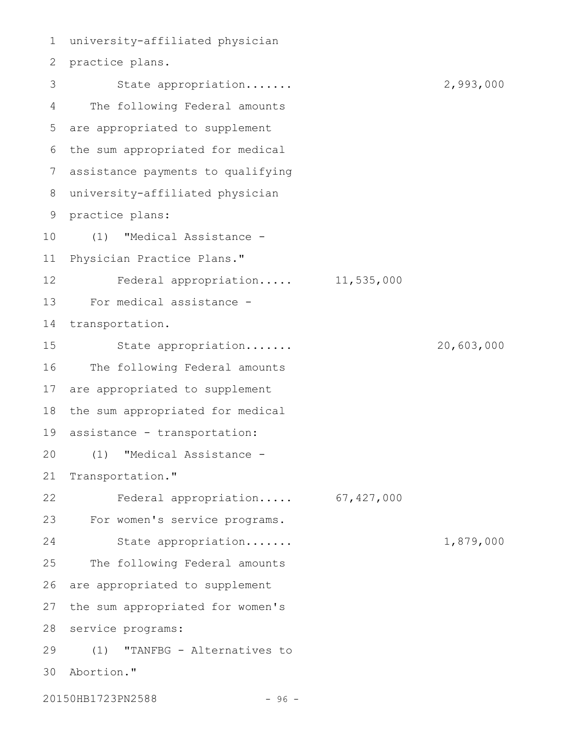university-affiliated physician practice plans.

State appropriation....... 2,993,000

The following Federal amounts are appropriated to supplement the sum appropriated for medical assistance payments to qualifying university-affiliated physician practice plans:

(1) "Medical Assistance - Physician Practice Plans."

Federal appropriation..... 11,535,000

For medical assistance - transportation.

State appropriation....... 20,603,000

The following Federal amounts are appropriated to supplement the sum appropriated for medical assistance - transportation:

(1) "Medical Assistance - Transportation."

Federal appropriation..... 67,427,000

For women's service programs.

State appropriation....... 1,879,000

The following Federal amounts are appropriated to supplement the sum appropriated for women's service programs:

(1) "TANFBG - Alternatives to Abortion."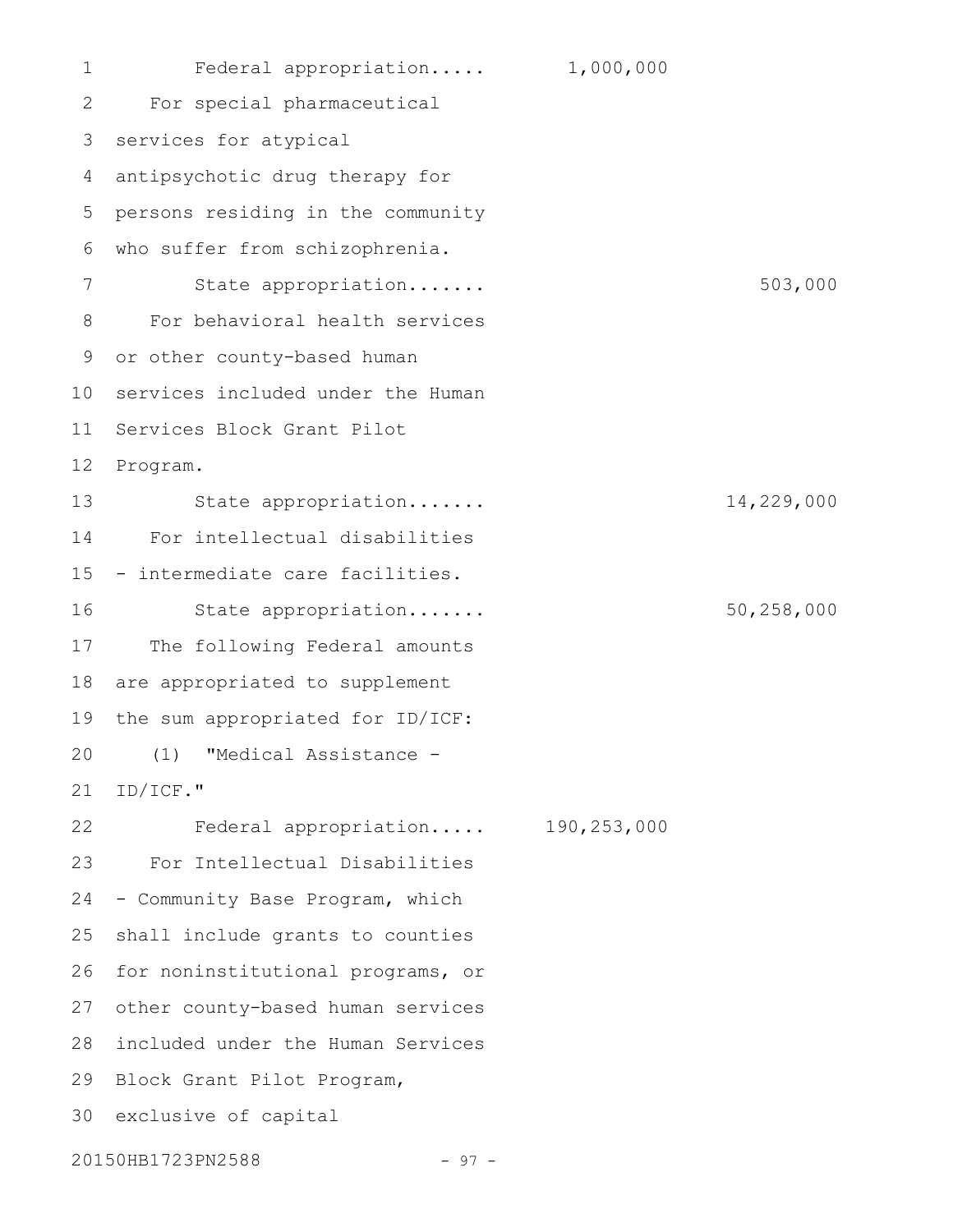Federal appropriation..... 1,000,000

For special pharmaceutical services for atypical antipsychotic drug therapy for persons residing in the community who suffer from schizophrenia.

State appropriation....... 503,000

For behavioral health services or other county-based human services included under the Human Services Block Grant Pilot Program.

State appropriation....... 14,229,000

For intellectual disabilities - intermediate care facilities.

State appropriation....... 50,258,000

The following Federal amounts are appropriated to supplement the sum appropriated for ID/ICF:

(1) "Medical Assistance - ID/ICF."

Federal appropriation..... 190,253,000

For Intellectual Disabilities - Community Base Program, which shall include grants to counties for noninstitutional programs, or other county-based human services included under the Human Services Block Grant Pilot Program, exclusive of capital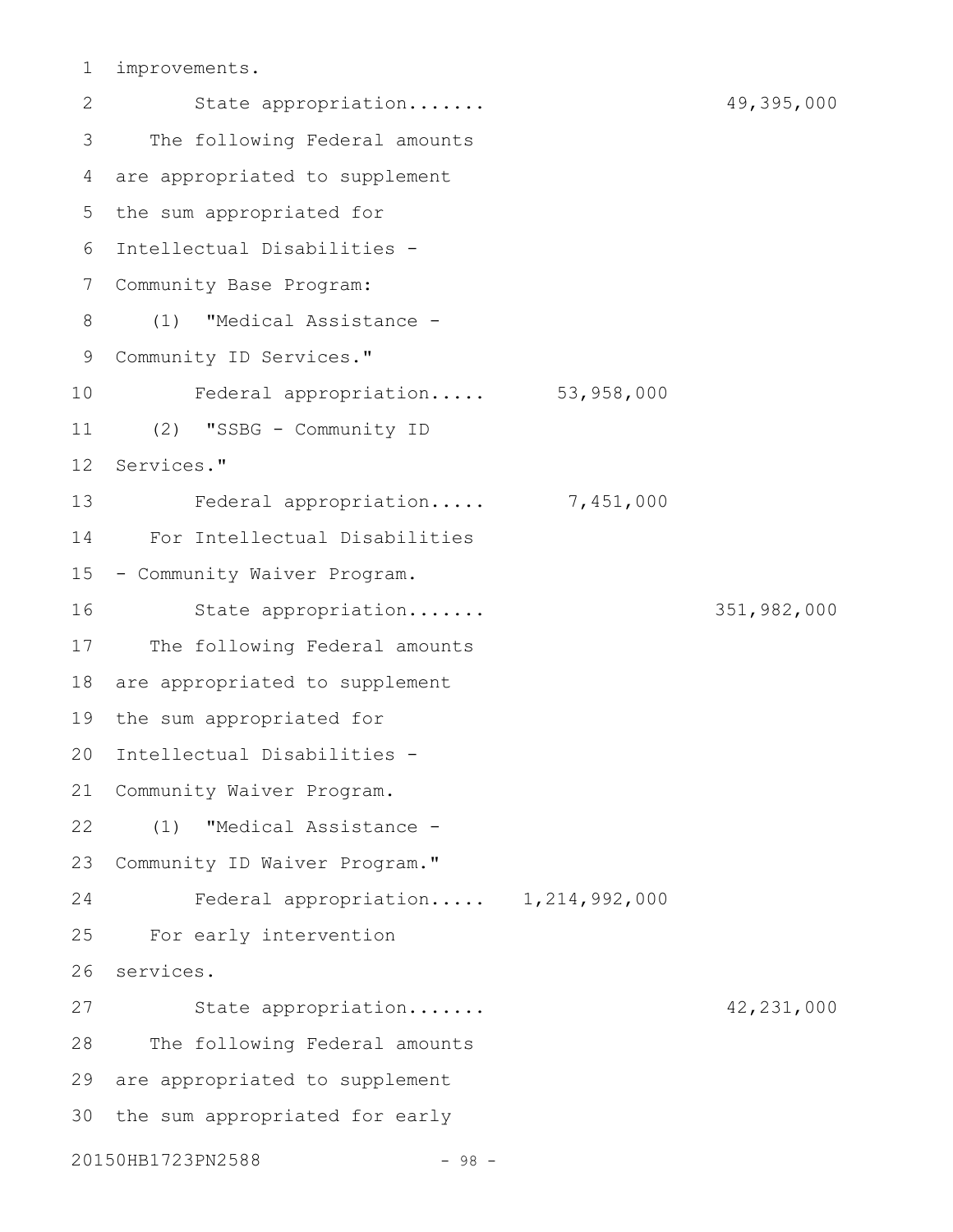improvements.

State appropriation....... 49,395,000

The following Federal amounts are appropriated to supplement the sum appropriated for Intellectual Disabilities - Community Base Program:

(1) "Medical Assistance - Community ID Services."

Federal appropriation..... 53,958,000

(2) "SSBG - Community ID Services."

Federal appropriation..... 7,451,000

For Intellectual Disabilities - Community Waiver Program.

State appropriation....... 351,982,000

The following Federal amounts are appropriated to supplement the sum appropriated for Intellectual Disabilities - Community Waiver Program.

(1) "Medical Assistance - Community ID Waiver Program."

Federal appropriation..... 1,214,992,000

For early intervention services.

State appropriation....... 42,231,000

The following Federal amounts are appropriated to supplement the sum appropriated for early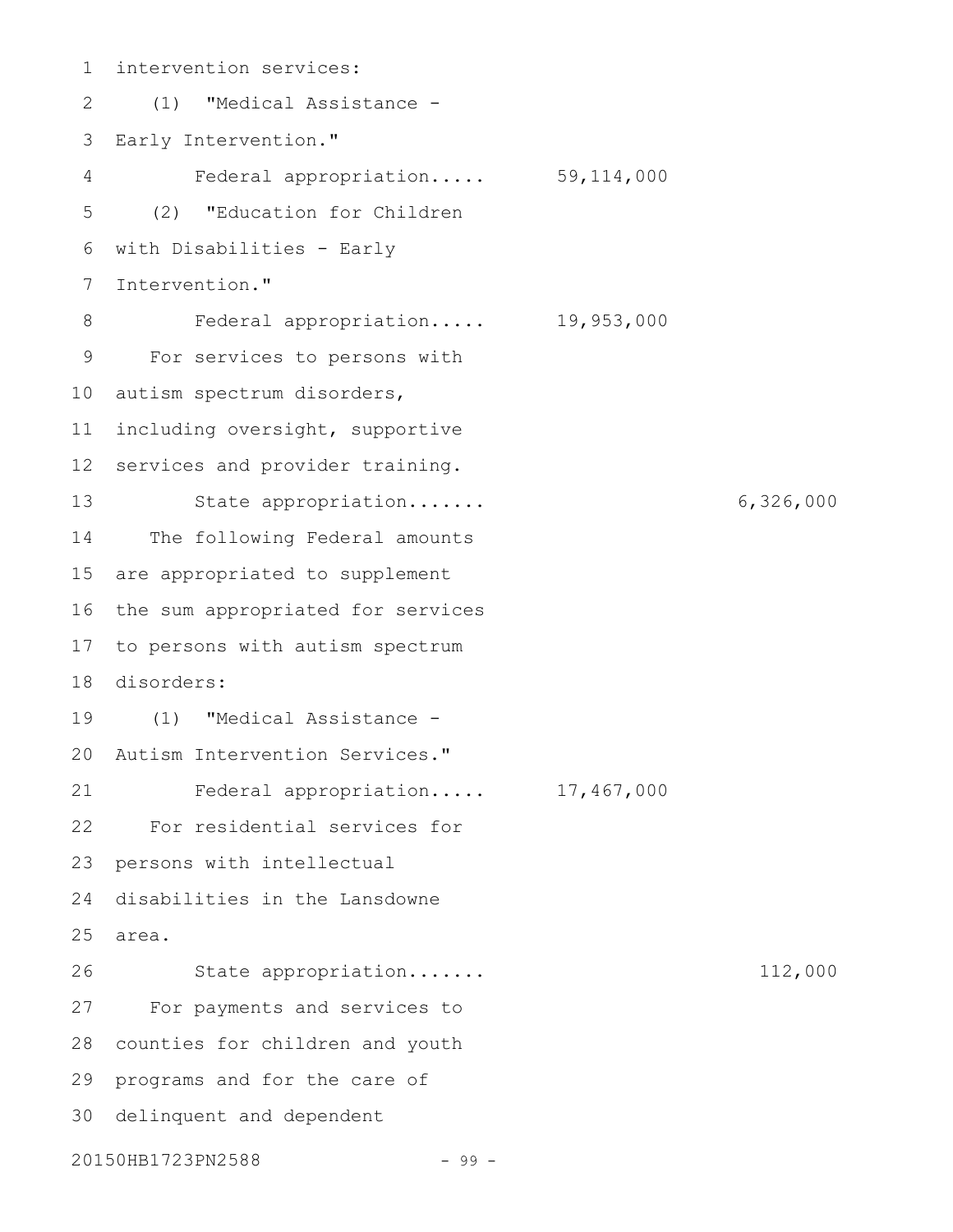intervention services:

(1) "Medical Assistance - Early Intervention."

Federal appropriation..... 59,114,000

(2) "Education for Children with Disabilities - Early Intervention."

Federal appropriation..... 19,953,000

For services to persons with autism spectrum disorders, including oversight, supportive services and provider training.

State appropriation....... 6,326,000

The following Federal amounts are appropriated to supplement the sum appropriated for services to persons with autism spectrum disorders:

(1) "Medical Assistance - Autism Intervention Services."

Federal appropriation..... 17,467,000

For residential services for persons with intellectual disabilities in the Lansdowne area.

State appropriation....... 112,000

For payments and services to counties for children and youth programs and for the care of delinquent and dependent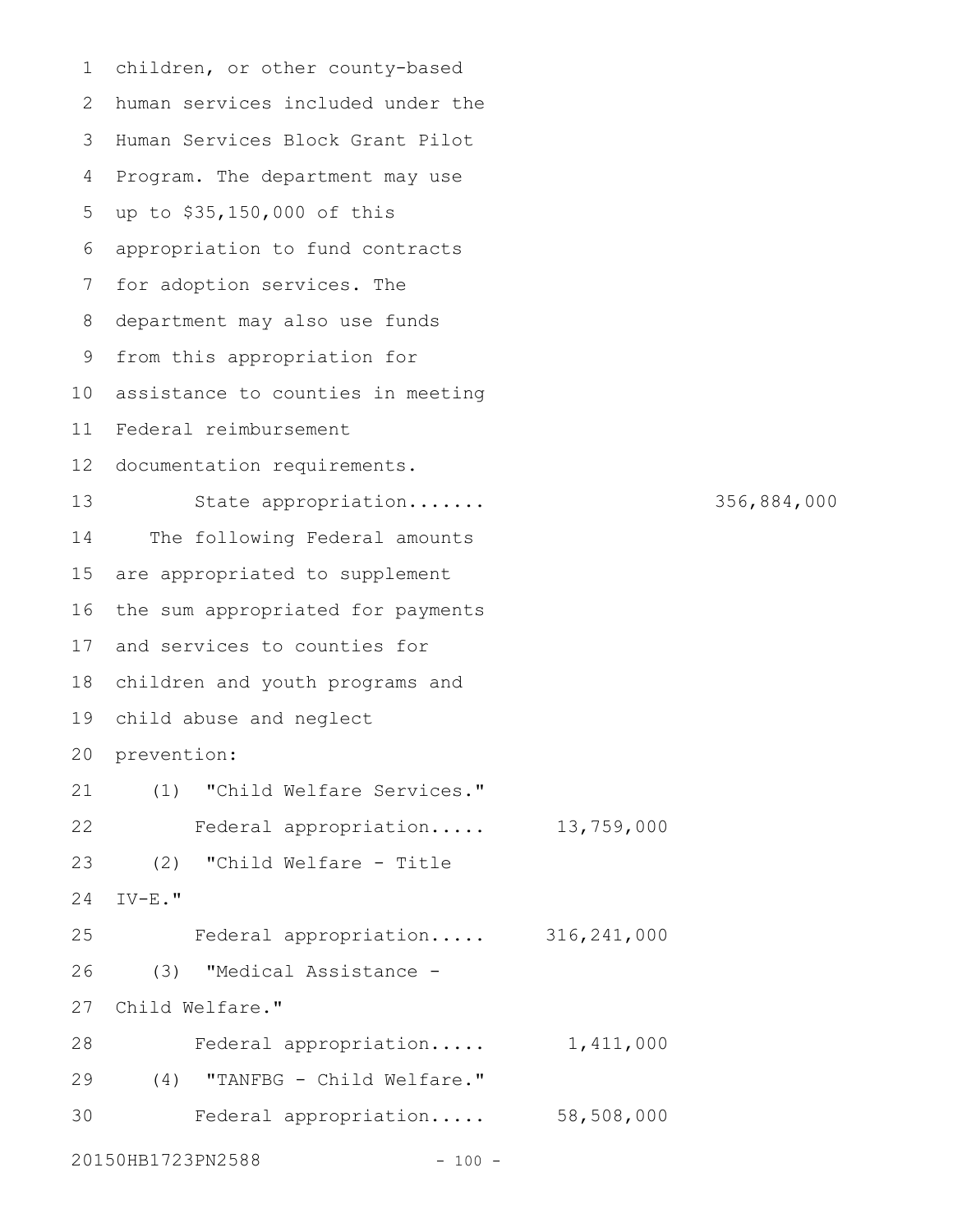children, or other county-based human services included under the Human Services Block Grant Pilot Program. The department may use up to $35,150,000 of this appropriation to fund contracts for adoption services. The department may also use funds from this appropriation for assistance to counties in meeting Federal reimbursement documentation requirements.

| | | |
|---|---|---|
| State appropriation....... | | 356,884,000 |

The following Federal amounts are appropriated to supplement the sum appropriated for payments and services to counties for children and youth programs and child abuse and neglect prevention:

| | | |
|---|---|---|
| (1) "Child Welfare Services." | | |
| Federal appropriation..... | 13,759,000 | |
| (2) "Child Welfare - Title IV-E." | | |
| Federal appropriation..... | 316,241,000 | |
| (3) "Medical Assistance - Child Welfare." | | |
| Federal appropriation..... | 1,411,000 | |
| (4) "TANFBG - Child Welfare." | | |
| Federal appropriation..... | 58,508,000 | |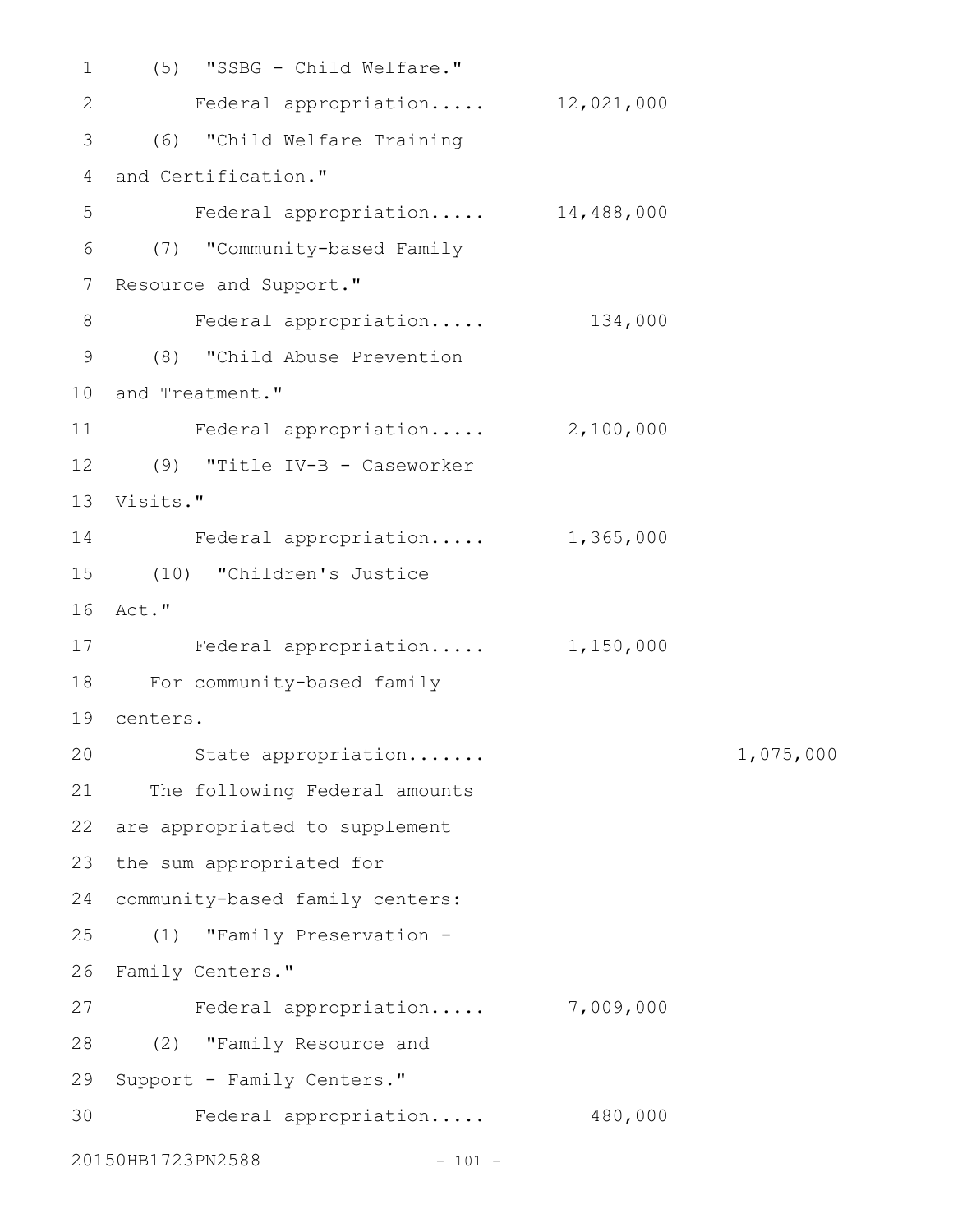(5) "SSBG - Child Welfare."

Federal appropriation..... 12,021,000

(6) "Child Welfare Training and Certification."

Federal appropriation..... 14,488,000

(7) "Community-based Family Resource and Support."

Federal appropriation..... 134,000

(8) "Child Abuse Prevention and Treatment."

Federal appropriation..... 2,100,000

(9) "Title IV-B - Caseworker Visits."

Federal appropriation..... 1,365,000

(10) "Children's Justice Act."

Federal appropriation..... 1,150,000

For community-based family centers.

State appropriation....... 1,075,000

The following Federal amounts are appropriated to supplement the sum appropriated for community-based family centers:

(1) "Family Preservation - Family Centers."

Federal appropriation..... 7,009,000

(2) "Family Resource and Support - Family Centers."

Federal appropriation..... 480,000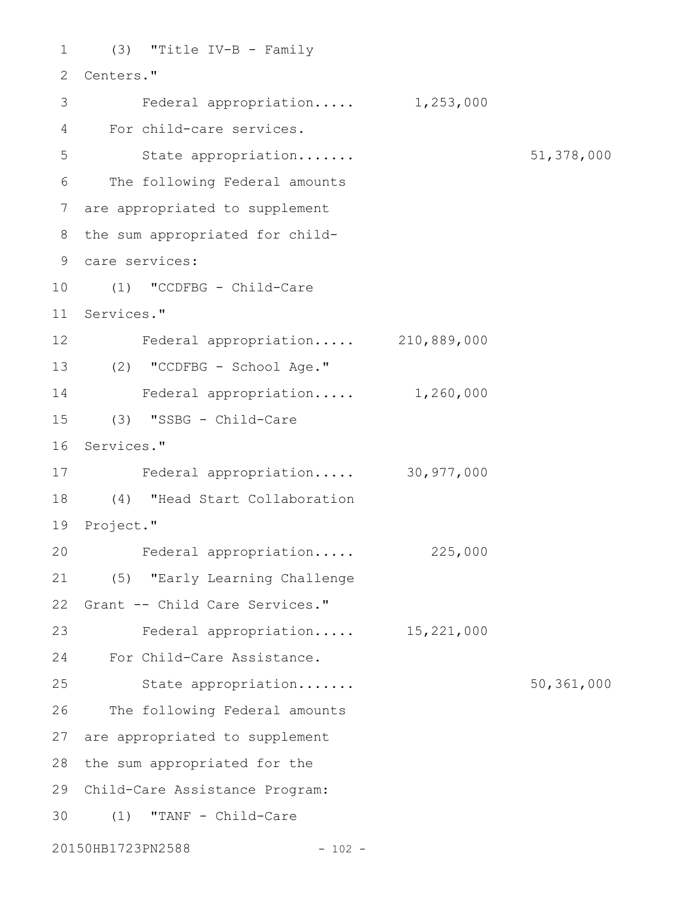(3) "Title IV-B - Family Centers."

Federal appropriation..... 1,253,000

For child-care services.

State appropriation....... 51,378,000

The following Federal amounts are appropriated to supplement the sum appropriated for child-care services:

(1) "CCDFBG - Child-Care Services."

Federal appropriation..... 210,889,000

(2) "CCDFBG - School Age."

Federal appropriation..... 1,260,000

(3) "SSBG - Child-Care Services."

Federal appropriation..... 30,977,000

(4) "Head Start Collaboration Project."

Federal appropriation..... 225,000

(5) "Early Learning Challenge Grant -- Child Care Services."

Federal appropriation..... 15,221,000

For Child-Care Assistance.

State appropriation....... 50,361,000

The following Federal amounts are appropriated to supplement the sum appropriated for the Child-Care Assistance Program:

(1) "TANF - Child-Care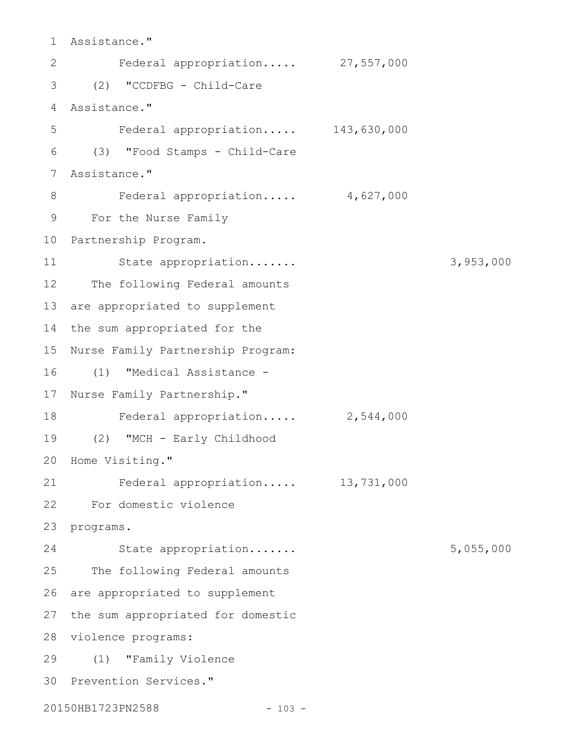Assistance."

Federal appropriation..... 27,557,000

(2) "CCDFBG - Child-Care Assistance."

Federal appropriation..... 143,630,000

(3) "Food Stamps - Child-Care Assistance."

Federal appropriation..... 4,627,000

For the Nurse Family Partnership Program.

State appropriation....... 3,953,000

The following Federal amounts are appropriated to supplement the sum appropriated for the Nurse Family Partnership Program:

(1) "Medical Assistance - Nurse Family Partnership."

Federal appropriation..... 2,544,000

(2) "MCH - Early Childhood Home Visiting."

Federal appropriation..... 13,731,000

For domestic violence programs.

State appropriation....... 5,055,000

The following Federal amounts are appropriated to supplement the sum appropriated for domestic violence programs:

(1) "Family Violence Prevention Services."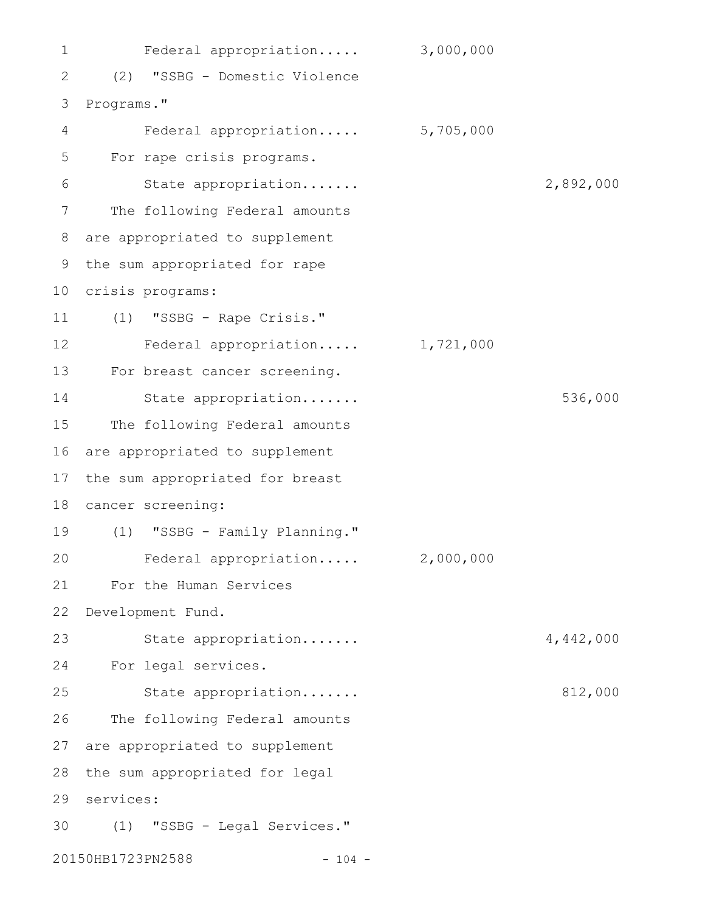Federal appropriation..... 3,000,000

(2) "SSBG - Domestic Violence Programs."

Federal appropriation..... 5,705,000

For rape crisis programs.

State appropriation....... 2,892,000

The following Federal amounts are appropriated to supplement the sum appropriated for rape crisis programs:

(1) "SSBG - Rape Crisis."

Federal appropriation..... 1,721,000

For breast cancer screening.

State appropriation....... 536,000

The following Federal amounts are appropriated to supplement the sum appropriated for breast cancer screening:

(1) "SSBG - Family Planning."

Federal appropriation..... 2,000,000

For the Human Services Development Fund.

State appropriation....... 4,442,000

For legal services.

State appropriation....... 812,000

The following Federal amounts are appropriated to supplement the sum appropriated for legal services:

(1) "SSBG - Legal Services."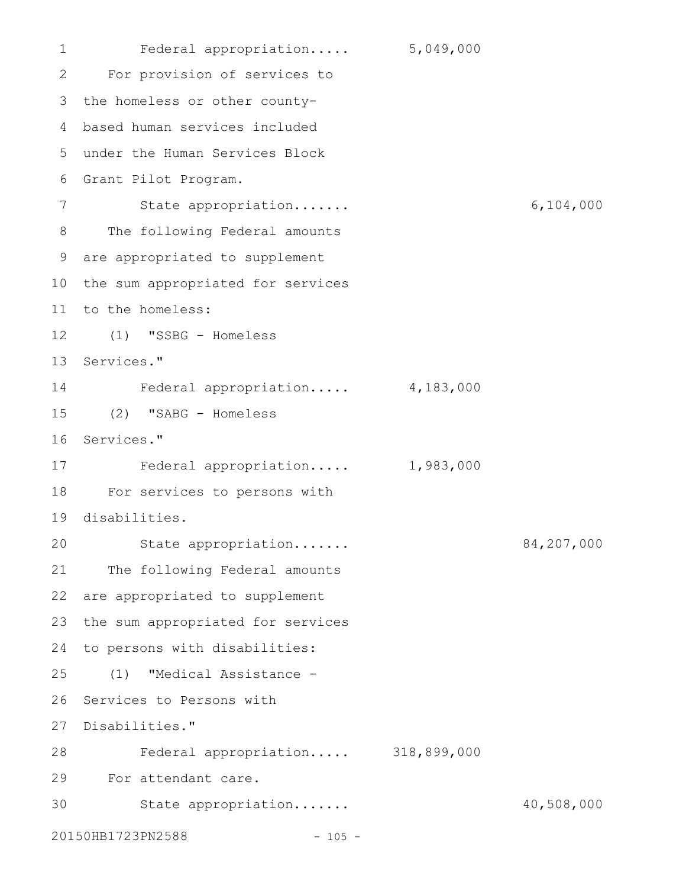Federal appropriation..... 5,049,000

For provision of services to the homeless or other county-based human services included under the Human Services Block Grant Pilot Program.

State appropriation....... 6,104,000

The following Federal amounts are appropriated to supplement the sum appropriated for services to the homeless:

(1) "SSBG - Homeless Services."

Federal appropriation..... 4,183,000

(2) "SABG - Homeless Services."

Federal appropriation..... 1,983,000

For services to persons with disabilities.

State appropriation....... 84,207,000

The following Federal amounts are appropriated to supplement the sum appropriated for services to persons with disabilities:

(1) "Medical Assistance - Services to Persons with Disabilities."

Federal appropriation..... 318,899,000

For attendant care.

State appropriation....... 40,508,000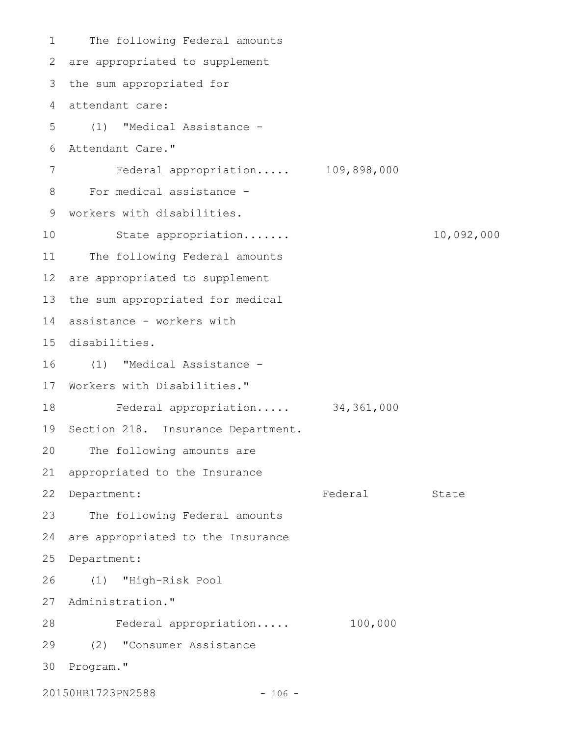The following Federal amounts are appropriated to supplement the sum appropriated for attendant care:

(1) "Medical Assistance - Attendant Care."

| | Federal | State |
|---|---|---|
| Federal appropriation..... | 109,898,000 | |

For medical assistance - workers with disabilities.

| | Federal | State |
|---|---|---|
| State appropriation....... | | 10,092,000 |

The following Federal amounts are appropriated to supplement the sum appropriated for medical assistance - workers with disabilities.

(1) "Medical Assistance - Workers with Disabilities."

| | Federal | State |
|---|---|---|
| Federal appropriation..... | 34,361,000 | |

Section 218. Insurance Department.

The following amounts are appropriated to the Insurance Department: Federal State

The following Federal amounts are appropriated to the Insurance Department:

(1) "High-Risk Pool Administration."

| | Federal | State |
|---|---|---|
| Federal appropriation..... | 100,000 | |

(2) "Consumer Assistance Program."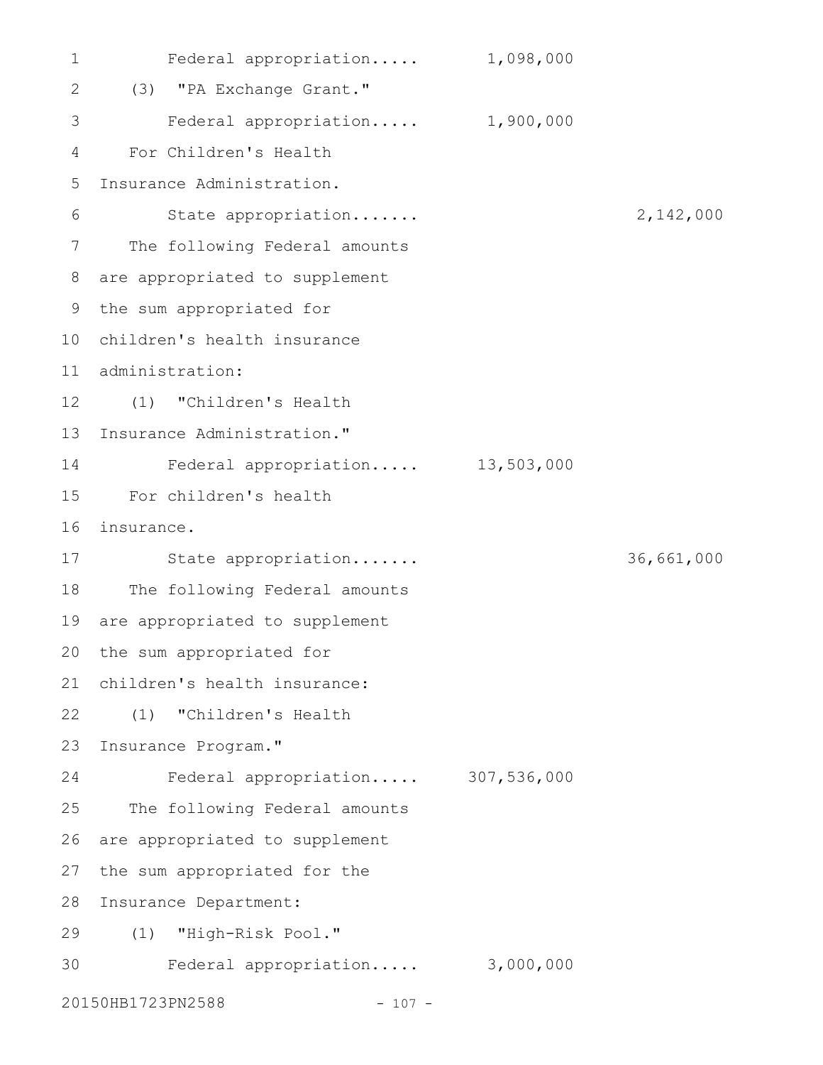Federal appropriation..... 1,098,000

(3) "PA Exchange Grant."

Federal appropriation..... 1,900,000

For Children's Health Insurance Administration.

State appropriation....... 2,142,000

The following Federal amounts are appropriated to supplement the sum appropriated for children's health insurance administration:

(1) "Children's Health Insurance Administration."

Federal appropriation..... 13,503,000

For children's health insurance.

State appropriation....... 36,661,000

The following Federal amounts are appropriated to supplement the sum appropriated for children's health insurance:

(1) "Children's Health Insurance Program."

Federal appropriation..... 307,536,000

The following Federal amounts are appropriated to supplement the sum appropriated for the Insurance Department:

(1) "High-Risk Pool."

Federal appropriation..... 3,000,000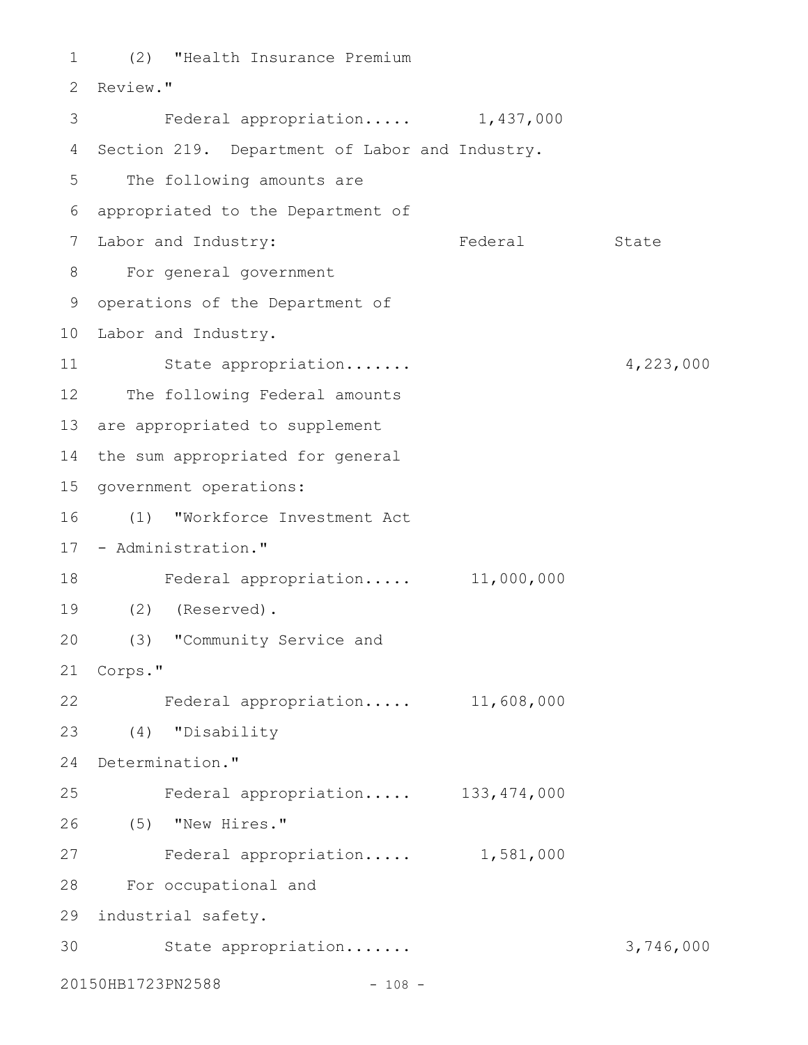(2) "Health Insurance Premium Review."

Federal appropriation..... 1,437,000

Section 219. Department of Labor and Industry.

The following amounts are appropriated to the Department of Labor and Industry:

| | Federal | State |
|---|---|---|
| For general government operations of the Department of Labor and Industry. | | |
| State appropriation....... | | 4,223,000 |
| The following Federal amounts are appropriated to supplement the sum appropriated for general government operations: | | |
| (1) "Workforce Investment Act - Administration." | | |
| Federal appropriation..... | 11,000,000 | |
| (2) (Reserved). | | |
| (3) "Community Service and Corps." | | |
| Federal appropriation..... | 11,608,000 | |
| (4) "Disability Determination." | | |
| Federal appropriation..... | 133,474,000 | |
| (5) "New Hires." | | |
| Federal appropriation..... | 1,581,000 | |
| For occupational and industrial safety. | | |
| State appropriation....... | | 3,746,000 |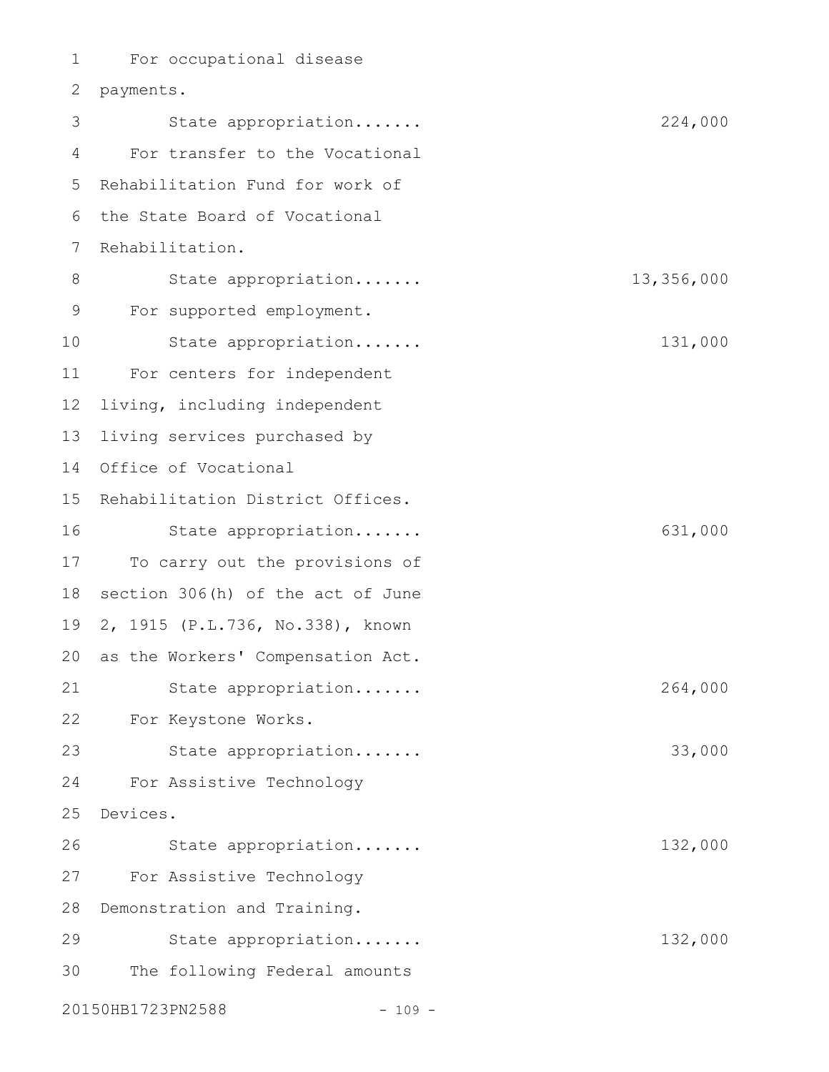For occupational disease payments.

State appropriation....... 224,000

For transfer to the Vocational Rehabilitation Fund for work of the State Board of Vocational Rehabilitation.

State appropriation....... 13,356,000

For supported employment.

State appropriation....... 131,000

For centers for independent living, including independent living services purchased by Office of Vocational Rehabilitation District Offices.

State appropriation....... 631,000

To carry out the provisions of section 306(h) of the act of June 2, 1915 (P.L.736, No.338), known as the Workers' Compensation Act.

State appropriation....... 264,000

For Keystone Works.

State appropriation....... 33,000

For Assistive Technology Devices.

State appropriation....... 132,000

For Assistive Technology Demonstration and Training.

State appropriation....... 132,000

The following Federal amounts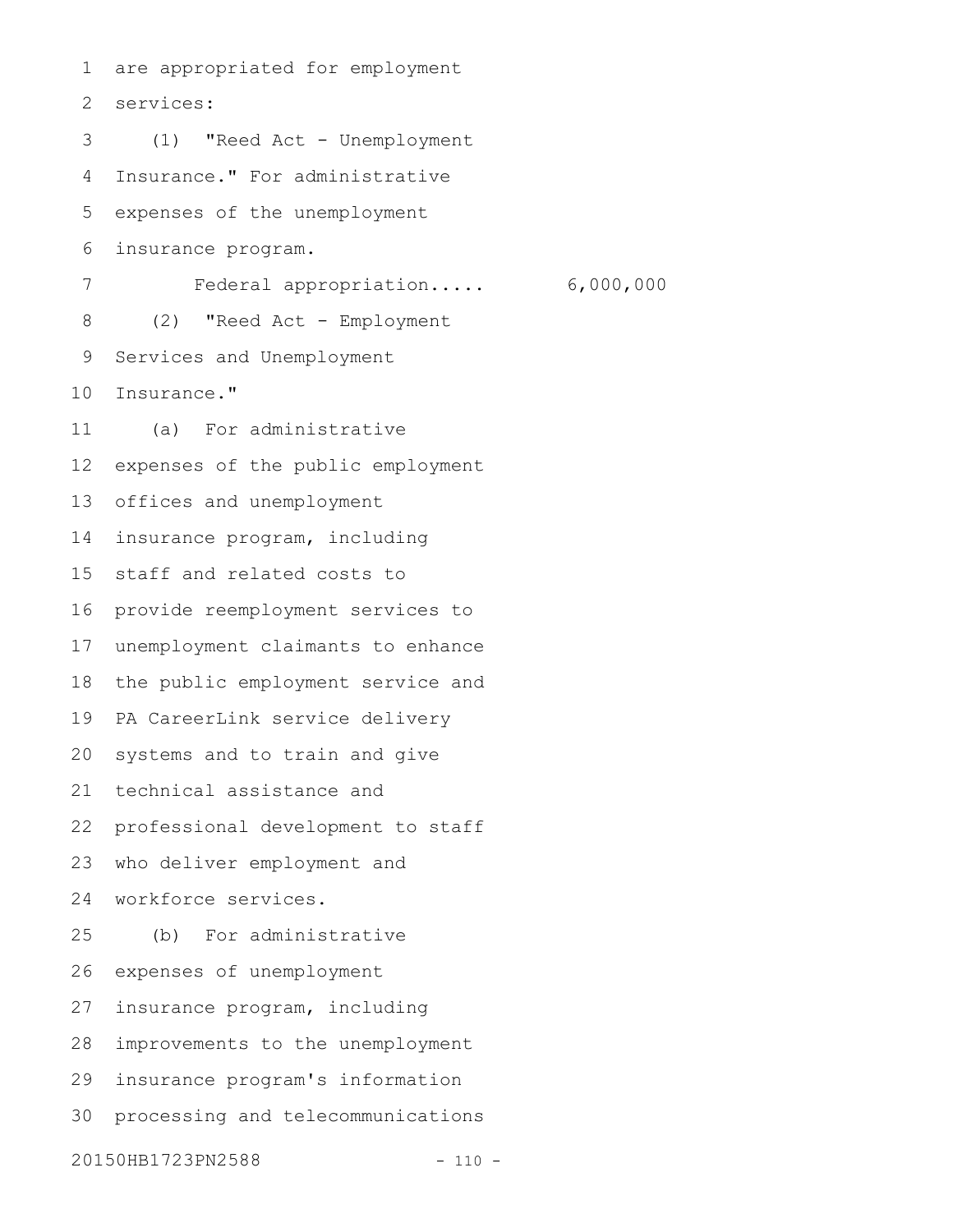are appropriated for employment services:

(1) "Reed Act - Unemployment Insurance." For administrative expenses of the unemployment insurance program.

Federal appropriation..... 6,000,000

(2) "Reed Act - Employment Services and Unemployment Insurance."

(a) For administrative expenses of the public employment offices and unemployment insurance program, including staff and related costs to provide reemployment services to unemployment claimants to enhance the public employment service and PA CareerLink service delivery systems and to train and give technical assistance and professional development to staff who deliver employment and workforce services.

(b) For administrative expenses of unemployment insurance program, including improvements to the unemployment insurance program's information processing and telecommunications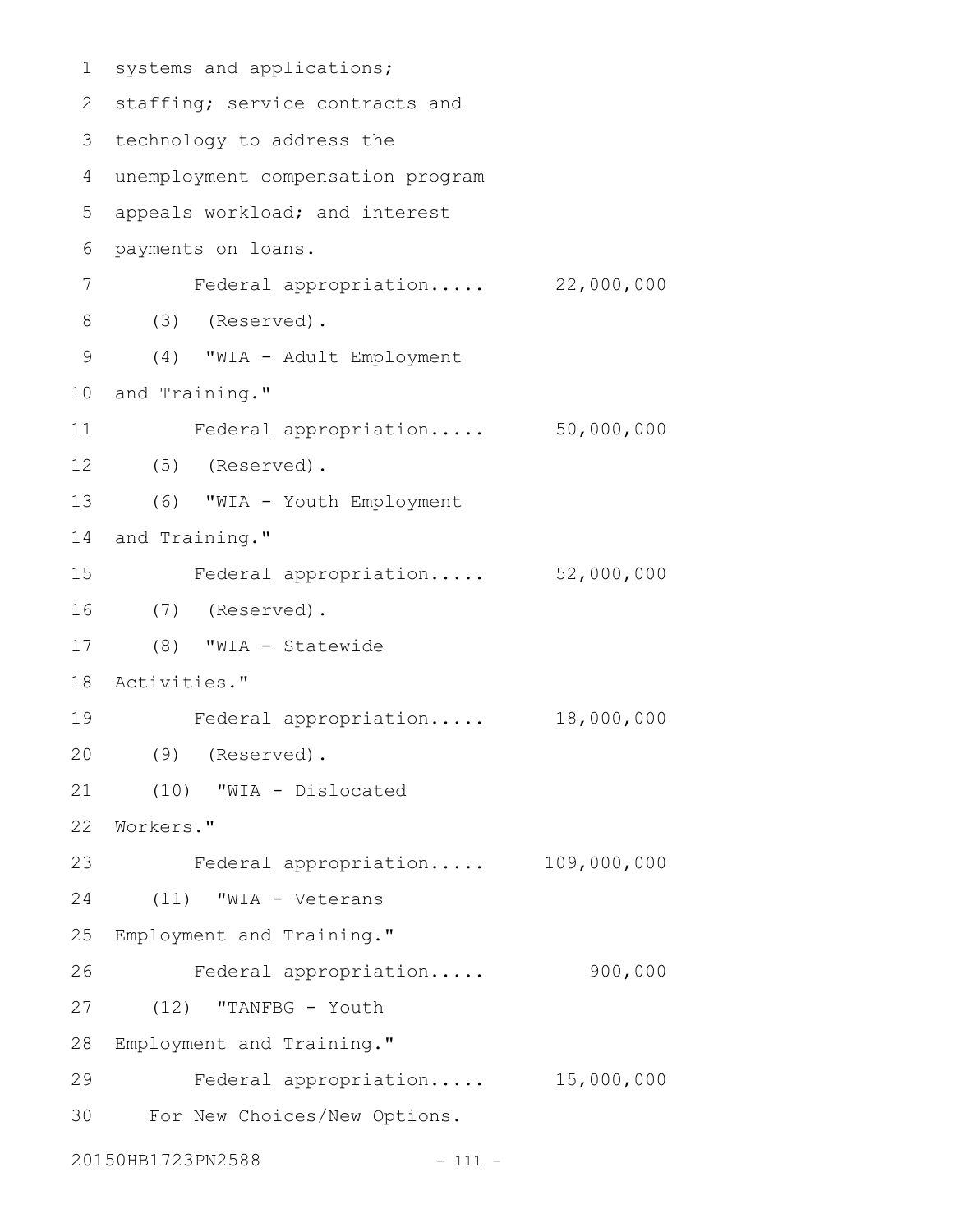systems and applications; staffing; service contracts and technology to address the unemployment compensation program appeals workload; and interest payments on loans.

Federal appropriation..... 22,000,000

(3) (Reserved).

(4) "WIA - Adult Employment and Training."

Federal appropriation..... 50,000,000

(5) (Reserved).

(6) "WIA - Youth Employment and Training."

Federal appropriation..... 52,000,000

(7) (Reserved).

(8) "WIA - Statewide Activities."

Federal appropriation..... 18,000,000

(9) (Reserved).

(10) "WIA - Dislocated Workers."

Federal appropriation..... 109,000,000

(11) "WIA - Veterans Employment and Training."

Federal appropriation..... 900,000

(12) "TANFBG - Youth Employment and Training."

Federal appropriation..... 15,000,000

For New Choices/New Options.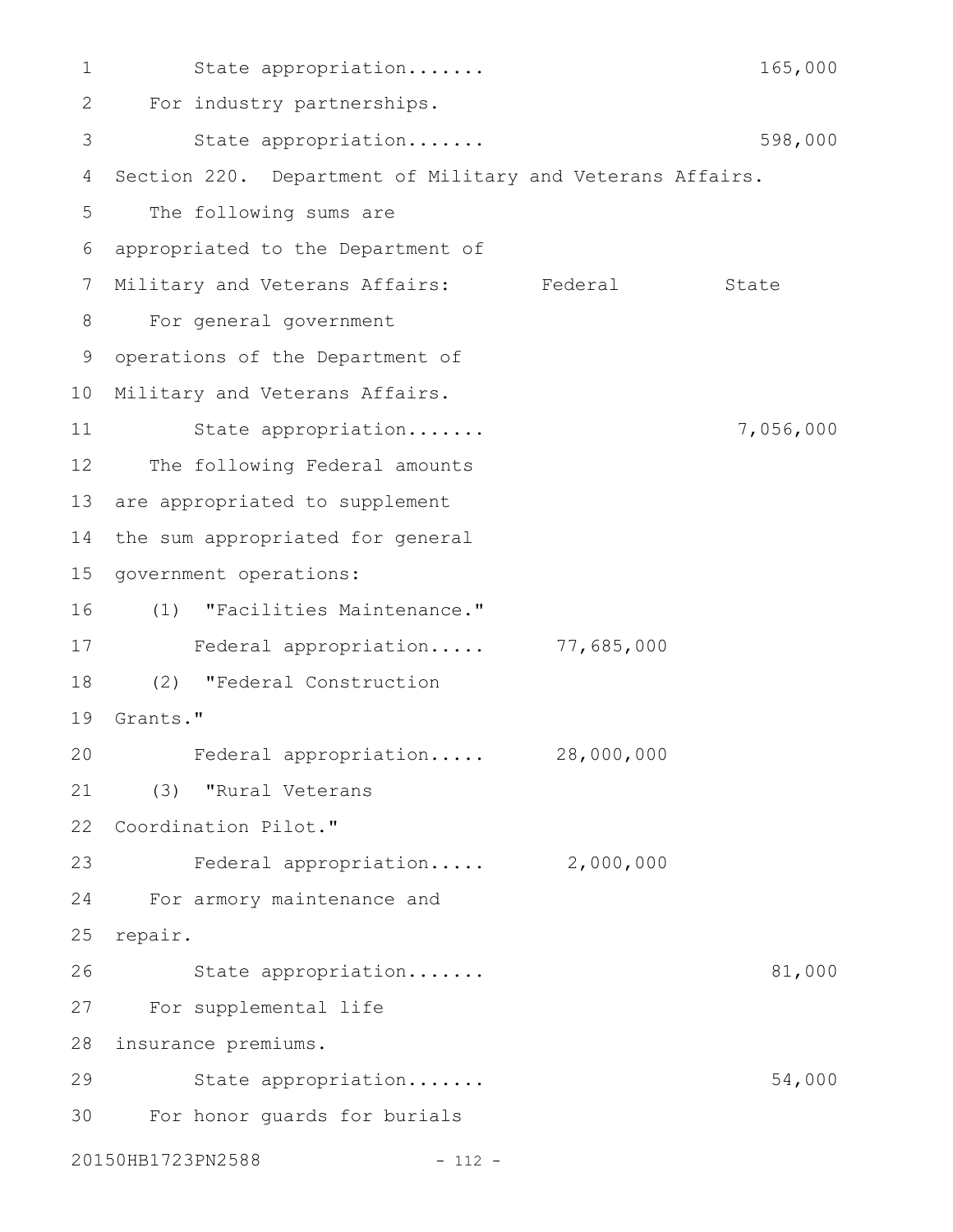State appropriation....... 165,000

For industry partnerships.

State appropriation....... 598,000

Section 220. Department of Military and Veterans Affairs.

| The following sums are appropriated to the Department of Military and Veterans Affairs: | Federal | State |
|---|---|---|
| For general government operations of the Department of Military and Veterans Affairs. | | |
| State appropriation....... | | 7,056,000 |
| The following Federal amounts are appropriated to supplement the sum appropriated for general government operations: | | |
| (1) "Facilities Maintenance." | | |
| Federal appropriation..... | 77,685,000 | |
| (2) "Federal Construction Grants." | | |
| Federal appropriation..... | 28,000,000 | |
| (3) "Rural Veterans Coordination Pilot." | | |
| Federal appropriation..... | 2,000,000 | |
| For armory maintenance and repair. | | |
| State appropriation....... | | 81,000 |
| For supplemental life insurance premiums. | | |
| State appropriation....... | | 54,000 |
| For honor guards for burials | | |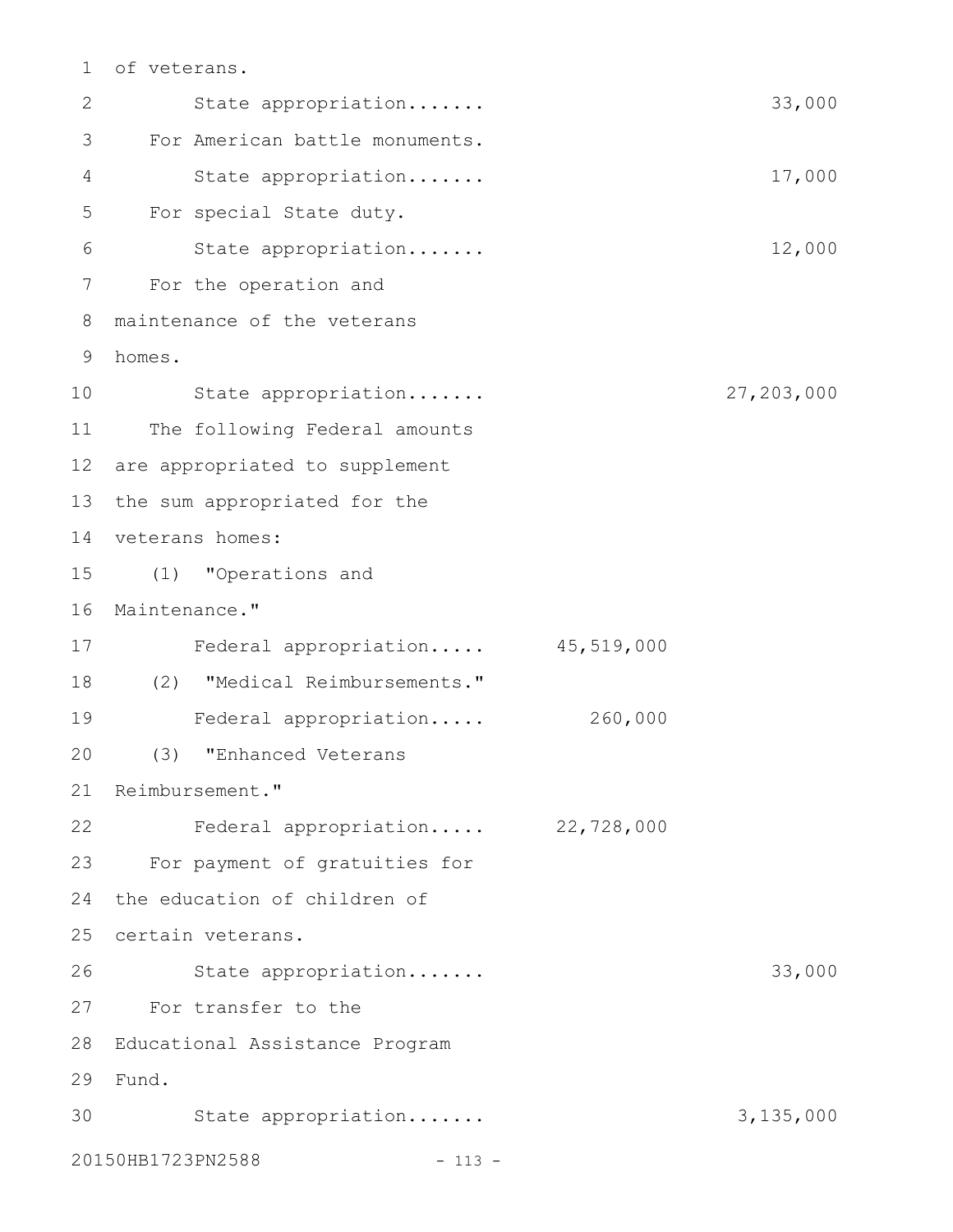of veterans.

State appropriation....... 33,000

For American battle monuments.

State appropriation....... 17,000

For special State duty.

State appropriation....... 12,000

For the operation and maintenance of the veterans homes.

State appropriation....... 27,203,000

The following Federal amounts are appropriated to supplement the sum appropriated for the veterans homes:

(1) "Operations and Maintenance."

Federal appropriation..... 45,519,000

(2) "Medical Reimbursements."

Federal appropriation..... 260,000

(3) "Enhanced Veterans Reimbursement."

Federal appropriation..... 22,728,000

For payment of gratuities for the education of children of certain veterans.

State appropriation....... 33,000

For transfer to the Educational Assistance Program Fund.

State appropriation....... 3,135,000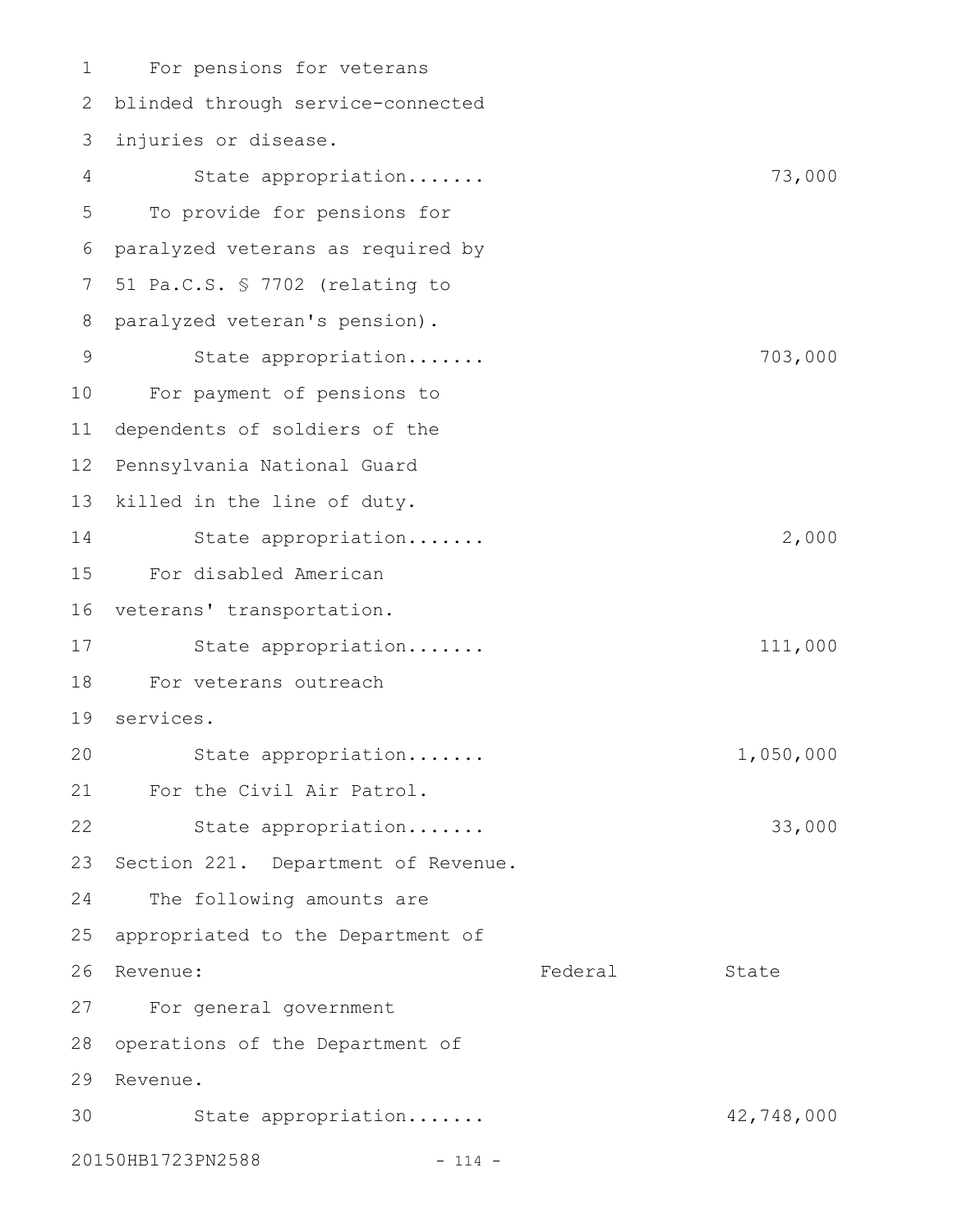For pensions for veterans blinded through service-connected injuries or disease.

State appropriation....... 73,000

To provide for pensions for paralyzed veterans as required by 51 Pa.C.S. § 7702 (relating to paralyzed veteran's pension).

State appropriation....... 703,000

For payment of pensions to dependents of soldiers of the Pennsylvania National Guard killed in the line of duty.

State appropriation....... 2,000

For disabled American veterans' transportation.

State appropriation....... 111,000

For veterans outreach services.

State appropriation....... 1,050,000

For the Civil Air Patrol.

State appropriation....... 33,000

Section 221. Department of Revenue.

The following amounts are appropriated to the Department of Revenue:

| | Federal | State |
|---|---|---|
| For general government operations of the Department of Revenue. | | |
| State appropriation....... | | 42,748,000 |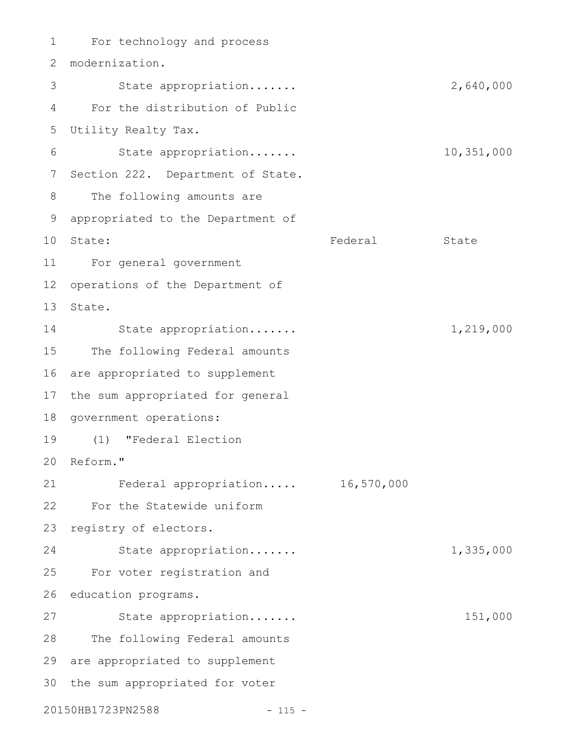For technology and process modernization.

State appropriation....... 2,640,000

For the distribution of Public Utility Realty Tax.

State appropriation....... 10,351,000

Section 222. Department of State.

The following amounts are appropriated to the Department of State:

| | Federal | State |
|---|---|---|
| For general government operations of the Department of State. | | |
| State appropriation....... | | 1,219,000 |
| The following Federal amounts are appropriated to supplement the sum appropriated for general government operations: | | |
| (1) "Federal Election Reform." | | |
| Federal appropriation..... | 16,570,000 | |
| For the Statewide uniform registry of electors. | | |
| State appropriation....... | | 1,335,000 |
| For voter registration and education programs. | | |
| State appropriation....... | | 151,000 |
| The following Federal amounts are appropriated to supplement the sum appropriated for voter | | |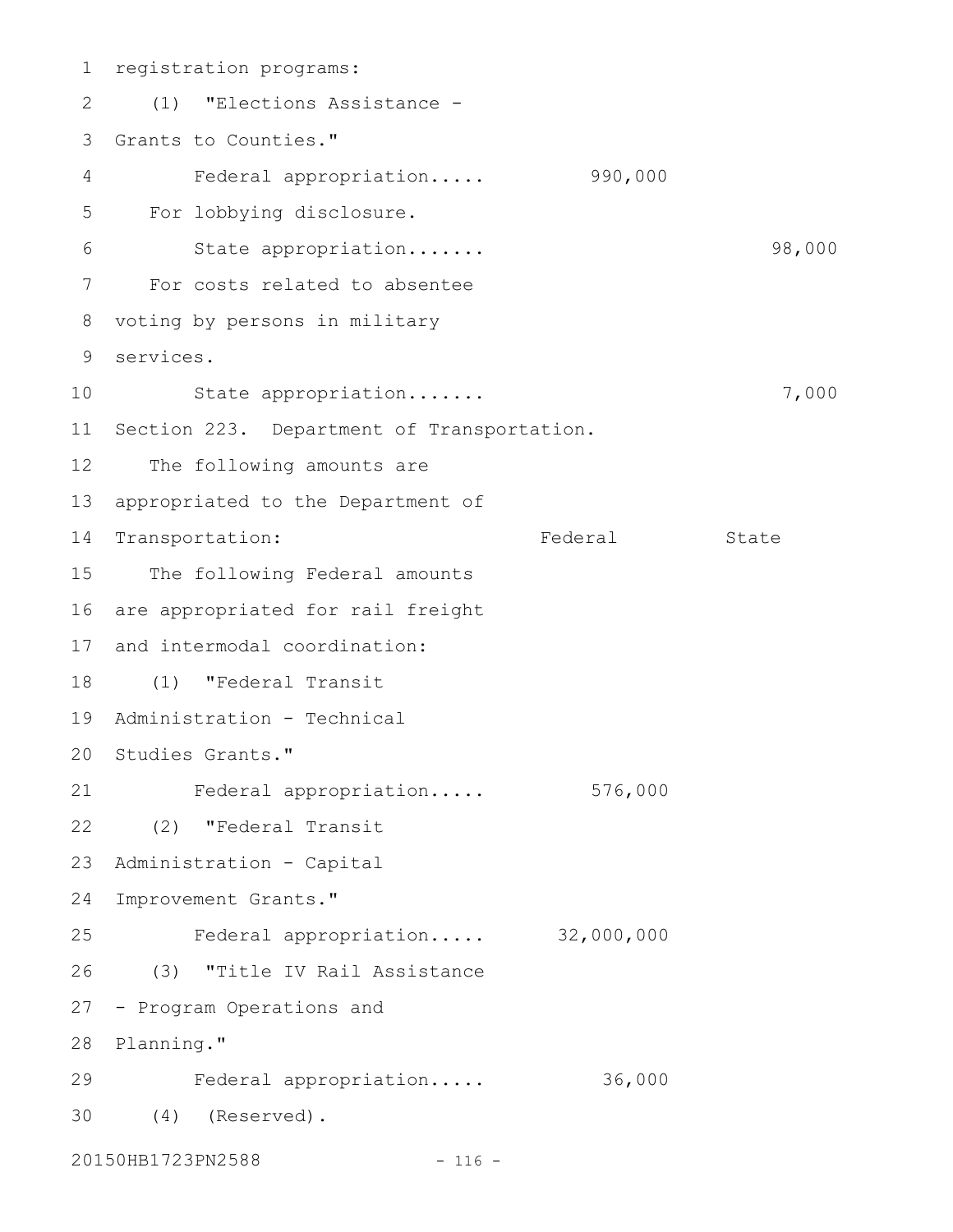registration programs:

(1) "Elections Assistance - Grants to Counties."

| | Federal | State |
|---|---|---|
| Federal appropriation..... | 990,000 | |

For lobbying disclosure.

| | Federal | State |
|---|---|---|
| State appropriation....... | | 98,000 |

For costs related to absentee voting by persons in military services.

| | Federal | State |
|---|---|---|
| State appropriation....... | | 7,000 |

Section 223. Department of Transportation.

The following amounts are appropriated to the Department of Transportation:

| | Federal | State |
|---|---|---|

The following Federal amounts are appropriated for rail freight and intermodal coordination:

(1) "Federal Transit Administration - Technical Studies Grants."

| | Federal | State |
|---|---|---|
| Federal appropriation..... | 576,000 | |

(2) "Federal Transit Administration - Capital Improvement Grants."

| | Federal | State |
|---|---|---|
| Federal appropriation..... | 32,000,000 | |

(3) "Title IV Rail Assistance - Program Operations and Planning."

| | Federal | State |
|---|---|---|
| Federal appropriation..... | 36,000 | |

(4) (Reserved).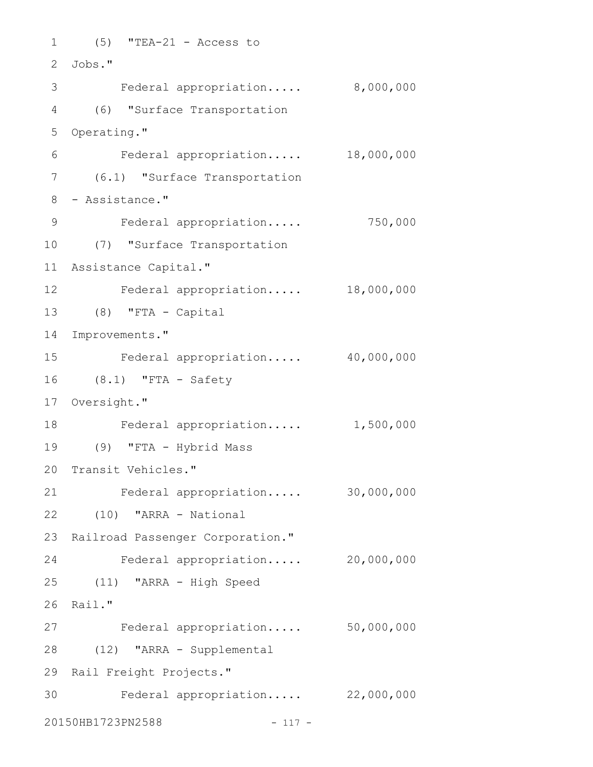(5) "TEA-21 - Access to Jobs."

Federal appropriation..... 8,000,000

(6) "Surface Transportation Operating."

Federal appropriation..... 18,000,000

(6.1) "Surface Transportation - Assistance."

Federal appropriation..... 750,000

(7) "Surface Transportation Assistance Capital."

Federal appropriation..... 18,000,000

(8) "FTA - Capital Improvements."

Federal appropriation..... 40,000,000

(8.1) "FTA - Safety Oversight."

Federal appropriation..... 1,500,000

(9) "FTA - Hybrid Mass Transit Vehicles."

Federal appropriation..... 30,000,000

(10) "ARRA - National Railroad Passenger Corporation."

Federal appropriation..... 20,000,000

(11) "ARRA - High Speed Rail."

Federal appropriation..... 50,000,000

(12) "ARRA - Supplemental Rail Freight Projects."

Federal appropriation..... 22,000,000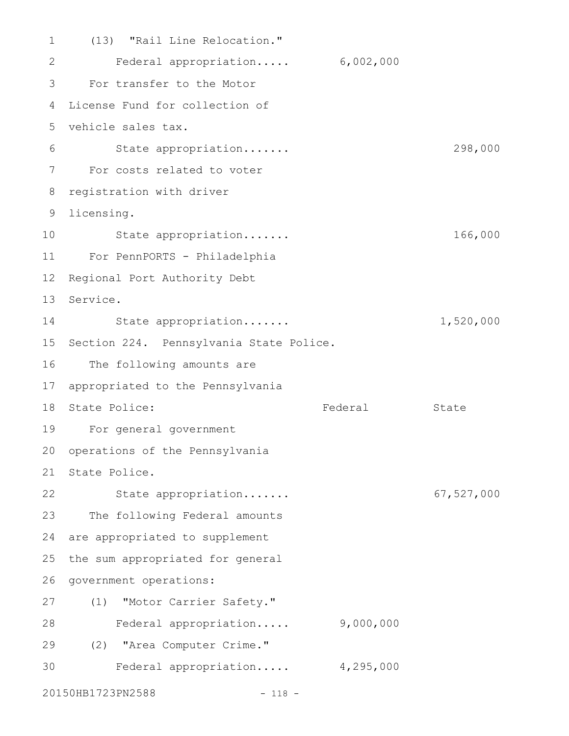(13) "Rail Line Relocation."

| | Federal | State |
|---|---|---|
| Federal appropriation..... | 6,002,000 | |

For transfer to the Motor License Fund for collection of vehicle sales tax.

| | Federal | State |
|---|---|---|
| State appropriation....... | | 298,000 |

For costs related to voter registration with driver licensing.

| | Federal | State |
|---|---|---|
| State appropriation....... | | 166,000 |

For PennPORTS - Philadelphia Regional Port Authority Debt Service.

| | Federal | State |
|---|---|---|
| State appropriation....... | | 1,520,000 |

Section 224. Pennsylvania State Police.

The following amounts are appropriated to the Pennsylvania State Police:

| | Federal | State |
|---|---|---|

For general government operations of the Pennsylvania State Police.

| | Federal | State |
|---|---|---|
| State appropriation....... | | 67,527,000 |

The following Federal amounts are appropriated to supplement the sum appropriated for general government operations:

(1) "Motor Carrier Safety."

| | Federal | State |
|---|---|---|
| Federal appropriation..... | 9,000,000 | |

(2) "Area Computer Crime."

| | Federal | State |
|---|---|---|
| Federal appropriation..... | 4,295,000 | |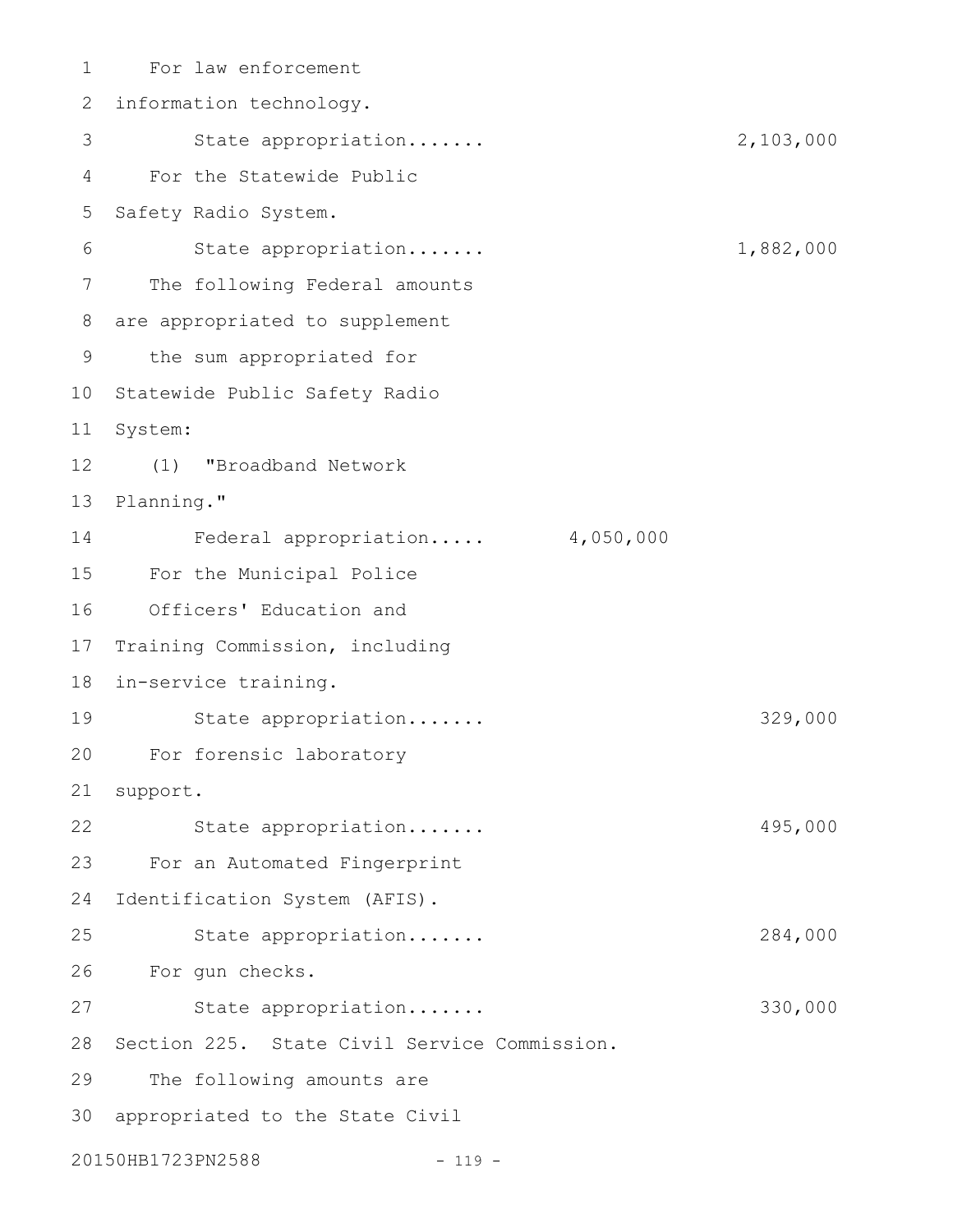For law enforcement information technology.

State appropriation....... 2,103,000

For the Statewide Public Safety Radio System.

State appropriation....... 1,882,000

The following Federal amounts are appropriated to supplement the sum appropriated for Statewide Public Safety Radio System:

(1) "Broadband Network Planning."

Federal appropriation..... 4,050,000

For the Municipal Police Officers' Education and Training Commission, including in-service training.

State appropriation....... 329,000

For forensic laboratory support.

State appropriation....... 495,000

For an Automated Fingerprint Identification System (AFIS).

State appropriation....... 284,000

For gun checks.

State appropriation....... 330,000

Section 225. State Civil Service Commission.

The following amounts are appropriated to the State Civil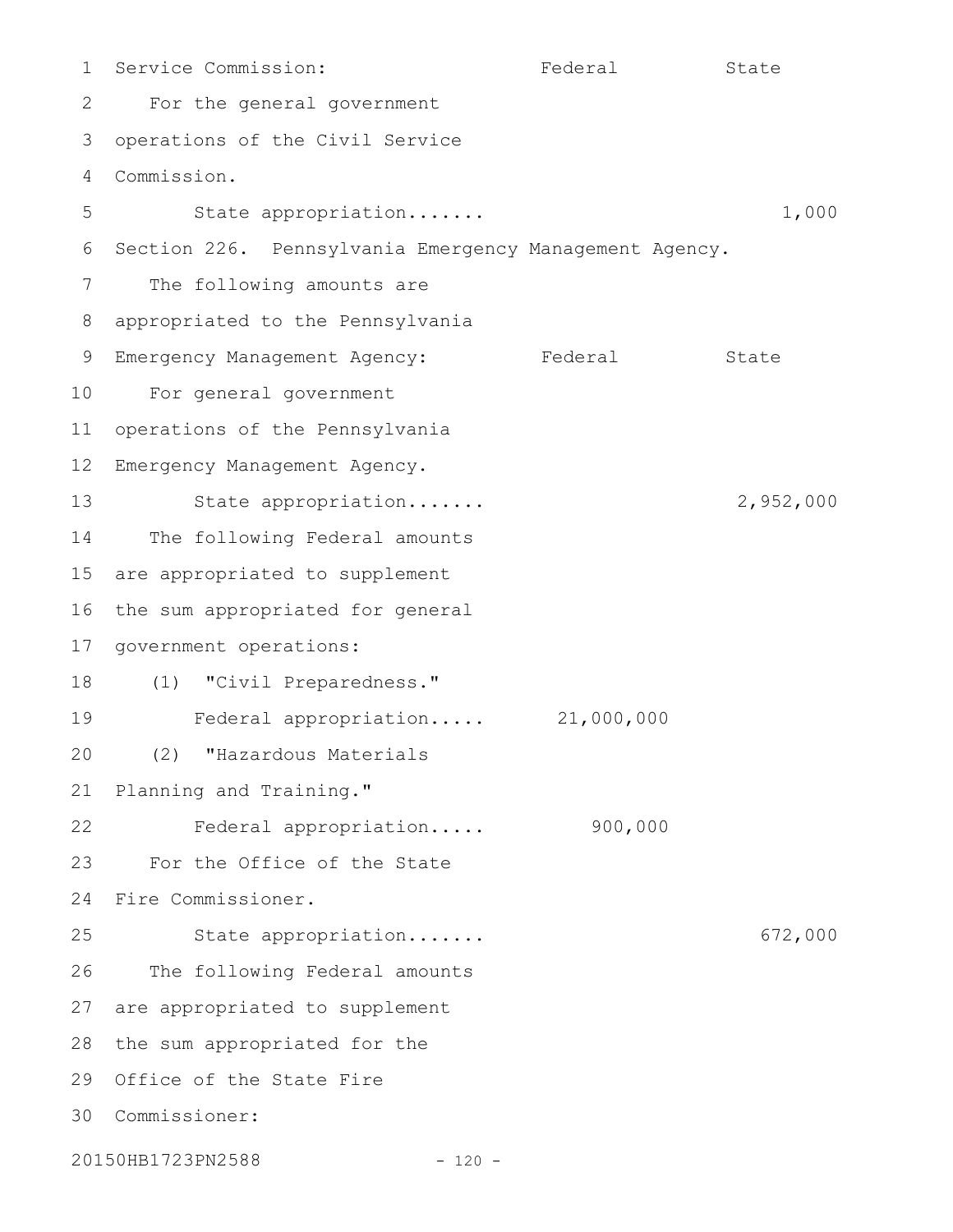Service Commission: Federal State

For the general government operations of the Civil Service Commission.

| | Federal | State |
|---|---|---|
| State appropriation....... | | 1,000 |

Section 226. Pennsylvania Emergency Management Agency.

The following amounts are appropriated to the Pennsylvania Emergency Management Agency: Federal State

For general government operations of the Pennsylvania Emergency Management Agency.

| | Federal | State |
|---|---|---|
| State appropriation....... | | 2,952,000 |

The following Federal amounts are appropriated to supplement the sum appropriated for general government operations:

(1) "Civil Preparedness."

| | Federal | State |
|---|---|---|
| Federal appropriation..... | 21,000,000 | |

(2) "Hazardous Materials Planning and Training."

| | Federal | State |
|---|---|---|
| Federal appropriation..... | 900,000 | |

For the Office of the State Fire Commissioner.

| | Federal | State |
|---|---|---|
| State appropriation....... | | 672,000 |

The following Federal amounts are appropriated to supplement the sum appropriated for the Office of the State Fire Commissioner: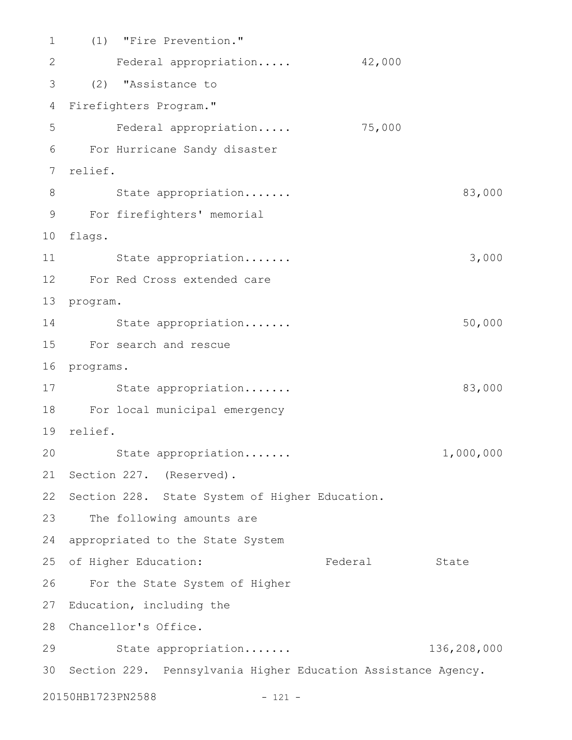(1) "Fire Prevention."

Federal appropriation..... 42,000

(2) "Assistance to Firefighters Program."

Federal appropriation..... 75,000

For Hurricane Sandy disaster relief.

State appropriation....... 83,000

For firefighters' memorial flags.

State appropriation....... 3,000

For Red Cross extended care program.

State appropriation....... 50,000

For search and rescue programs.

State appropriation....... 83,000

For local municipal emergency relief.

State appropriation....... 1,000,000

Section 227. (Reserved).

Section 228. State System of Higher Education.

The following amounts are appropriated to the State System of Higher Education:

| | Federal | State |
|---|---|---|
| For the State System of Higher Education, including the Chancellor's Office. | | |
| State appropriation....... | | 136,208,000 |

Section 229. Pennsylvania Higher Education Assistance Agency.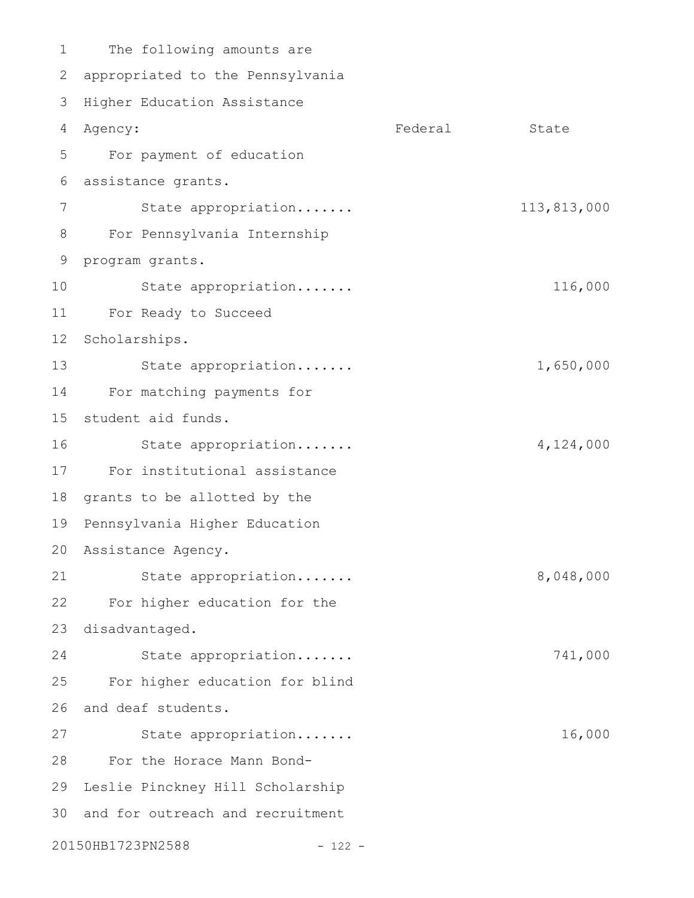The following amounts are appropriated to the Pennsylvania Higher Education Assistance Agency:

| | Federal | State |
|---|---|---|
| For payment of education assistance grants. | | |
| State appropriation....... | | 113,813,000 |
| For Pennsylvania Internship program grants. | | |
| State appropriation....... | | 116,000 |
| For Ready to Succeed Scholarships. | | |
| State appropriation....... | | 1,650,000 |
| For matching payments for student aid funds. | | |
| State appropriation....... | | 4,124,000 |
| For institutional assistance grants to be allotted by the Pennsylvania Higher Education Assistance Agency. | | |
| State appropriation....... | | 8,048,000 |
| For higher education for the disadvantaged. | | |
| State appropriation....... | | 741,000 |
| For higher education for blind and deaf students. | | |
| State appropriation....... | | 16,000 |
| For the Horace Mann Bond-Leslie Pinckney Hill Scholarship and for outreach and recruitment | | |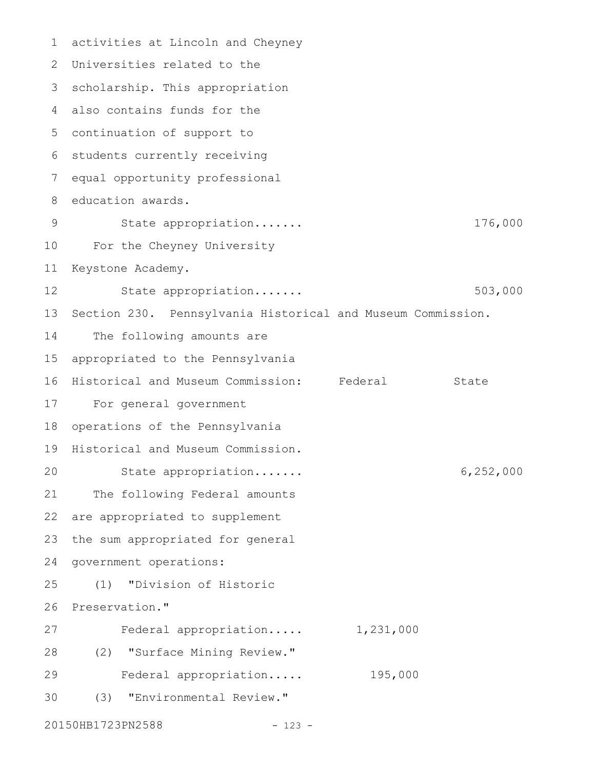activities at Lincoln and Cheyney Universities related to the scholarship. This appropriation also contains funds for the continuation of support to students currently receiving equal opportunity professional education awards.

| | Federal | State |
|---|---|---|
| State appropriation....... | | 176,000 |

For the Cheyney University Keystone Academy.

| | Federal | State |
|---|---|---|
| State appropriation....... | | 503,000 |

Section 230. Pennsylvania Historical and Museum Commission.

The following amounts are appropriated to the Pennsylvania Historical and Museum Commission:

| | Federal | State |
|---|---|---|
| For general government operations of the Pennsylvania Historical and Museum Commission. | | |
| State appropriation....... | | 6,252,000 |
| The following Federal amounts are appropriated to supplement the sum appropriated for general government operations: | | |
| (1) "Division of Historic Preservation." | | |
| Federal appropriation..... | 1,231,000 | |
| (2) "Surface Mining Review." | | |
| Federal appropriation..... | 195,000 | |
| (3) "Environmental Review." | | |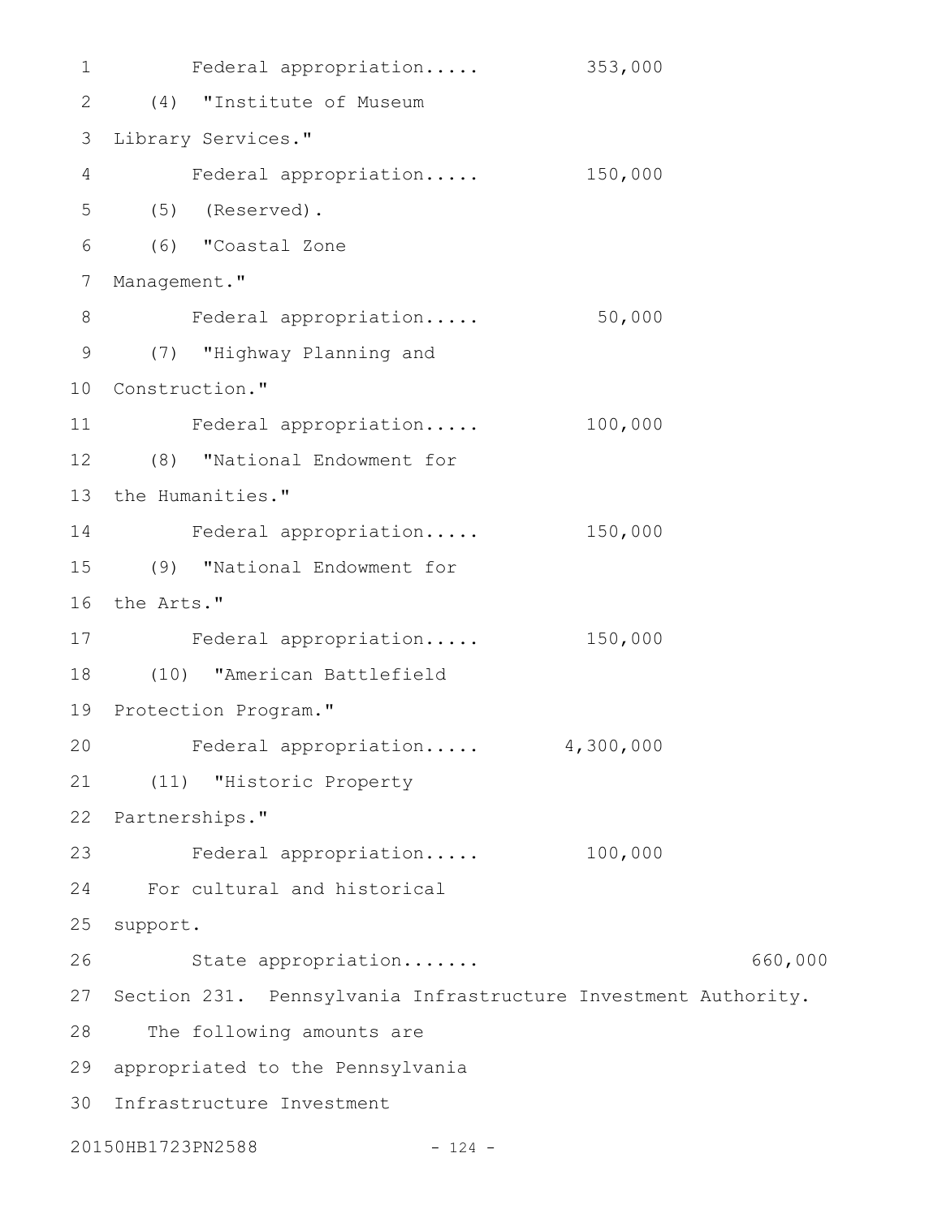Federal appropriation..... 353,000

(4) "Institute of Museum Library Services."

Federal appropriation..... 150,000

(5) (Reserved).

(6) "Coastal Zone Management."

Federal appropriation..... 50,000

(7) "Highway Planning and Construction."

Federal appropriation..... 100,000

(8) "National Endowment for the Humanities."

Federal appropriation..... 150,000

(9) "National Endowment for the Arts."

Federal appropriation..... 150,000

(10) "American Battlefield Protection Program."

Federal appropriation..... 4,300,000

(11) "Historic Property Partnerships."

Federal appropriation..... 100,000

For cultural and historical support.

State appropriation....... 660,000

Section 231. Pennsylvania Infrastructure Investment Authority.

The following amounts are appropriated to the Pennsylvania Infrastructure Investment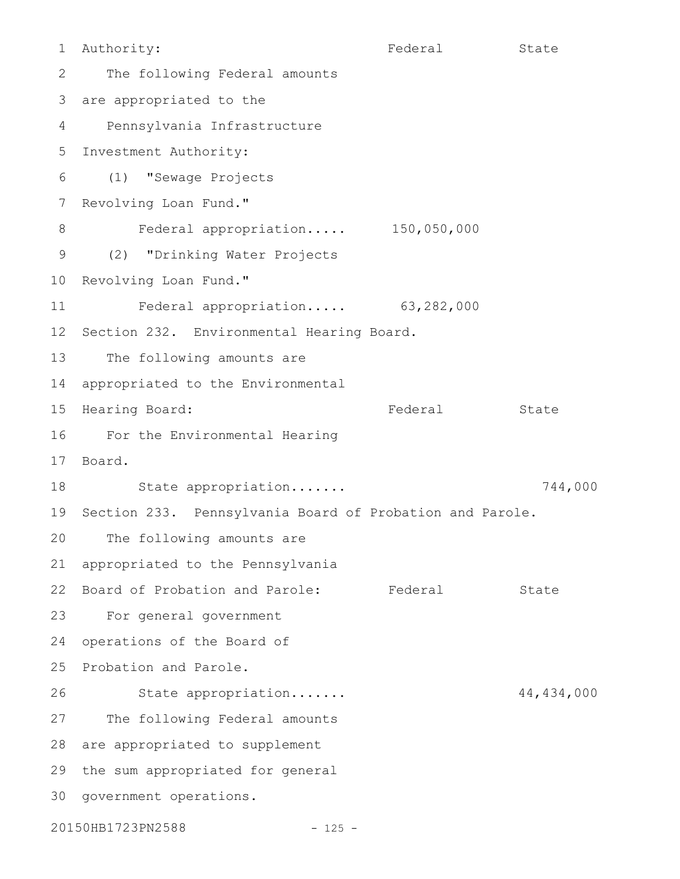Authority: Federal State

The following Federal amounts are appropriated to the Pennsylvania Infrastructure Investment Authority:

(1) "Sewage Projects Revolving Loan Fund."

Federal appropriation..... 150,050,000

(2) "Drinking Water Projects Revolving Loan Fund."

Federal appropriation..... 63,282,000

Section 232. Environmental Hearing Board.

The following amounts are appropriated to the Environmental Hearing Board: Federal State

For the Environmental Hearing Board.

State appropriation....... 744,000

Section 233. Pennsylvania Board of Probation and Parole.

The following amounts are appropriated to the Pennsylvania Board of Probation and Parole: Federal State

For general government operations of the Board of Probation and Parole.

State appropriation....... 44,434,000

The following Federal amounts are appropriated to supplement the sum appropriated for general government operations.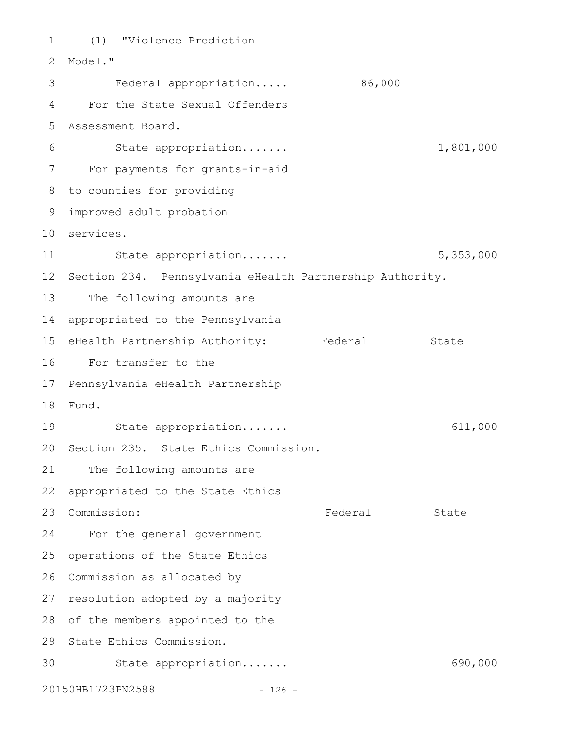(1) "Violence Prediction Model."

Federal appropriation..... 86,000

For the State Sexual Offenders Assessment Board.

State appropriation....... 1,801,000

For payments for grants-in-aid to counties for providing improved adult probation services.

State appropriation....... 5,353,000

Section 234. Pennsylvania eHealth Partnership Authority.

The following amounts are appropriated to the Pennsylvania eHealth Partnership Authority:

| | Federal | State |
|---|---|---|
| For transfer to the Pennsylvania eHealth Partnership Fund. | | |
| State appropriation....... | | 611,000 |

Section 235. State Ethics Commission.

The following amounts are appropriated to the State Ethics Commission:

| | Federal | State |
|---|---|---|
| For the general government operations of the State Ethics Commission as allocated by resolution adopted by a majority of the members appointed to the State Ethics Commission. | | |
| State appropriation....... | | 690,000 |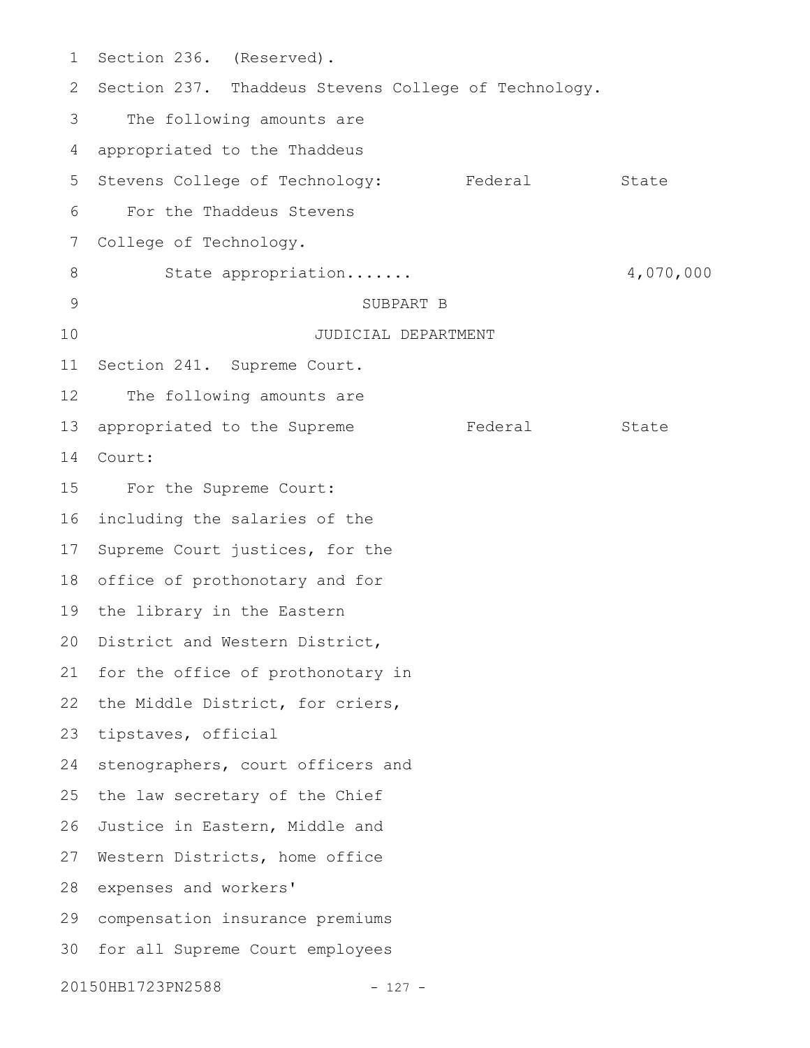Section 236. (Reserved).

Section 237. Thaddeus Stevens College of Technology.

| The following amounts are appropriated to the Thaddeus Stevens College of Technology: | Federal | State |
| --- | --- | --- |
| For the Thaddeus Stevens College of Technology. | | |
| State appropriation....... | | 4,070,000 |

SUBPART B

JUDICIAL DEPARTMENT

Section 241. Supreme Court.

| The following amounts are appropriated to the Supreme Court: | Federal | State |
| --- | --- | --- |

For the Supreme Court: including the salaries of the Supreme Court justices, for the office of prothonotary and for the library in the Eastern District and Western District, for the office of prothonotary in the Middle District, for criers, tipstaves, official stenographers, court officers and the law secretary of the Chief Justice in Eastern, Middle and Western Districts, home office expenses and workers' compensation insurance premiums for all Supreme Court employees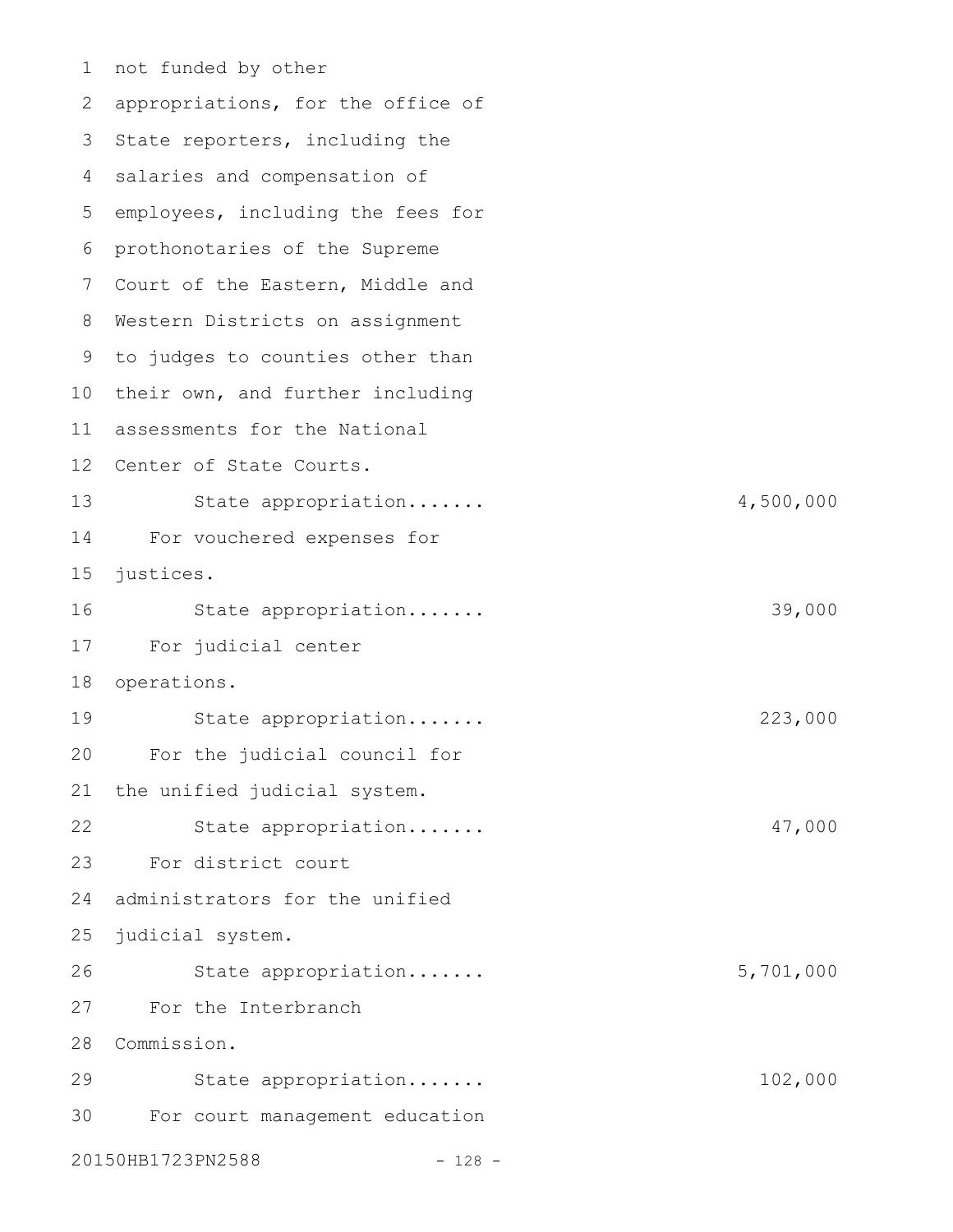not funded by other appropriations, for the office of State reporters, including the salaries and compensation of employees, including the fees for prothonotaries of the Supreme Court of the Eastern, Middle and Western Districts on assignment to judges to counties other than their own, and further including assessments for the National Center of State Courts.

State appropriation....... 4,500,000

For vouchered expenses for justices.

State appropriation....... 39,000

For judicial center operations.

State appropriation....... 223,000

For the judicial council for the unified judicial system.

State appropriation....... 47,000

For district court administrators for the unified judicial system.

State appropriation....... 5,701,000

For the Interbranch Commission.

State appropriation....... 102,000

For court management education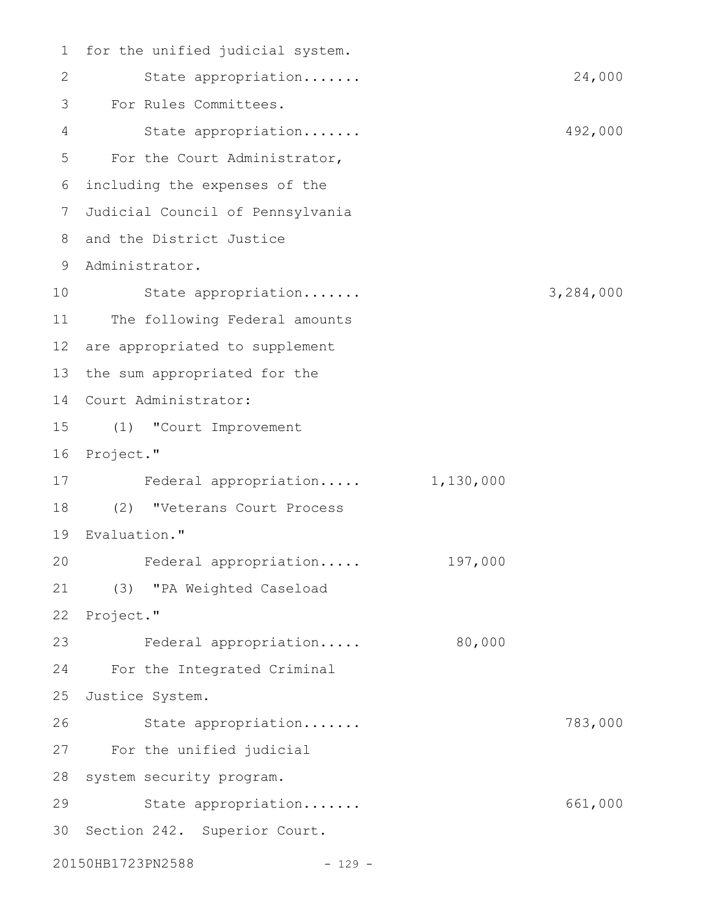for the unified judicial system.

State appropriation....... 24,000

For Rules Committees.

State appropriation....... 492,000

For the Court Administrator, including the expenses of the Judicial Council of Pennsylvania and the District Justice Administrator.

State appropriation....... 3,284,000

The following Federal amounts are appropriated to supplement the sum appropriated for the Court Administrator:

(1) "Court Improvement Project."

Federal appropriation..... 1,130,000

(2) "Veterans Court Process Evaluation."

Federal appropriation..... 197,000

(3) "PA Weighted Caseload Project."

Federal appropriation..... 80,000

For the Integrated Criminal Justice System.

State appropriation....... 783,000

For the unified judicial system security program.

State appropriation....... 661,000

Section 242. Superior Court.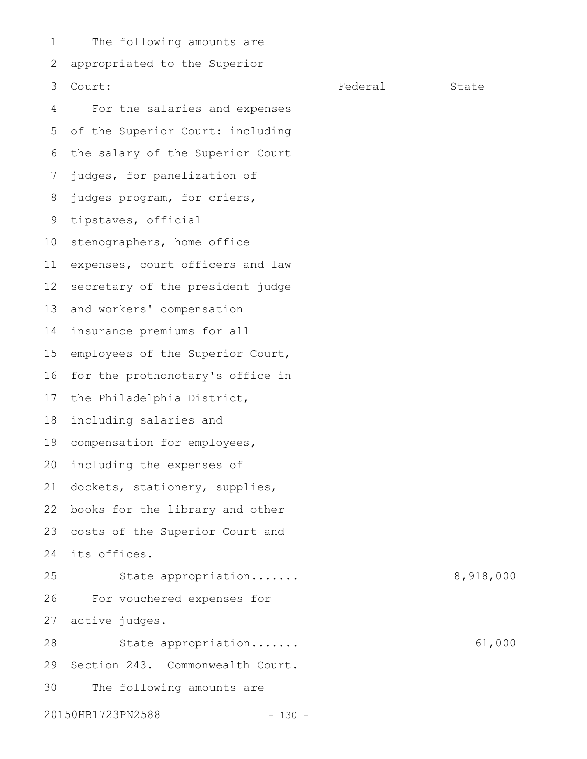The following amounts are appropriated to the Superior Court:

| | Federal | State |
|---|---|---|
| For the salaries and expenses of the Superior Court: including the salary of the Superior Court judges, for panelization of judges program, for criers, tipstaves, official stenographers, home office expenses, court officers and law secretary of the president judge and workers' compensation insurance premiums for all employees of the Superior Court, for the prothonotary's office in the Philadelphia District, including salaries and compensation for employees, including the expenses of dockets, stationery, supplies, books for the library and other costs of the Superior Court and its offices. | | |
| State appropriation....... | | 8,918,000 |
| For vouchered expenses for active judges. | | |
| State appropriation....... | | 61,000 |

Section 243. Commonwealth Court.

The following amounts are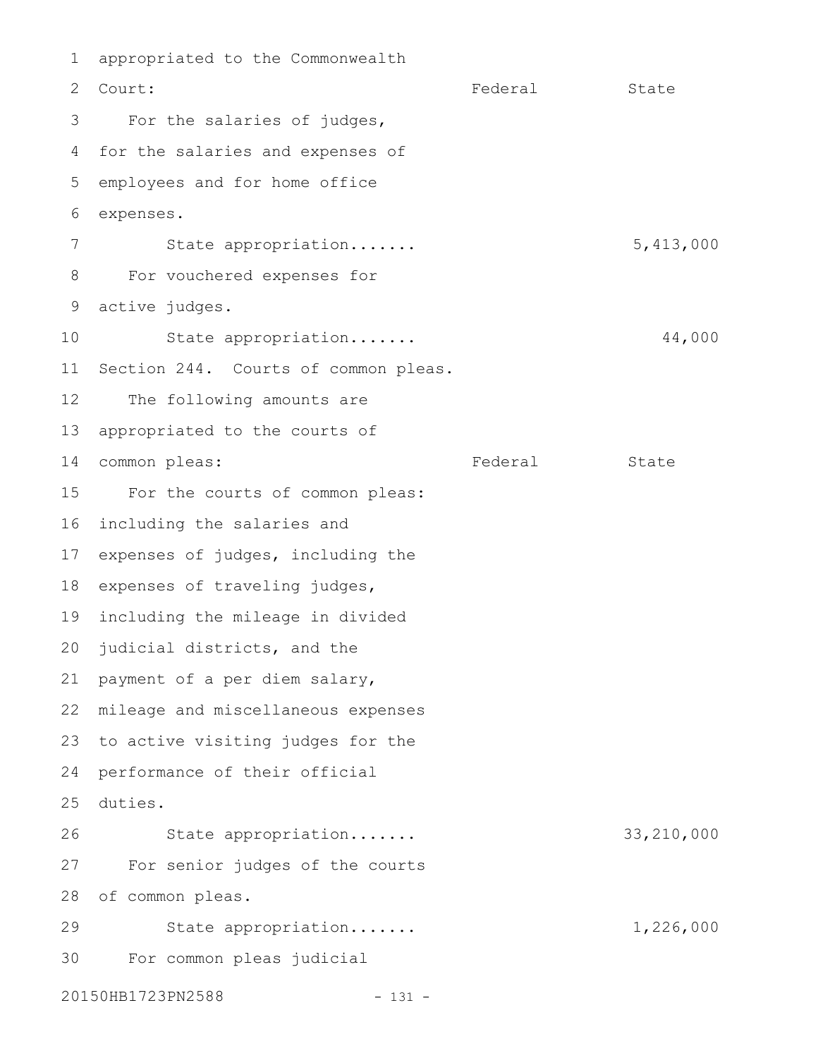appropriated to the Commonwealth Court:

| | Federal | State |
|---|---|---|
| For the salaries of judges, for the salaries and expenses of employees and for home office expenses. | | |
| State appropriation....... | | 5,413,000 |
| For vouchered expenses for active judges. | | |
| State appropriation....... | | 44,000 |

Section 244. Courts of common pleas.

The following amounts are appropriated to the courts of common pleas:

| | Federal | State |
|---|---|---|
| For the courts of common pleas: including the salaries and expenses of judges, including the expenses of traveling judges, including the mileage in divided judicial districts, and the payment of a per diem salary, mileage and miscellaneous expenses to active visiting judges for the performance of their official duties. | | |
| State appropriation....... | | 33,210,000 |
| For senior judges of the courts of common pleas. | | |
| State appropriation....... | | 1,226,000 |

For common pleas judicial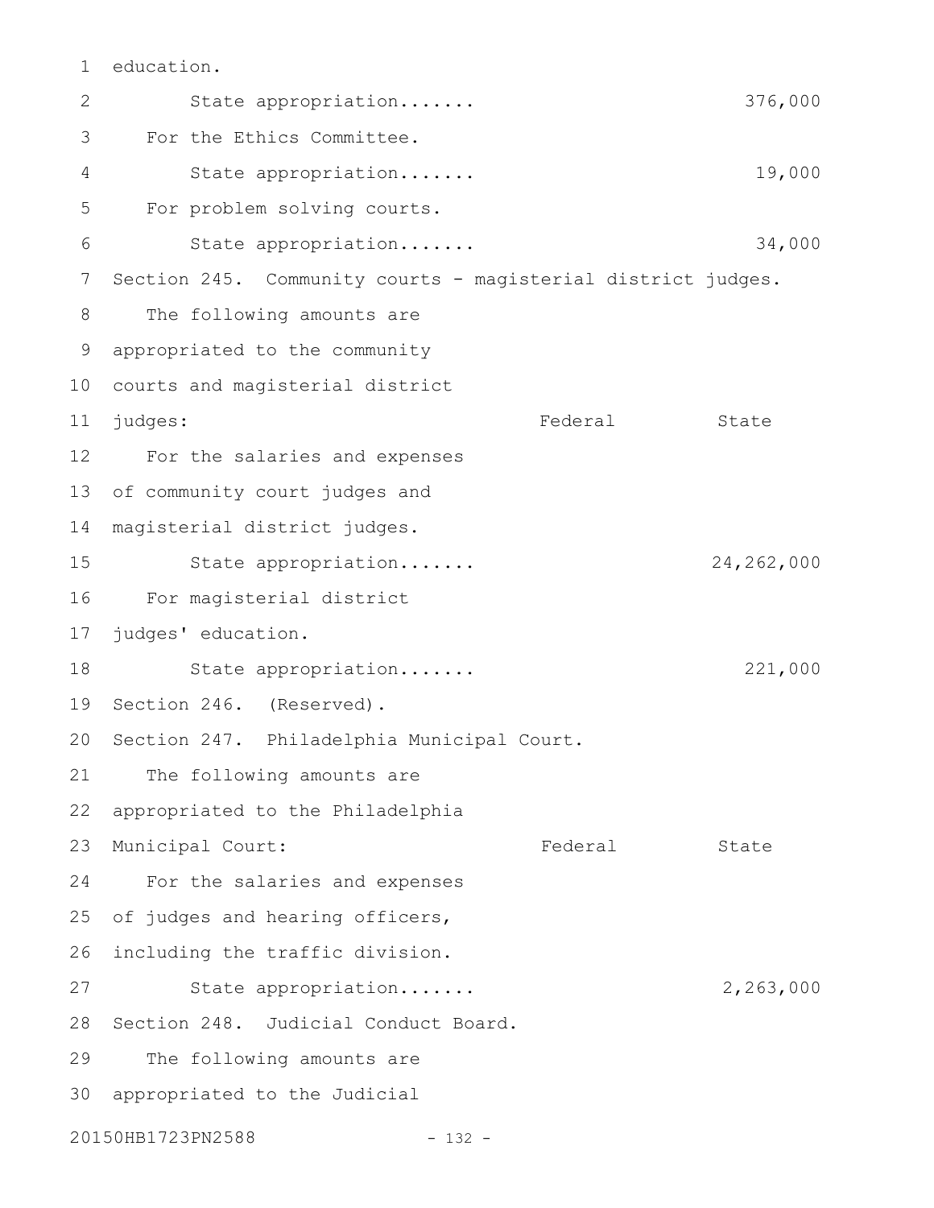education.

State appropriation....... 376,000

For the Ethics Committee.

State appropriation....... 19,000

For problem solving courts.

State appropriation....... 34,000

Section 245. Community courts - magisterial district judges.

The following amounts are appropriated to the community courts and magisterial district judges:

| | Federal | State |
|---|---|---|
| For the salaries and expenses of community court judges and magisterial district judges. | | |
| State appropriation....... | | 24,262,000 |
| For magisterial district judges' education. | | |
| State appropriation....... | | 221,000 |

Section 246. (Reserved).

Section 247. Philadelphia Municipal Court.

The following amounts are appropriated to the Philadelphia Municipal Court:

| | Federal | State |
|---|---|---|
| For the salaries and expenses of judges and hearing officers, including the traffic division. | | |
| State appropriation....... | | 2,263,000 |

Section 248. Judicial Conduct Board.

The following amounts are appropriated to the Judicial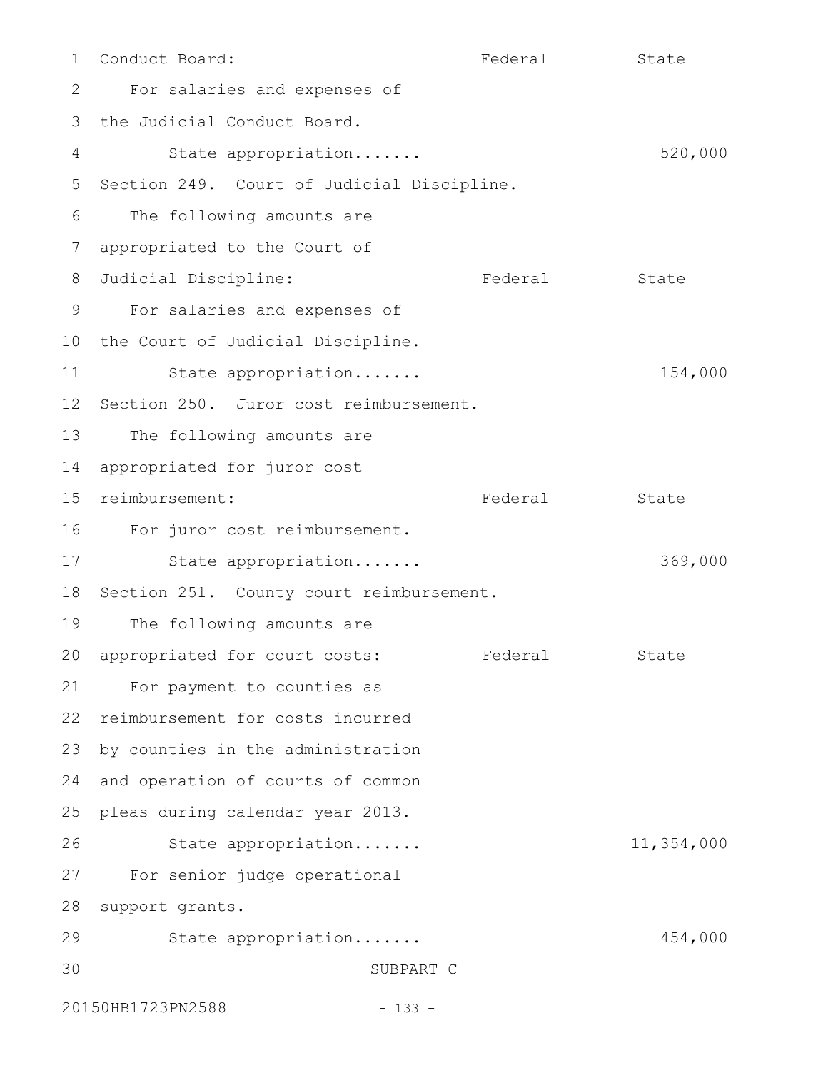Conduct Board: Federal State

For salaries and expenses of the Judicial Conduct Board.

| | Federal | State |
|---|---|---|
| State appropriation....... | | 520,000 |

Section 249. Court of Judicial Discipline.

The following amounts are appropriated to the Court of Judicial Discipline: Federal State

For salaries and expenses of the Court of Judicial Discipline.

| | Federal | State |
|---|---|---|
| State appropriation....... | | 154,000 |

Section 250. Juror cost reimbursement.

The following amounts are appropriated for juror cost reimbursement: Federal State

For juror cost reimbursement.

| | Federal | State |
|---|---|---|
| State appropriation....... | | 369,000 |

Section 251. County court reimbursement.

The following amounts are appropriated for court costs: Federal State

For payment to counties as reimbursement for costs incurred by counties in the administration and operation of courts of common pleas during calendar year 2013.

| | Federal | State |
|---|---|---|
| State appropriation....... | | 11,354,000 |

For senior judge operational support grants.

| | Federal | State |
|---|---|---|
| State appropriation....... | | 454,000 |

SUBPART C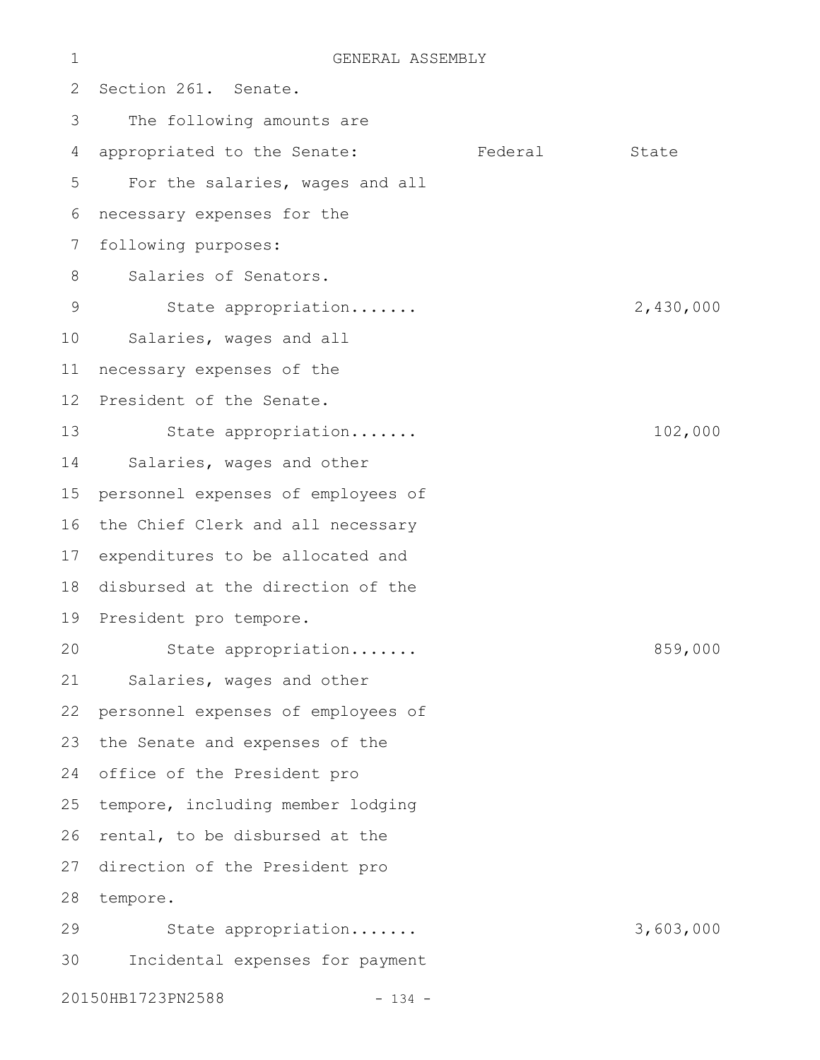GENERAL ASSEMBLY

Section 261. Senate.

The following amounts are appropriated to the Senate:

| | Federal | State |
|---|---|---|
| For the salaries, wages and all necessary expenses for the following purposes: | | |
| Salaries of Senators. | | |
| State appropriation....... | | 2,430,000 |
| Salaries, wages and all necessary expenses of the President of the Senate. | | |
| State appropriation....... | | 102,000 |
| Salaries, wages and other personnel expenses of employees of the Chief Clerk and all necessary expenditures to be allocated and disbursed at the direction of the President pro tempore. | | |
| State appropriation....... | | 859,000 |
| Salaries, wages and other personnel expenses of employees of the Senate and expenses of the office of the President pro tempore, including member lodging rental, to be disbursed at the direction of the President pro tempore. | | |
| State appropriation....... | | 3,603,000 |
| Incidental expenses for payment | | |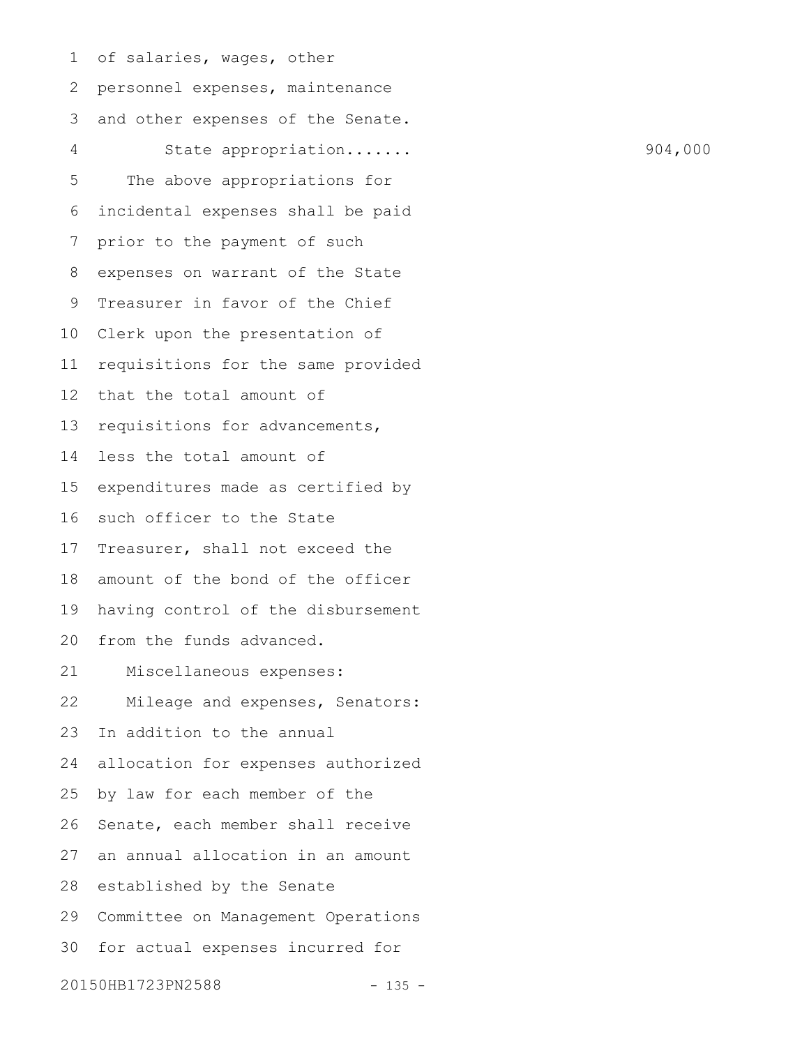of salaries, wages, other personnel expenses, maintenance and other expenses of the Senate.

State appropriation....... 904,000

The above appropriations for incidental expenses shall be paid prior to the payment of such expenses on warrant of the State Treasurer in favor of the Chief Clerk upon the presentation of requisitions for the same provided that the total amount of requisitions for advancements, less the total amount of expenditures made as certified by such officer to the State Treasurer, shall not exceed the amount of the bond of the officer having control of the disbursement from the funds advanced.

Miscellaneous expenses:

Mileage and expenses, Senators: In addition to the annual allocation for expenses authorized by law for each member of the Senate, each member shall receive an annual allocation in an amount established by the Senate Committee on Management Operations for actual expenses incurred for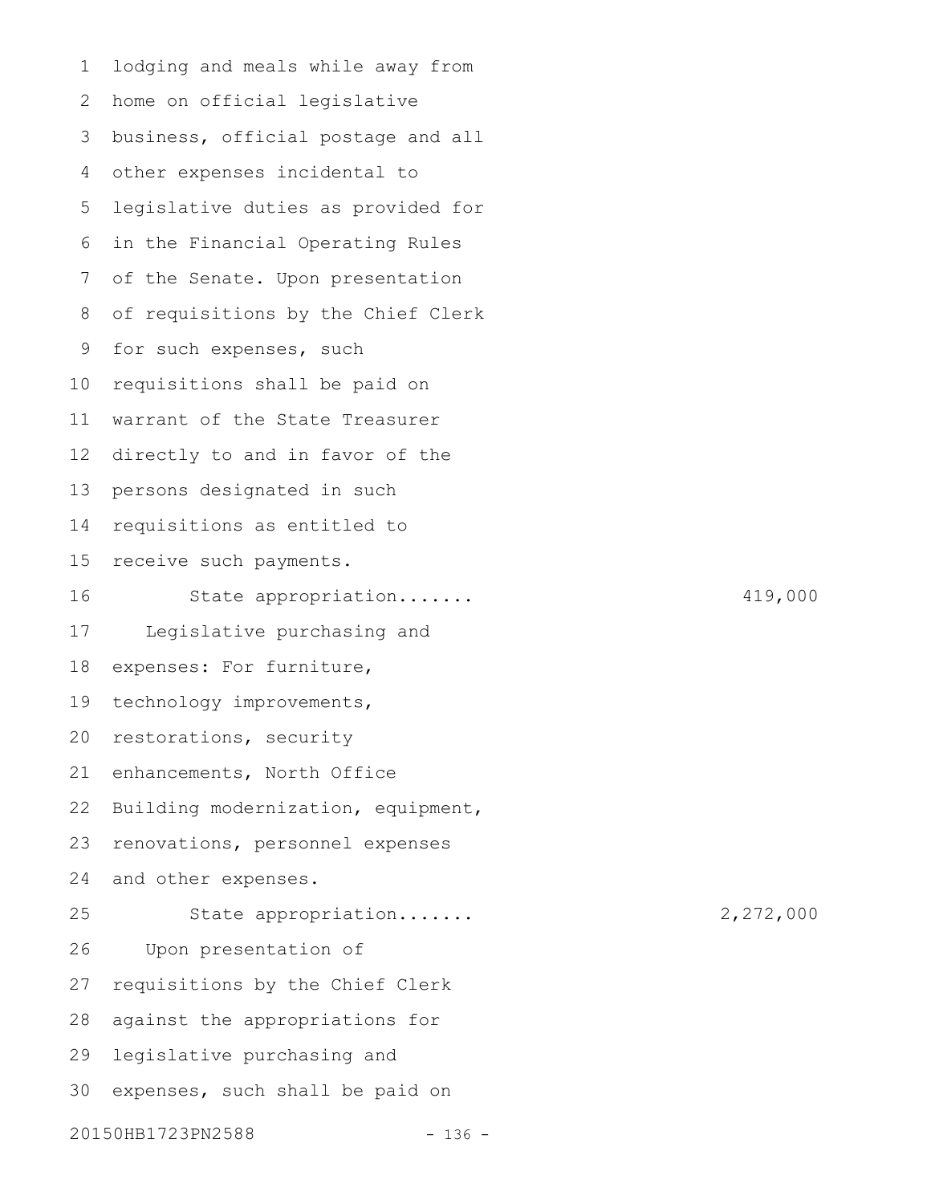lodging and meals while away from home on official legislative business, official postage and all other expenses incidental to legislative duties as provided for in the Financial Operating Rules of the Senate. Upon presentation of requisitions by the Chief Clerk for such expenses, such requisitions shall be paid on warrant of the State Treasurer directly to and in favor of the persons designated in such requisitions as entitled to receive such payments.

State appropriation....... 419,000

Legislative purchasing and expenses: For furniture, technology improvements, restorations, security enhancements, North Office Building modernization, equipment, renovations, personnel expenses and other expenses.

State appropriation....... 2,272,000

Upon presentation of requisitions by the Chief Clerk against the appropriations for legislative purchasing and expenses, such shall be paid on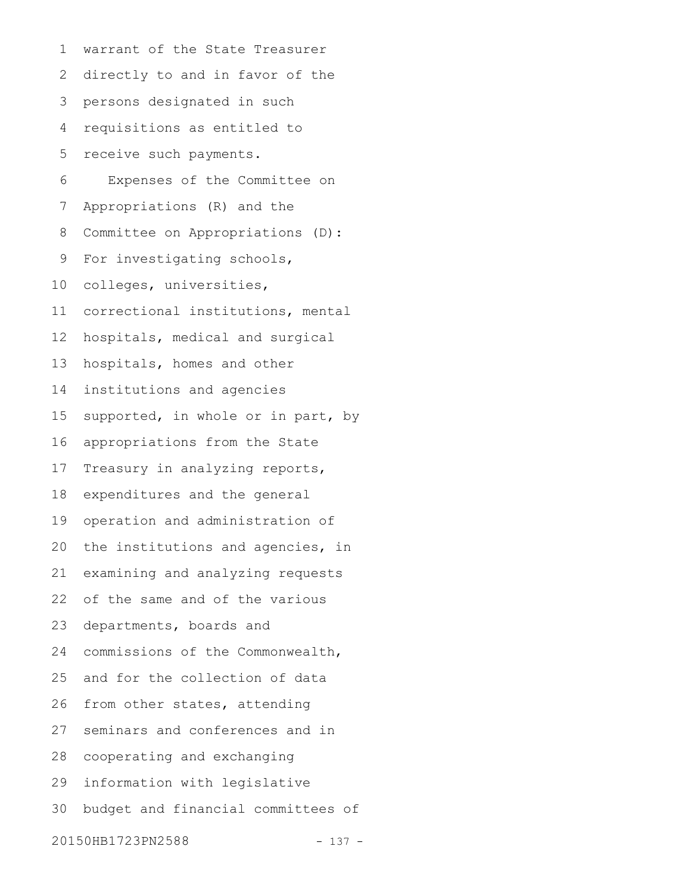warrant of the State Treasurer directly to and in favor of the persons designated in such requisitions as entitled to receive such payments.

Expenses of the Committee on Appropriations (R) and the Committee on Appropriations (D): For investigating schools, colleges, universities, correctional institutions, mental hospitals, medical and surgical hospitals, homes and other institutions and agencies supported, in whole or in part, by appropriations from the State Treasury in analyzing reports, expenditures and the general operation and administration of the institutions and agencies, in examining and analyzing requests of the same and of the various departments, boards and commissions of the Commonwealth, and for the collection of data from other states, attending seminars and conferences and in cooperating and exchanging information with legislative budget and financial committees of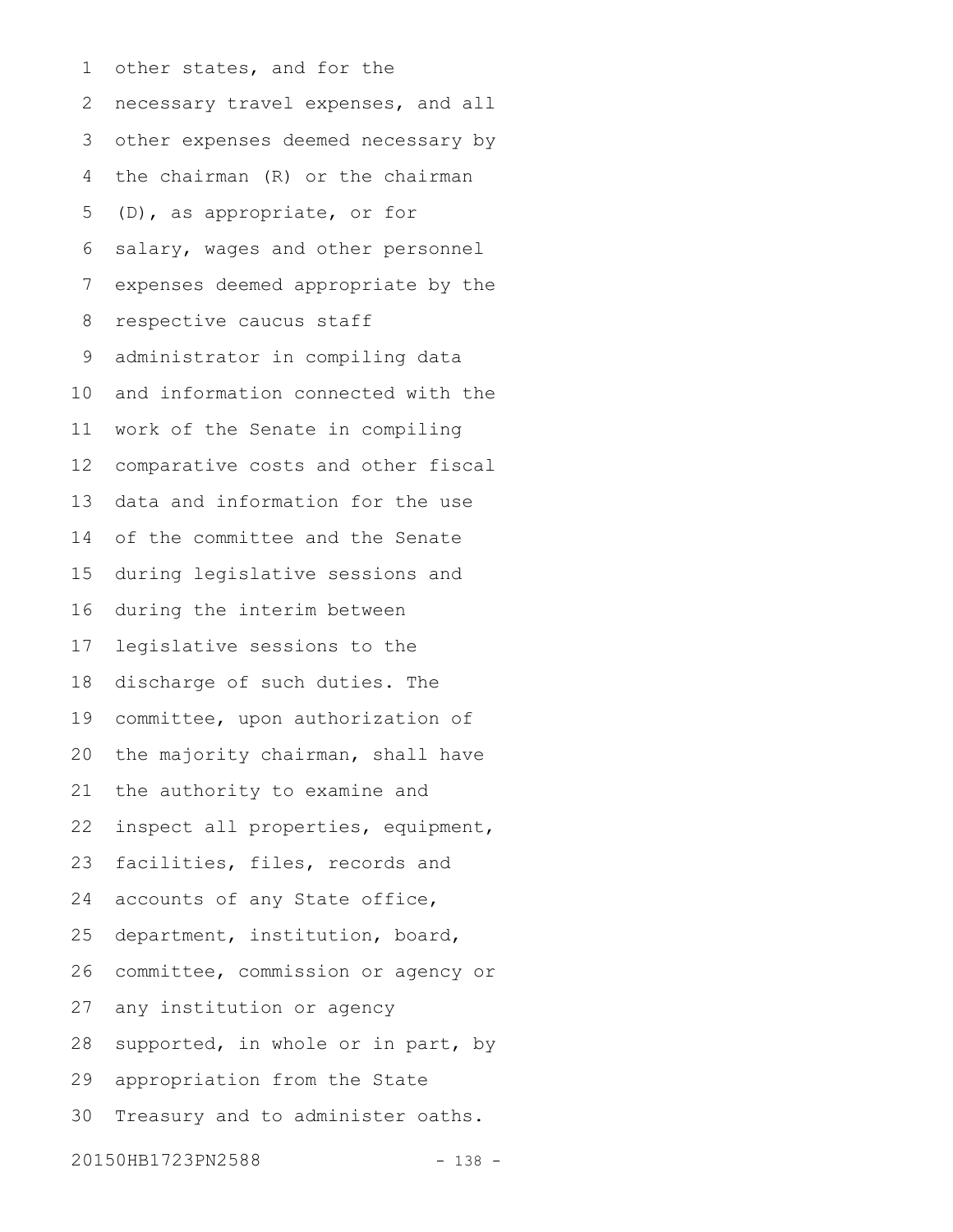other states, and for the necessary travel expenses, and all other expenses deemed necessary by the chairman (R) or the chairman (D), as appropriate, or for salary, wages and other personnel expenses deemed appropriate by the respective caucus staff administrator in compiling data and information connected with the work of the Senate in compiling comparative costs and other fiscal data and information for the use of the committee and the Senate during legislative sessions and during the interim between legislative sessions to the discharge of such duties. The committee, upon authorization of the majority chairman, shall have the authority to examine and inspect all properties, equipment, facilities, files, records and accounts of any State office, department, institution, board, committee, commission or agency or any institution or agency supported, in whole or in part, by appropriation from the State Treasury and to administer oaths.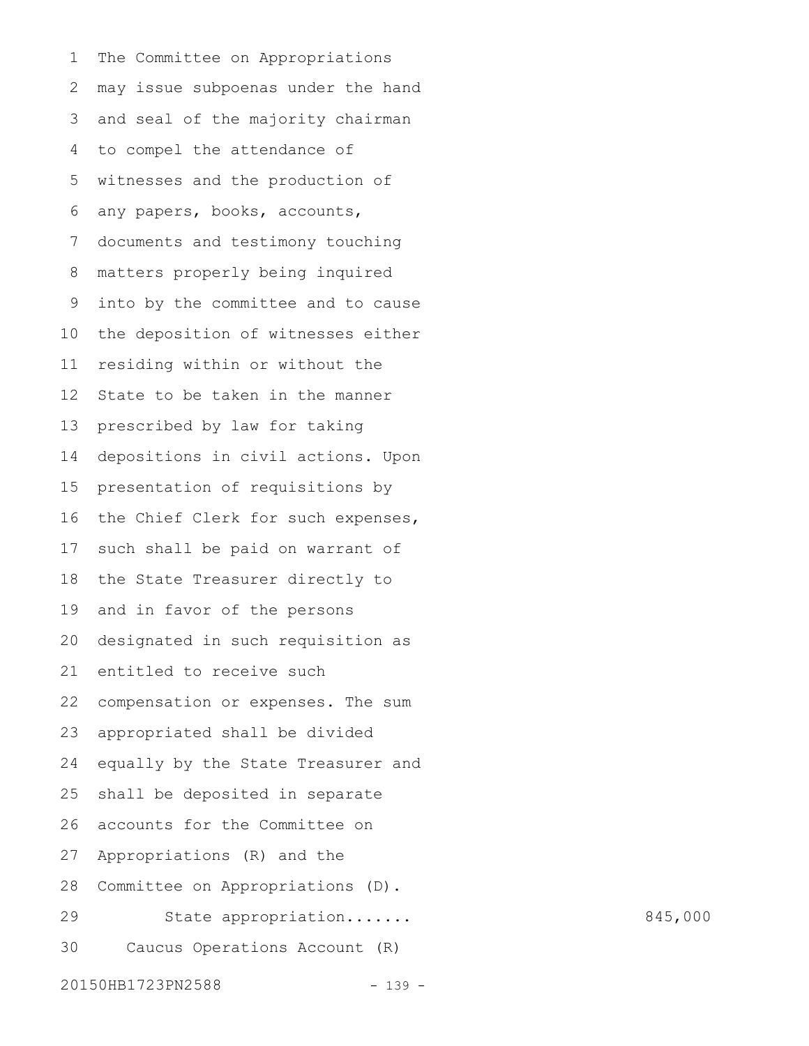The Committee on Appropriations may issue subpoenas under the hand and seal of the majority chairman to compel the attendance of witnesses and the production of any papers, books, accounts, documents and testimony touching matters properly being inquired into by the committee and to cause the deposition of witnesses either residing within or without the State to be taken in the manner prescribed by law for taking depositions in civil actions. Upon presentation of requisitions by the Chief Clerk for such expenses, such shall be paid on warrant of the State Treasurer directly to and in favor of the persons designated in such requisition as entitled to receive such compensation or expenses. The sum appropriated shall be divided equally by the State Treasurer and shall be deposited in separate accounts for the Committee on Appropriations (R) and the Committee on Appropriations (D).

State appropriation....... 845,000

Caucus Operations Account (R)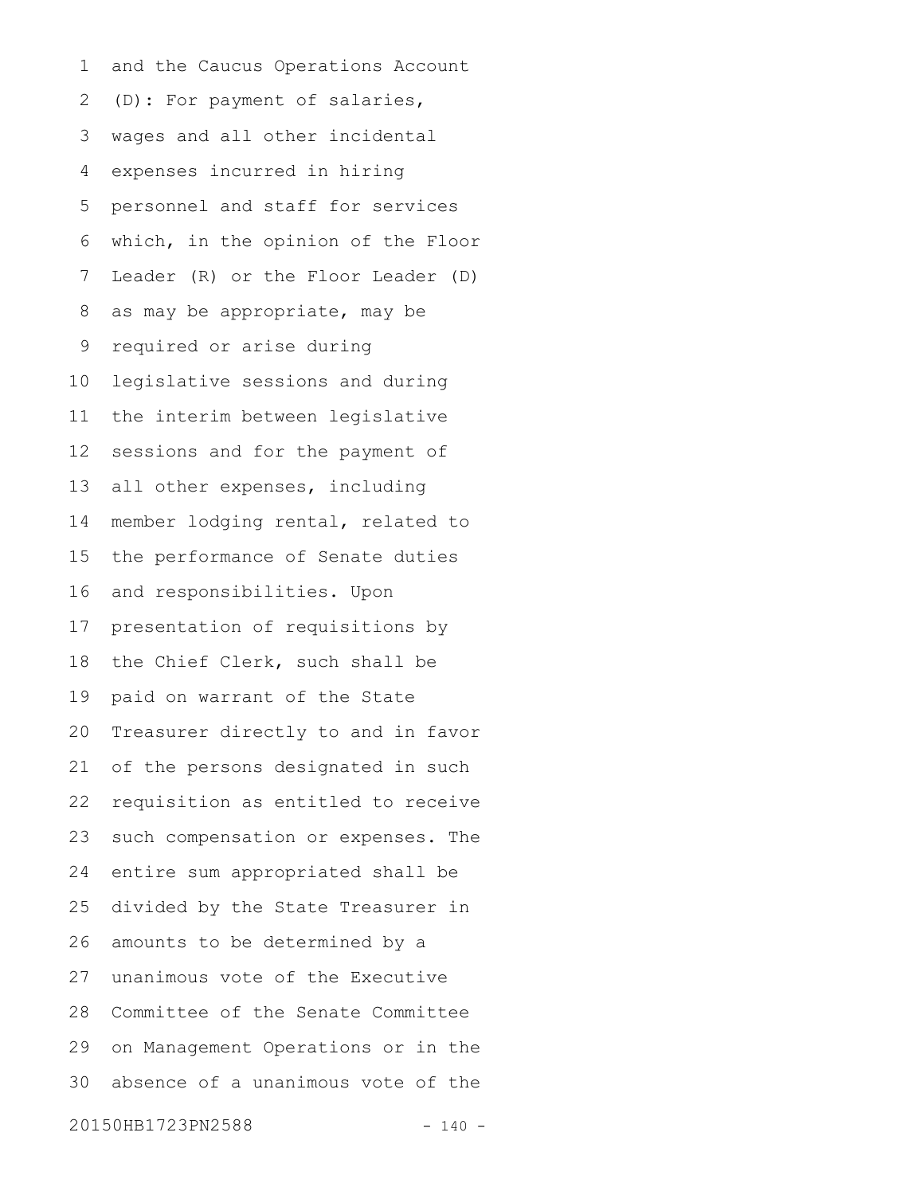and the Caucus Operations Account (D): For payment of salaries, wages and all other incidental expenses incurred in hiring personnel and staff for services which, in the opinion of the Floor Leader (R) or the Floor Leader (D) as may be appropriate, may be required or arise during legislative sessions and during the interim between legislative sessions and for the payment of all other expenses, including member lodging rental, related to the performance of Senate duties and responsibilities. Upon presentation of requisitions by the Chief Clerk, such shall be paid on warrant of the State Treasurer directly to and in favor of the persons designated in such requisition as entitled to receive such compensation or expenses. The entire sum appropriated shall be divided by the State Treasurer in amounts to be determined by a unanimous vote of the Executive Committee of the Senate Committee on Management Operations or in the absence of a unanimous vote of the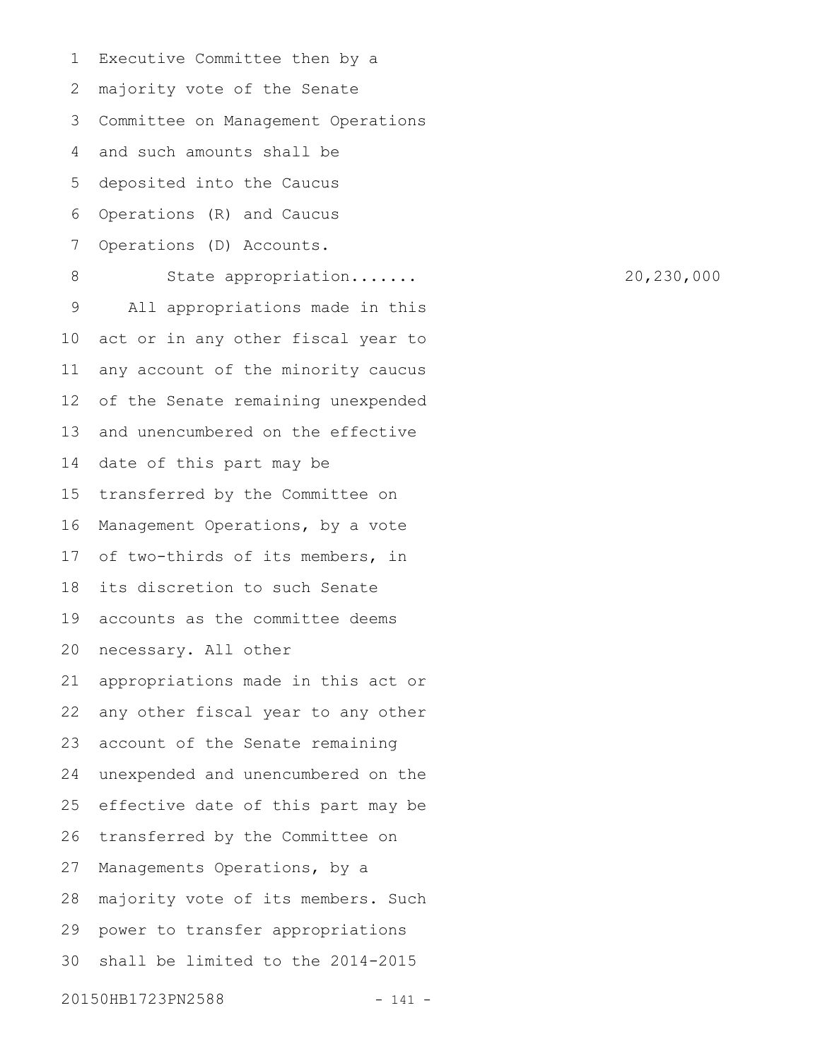Executive Committee then by a majority vote of the Senate Committee on Management Operations and such amounts shall be deposited into the Caucus Operations (R) and Caucus Operations (D) Accounts.

State appropriation....... 20,230,000

All appropriations made in this act or in any other fiscal year to any account of the minority caucus of the Senate remaining unexpended and unencumbered on the effective date of this part may be transferred by the Committee on Management Operations, by a vote of two-thirds of its members, in its discretion to such Senate accounts as the committee deems necessary. All other appropriations made in this act or any other fiscal year to any other account of the Senate remaining unexpended and unencumbered on the effective date of this part may be transferred by the Committee on Managements Operations, by a majority vote of its members. Such power to transfer appropriations shall be limited to the 2014-2015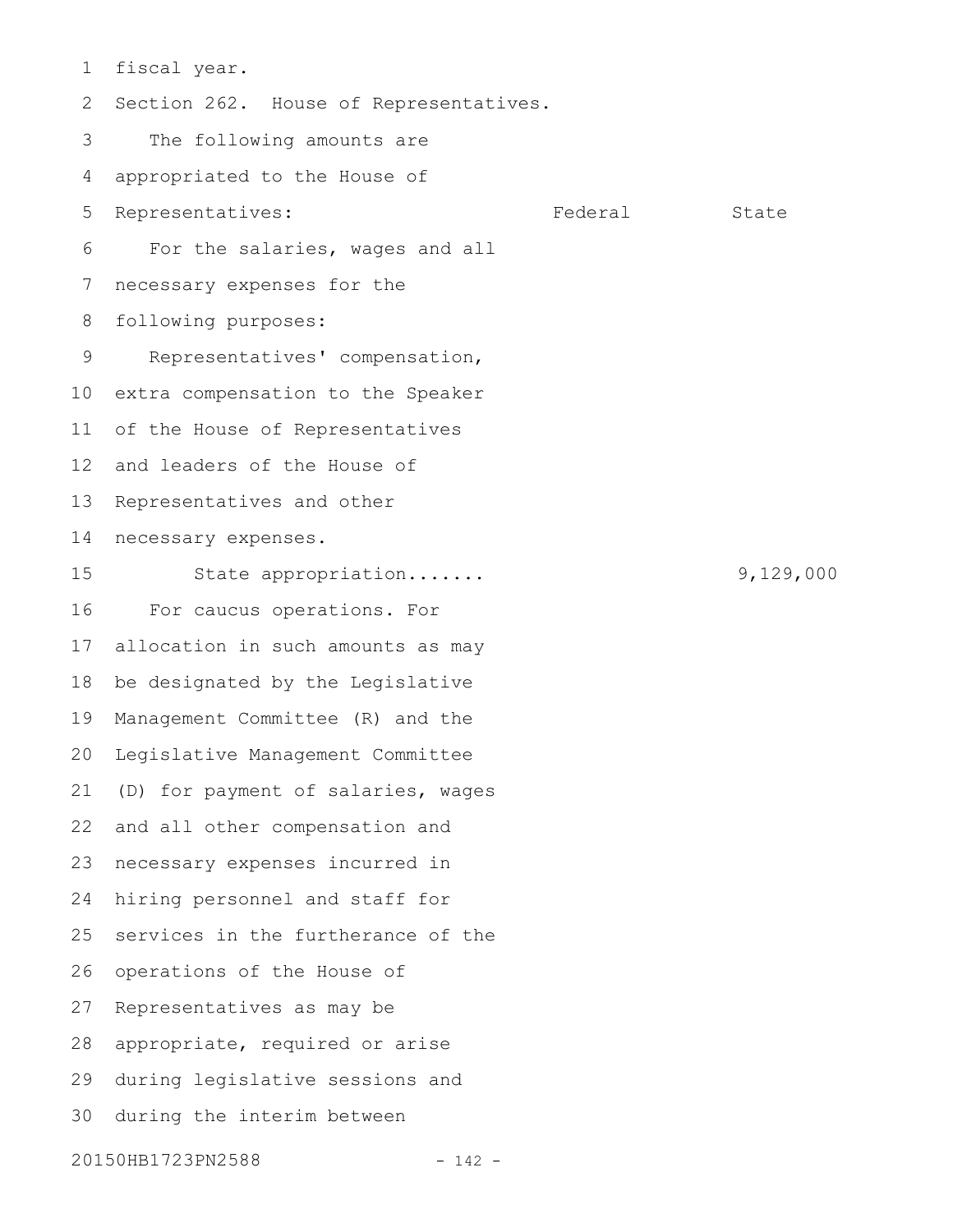fiscal year.

Section 262. House of Representatives.

The following amounts are appropriated to the House of Representatives:

| | Federal | State |
|---|---|---|
| For the salaries, wages and all necessary expenses for the following purposes: | | |
| Representatives' compensation, extra compensation to the Speaker of the House of Representatives and leaders of the House of Representatives and other necessary expenses. | | |
| State appropriation....... | | 9,129,000 |

For caucus operations. For allocation in such amounts as may be designated by the Legislative Management Committee (R) and the Legislative Management Committee (D) for payment of salaries, wages and all other compensation and necessary expenses incurred in hiring personnel and staff for services in the furtherance of the operations of the House of Representatives as may be appropriate, required or arise during legislative sessions and during the interim between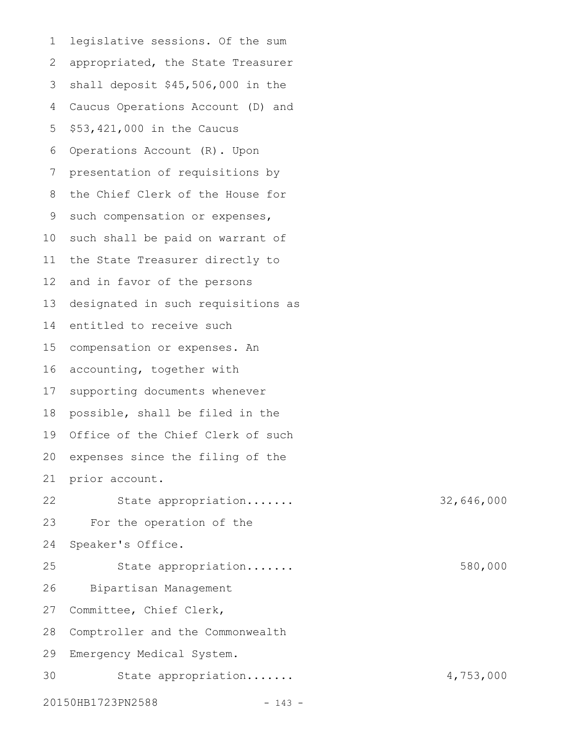legislative sessions. Of the sum appropriated, the State Treasurer shall deposit $45,506,000 in the Caucus Operations Account (D) and $53,421,000 in the Caucus Operations Account (R). Upon presentation of requisitions by the Chief Clerk of the House for such compensation or expenses, such shall be paid on warrant of the State Treasurer directly to and in favor of the persons designated in such requisitions as entitled to receive such compensation or expenses. An accounting, together with supporting documents whenever possible, shall be filed in the Office of the Chief Clerk of such expenses since the filing of the prior account.

State appropriation....... 32,646,000

For the operation of the Speaker's Office.

State appropriation....... 580,000

Bipartisan Management Committee, Chief Clerk, Comptroller and the Commonwealth Emergency Medical System.

State appropriation....... 4,753,000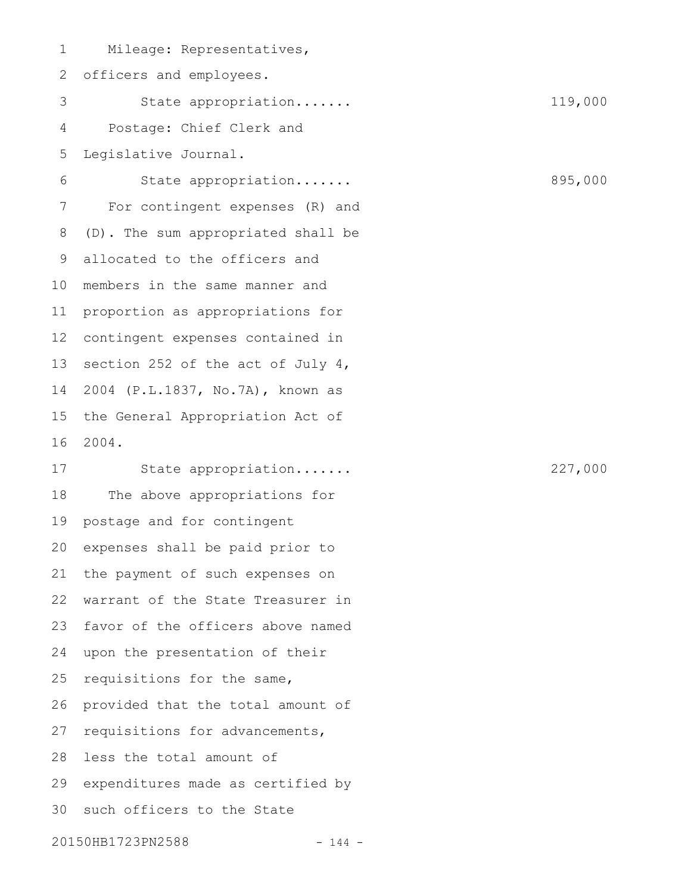Mileage: Representatives, officers and employees.

State appropriation....... 119,000

Postage: Chief Clerk and Legislative Journal.

State appropriation....... 895,000

For contingent expenses (R) and (D). The sum appropriated shall be allocated to the officers and members in the same manner and proportion as appropriations for contingent expenses contained in section 252 of the act of July 4, 2004 (P.L.1837, No.7A), known as the General Appropriation Act of 2004.

State appropriation....... 227,000

The above appropriations for postage and for contingent expenses shall be paid prior to the payment of such expenses on warrant of the State Treasurer in favor of the officers above named upon the presentation of their requisitions for the same, provided that the total amount of requisitions for advancements, less the total amount of expenditures made as certified by such officers to the State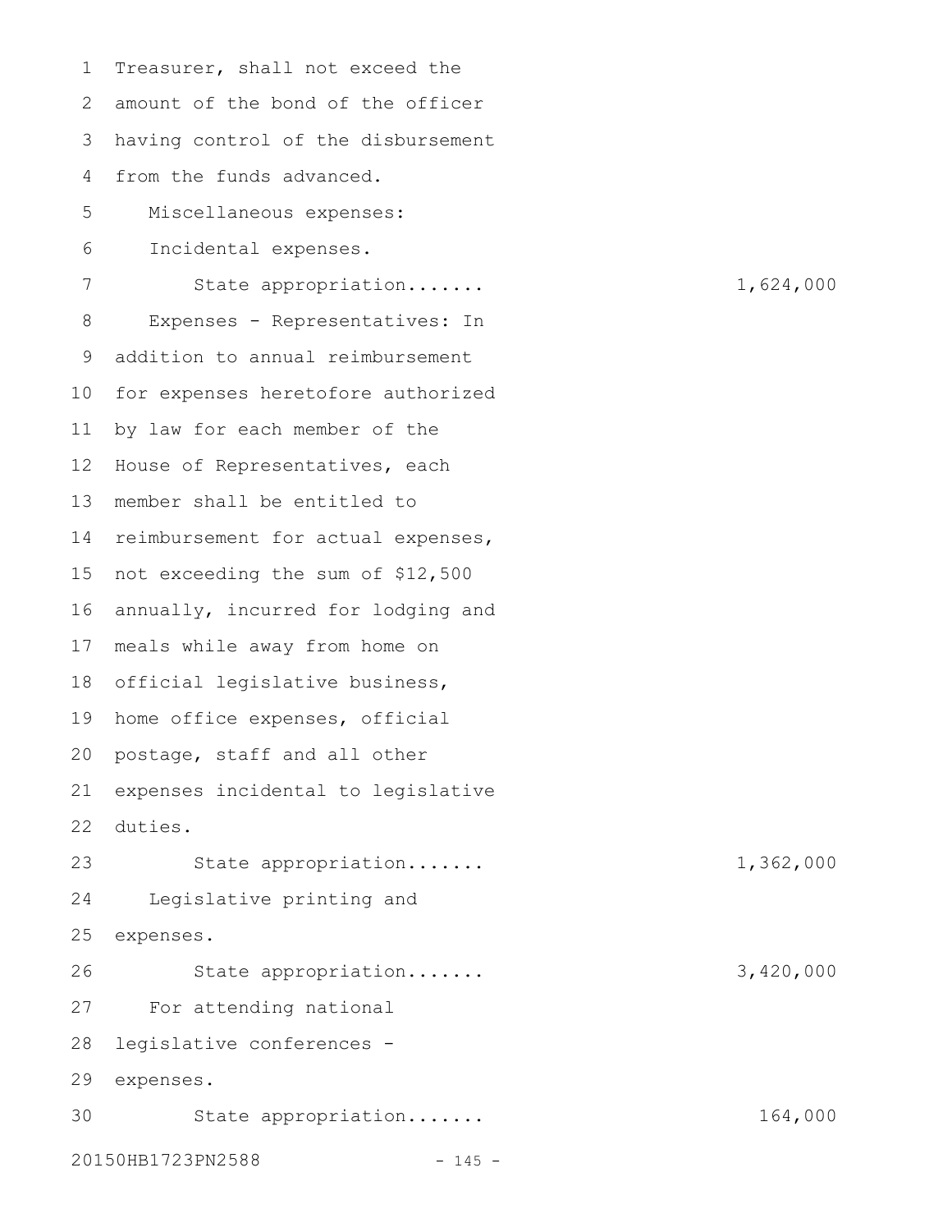Treasurer, shall not exceed the amount of the bond of the officer having control of the disbursement from the funds advanced.

Miscellaneous expenses:

Incidental expenses.

State appropriation....... 1,624,000

Expenses - Representatives: In addition to annual reimbursement for expenses heretofore authorized by law for each member of the House of Representatives, each member shall be entitled to reimbursement for actual expenses, not exceeding the sum of $12,500 annually, incurred for lodging and meals while away from home on official legislative business, home office expenses, official postage, staff and all other expenses incidental to legislative duties.

State appropriation....... 1,362,000

Legislative printing and expenses.

State appropriation....... 3,420,000

For attending national legislative conferences - expenses.

State appropriation....... 164,000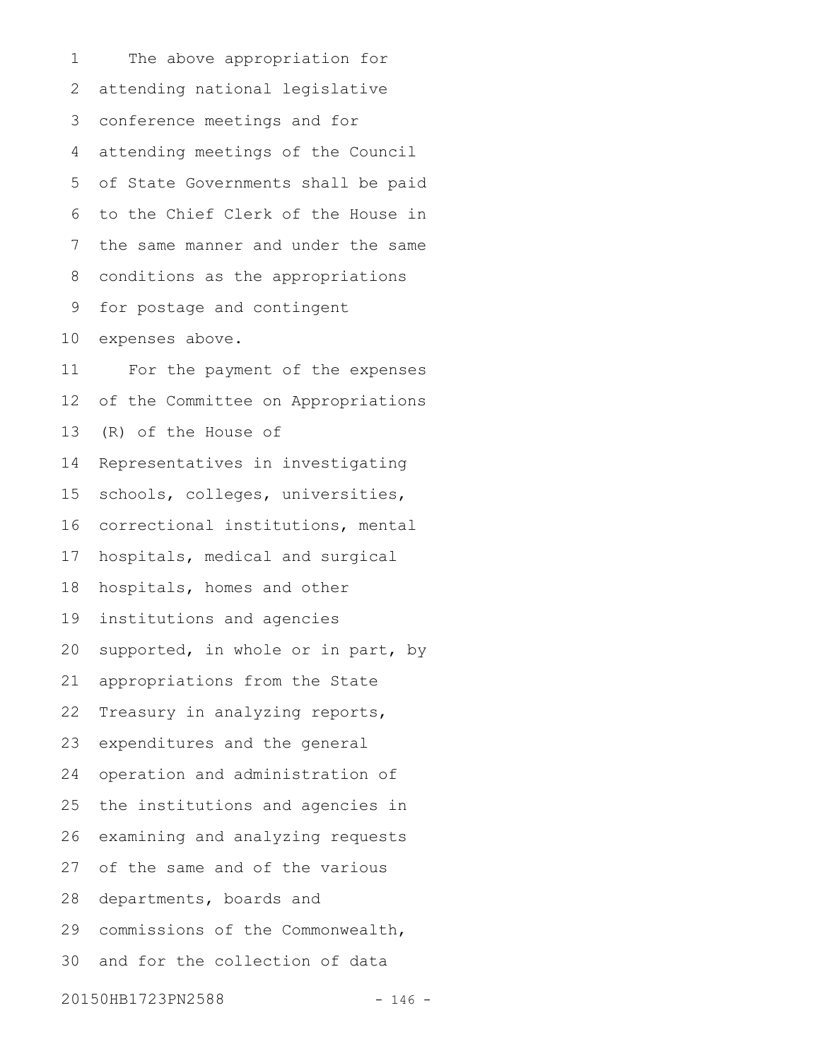The above appropriation for attending national legislative conference meetings and for attending meetings of the Council of State Governments shall be paid to the Chief Clerk of the House in the same manner and under the same conditions as the appropriations for postage and contingent expenses above.

For the payment of the expenses of the Committee on Appropriations (R) of the House of Representatives in investigating schools, colleges, universities, correctional institutions, mental hospitals, medical and surgical hospitals, homes and other institutions and agencies supported, in whole or in part, by appropriations from the State Treasury in analyzing reports, expenditures and the general operation and administration of the institutions and agencies in examining and analyzing requests of the same and of the various departments, boards and commissions of the Commonwealth, and for the collection of data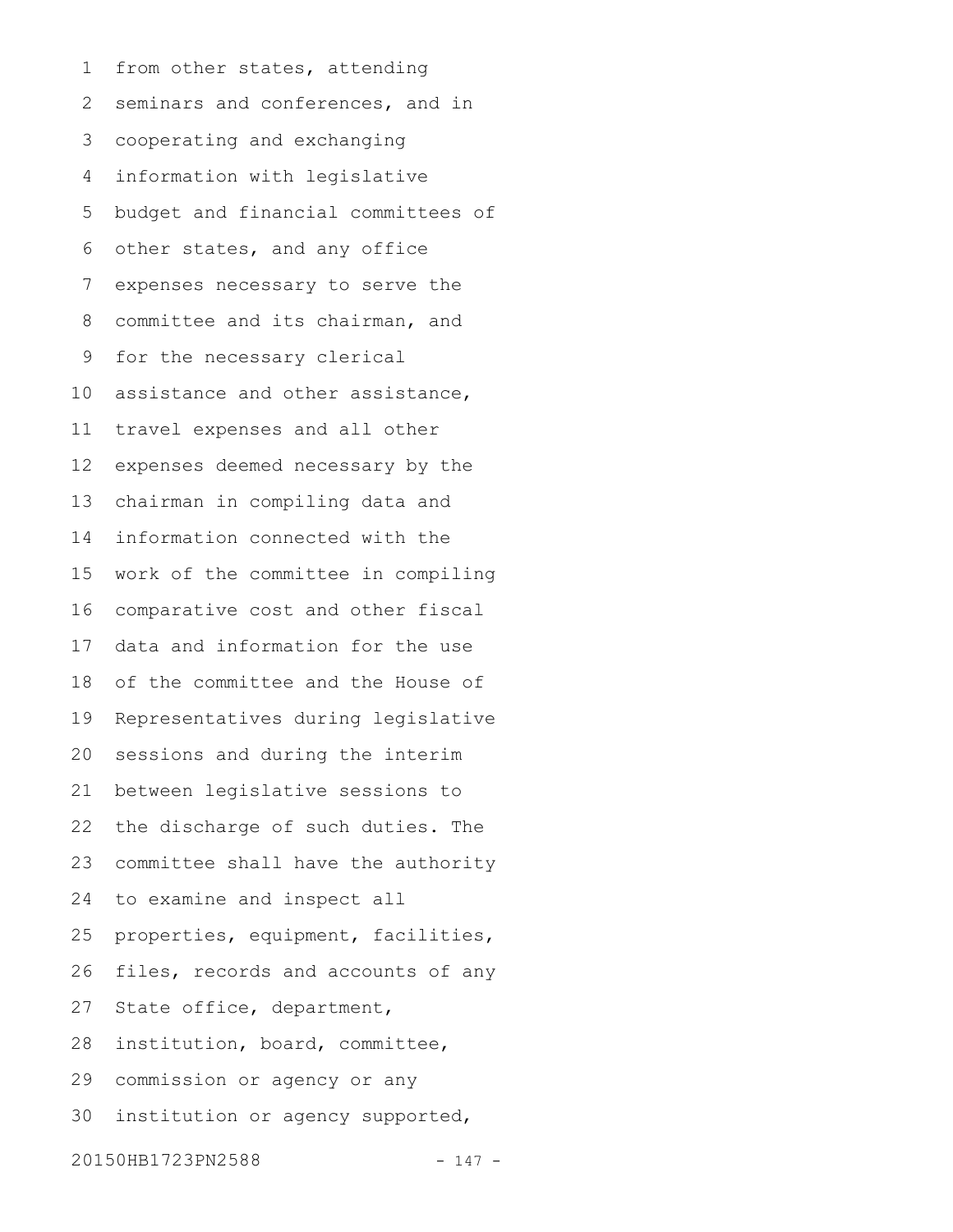from other states, attending seminars and conferences, and in cooperating and exchanging information with legislative budget and financial committees of other states, and any office expenses necessary to serve the committee and its chairman, and for the necessary clerical assistance and other assistance, travel expenses and all other expenses deemed necessary by the chairman in compiling data and information connected with the work of the committee in compiling comparative cost and other fiscal data and information for the use of the committee and the House of Representatives during legislative sessions and during the interim between legislative sessions to the discharge of such duties. The committee shall have the authority to examine and inspect all properties, equipment, facilities, files, records and accounts of any State office, department, institution, board, committee, commission or agency or any institution or agency supported,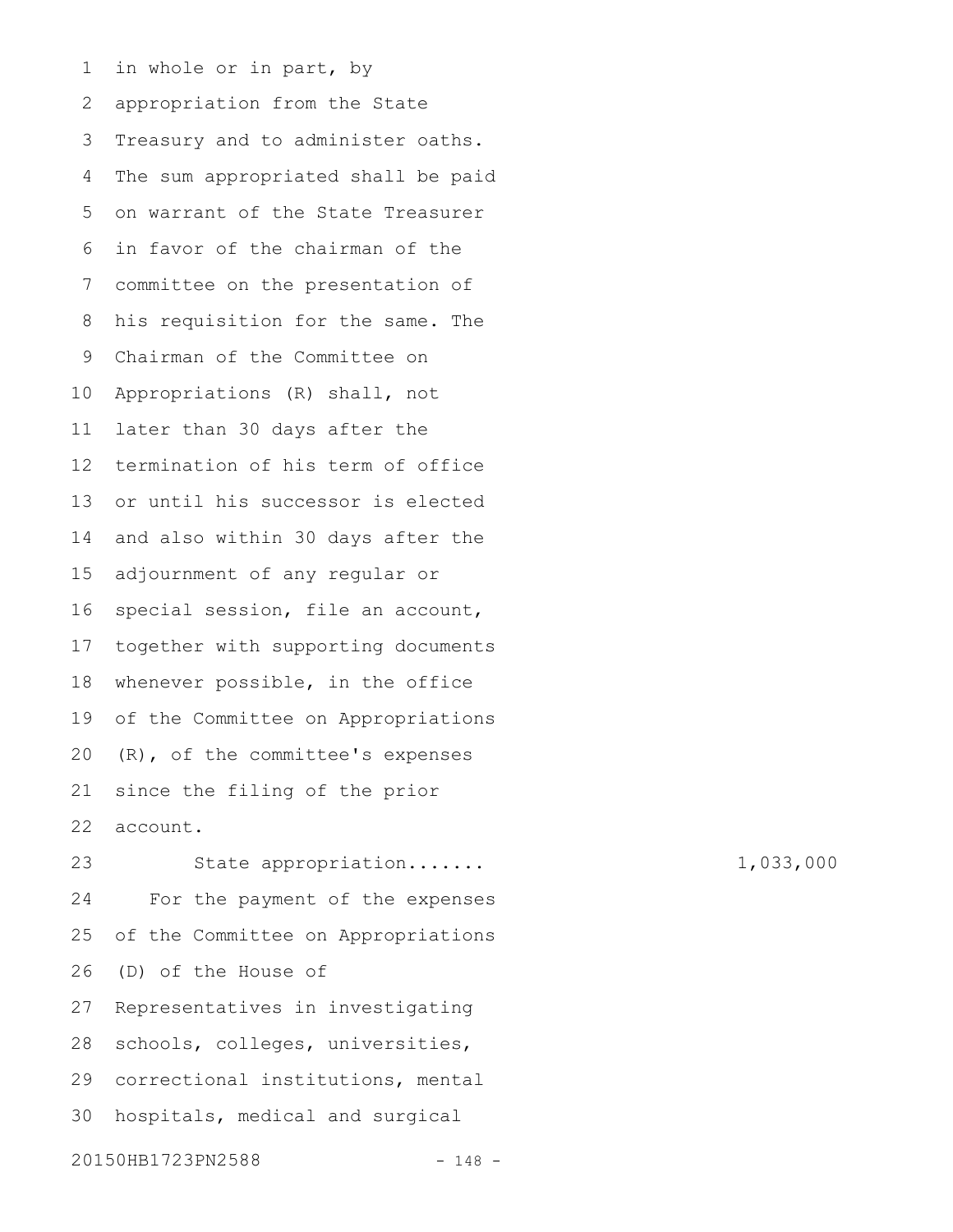in whole or in part, by appropriation from the State Treasury and to administer oaths. The sum appropriated shall be paid on warrant of the State Treasurer in favor of the chairman of the committee on the presentation of his requisition for the same. The Chairman of the Committee on Appropriations (R) shall, not later than 30 days after the termination of his term of office or until his successor is elected and also within 30 days after the adjournment of any regular or special session, file an account, together with supporting documents whenever possible, in the office of the Committee on Appropriations (R), of the committee's expenses since the filing of the prior account.

State appropriation....... 1,033,000

For the payment of the expenses of the Committee on Appropriations (D) of the House of Representatives in investigating schools, colleges, universities, correctional institutions, mental hospitals, medical and surgical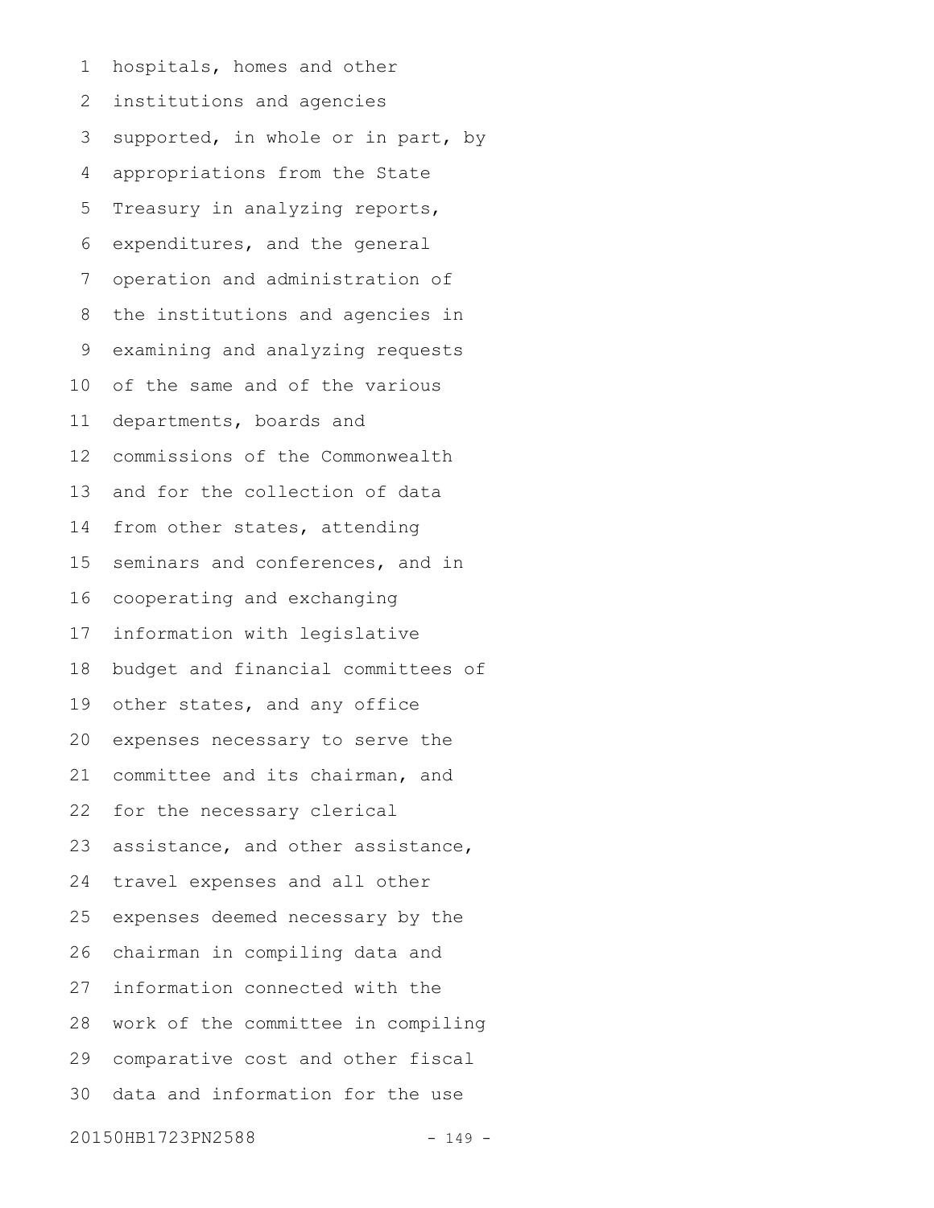hospitals, homes and other institutions and agencies supported, in whole or in part, by appropriations from the State Treasury in analyzing reports, expenditures, and the general operation and administration of the institutions and agencies in examining and analyzing requests of the same and of the various departments, boards and commissions of the Commonwealth and for the collection of data from other states, attending seminars and conferences, and in cooperating and exchanging information with legislative budget and financial committees of other states, and any office expenses necessary to serve the committee and its chairman, and for the necessary clerical assistance, and other assistance, travel expenses and all other expenses deemed necessary by the chairman in compiling data and information connected with the work of the committee in compiling comparative cost and other fiscal data and information for the use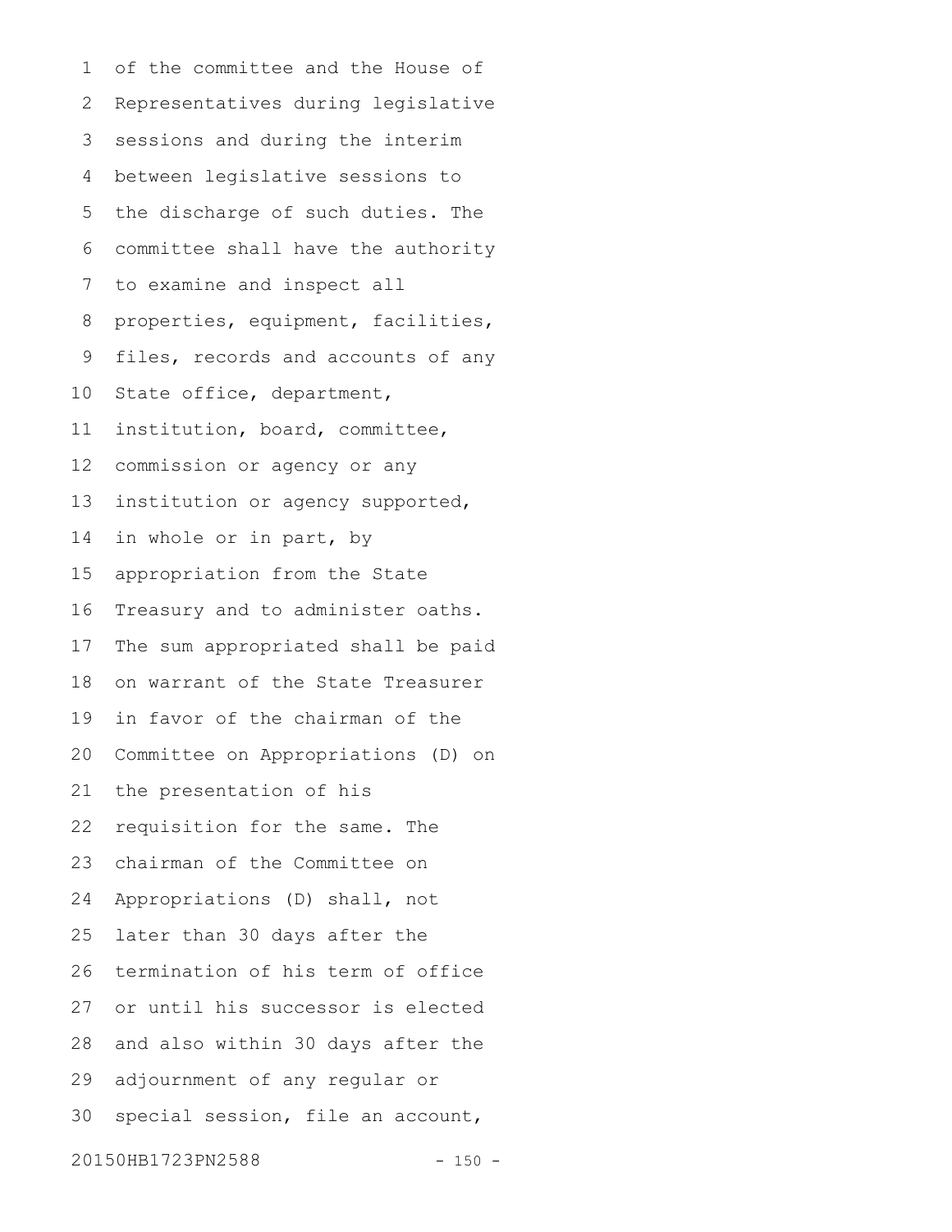of the committee and the House of Representatives during legislative sessions and during the interim between legislative sessions to the discharge of such duties. The committee shall have the authority to examine and inspect all properties, equipment, facilities, files, records and accounts of any State office, department, institution, board, committee, commission or agency or any institution or agency supported, in whole or in part, by appropriation from the State Treasury and to administer oaths. The sum appropriated shall be paid on warrant of the State Treasurer in favor of the chairman of the Committee on Appropriations (D) on the presentation of his requisition for the same. The chairman of the Committee on Appropriations (D) shall, not later than 30 days after the termination of his term of office or until his successor is elected and also within 30 days after the adjournment of any regular or special session, file an account,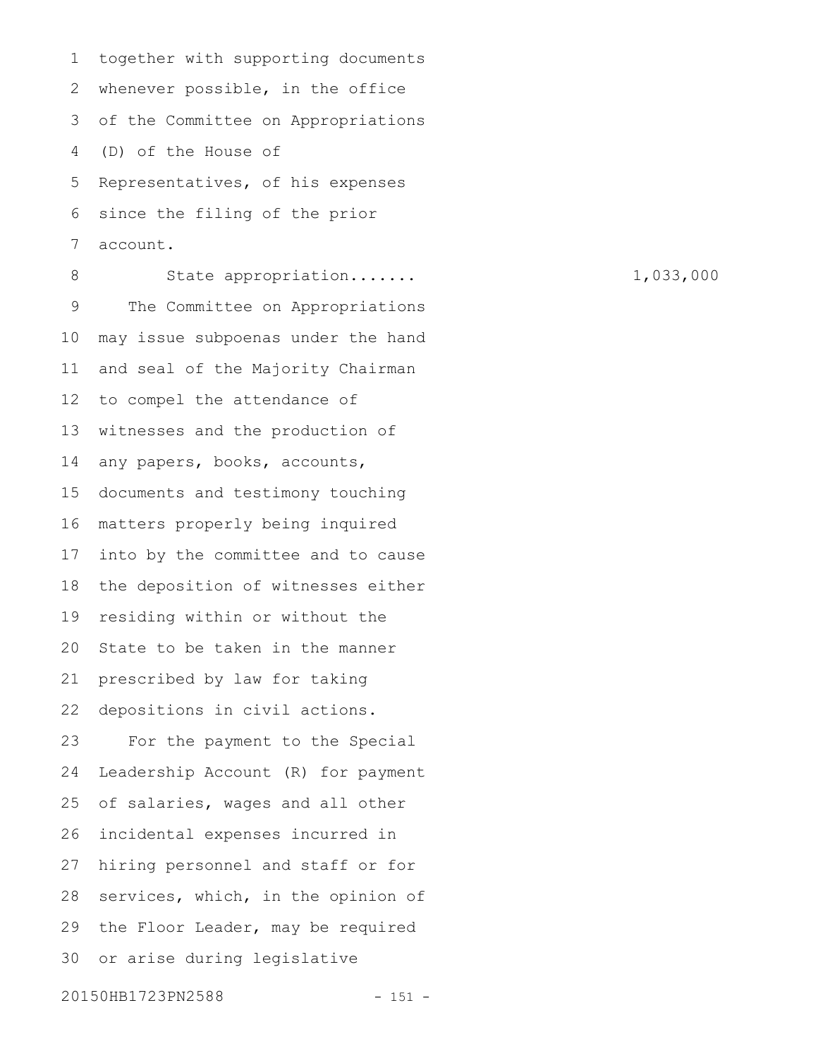together with supporting documents whenever possible, in the office of the Committee on Appropriations (D) of the House of Representatives, of his expenses since the filing of the prior account.

State appropriation....... 1,033,000

The Committee on Appropriations may issue subpoenas under the hand and seal of the Majority Chairman to compel the attendance of witnesses and the production of any papers, books, accounts, documents and testimony touching matters properly being inquired into by the committee and to cause the deposition of witnesses either residing within or without the State to be taken in the manner prescribed by law for taking depositions in civil actions.

For the payment to the Special Leadership Account (R) for payment of salaries, wages and all other incidental expenses incurred in hiring personnel and staff or for services, which, in the opinion of the Floor Leader, may be required or arise during legislative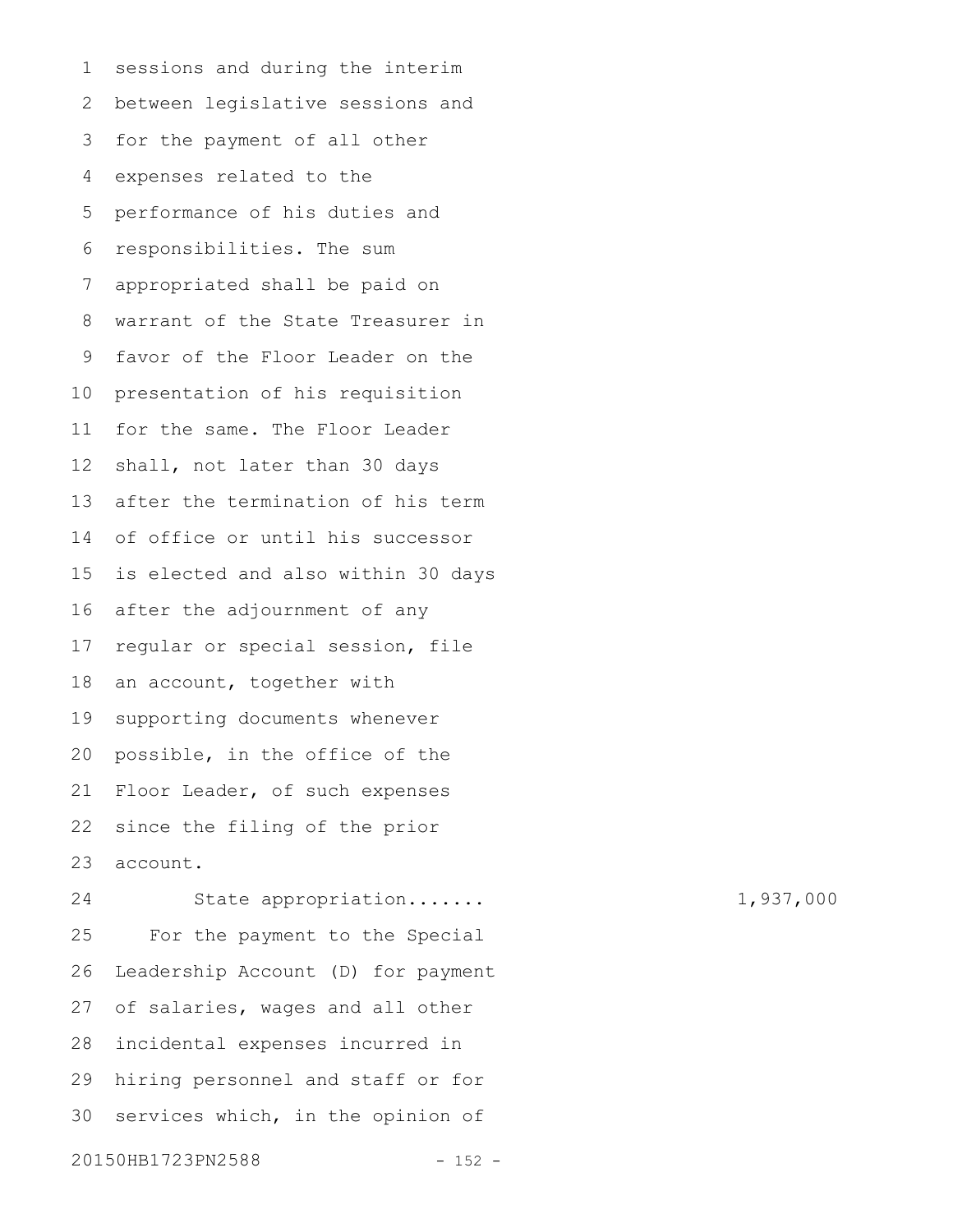sessions and during the interim between legislative sessions and for the payment of all other expenses related to the performance of his duties and responsibilities. The sum appropriated shall be paid on warrant of the State Treasurer in favor of the Floor Leader on the presentation of his requisition for the same. The Floor Leader shall, not later than 30 days after the termination of his term of office or until his successor is elected and also within 30 days after the adjournment of any regular or special session, file an account, together with supporting documents whenever possible, in the office of the Floor Leader, of such expenses since the filing of the prior account.

State appropriation....... 1,937,000

For the payment to the Special Leadership Account (D) for payment of salaries, wages and all other incidental expenses incurred in hiring personnel and staff or for services which, in the opinion of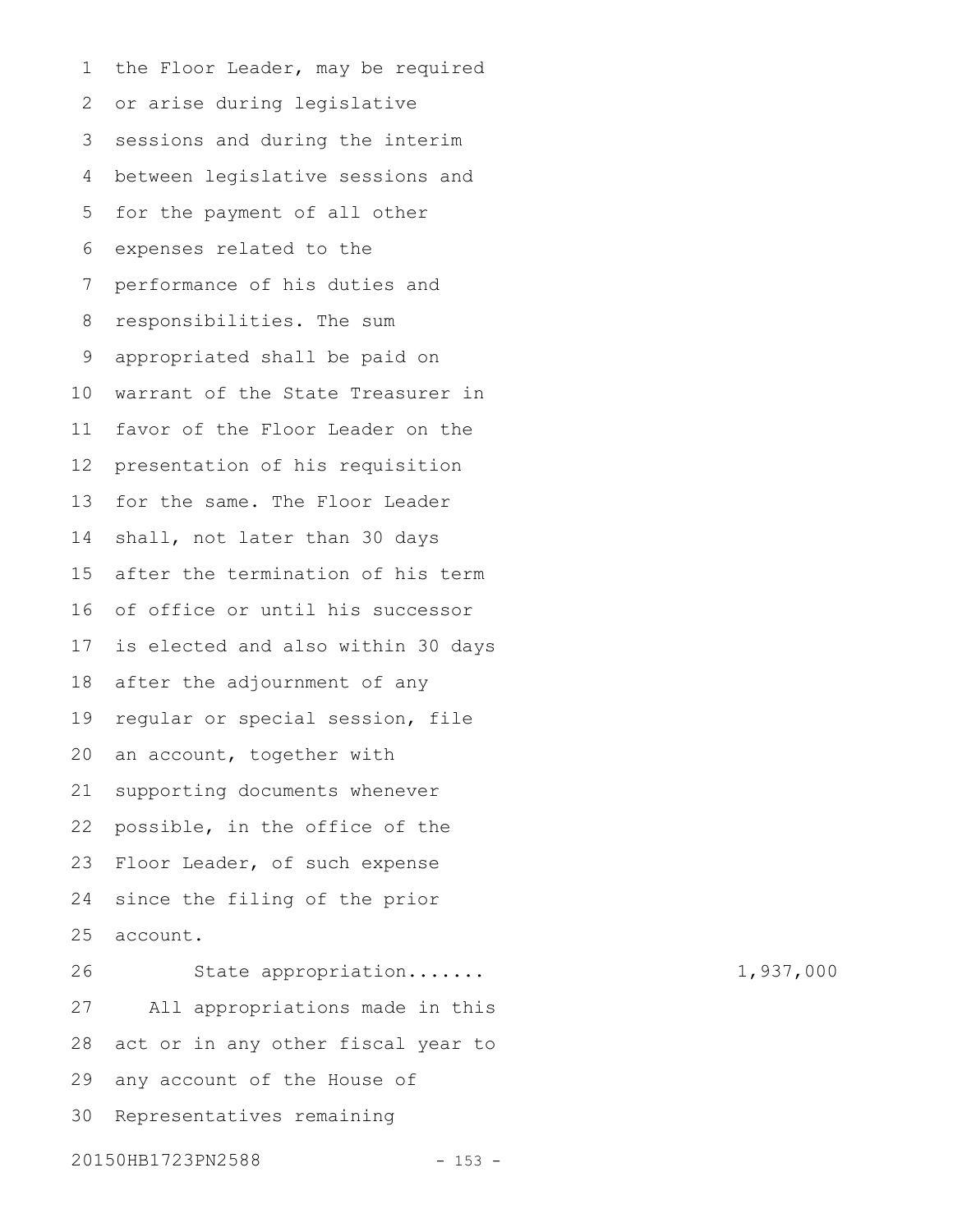the Floor Leader, may be required or arise during legislative sessions and during the interim between legislative sessions and for the payment of all other expenses related to the performance of his duties and responsibilities. The sum appropriated shall be paid on warrant of the State Treasurer in favor of the Floor Leader on the presentation of his requisition for the same. The Floor Leader shall, not later than 30 days after the termination of his term of office or until his successor is elected and also within 30 days after the adjournment of any regular or special session, file an account, together with supporting documents whenever possible, in the office of the Floor Leader, of such expense since the filing of the prior account.

State appropriation....... 1,937,000

All appropriations made in this act or in any other fiscal year to any account of the House of Representatives remaining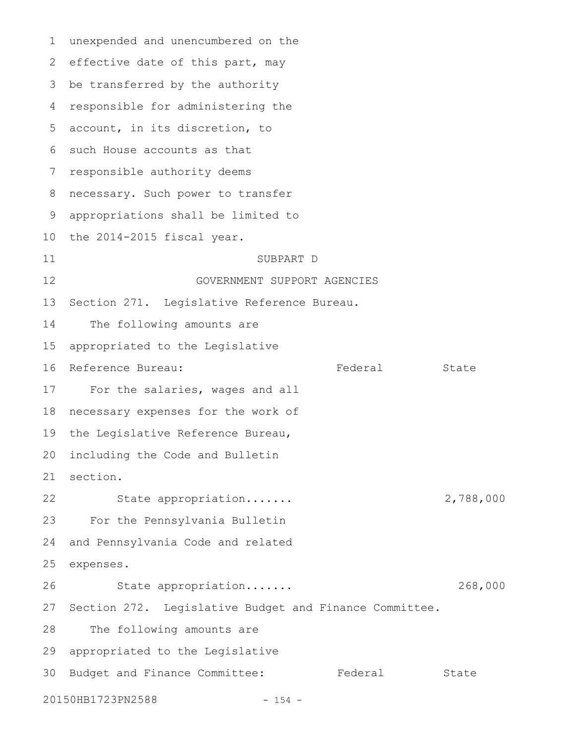unexpended and unencumbered on the effective date of this part, may be transferred by the authority responsible for administering the account, in its discretion, to such House accounts as that responsible authority deems necessary. Such power to transfer appropriations shall be limited to the 2014-2015 fiscal year.

SUBPART D

GOVERNMENT SUPPORT AGENCIES

Section 271. Legislative Reference Bureau.

The following amounts are appropriated to the Legislative Reference Bureau:

| | Federal | State |
|---|---|---|
| For the salaries, wages and all necessary expenses for the work of the Legislative Reference Bureau, including the Code and Bulletin section. | | |
| State appropriation....... | | 2,788,000 |
| For the Pennsylvania Bulletin and Pennsylvania Code and related expenses. | | |
| State appropriation....... | | 268,000 |

Section 272. Legislative Budget and Finance Committee.

The following amounts are appropriated to the Legislative Budget and Finance Committee:

| | Federal | State |
|---|---|---|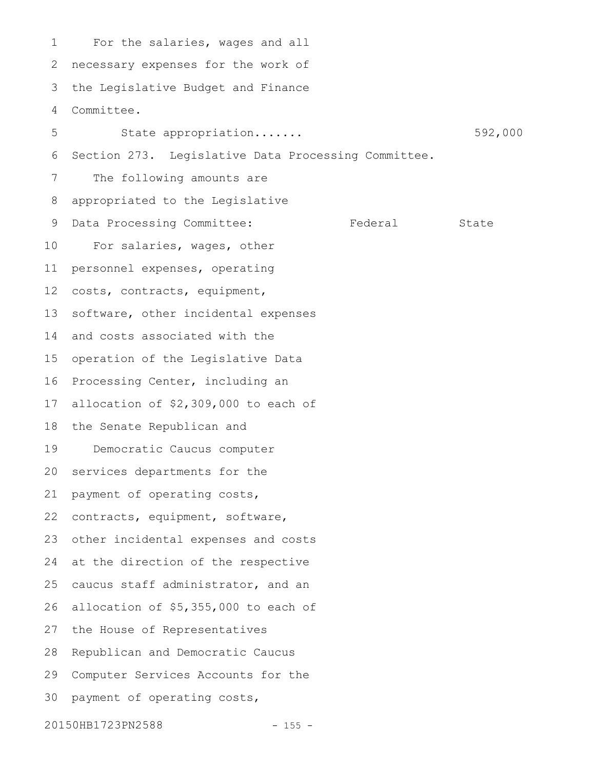For the salaries, wages and all necessary expenses for the work of the Legislative Budget and Finance Committee.

State appropriation....... 592,000

Section 273. Legislative Data Processing Committee.

The following amounts are appropriated to the Legislative Data Processing Committee: Federal State

For salaries, wages, other personnel expenses, operating costs, contracts, equipment, software, other incidental expenses and costs associated with the operation of the Legislative Data Processing Center, including an allocation of $2,309,000 to each of the Senate Republican and Democratic Caucus computer services departments for the payment of operating costs, contracts, equipment, software, other incidental expenses and costs at the direction of the respective caucus staff administrator, and an allocation of $5,355,000 to each of the House of Representatives Republican and Democratic Caucus Computer Services Accounts for the payment of operating costs,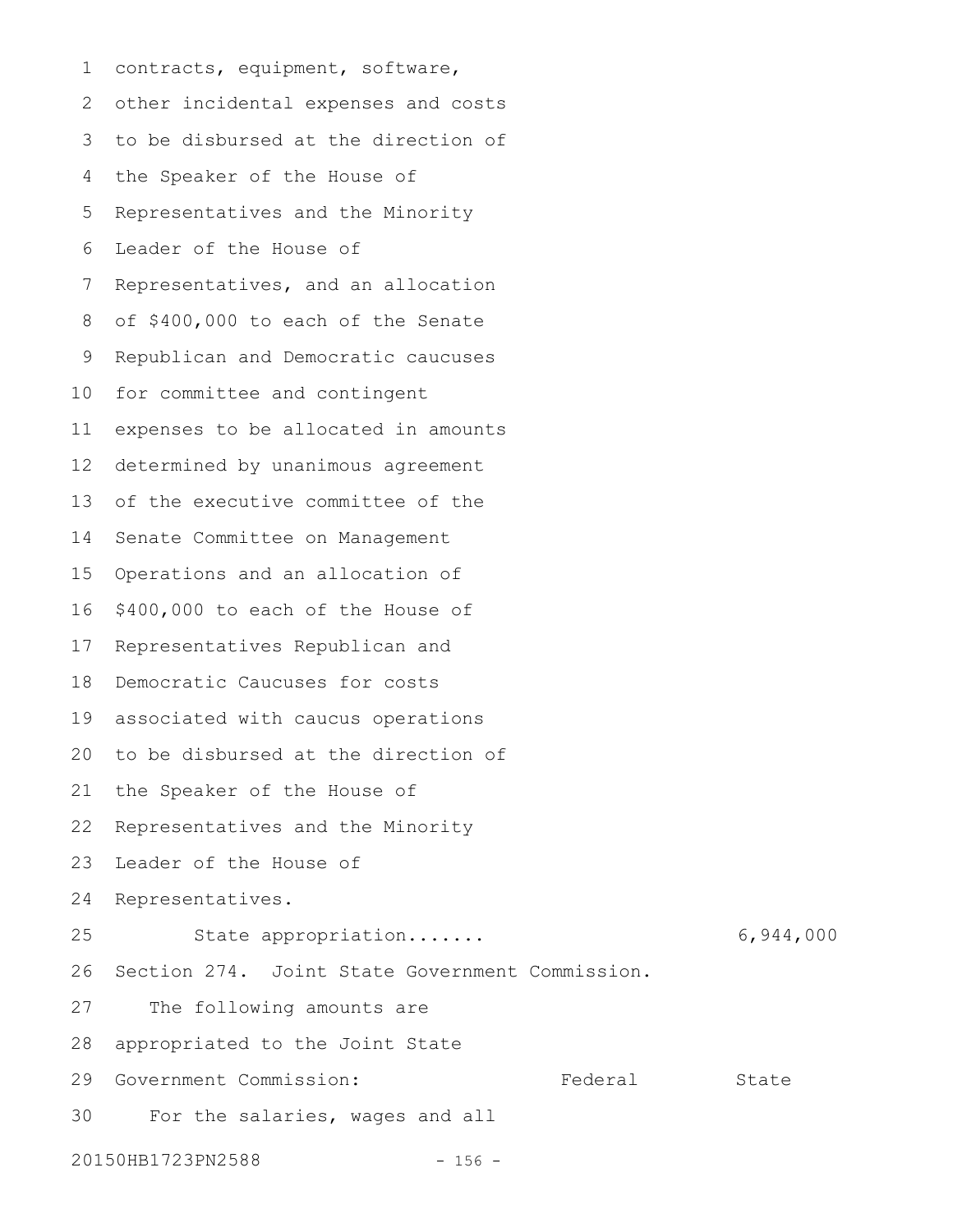contracts, equipment, software, other incidental expenses and costs to be disbursed at the direction of the Speaker of the House of Representatives and the Minority Leader of the House of Representatives, and an allocation of $400,000 to each of the Senate Republican and Democratic caucuses for committee and contingent expenses to be allocated in amounts determined by unanimous agreement of the executive committee of the Senate Committee on Management Operations and an allocation of $400,000 to each of the House of Representatives Republican and Democratic Caucuses for costs associated with caucus operations to be disbursed at the direction of the Speaker of the House of Representatives and the Minority Leader of the House of Representatives.

State appropriation....... 6,944,000

Section 274. Joint State Government Commission.

The following amounts are appropriated to the Joint State Government Commission: Federal State

For the salaries, wages and all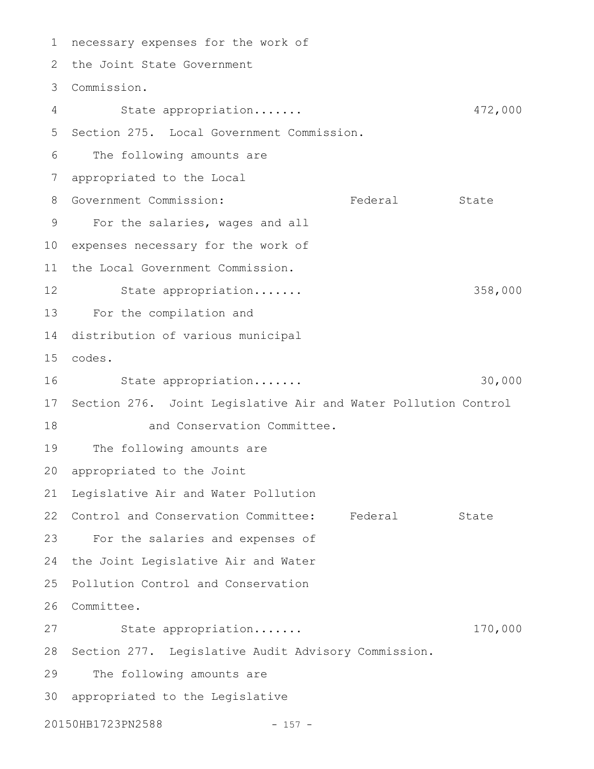necessary expenses for the work of the Joint State Government Commission.

State appropriation....... 472,000

Section 275. Local Government Commission.

The following amounts are appropriated to the Local Government Commission: Federal State

For the salaries, wages and all expenses necessary for the work of the Local Government Commission.

State appropriation....... 358,000

For the compilation and distribution of various municipal codes.

State appropriation....... 30,000

Section 276. Joint Legislative Air and Water Pollution Control and Conservation Committee.

The following amounts are appropriated to the Joint Legislative Air and Water Pollution Control and Conservation Committee: Federal State

For the salaries and expenses of the Joint Legislative Air and Water Pollution Control and Conservation Committee.

State appropriation....... 170,000

Section 277. Legislative Audit Advisory Commission.

The following amounts are appropriated to the Legislative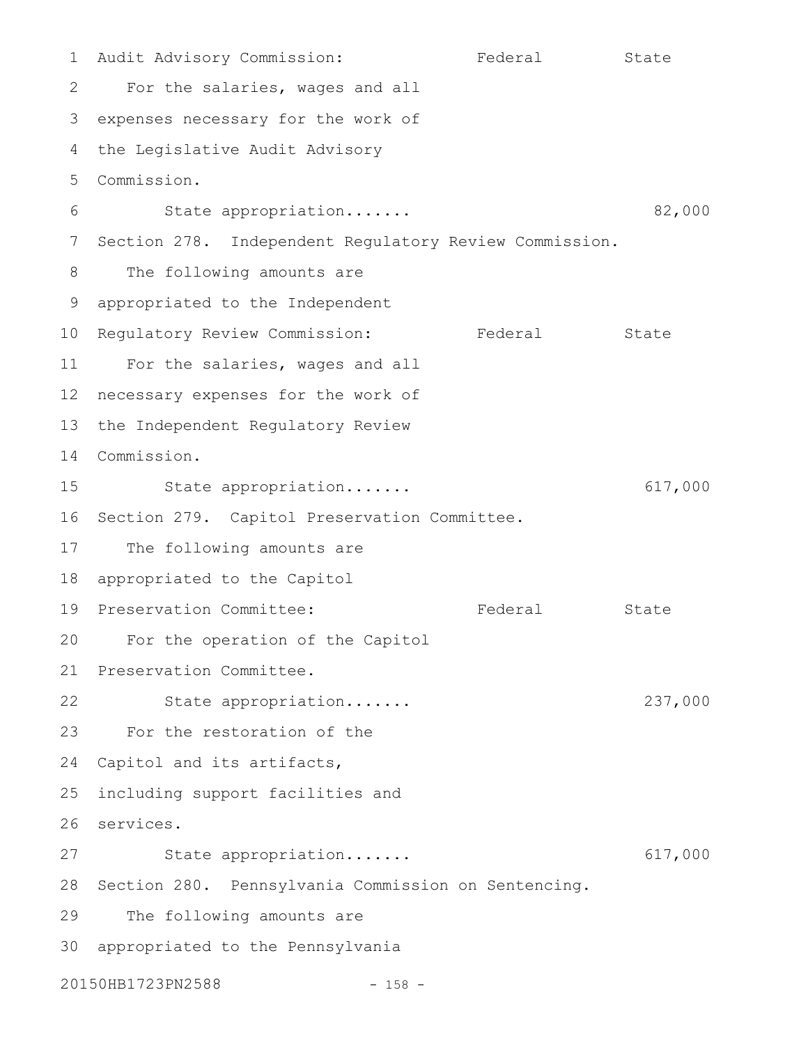Audit Advisory Commission: Federal State

For the salaries, wages and all expenses necessary for the work of the Legislative Audit Advisory Commission.

State appropriation....... 82,000

Section 278. Independent Regulatory Review Commission.

The following amounts are appropriated to the Independent Regulatory Review Commission: Federal State

For the salaries, wages and all necessary expenses for the work of the Independent Regulatory Review Commission.

State appropriation....... 617,000

Section 279. Capitol Preservation Committee.

The following amounts are appropriated to the Capitol Preservation Committee: Federal State

For the operation of the Capitol Preservation Committee.

State appropriation....... 237,000

For the restoration of the Capitol and its artifacts, including support facilities and services.

State appropriation....... 617,000

Section 280. Pennsylvania Commission on Sentencing.

The following amounts are appropriated to the Pennsylvania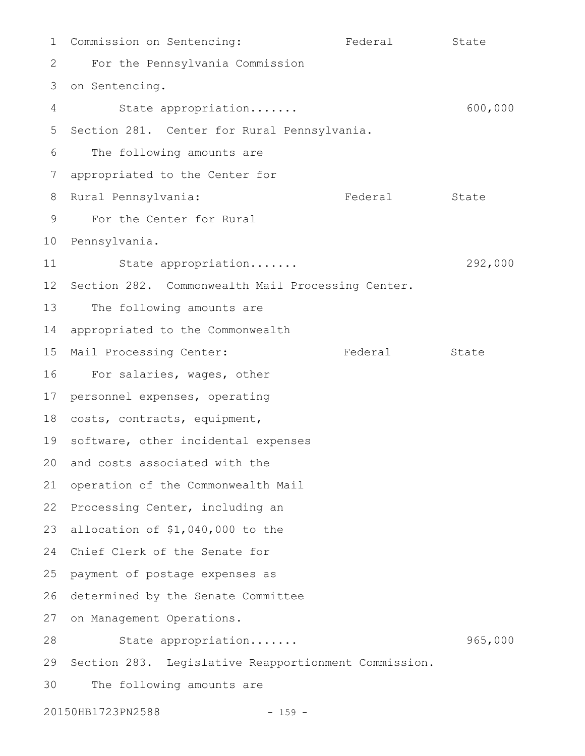Commission on Sentencing: Federal State

For the Pennsylvania Commission on Sentencing.

State appropriation....... 600,000

Section 281. Center for Rural Pennsylvania.

The following amounts are appropriated to the Center for Rural Pennsylvania: Federal State

For the Center for Rural Pennsylvania.

State appropriation....... 292,000

Section 282. Commonwealth Mail Processing Center.

The following amounts are appropriated to the Commonwealth Mail Processing Center: Federal State

For salaries, wages, other personnel expenses, operating costs, contracts, equipment, software, other incidental expenses and costs associated with the operation of the Commonwealth Mail Processing Center, including an allocation of $1,040,000 to the Chief Clerk of the Senate for payment of postage expenses as determined by the Senate Committee on Management Operations.

State appropriation....... 965,000

Section 283. Legislative Reapportionment Commission.

The following amounts are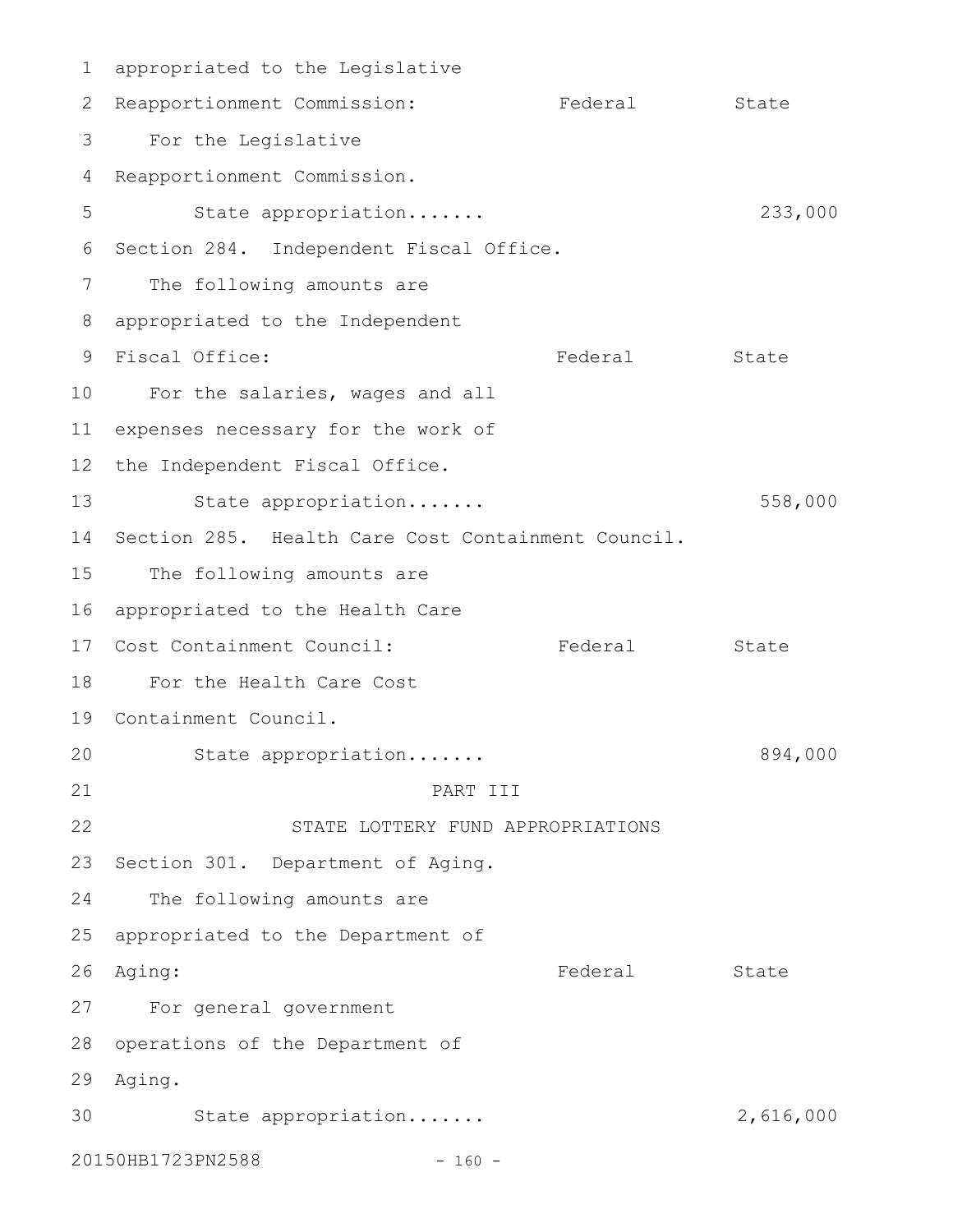appropriated to the Legislative Reapportionment Commission:

| | Federal | State |
|---|---|---|
| For the Legislative Reapportionment Commission. | | |
| State appropriation....... | | 233,000 |

Section 284. Independent Fiscal Office.

The following amounts are appropriated to the Independent Fiscal Office:

| | Federal | State |
|---|---|---|
| For the salaries, wages and all expenses necessary for the work of the Independent Fiscal Office. | | |
| State appropriation....... | | 558,000 |

Section 285. Health Care Cost Containment Council.

The following amounts are appropriated to the Health Care Cost Containment Council:

| | Federal | State |
|---|---|---|
| For the Health Care Cost Containment Council. | | |
| State appropriation....... | | 894,000 |

## PART III

## STATE LOTTERY FUND APPROPRIATIONS

Section 301. Department of Aging.

The following amounts are appropriated to the Department of Aging:

| | Federal | State |
|---|---|---|
| For general government operations of the Department of Aging. | | |
| State appropriation....... | | 2,616,000 |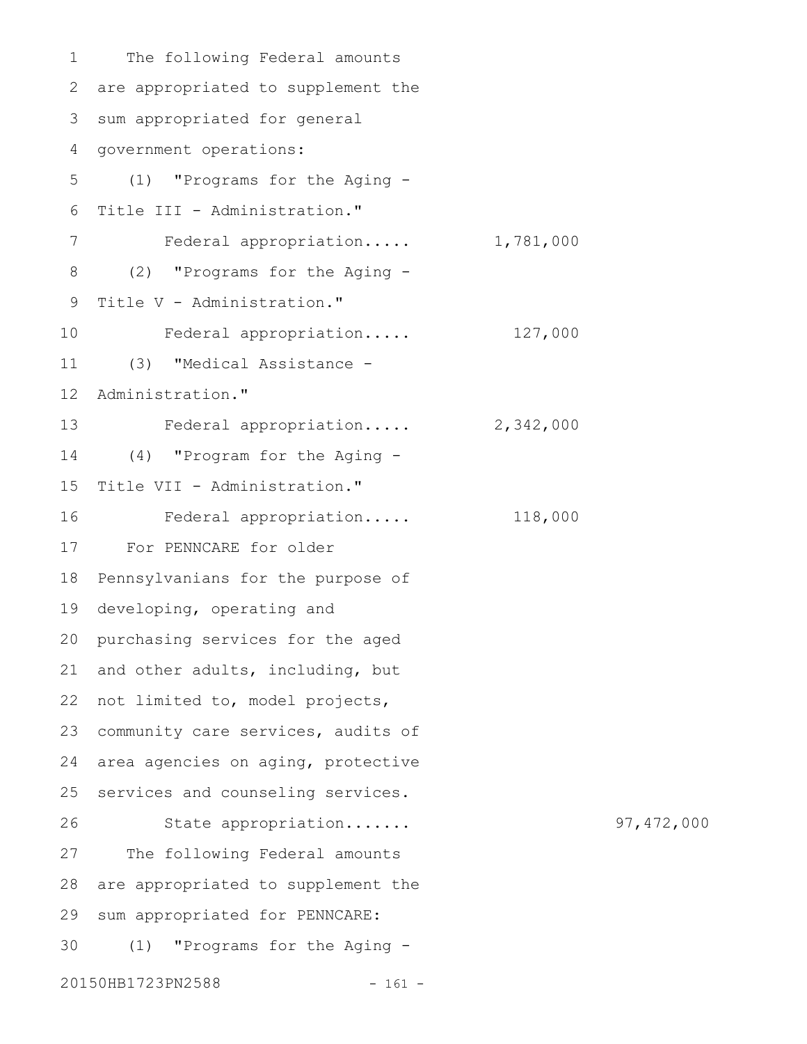The following Federal amounts are appropriated to supplement the sum appropriated for general government operations:

(1) "Programs for the Aging - Title III - Administration."

Federal appropriation..... 1,781,000

(2) "Programs for the Aging - Title V - Administration."

Federal appropriation..... 127,000

(3) "Medical Assistance - Administration."

Federal appropriation..... 2,342,000

(4) "Program for the Aging - Title VII - Administration."

Federal appropriation..... 118,000

For PENNCARE for older Pennsylvanians for the purpose of developing, operating and purchasing services for the aged and other adults, including, but not limited to, model projects, community care services, audits of area agencies on aging, protective services and counseling services.

State appropriation....... 97,472,000

The following Federal amounts are appropriated to supplement the sum appropriated for PENNCARE:

(1) "Programs for the Aging -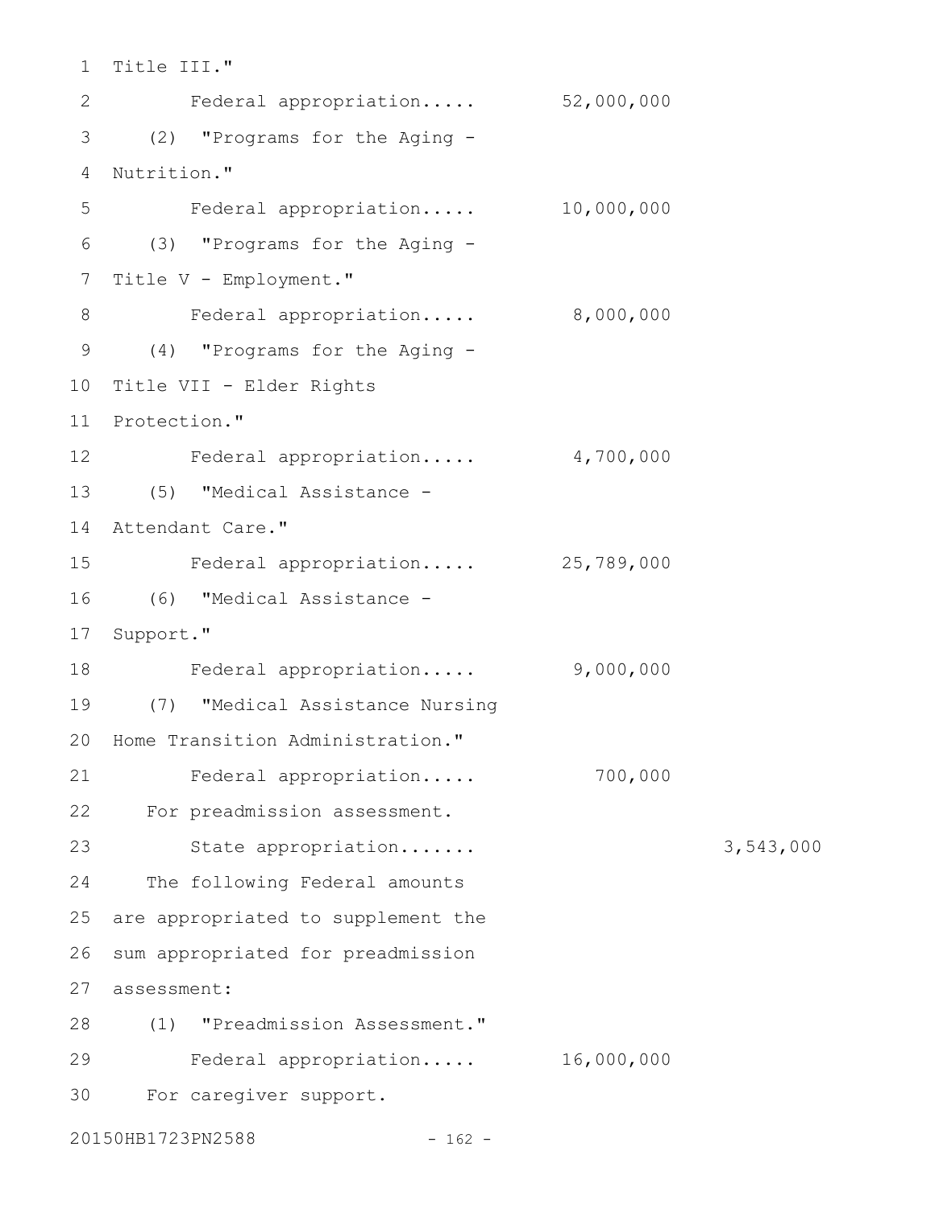Title III."

Federal appropriation..... 52,000,000

(2) "Programs for the Aging - Nutrition."

Federal appropriation..... 10,000,000

(3) "Programs for the Aging - Title V - Employment."

Federal appropriation..... 8,000,000

(4) "Programs for the Aging - Title VII - Elder Rights Protection."

Federal appropriation..... 4,700,000

(5) "Medical Assistance - Attendant Care."

Federal appropriation..... 25,789,000

(6) "Medical Assistance - Support."

Federal appropriation..... 9,000,000

(7) "Medical Assistance Nursing Home Transition Administration."

Federal appropriation..... 700,000

For preadmission assessment.

State appropriation....... 3,543,000

The following Federal amounts are appropriated to supplement the sum appropriated for preadmission assessment:

(1) "Preadmission Assessment."

Federal appropriation..... 16,000,000

For caregiver support.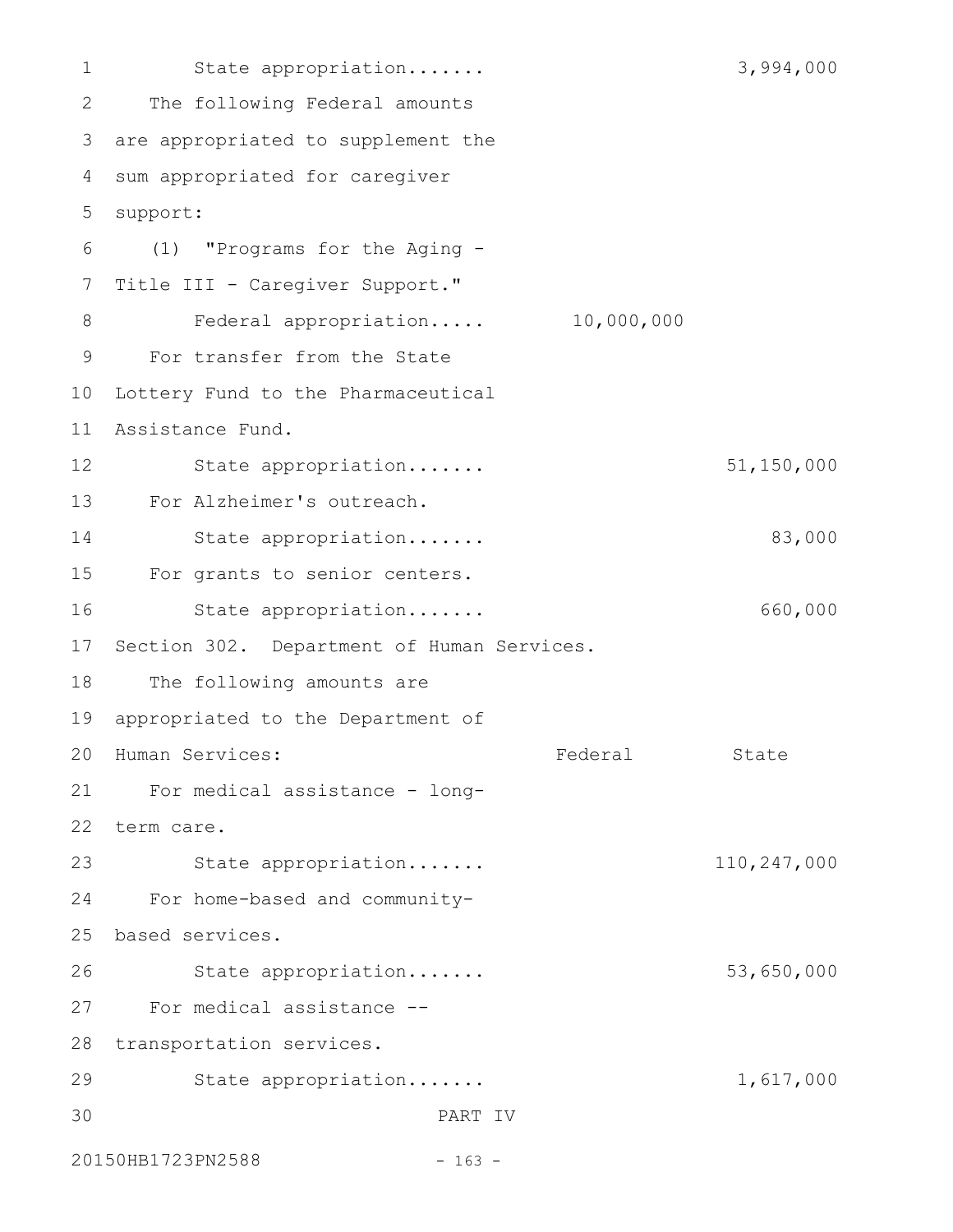State appropriation....... 3,994,000

The following Federal amounts are appropriated to supplement the sum appropriated for caregiver support:

(1) "Programs for the Aging - Title III - Caregiver Support."

Federal appropriation..... 10,000,000

For transfer from the State Lottery Fund to the Pharmaceutical Assistance Fund.

State appropriation....... 51,150,000

For Alzheimer's outreach.

State appropriation....... 83,000

For grants to senior centers.

State appropriation....... 660,000

Section 302. Department of Human Services.

The following amounts are appropriated to the Department of Human Services:

| | Federal | State |
|---|---|---|
| For medical assistance - long-term care. | | |
| State appropriation....... | | 110,247,000 |
| For home-based and community-based services. | | |
| State appropriation....... | | 53,650,000 |
| For medical assistance -- transportation services. | | |
| State appropriation....... | | 1,617,000 |

PART IV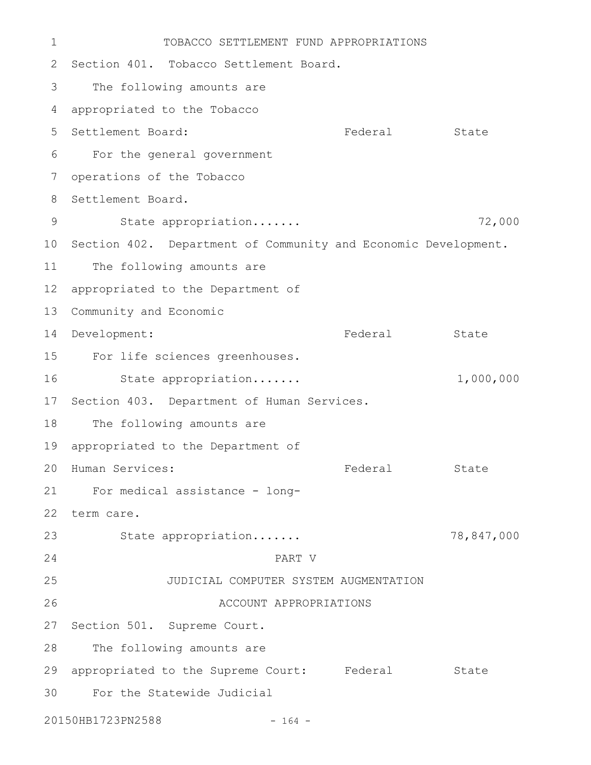TOBACCO SETTLEMENT FUND APPROPRIATIONS

Section 401. Tobacco Settlement Board.

| The following amounts are appropriated to the Tobacco Settlement Board: | Federal | State |
|---|---|---|
| For the general government operations of the Tobacco Settlement Board. | | |
| State appropriation....... | | 72,000 |

Section 402. Department of Community and Economic Development.

| The following amounts are appropriated to the Department of Community and Economic Development: | Federal | State |
|---|---|---|
| For life sciences greenhouses. | | |
| State appropriation....... | | 1,000,000 |

Section 403. Department of Human Services.

| The following amounts are appropriated to the Department of Human Services: | Federal | State |
|---|---|---|
| For medical assistance - long-term care. | | |
| State appropriation....... | | 78,847,000 |

PART V

JUDICIAL COMPUTER SYSTEM AUGMENTATION ACCOUNT APPROPRIATIONS

Section 501. Supreme Court.

| The following amounts are appropriated to the Supreme Court: | Federal | State |
|---|---|---|
| For the Statewide Judicial | | |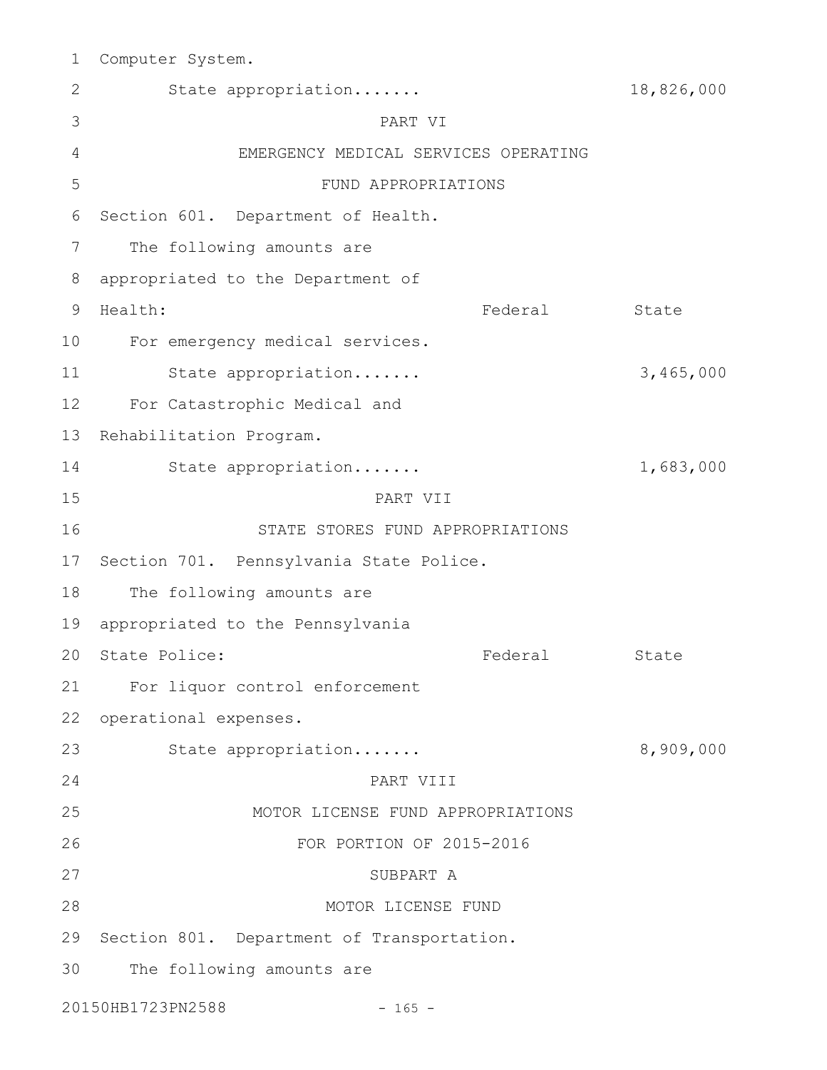Computer System.

State appropriation....... 18,826,000

PART VI

EMERGENCY MEDICAL SERVICES OPERATING

FUND APPROPRIATIONS

Section 601. Department of Health.

The following amounts are appropriated to the Department of Health:

| | Federal | State |
|---|---|---|
| For emergency medical services. | | |
| State appropriation....... | | 3,465,000 |
| For Catastrophic Medical and Rehabilitation Program. | | |
| State appropriation....... | | 1,683,000 |

PART VII

STATE STORES FUND APPROPRIATIONS

Section 701. Pennsylvania State Police.

The following amounts are appropriated to the Pennsylvania State Police:

| | Federal | State |
|---|---|---|
| For liquor control enforcement operational expenses. | | |
| State appropriation....... | | 8,909,000 |

PART VIII

MOTOR LICENSE FUND APPROPRIATIONS

FOR PORTION OF 2015-2016

SUBPART A

MOTOR LICENSE FUND

Section 801. Department of Transportation.

The following amounts are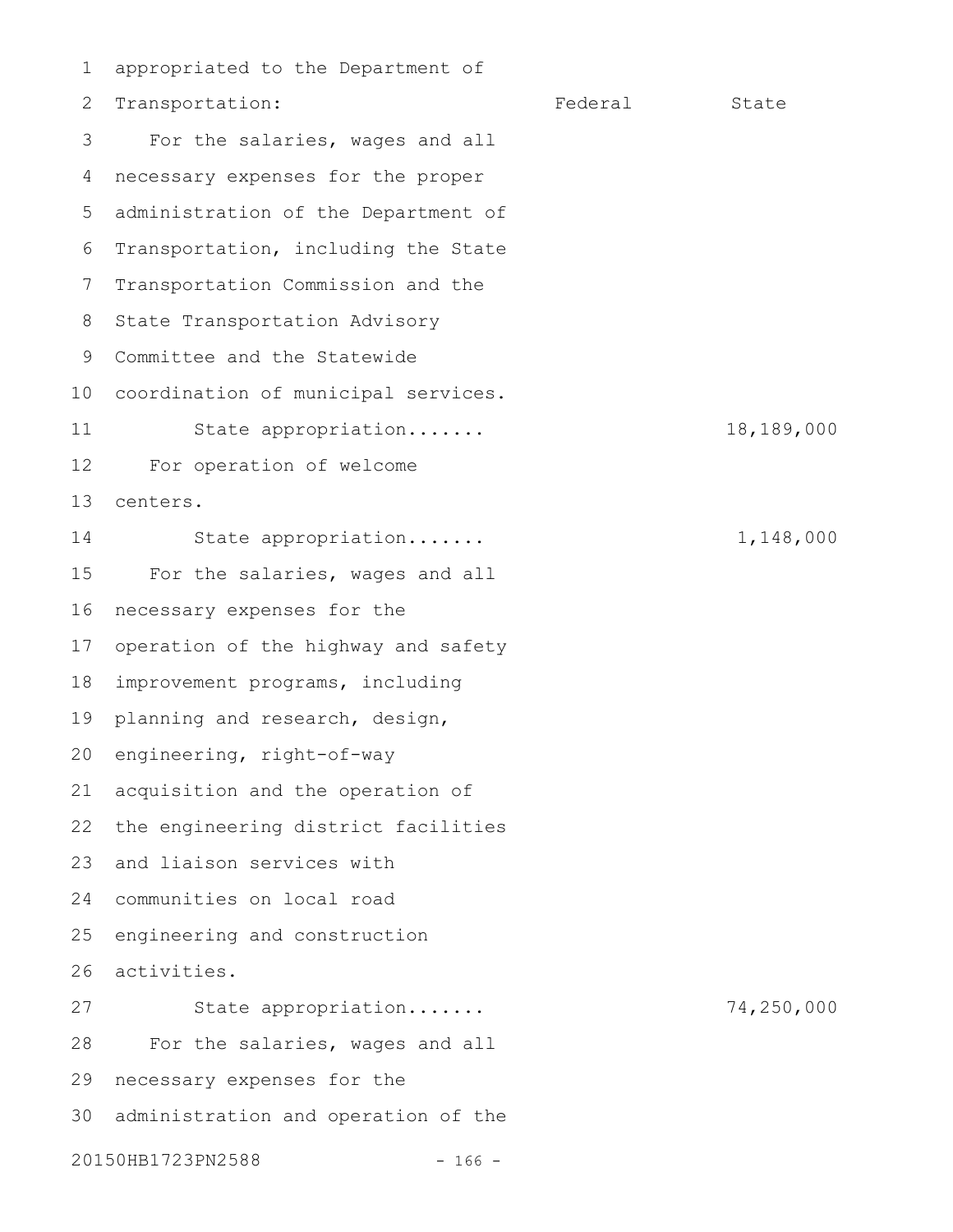appropriated to the Department of Transportation:

| | Federal | State |
|---|---|---|
| For the salaries, wages and all necessary expenses for the proper administration of the Department of Transportation, including the State Transportation Commission and the State Transportation Advisory Committee and the Statewide coordination of municipal services. | | |
| State appropriation....... | | 18,189,000 |
| For operation of welcome centers. | | |
| State appropriation....... | | 1,148,000 |
| For the salaries, wages and all necessary expenses for the operation of the highway and safety improvement programs, including planning and research, design, engineering, right-of-way acquisition and the operation of the engineering district facilities and liaison services with communities on local road engineering and construction activities. | | |
| State appropriation....... | | 74,250,000 |

For the salaries, wages and all necessary expenses for the administration and operation of the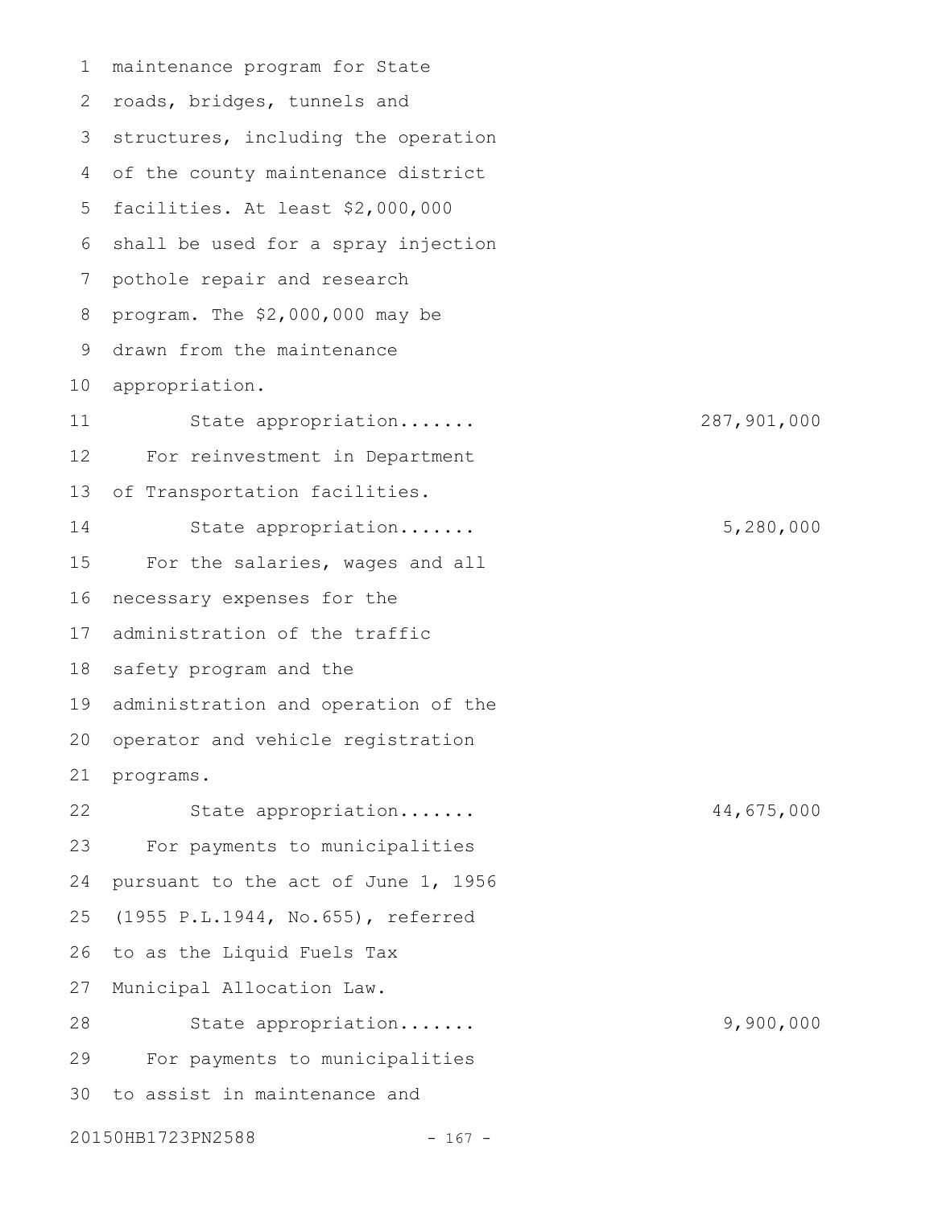maintenance program for State roads, bridges, tunnels and structures, including the operation of the county maintenance district facilities. At least $2,000,000 shall be used for a spray injection pothole repair and research program. The $2,000,000 may be drawn from the maintenance appropriation.

State appropriation....... 287,901,000

For reinvestment in Department of Transportation facilities.

State appropriation....... 5,280,000

For the salaries, wages and all necessary expenses for the administration of the traffic safety program and the administration and operation of the operator and vehicle registration programs.

State appropriation....... 44,675,000

For payments to municipalities pursuant to the act of June 1, 1956 (1955 P.L.1944, No.655), referred to as the Liquid Fuels Tax Municipal Allocation Law.

State appropriation....... 9,900,000

For payments to municipalities to assist in maintenance and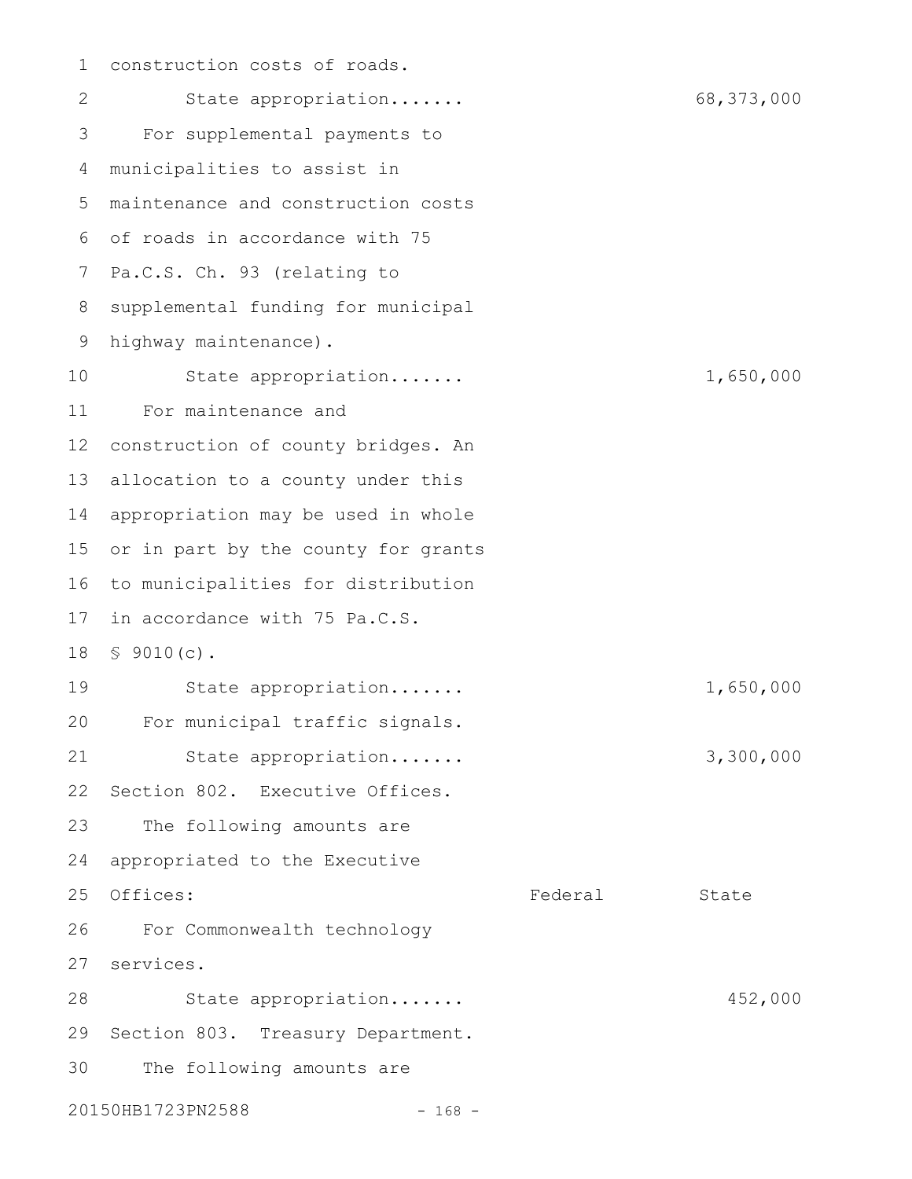construction costs of roads.

State appropriation....... 68,373,000

For supplemental payments to municipalities to assist in maintenance and construction costs of roads in accordance with 75 Pa.C.S. Ch. 93 (relating to supplemental funding for municipal highway maintenance).

State appropriation....... 1,650,000

For maintenance and construction of county bridges. An allocation to a county under this appropriation may be used in whole or in part by the county for grants to municipalities for distribution in accordance with 75 Pa.C.S. § 9010(c).

State appropriation....... 1,650,000

For municipal traffic signals.

State appropriation....... 3,300,000

Section 802. Executive Offices.

The following amounts are appropriated to the Executive Offices:

| | Federal | State |
|---|---|---|
| For Commonwealth technology services. | | |
| State appropriation....... | | 452,000 |

Section 803. Treasury Department.

The following amounts are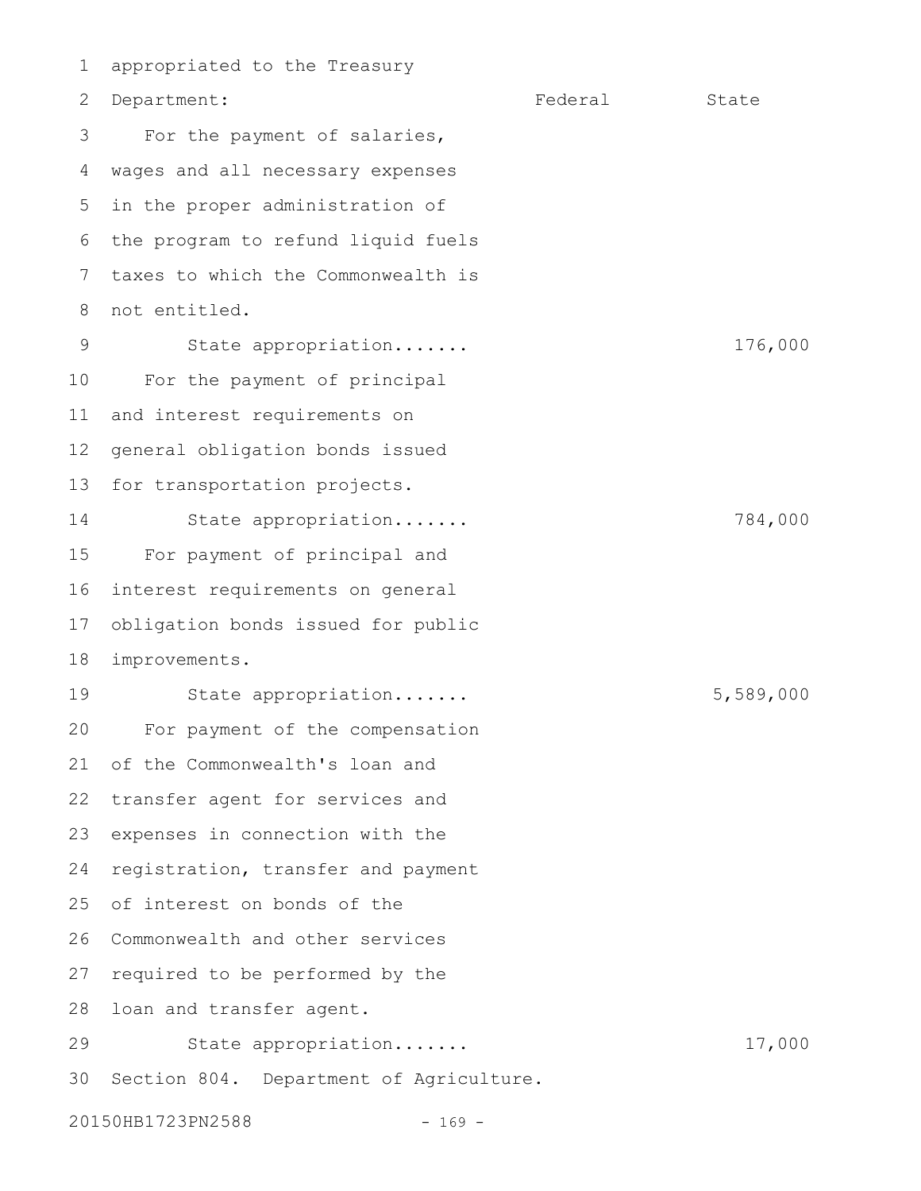appropriated to the Treasury Department:

| | Federal | State |
|---|---|---|
| For the payment of salaries, wages and all necessary expenses in the proper administration of the program to refund liquid fuels taxes to which the Commonwealth is not entitled. | | |
| State appropriation....... | | 176,000 |
| For the payment of principal and interest requirements on general obligation bonds issued for transportation projects. | | |
| State appropriation....... | | 784,000 |
| For payment of principal and interest requirements on general obligation bonds issued for public improvements. | | |
| State appropriation....... | | 5,589,000 |
| For payment of the compensation of the Commonwealth's loan and transfer agent for services and expenses in connection with the registration, transfer and payment of interest on bonds of the Commonwealth and other services required to be performed by the loan and transfer agent. | | |
| State appropriation....... | | 17,000 |

Section 804. Department of Agriculture.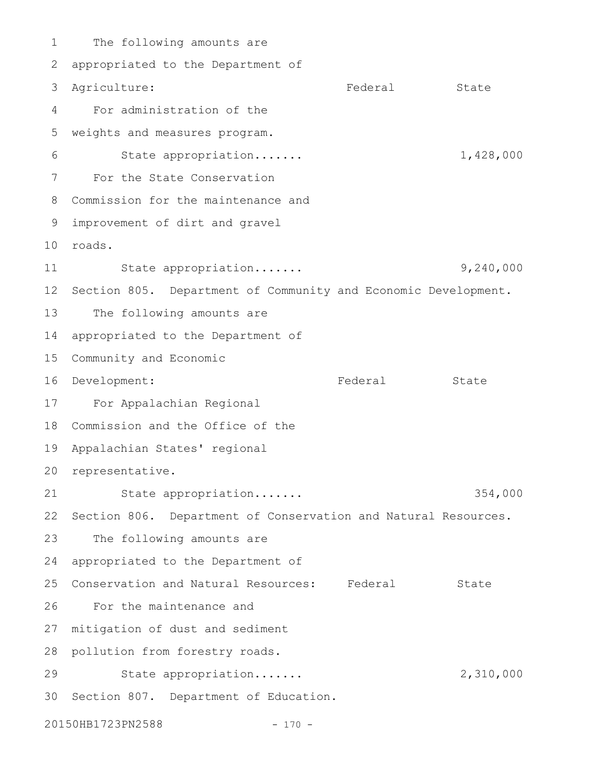The following amounts are appropriated to the Department of Agriculture:

| | Federal | State |
|---|---|---|
| For administration of the weights and measures program. | | |
| State appropriation....... | | 1,428,000 |
| For the State Conservation Commission for the maintenance and improvement of dirt and gravel roads. | | |
| State appropriation....... | | 9,240,000 |

Section 805. Department of Community and Economic Development.

The following amounts are appropriated to the Department of Community and Economic Development:

| | Federal | State |
|---|---|---|
| For Appalachian Regional Commission and the Office of the Appalachian States' regional representative. | | |
| State appropriation....... | | 354,000 |

Section 806. Department of Conservation and Natural Resources.

The following amounts are appropriated to the Department of Conservation and Natural Resources:

| | Federal | State |
|---|---|---|
| For the maintenance and mitigation of dust and sediment pollution from forestry roads. | | |
| State appropriation....... | | 2,310,000 |

Section 807. Department of Education.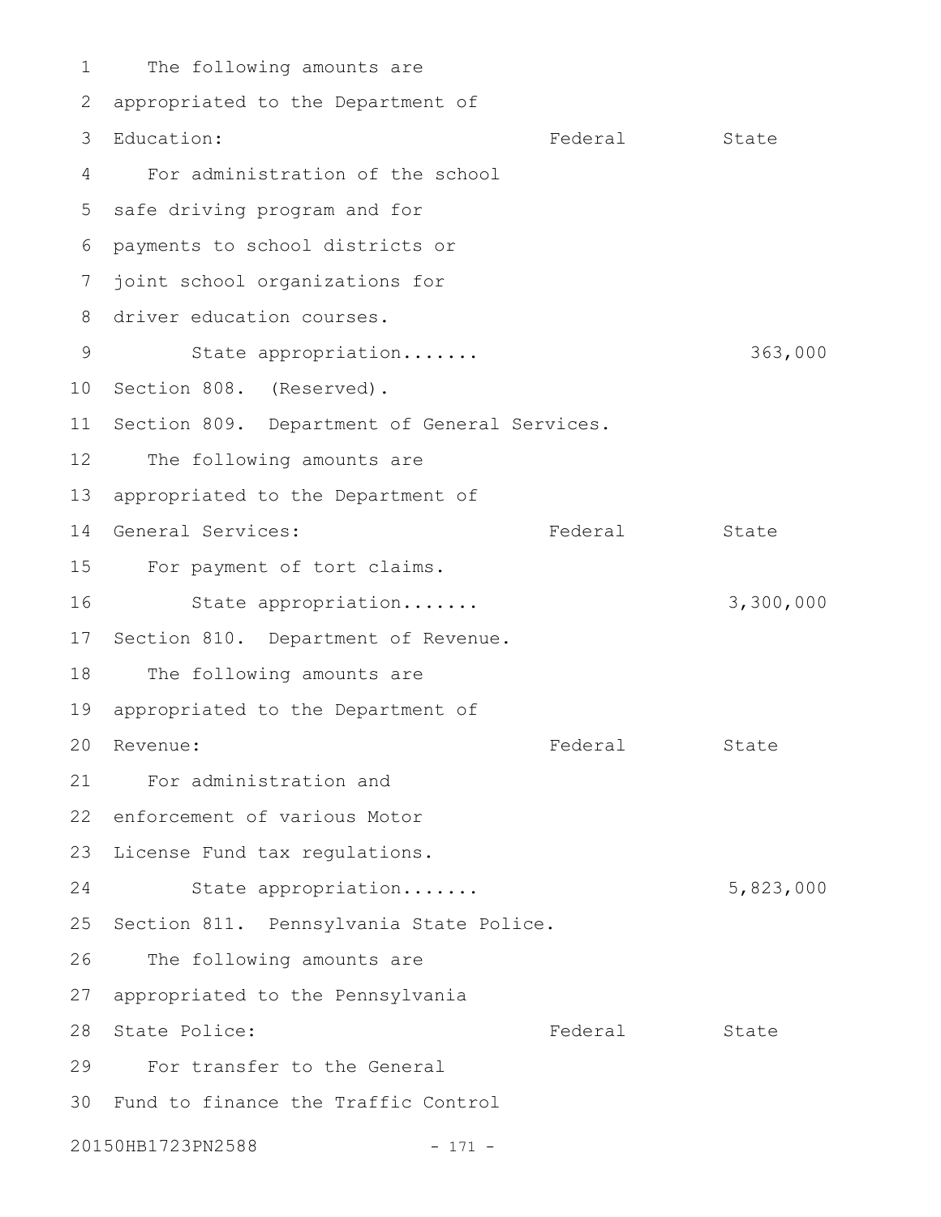The following amounts are appropriated to the Department of Education:

| | Federal | State |
|---|---|---|
| For administration of the school safe driving program and for payments to school districts or joint school organizations for driver education courses. | | |
| State appropriation....... | | 363,000 |

Section 808. (Reserved).

Section 809. Department of General Services.

The following amounts are appropriated to the Department of General Services:

| | Federal | State |
|---|---|---|
| For payment of tort claims. | | |
| State appropriation....... | | 3,300,000 |

Section 810. Department of Revenue.

The following amounts are appropriated to the Department of Revenue:

| | Federal | State |
|---|---|---|
| For administration and enforcement of various Motor License Fund tax regulations. | | |
| State appropriation....... | | 5,823,000 |

Section 811. Pennsylvania State Police.

The following amounts are appropriated to the Pennsylvania State Police:

| | Federal | State |
|---|---|---|
| For transfer to the General Fund to finance the Traffic Control | | |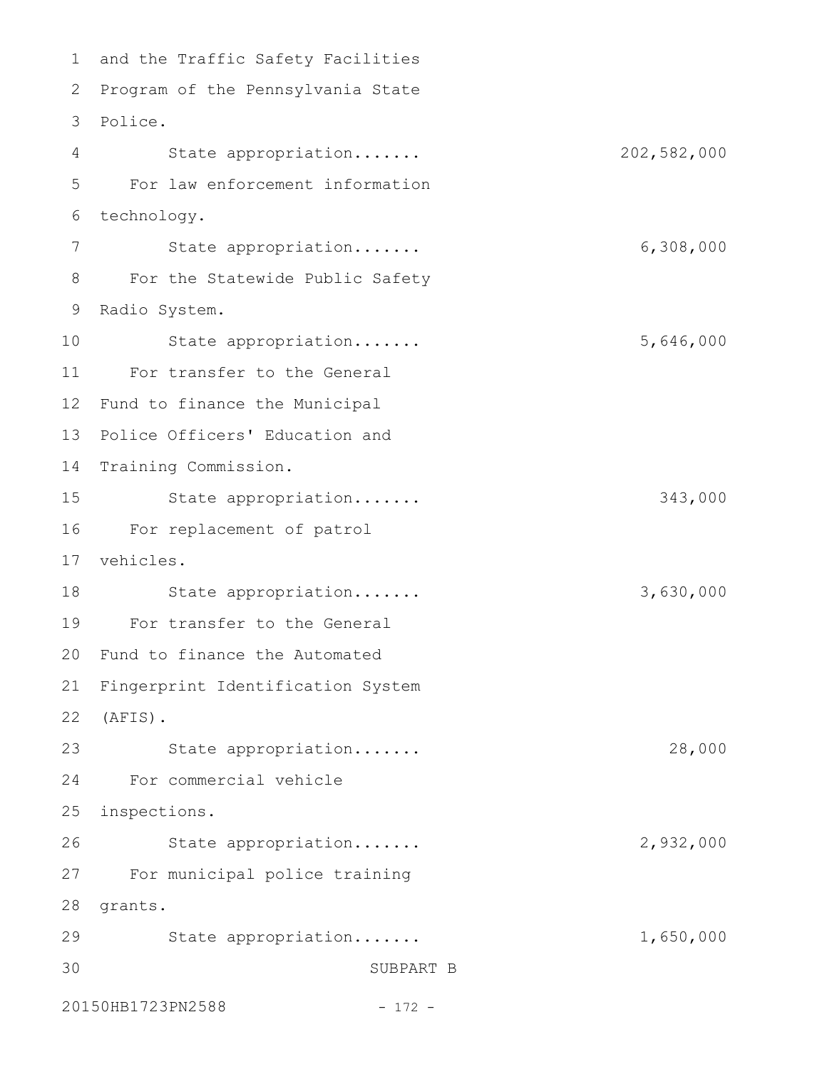and the Traffic Safety Facilities Program of the Pennsylvania State Police.

State appropriation....... 202,582,000

For law enforcement information technology.

State appropriation....... 6,308,000

For the Statewide Public Safety Radio System.

State appropriation....... 5,646,000

For transfer to the General Fund to finance the Municipal Police Officers' Education and Training Commission.

State appropriation....... 343,000

For replacement of patrol vehicles.

State appropriation....... 3,630,000

For transfer to the General Fund to finance the Automated Fingerprint Identification System (AFIS).

State appropriation....... 28,000

For commercial vehicle inspections.

State appropriation....... 2,932,000

For municipal police training grants.

State appropriation....... 1,650,000

SUBPART B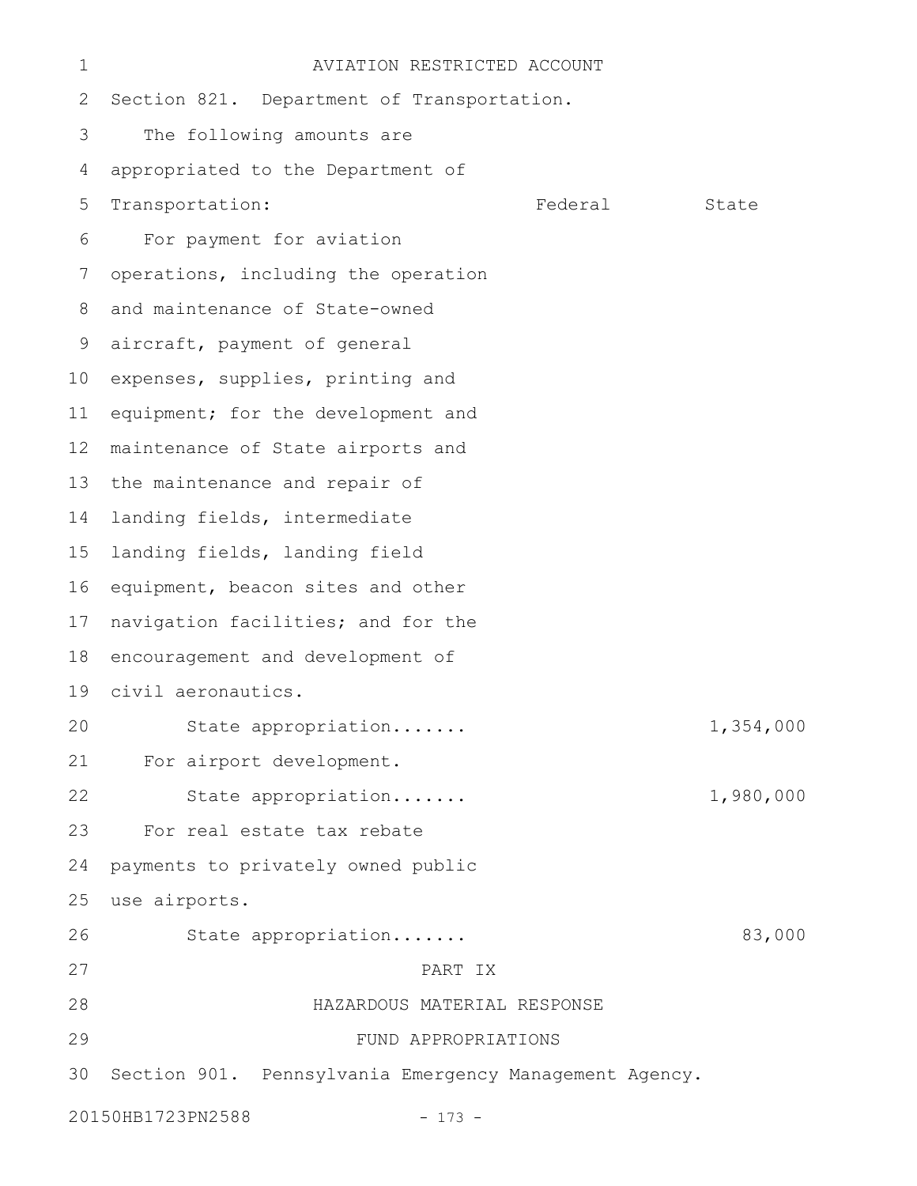AVIATION RESTRICTED ACCOUNT

Section 821. Department of Transportation.

The following amounts are appropriated to the Department of Transportation:

| | Federal | State |
|---|---|---|
| For payment for aviation operations, including the operation and maintenance of State-owned aircraft, payment of general expenses, supplies, printing and equipment; for the development and maintenance of State airports and the maintenance and repair of landing fields, intermediate landing fields, landing field equipment, beacon sites and other navigation facilities; and for the encouragement and development of civil aeronautics. | | |
| State appropriation....... | | 1,354,000 |
| For airport development. | | |
| State appropriation....... | | 1,980,000 |
| For real estate tax rebate payments to privately owned public use airports. | | |
| State appropriation....... | | 83,000 |

PART IX

HAZARDOUS MATERIAL RESPONSE

FUND APPROPRIATIONS

Section 901. Pennsylvania Emergency Management Agency.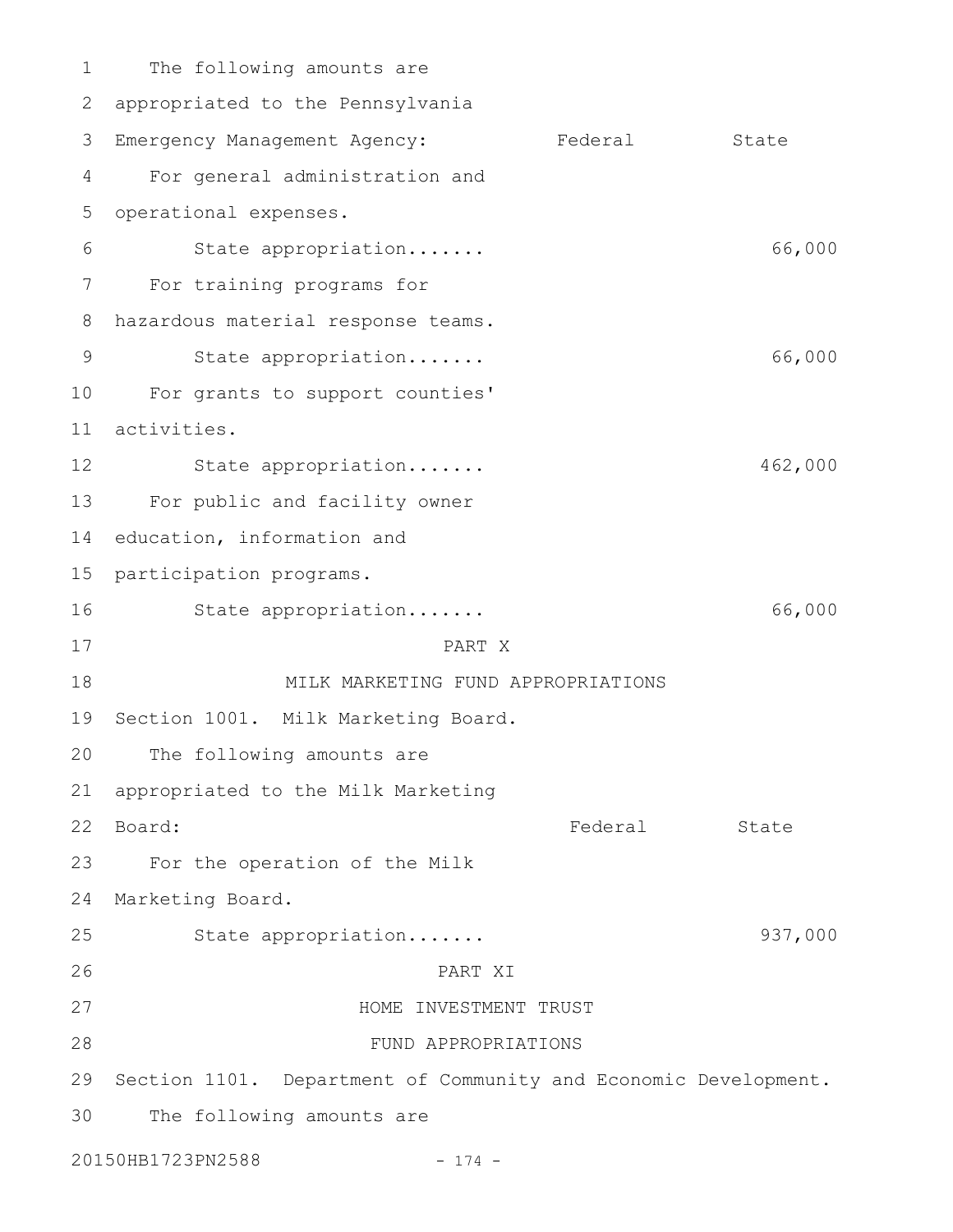The following amounts are appropriated to the Pennsylvania Emergency Management Agency:

| | Federal | State |
|---|---|---|
| For general administration and operational expenses. | | |
| State appropriation....... | | 66,000 |
| For training programs for hazardous material response teams. | | |
| State appropriation....... | | 66,000 |
| For grants to support counties' activities. | | |
| State appropriation....... | | 462,000 |
| For public and facility owner education, information and participation programs. | | |
| State appropriation....... | | 66,000 |

PART X

MILK MARKETING FUND APPROPRIATIONS

Section 1001. Milk Marketing Board.

The following amounts are appropriated to the Milk Marketing Board:

| | Federal | State |
|---|---|---|
| For the operation of the Milk Marketing Board. | | |
| State appropriation....... | | 937,000 |

PART XI

HOME INVESTMENT TRUST FUND APPROPRIATIONS

Section 1101. Department of Community and Economic Development.

The following amounts are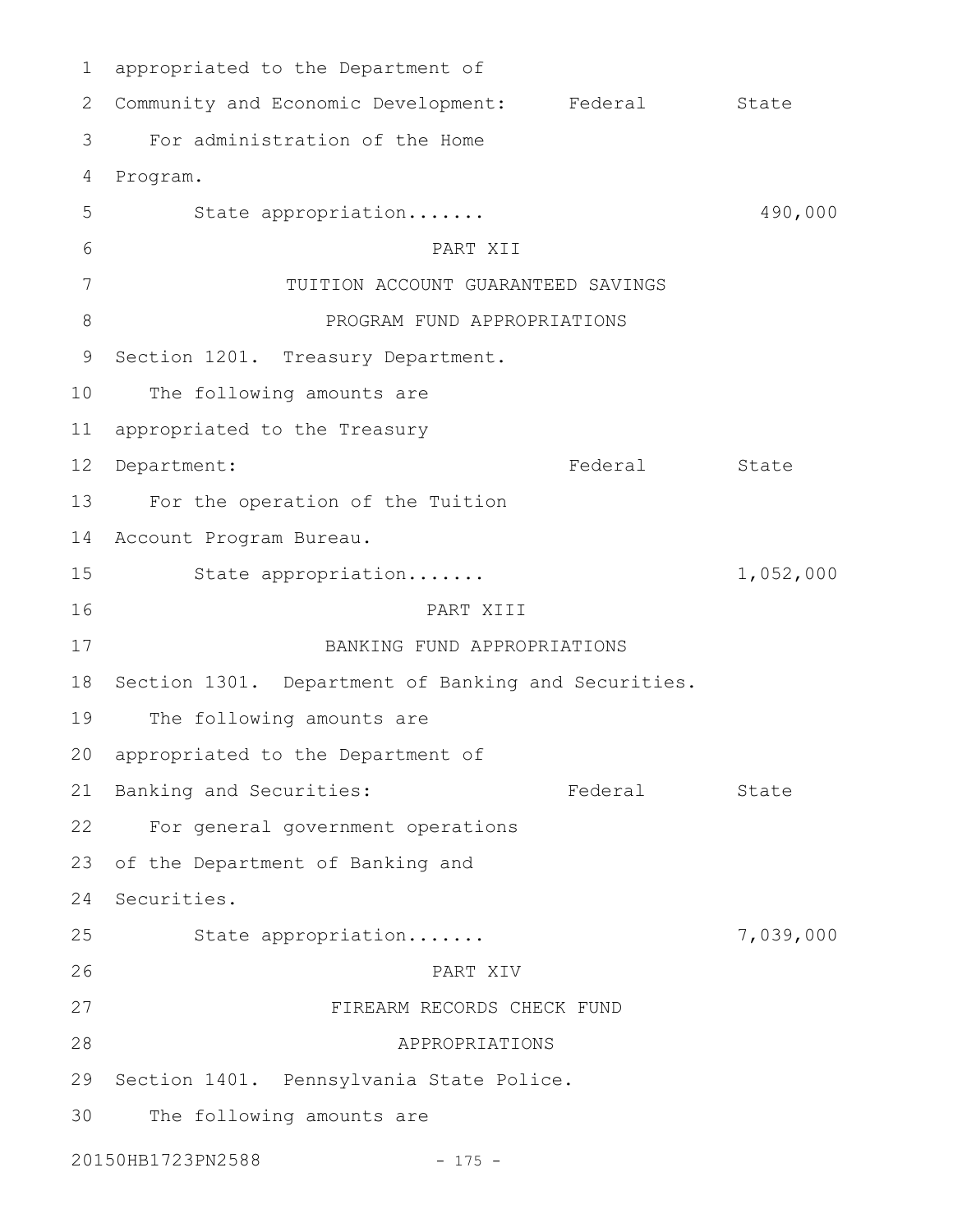appropriated to the Department of Community and Economic Development:

| | Federal | State |
|---|---|---|
| For administration of the Home Program. | | |
| State appropriation....... | | 490,000 |

PART XII

TUITION ACCOUNT GUARANTEED SAVINGS PROGRAM FUND APPROPRIATIONS

Section 1201. Treasury Department.

The following amounts are appropriated to the Treasury Department:

| | Federal | State |
|---|---|---|
| For the operation of the Tuition Account Program Bureau. | | |
| State appropriation....... | | 1,052,000 |

PART XIII

BANKING FUND APPROPRIATIONS

Section 1301. Department of Banking and Securities.

The following amounts are appropriated to the Department of Banking and Securities:

| | Federal | State |
|---|---|---|
| For general government operations of the Department of Banking and Securities. | | |
| State appropriation....... | | 7,039,000 |

PART XIV

FIREARM RECORDS CHECK FUND APPROPRIATIONS

Section 1401. Pennsylvania State Police.

The following amounts are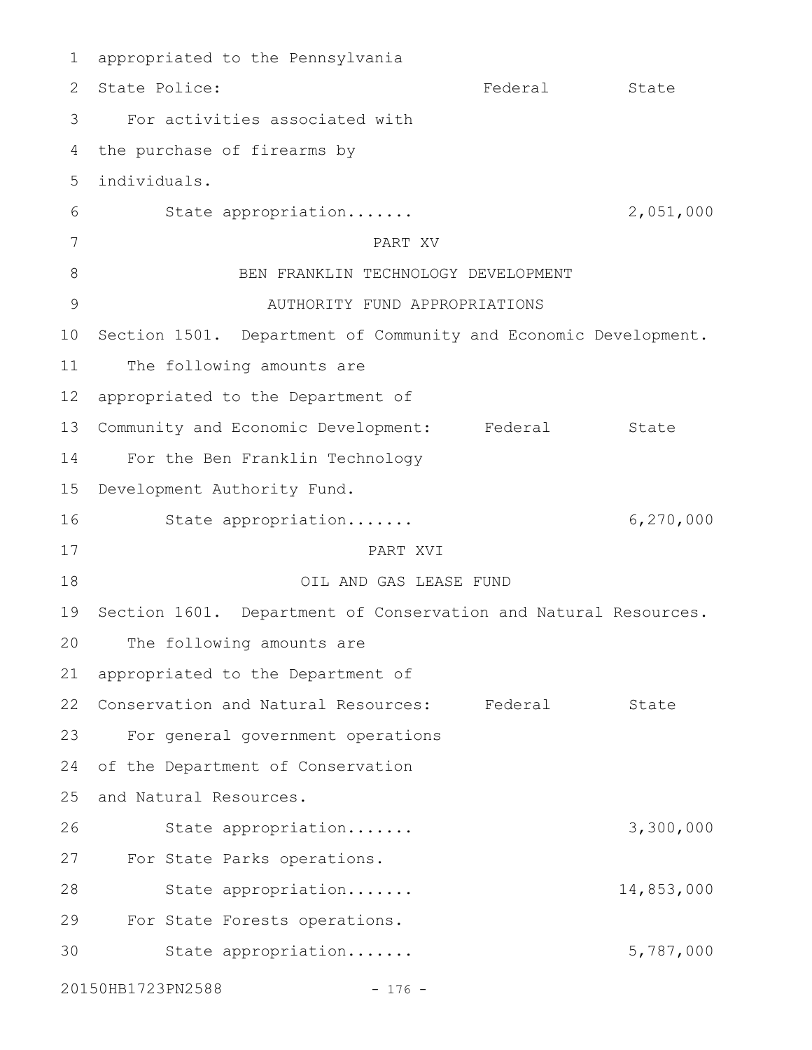appropriated to the Pennsylvania

State Police: Federal State

For activities associated with the purchase of firearms by individuals.

| | Federal | State |
|---|---|---|
| State appropriation....... | | 2,051,000 |

PART XV

BEN FRANKLIN TECHNOLOGY DEVELOPMENT AUTHORITY FUND APPROPRIATIONS

Section 1501. Department of Community and Economic Development.

The following amounts are appropriated to the Department of Community and Economic Development: Federal State

For the Ben Franklin Technology Development Authority Fund.

| | Federal | State |
|---|---|---|
| State appropriation....... | | 6,270,000 |

PART XVI

OIL AND GAS LEASE FUND

Section 1601. Department of Conservation and Natural Resources.

The following amounts are appropriated to the Department of Conservation and Natural Resources: Federal State

For general government operations of the Department of Conservation and Natural Resources.

| | Federal | State |
|---|---|---|
| State appropriation....... | | 3,300,000 |

For State Parks operations.

| | Federal | State |
|---|---|---|
| State appropriation....... | | 14,853,000 |

For State Forests operations.

| | Federal | State |
|---|---|---|
| State appropriation....... | | 5,787,000 |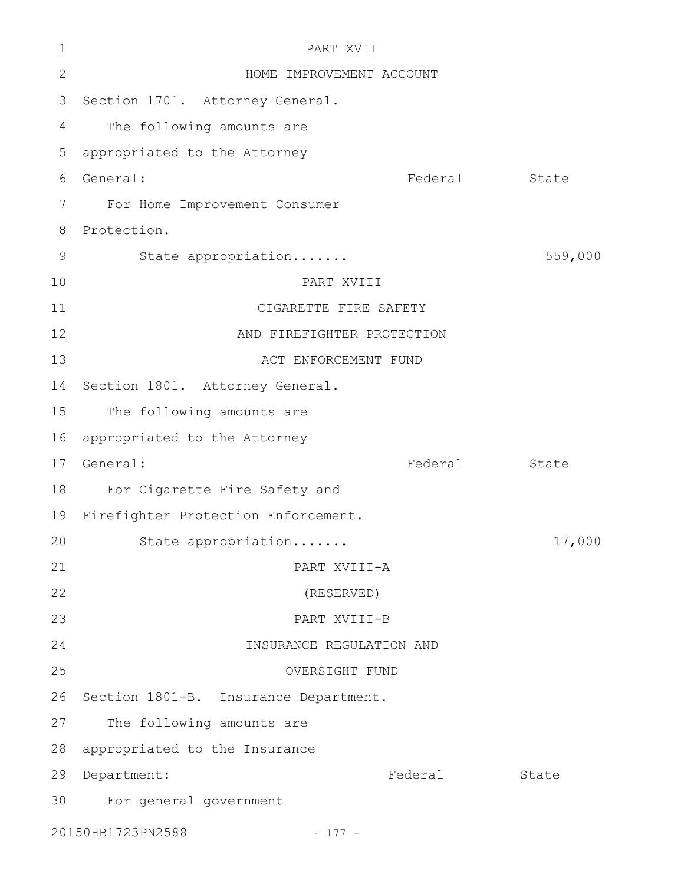PART XVII

HOME IMPROVEMENT ACCOUNT

Section 1701. Attorney General.

The following amounts are appropriated to the Attorney General:

| | Federal | State |
|---|---|---|
| For Home Improvement Consumer Protection. | | |
| State appropriation....... | | 559,000 |

PART XVIII

CIGARETTE FIRE SAFETY AND FIREFIGHTER PROTECTION ACT ENFORCEMENT FUND

Section 1801. Attorney General.

The following amounts are appropriated to the Attorney General:

| | Federal | State |
|---|---|---|
| For Cigarette Fire Safety and Firefighter Protection Enforcement. | | |
| State appropriation....... | | 17,000 |

PART XVIII-A

(RESERVED)

PART XVIII-B

INSURANCE REGULATION AND OVERSIGHT FUND

Section 1801-B. Insurance Department.

The following amounts are appropriated to the Insurance Department:

| | Federal | State |
|---|---|---|
| For general government | | |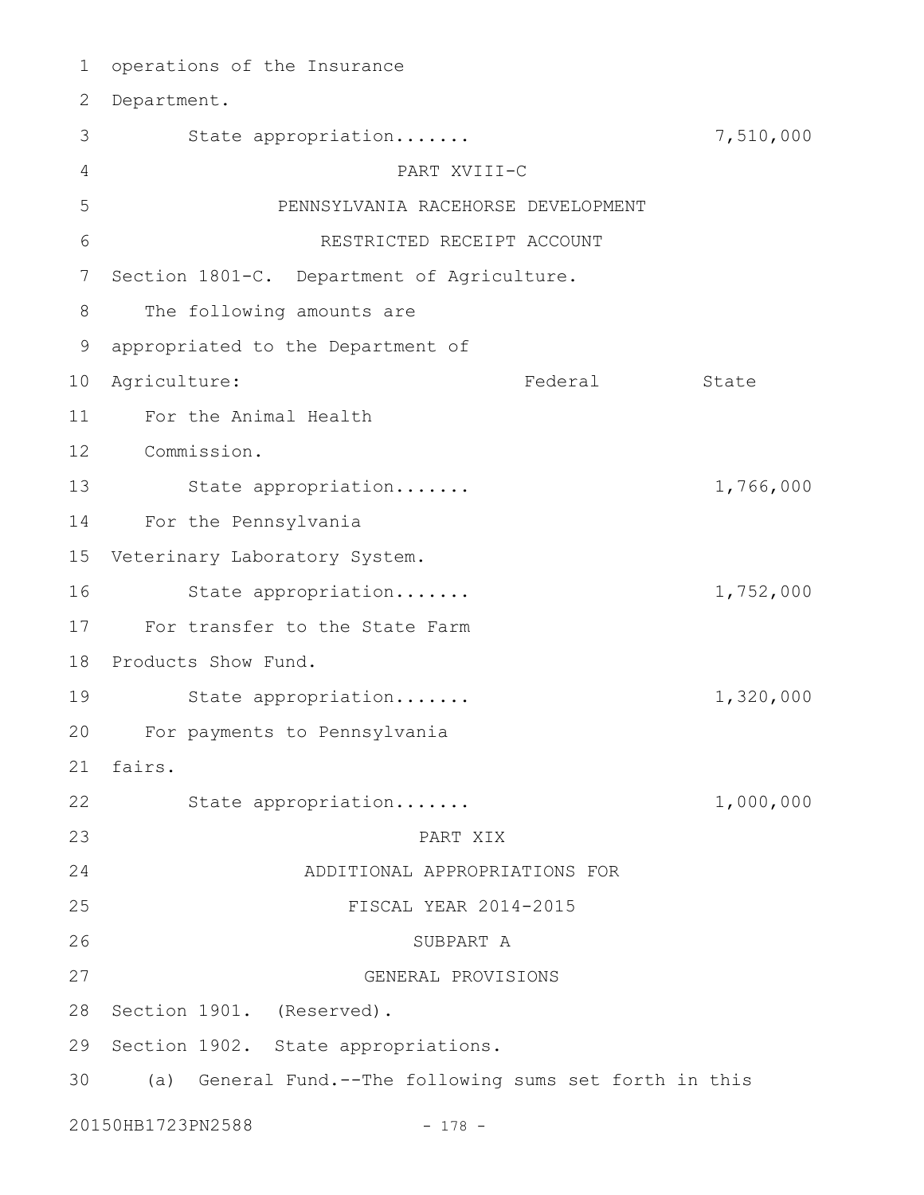operations of the Insurance Department.

State appropriation....... 7,510,000

PART XVIII-C

PENNSYLVANIA RACEHORSE DEVELOPMENT RESTRICTED RECEIPT ACCOUNT

Section 1801-C. Department of Agriculture.

The following amounts are appropriated to the Department of Agriculture:

| | Federal | State |
|---|---|---|
| For the Animal Health Commission. | | |
| State appropriation....... | | 1,766,000 |
| For the Pennsylvania Veterinary Laboratory System. | | |
| State appropriation....... | | 1,752,000 |
| For transfer to the State Farm Products Show Fund. | | |
| State appropriation....... | | 1,320,000 |
| For payments to Pennsylvania fairs. | | |
| State appropriation....... | | 1,000,000 |

PART XIX

ADDITIONAL APPROPRIATIONS FOR FISCAL YEAR 2014-2015

SUBPART A

GENERAL PROVISIONS

Section 1901. (Reserved).

Section 1902. State appropriations.

(a) General Fund.--The following sums set forth in this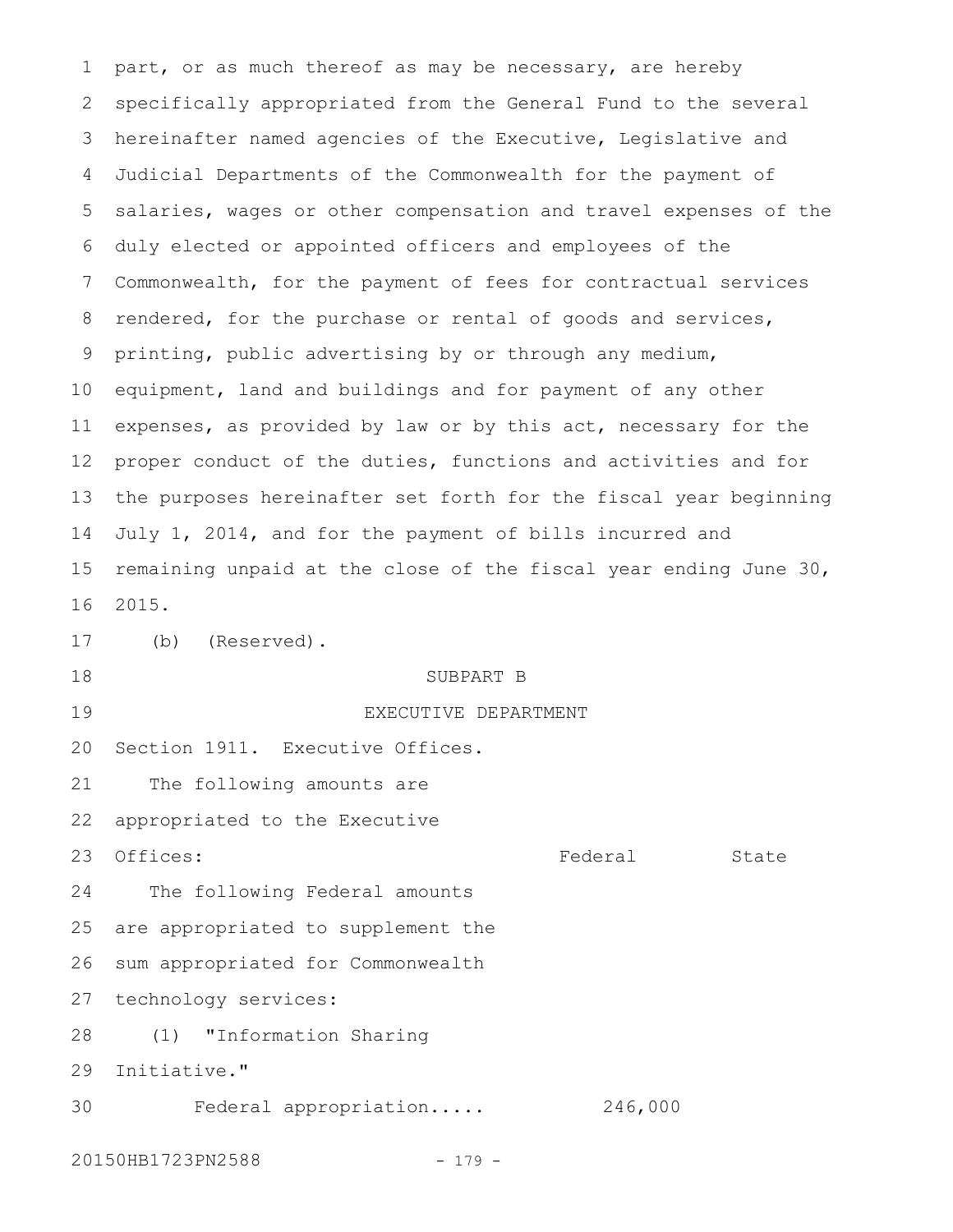part, or as much thereof as may be necessary, are hereby specifically appropriated from the General Fund to the several hereinafter named agencies of the Executive, Legislative and Judicial Departments of the Commonwealth for the payment of salaries, wages or other compensation and travel expenses of the duly elected or appointed officers and employees of the Commonwealth, for the payment of fees for contractual services rendered, for the purchase or rental of goods and services, printing, public advertising by or through any medium, equipment, land and buildings and for payment of any other expenses, as provided by law or by this act, necessary for the proper conduct of the duties, functions and activities and for the purposes hereinafter set forth for the fiscal year beginning July 1, 2014, and for the payment of bills incurred and remaining unpaid at the close of the fiscal year ending June 30, 2015.

(b) (Reserved).

SUBPART B

EXECUTIVE DEPARTMENT

Section 1911. Executive Offices.

| The following amounts are appropriated to the Executive Offices: | Federal | State |
| --- | --- | --- |
| The following Federal amounts are appropriated to supplement the sum appropriated for Commonwealth technology services: | | |
| (1) "Information Sharing Initiative." | | |
| Federal appropriation..... | 246,000 | |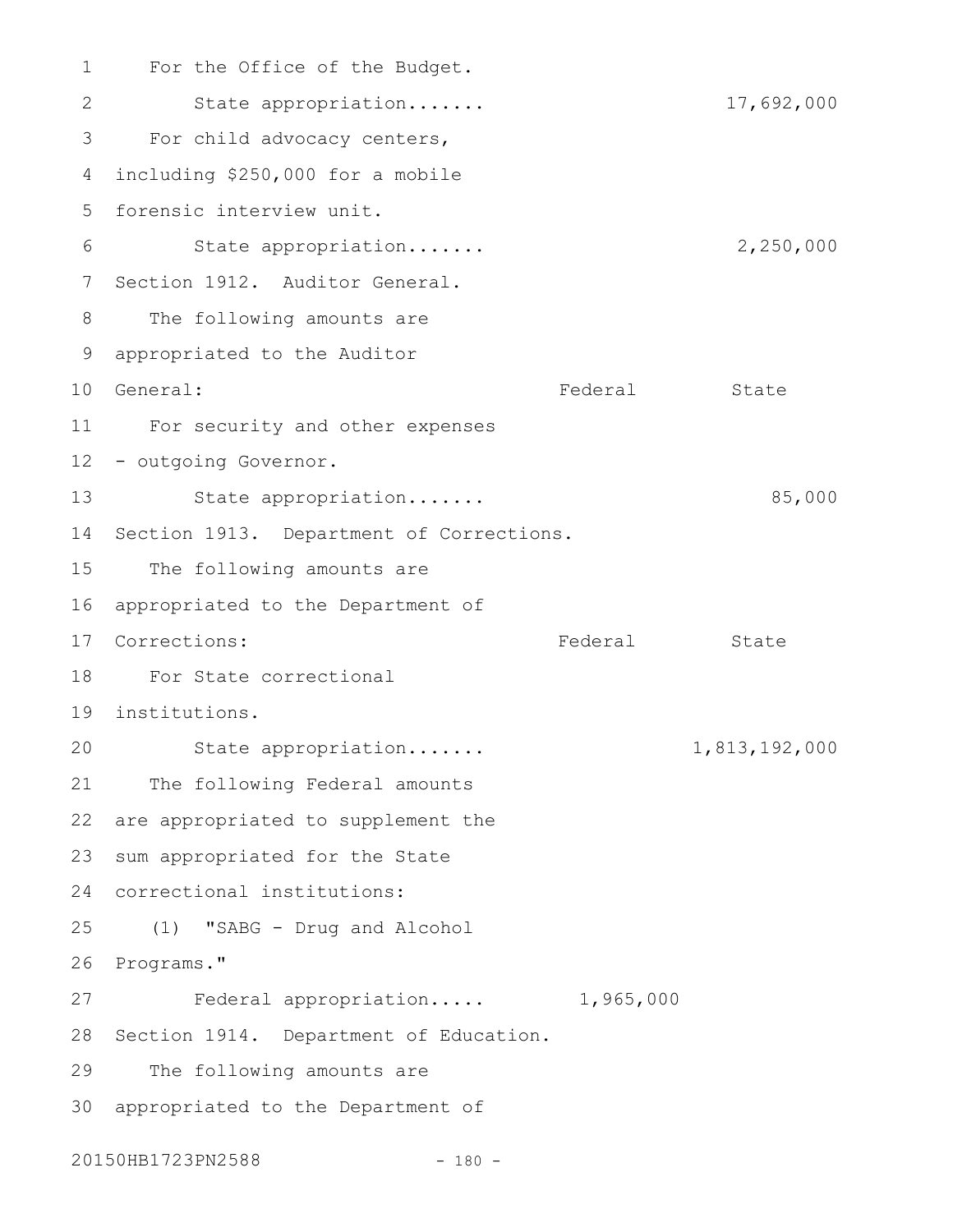For the Office of the Budget.

State appropriation....... 17,692,000

For child advocacy centers, including $250,000 for a mobile forensic interview unit.

State appropriation....... 2,250,000

Section 1912. Auditor General.

The following amounts are appropriated to the Auditor General:

| | Federal | State |
|---|---|---|
| For security and other expenses - outgoing Governor. | | |
| State appropriation....... | | 85,000 |

Section 1913. Department of Corrections.

The following amounts are appropriated to the Department of Corrections:

| | Federal | State |
|---|---|---|
| For State correctional institutions. | | |
| State appropriation....... | | 1,813,192,000 |
| The following Federal amounts are appropriated to supplement the sum appropriated for the State correctional institutions: | | |
| (1) "SABG - Drug and Alcohol Programs." | | |
| Federal appropriation..... | 1,965,000 | |

Section 1914. Department of Education.

The following amounts are appropriated to the Department of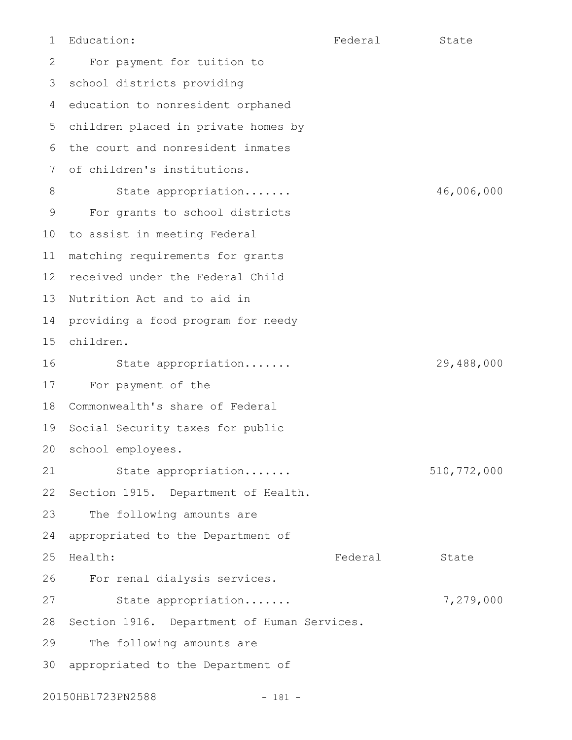Education: Federal State

For payment for tuition to school districts providing education to nonresident orphaned children placed in private homes by the court and nonresident inmates of children's institutions.

| | Federal | State |
|---|---|---|
| State appropriation....... | | 46,006,000 |

For grants to school districts to assist in meeting Federal matching requirements for grants received under the Federal Child Nutrition Act and to aid in providing a food program for needy children.

| | Federal | State |
|---|---|---|
| State appropriation....... | | 29,488,000 |

For payment of the Commonwealth's share of Federal Social Security taxes for public school employees.

| | Federal | State |
|---|---|---|
| State appropriation....... | | 510,772,000 |

Section 1915. Department of Health.

The following amounts are appropriated to the Department of Health: Federal State

For renal dialysis services.

| | Federal | State |
|---|---|---|
| State appropriation....... | | 7,279,000 |

Section 1916. Department of Human Services.

The following amounts are appropriated to the Department of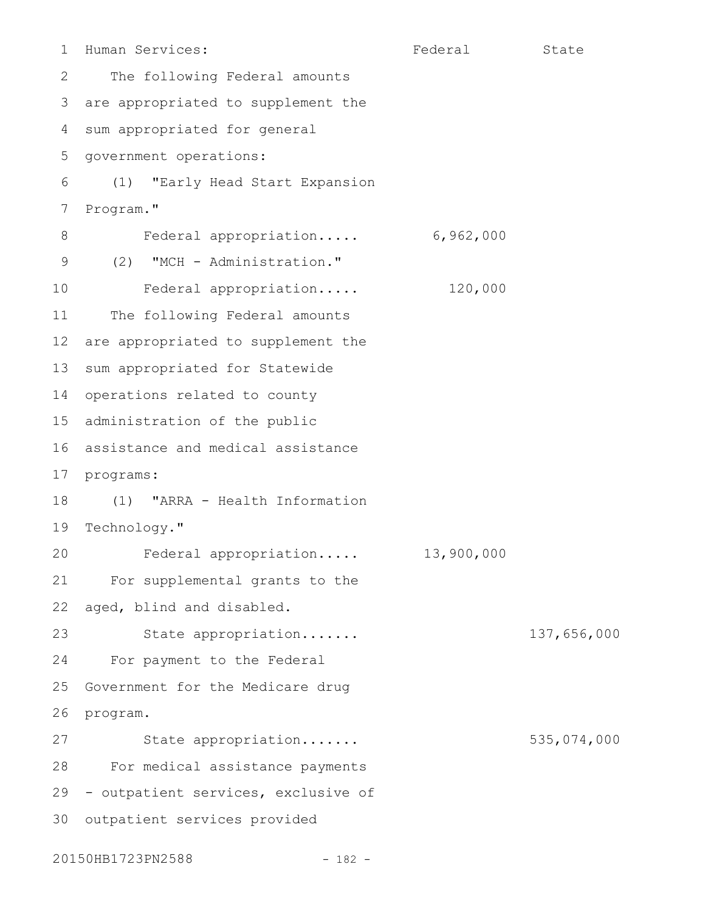| Human Services: | Federal | State |
|---|---|---|
| The following Federal amounts are appropriated to supplement the sum appropriated for general government operations: | | |
| (1) "Early Head Start Expansion Program." | | |
| Federal appropriation..... | 6,962,000 | |
| (2) "MCH - Administration." | | |
| Federal appropriation..... | 120,000 | |
| The following Federal amounts are appropriated to supplement the sum appropriated for Statewide operations related to county administration of the public assistance and medical assistance programs: | | |
| (1) "ARRA - Health Information Technology." | | |
| Federal appropriation..... | 13,900,000 | |
| For supplemental grants to the aged, blind and disabled. | | |
| State appropriation....... | | 137,656,000 |
| For payment to the Federal Government for the Medicare drug program. | | |
| State appropriation....... | | 535,074,000 |
| For medical assistance payments - outpatient services, exclusive of outpatient services provided | | |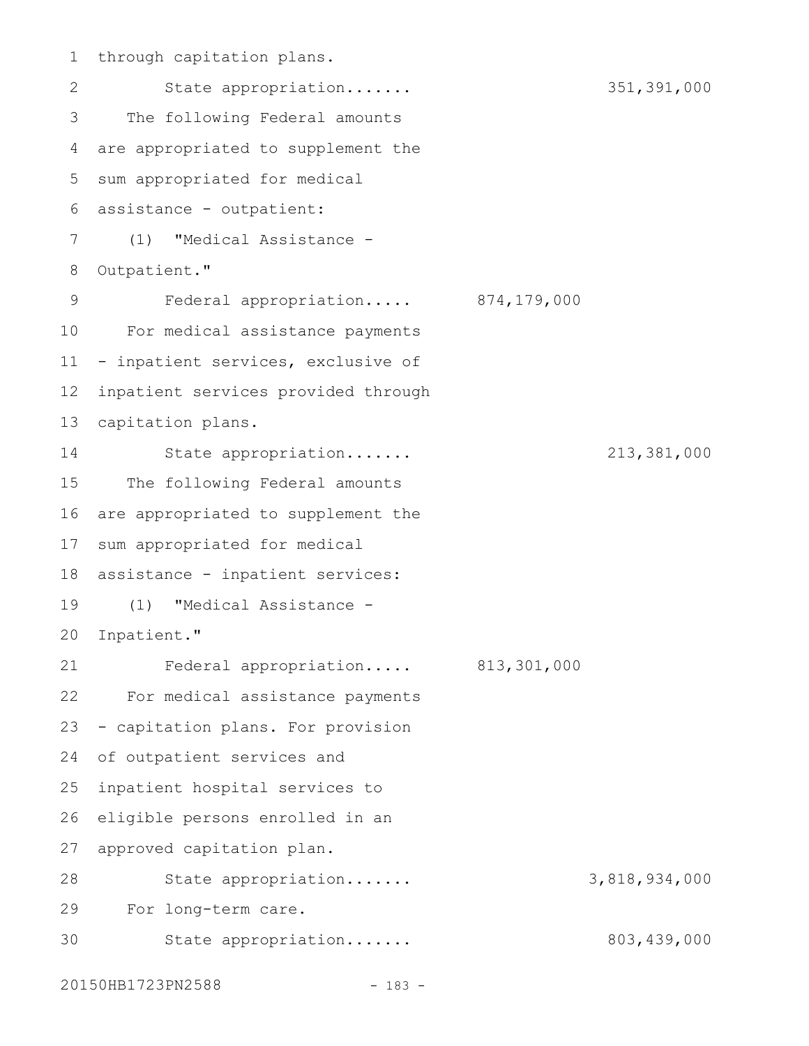through capitation plans.

State appropriation....... 351,391,000

The following Federal amounts are appropriated to supplement the sum appropriated for medical assistance - outpatient:

(1) "Medical Assistance - Outpatient."

Federal appropriation..... 874,179,000

For medical assistance payments - inpatient services, exclusive of inpatient services provided through capitation plans.

State appropriation....... 213,381,000

The following Federal amounts are appropriated to supplement the sum appropriated for medical assistance - inpatient services:

(1) "Medical Assistance - Inpatient."

Federal appropriation..... 813,301,000

For medical assistance payments - capitation plans. For provision of outpatient services and inpatient hospital services to eligible persons enrolled in an approved capitation plan.

State appropriation....... 3,818,934,000

For long-term care.

State appropriation....... 803,439,000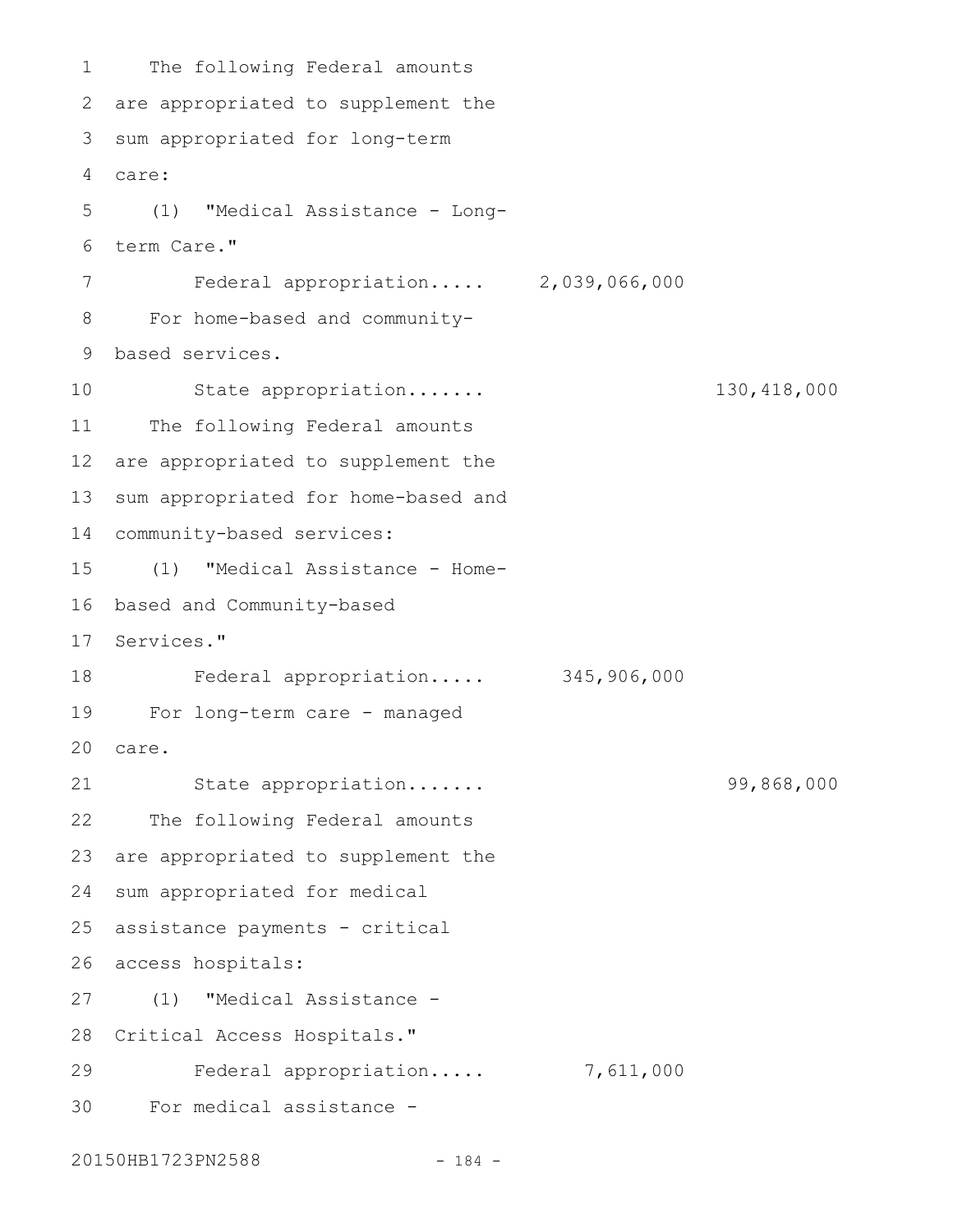The following Federal amounts are appropriated to supplement the sum appropriated for long-term care:

(1) "Medical Assistance - Long-term Care."

Federal appropriation..... 2,039,066,000

For home-based and community-based services.

State appropriation....... 130,418,000

The following Federal amounts are appropriated to supplement the sum appropriated for home-based and community-based services:

(1) "Medical Assistance - Home-based and Community-based Services."

Federal appropriation..... 345,906,000

For long-term care - managed care.

State appropriation....... 99,868,000

The following Federal amounts are appropriated to supplement the sum appropriated for medical assistance payments - critical access hospitals:

(1) "Medical Assistance - Critical Access Hospitals."

Federal appropriation..... 7,611,000

For medical assistance -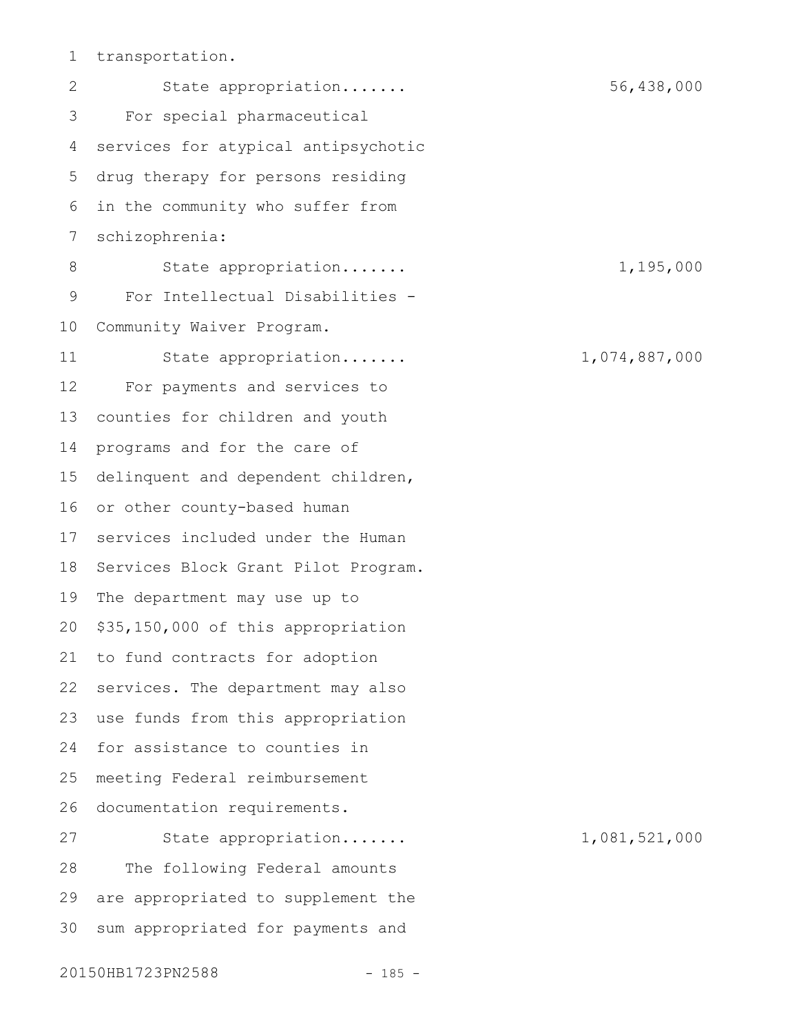transportation.

State appropriation....... 56,438,000

For special pharmaceutical services for atypical antipsychotic drug therapy for persons residing in the community who suffer from schizophrenia:

State appropriation....... 1,195,000

For Intellectual Disabilities - Community Waiver Program.

State appropriation....... 1,074,887,000

For payments and services to counties for children and youth programs and for the care of delinquent and dependent children, or other county-based human services included under the Human Services Block Grant Pilot Program. The department may use up to $35,150,000 of this appropriation to fund contracts for adoption services. The department may also use funds from this appropriation for assistance to counties in meeting Federal reimbursement documentation requirements.

State appropriation....... 1,081,521,000

The following Federal amounts are appropriated to supplement the sum appropriated for payments and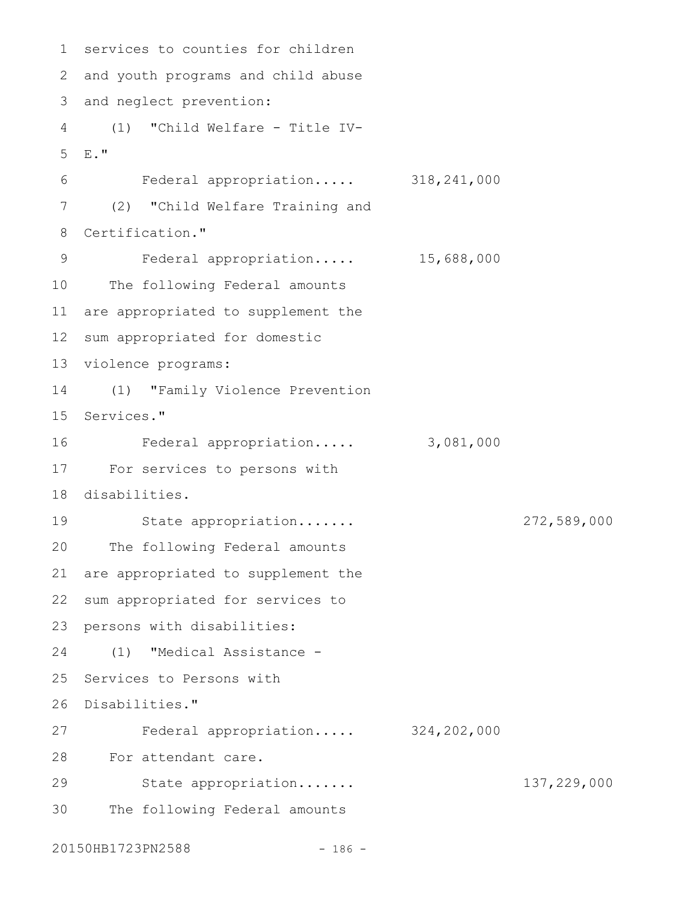services to counties for children and youth programs and child abuse and neglect prevention:

(1) "Child Welfare - Title IV-E."

| | | |
|---|---|---|
| Federal appropriation..... | 318,241,000 | |

(2) "Child Welfare Training and Certification."

| | | |
|---|---|---|
| Federal appropriation..... | 15,688,000 | |

The following Federal amounts are appropriated to supplement the sum appropriated for domestic violence programs:

(1) "Family Violence Prevention Services."

| | | |
|---|---|---|
| Federal appropriation..... | 3,081,000 | |

For services to persons with disabilities.

| | | |
|---|---|---|
| State appropriation....... | | 272,589,000 |

The following Federal amounts are appropriated to supplement the sum appropriated for services to persons with disabilities:

(1) "Medical Assistance - Services to Persons with Disabilities."

| | | |
|---|---|---|
| Federal appropriation..... | 324,202,000 | |

For attendant care.

| | | |
|---|---|---|
| State appropriation....... | | 137,229,000 |

The following Federal amounts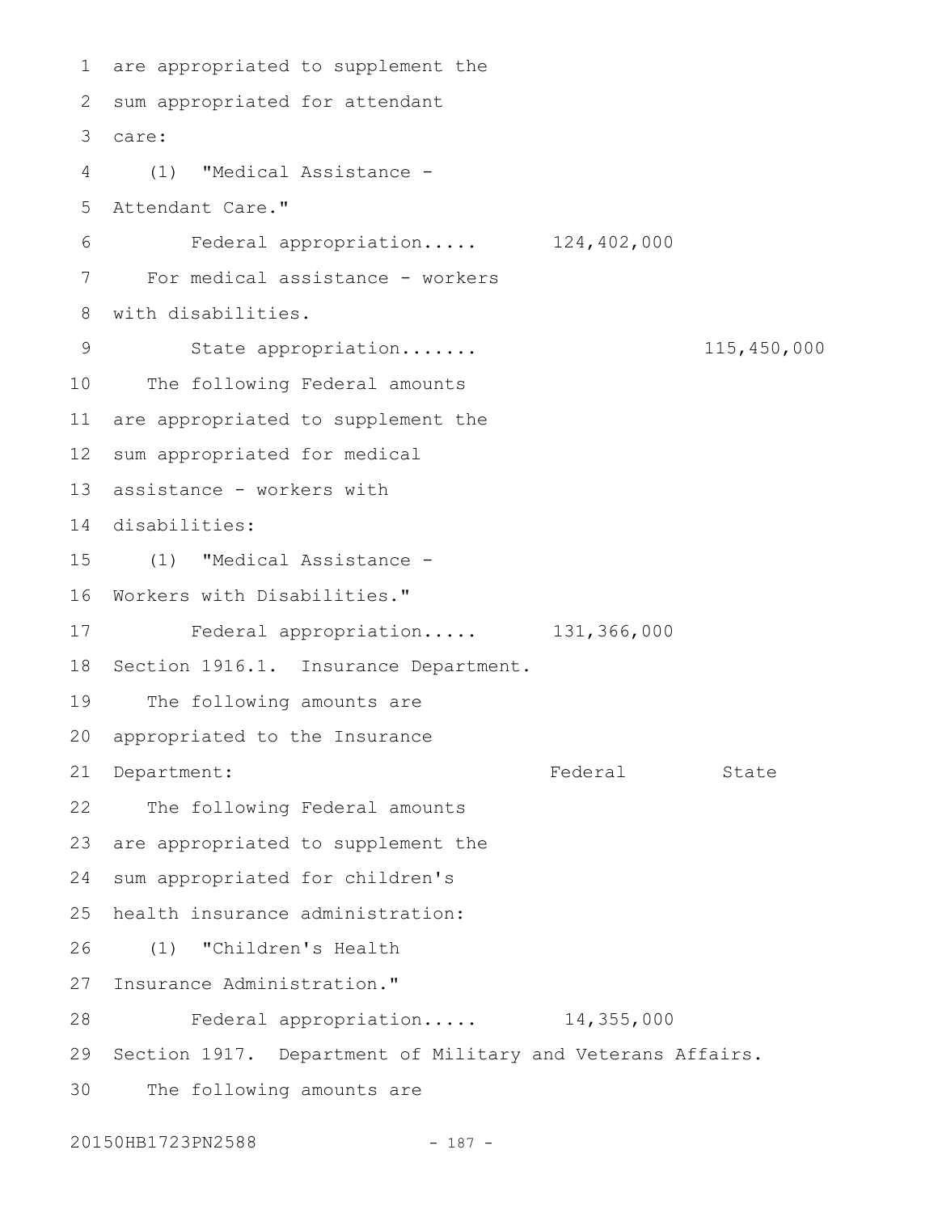are appropriated to supplement the sum appropriated for attendant care:

(1) "Medical Assistance - Attendant Care."

Federal appropriation..... 124,402,000

For medical assistance - workers with disabilities.

State appropriation....... 115,450,000

The following Federal amounts are appropriated to supplement the sum appropriated for medical assistance - workers with disabilities:

(1) "Medical Assistance - Workers with Disabilities."

Federal appropriation..... 131,366,000

Section 1916.1. Insurance Department.

The following amounts are appropriated to the Insurance Department: Federal State

The following Federal amounts are appropriated to supplement the sum appropriated for children's health insurance administration:

(1) "Children's Health Insurance Administration."

Federal appropriation..... 14,355,000

Section 1917. Department of Military and Veterans Affairs.

The following amounts are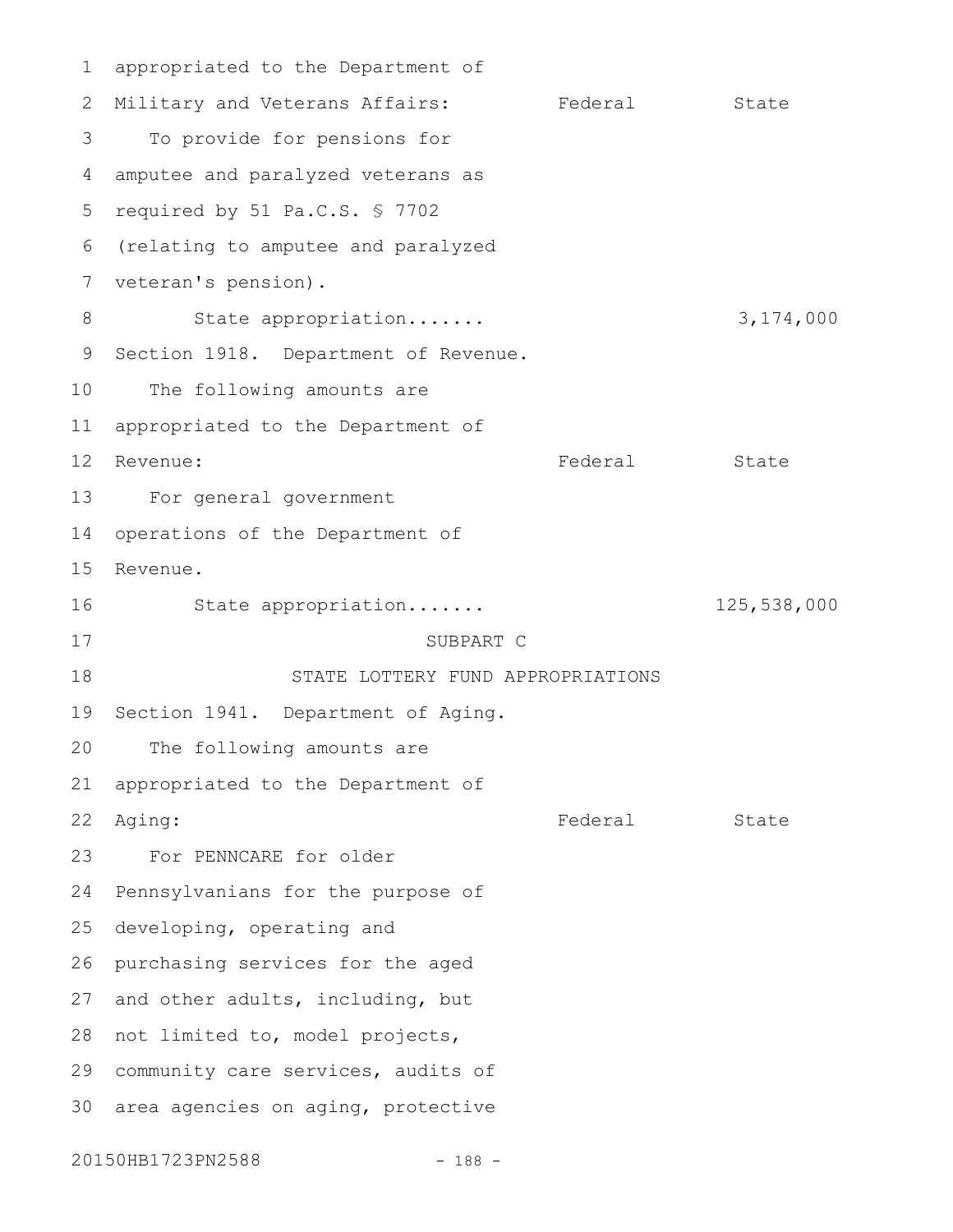appropriated to the Department of Military and Veterans Affairs:

| | Federal | State |
|---|---|---|
| To provide for pensions for amputee and paralyzed veterans as required by 51 Pa.C.S. § 7702 (relating to amputee and paralyzed veteran's pension). | | |
| State appropriation....... | | 3,174,000 |

Section 1918. Department of Revenue.

The following amounts are appropriated to the Department of Revenue:

| | Federal | State |
|---|---|---|
| For general government operations of the Department of Revenue. | | |
| State appropriation....... | | 125,538,000 |

SUBPART C

STATE LOTTERY FUND APPROPRIATIONS

Section 1941. Department of Aging.

The following amounts are appropriated to the Department of Aging:

| | Federal | State |
|---|---|---|

For PENNCARE for older Pennsylvanians for the purpose of developing, operating and purchasing services for the aged and other adults, including, but not limited to, model projects, community care services, audits of area agencies on aging, protective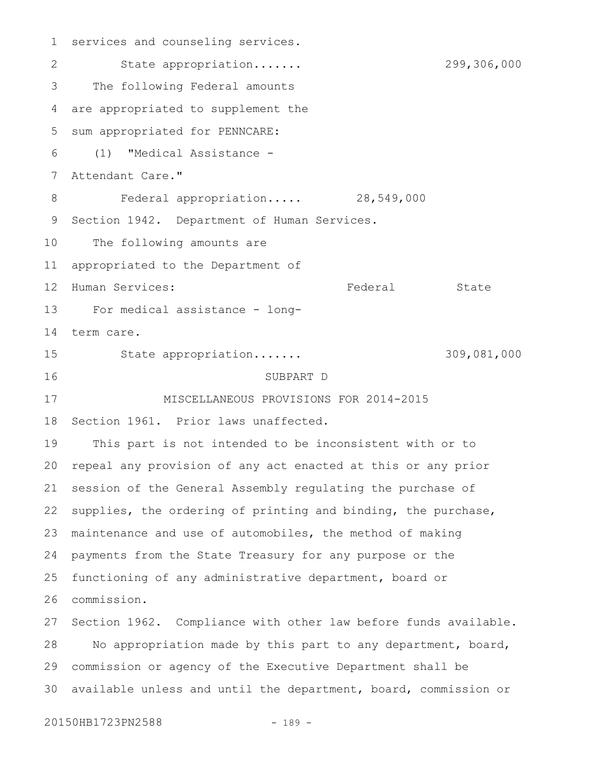services and counseling services.

State appropriation....... 299,306,000

The following Federal amounts are appropriated to supplement the sum appropriated for PENNCARE:

(1) "Medical Assistance - Attendant Care."

Federal appropriation..... 28,549,000

Section 1942. Department of Human Services.

The following amounts are appropriated to the Department of Human Services:

| | Federal | State |
|---|---|---|
| For medical assistance - long-term care. | | |
| State appropriation....... | | 309,081,000 |

SUBPART D

MISCELLANEOUS PROVISIONS FOR 2014-2015

Section 1961. Prior laws unaffected.

This part is not intended to be inconsistent with or to repeal any provision of any act enacted at this or any prior session of the General Assembly regulating the purchase of supplies, the ordering of printing and binding, the purchase, maintenance and use of automobiles, the method of making payments from the State Treasury for any purpose or the functioning of any administrative department, board or commission.

Section 1962. Compliance with other law before funds available.

No appropriation made by this part to any department, board, commission or agency of the Executive Department shall be available unless and until the department, board, commission or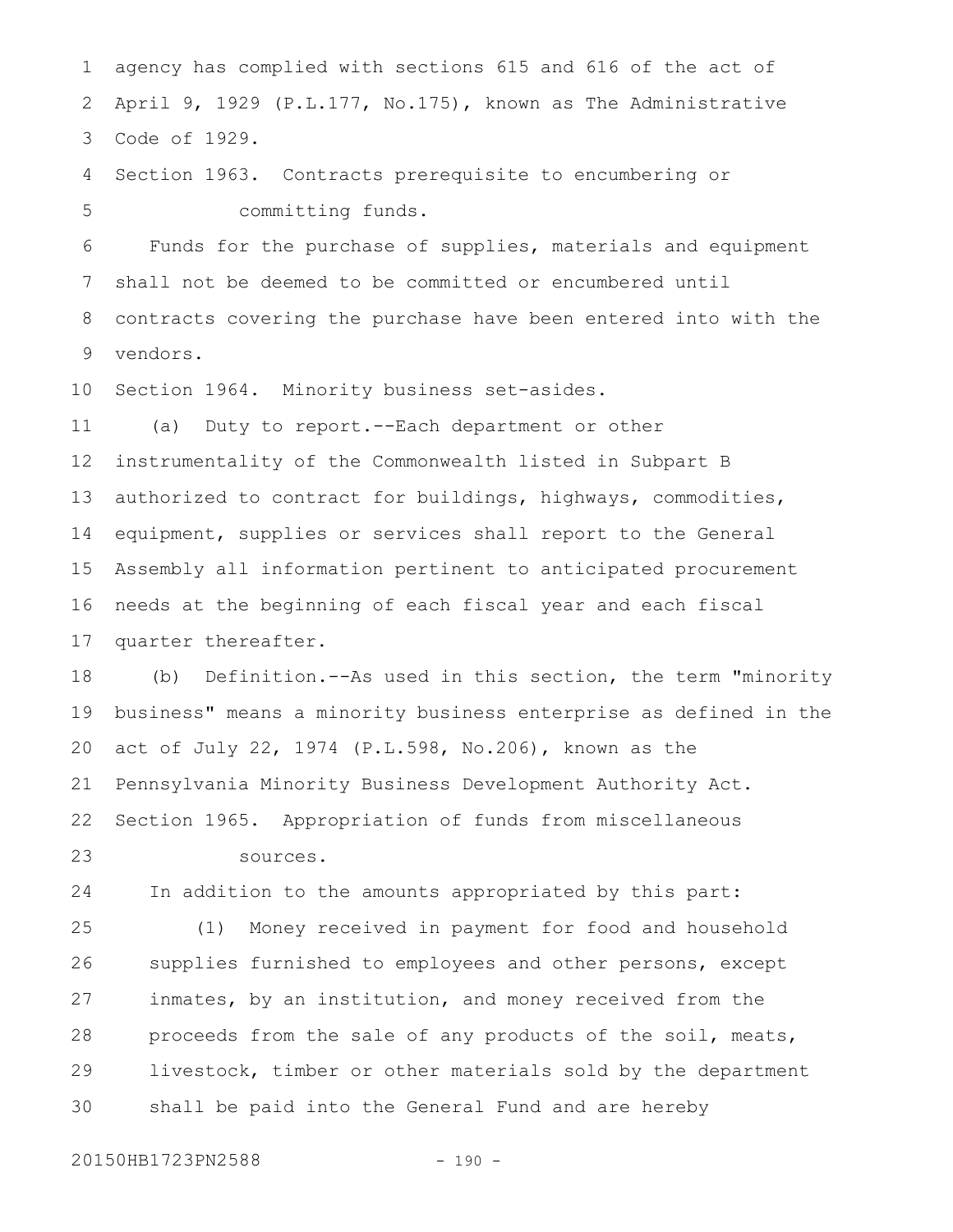agency has complied with sections 615 and 616 of the act of April 9, 1929 (P.L.177, No.175), known as The Administrative Code of 1929.

Section 1963. Contracts prerequisite to encumbering or committing funds.

Funds for the purchase of supplies, materials and equipment shall not be deemed to be committed or encumbered until contracts covering the purchase have been entered into with the vendors.

Section 1964. Minority business set-asides.

(a) Duty to report.--Each department or other instrumentality of the Commonwealth listed in Subpart B authorized to contract for buildings, highways, commodities, equipment, supplies or services shall report to the General Assembly all information pertinent to anticipated procurement needs at the beginning of each fiscal year and each fiscal quarter thereafter.

(b) Definition.--As used in this section, the term "minority business" means a minority business enterprise as defined in the act of July 22, 1974 (P.L.598, No.206), known as the Pennsylvania Minority Business Development Authority Act.

Section 1965. Appropriation of funds from miscellaneous sources.

In addition to the amounts appropriated by this part:

(1) Money received in payment for food and household supplies furnished to employees and other persons, except inmates, by an institution, and money received from the proceeds from the sale of any products of the soil, meats, livestock, timber or other materials sold by the department shall be paid into the General Fund and are hereby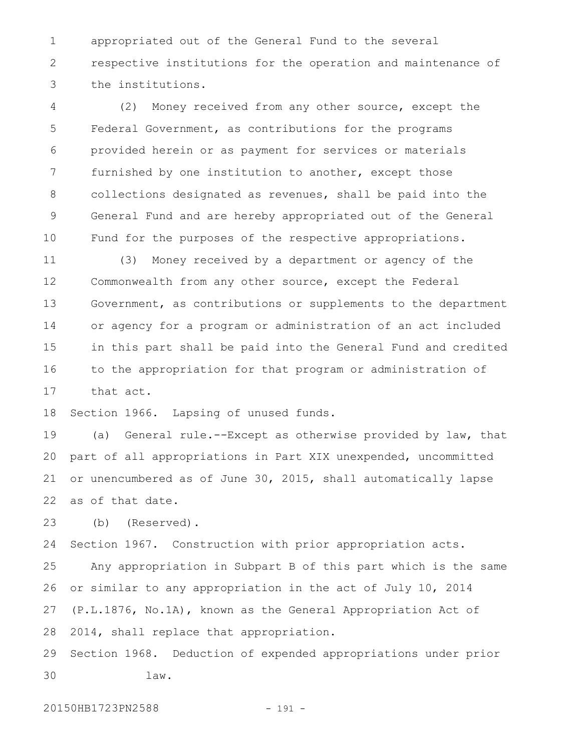appropriated out of the General Fund to the several respective institutions for the operation and maintenance of the institutions.

(2) Money received from any other source, except the Federal Government, as contributions for the programs provided herein or as payment for services or materials furnished by one institution to another, except those collections designated as revenues, shall be paid into the General Fund and are hereby appropriated out of the General Fund for the purposes of the respective appropriations.

(3) Money received by a department or agency of the Commonwealth from any other source, except the Federal Government, as contributions or supplements to the department or agency for a program or administration of an act included in this part shall be paid into the General Fund and credited to the appropriation for that program or administration of that act.

Section 1966. Lapsing of unused funds.

(a) General rule.--Except as otherwise provided by law, that part of all appropriations in Part XIX unexpended, uncommitted or unencumbered as of June 30, 2015, shall automatically lapse as of that date.

(b) (Reserved).

Section 1967. Construction with prior appropriation acts.

Any appropriation in Subpart B of this part which is the same or similar to any appropriation in the act of July 10, 2014 (P.L.1876, No.1A), known as the General Appropriation Act of 2014, shall replace that appropriation.

Section 1968. Deduction of expended appropriations under prior law.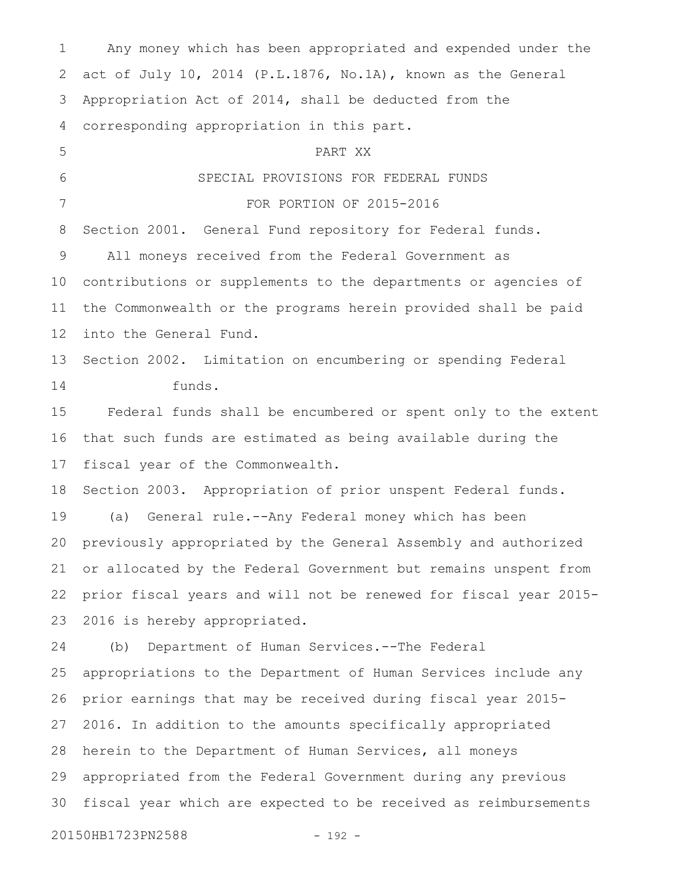Any money which has been appropriated and expended under the act of July 10, 2014 (P.L.1876, No.1A), known as the General Appropriation Act of 2014, shall be deducted from the corresponding appropriation in this part.

## PART XX

## SPECIAL PROVISIONS FOR FEDERAL FUNDS FOR PORTION OF 2015-2016

Section 2001. General Fund repository for Federal funds.

All moneys received from the Federal Government as contributions or supplements to the departments or agencies of the Commonwealth or the programs herein provided shall be paid into the General Fund.

Section 2002. Limitation on encumbering or spending Federal funds.

Federal funds shall be encumbered or spent only to the extent that such funds are estimated as being available during the fiscal year of the Commonwealth.

Section 2003. Appropriation of prior unspent Federal funds.

(a) General rule.--Any Federal money which has been previously appropriated by the General Assembly and authorized or allocated by the Federal Government but remains unspent from prior fiscal years and will not be renewed for fiscal year 2015-2016 is hereby appropriated.

(b) Department of Human Services.--The Federal appropriations to the Department of Human Services include any prior earnings that may be received during fiscal year 2015-2016. In addition to the amounts specifically appropriated herein to the Department of Human Services, all moneys appropriated from the Federal Government during any previous fiscal year which are expected to be received as reimbursements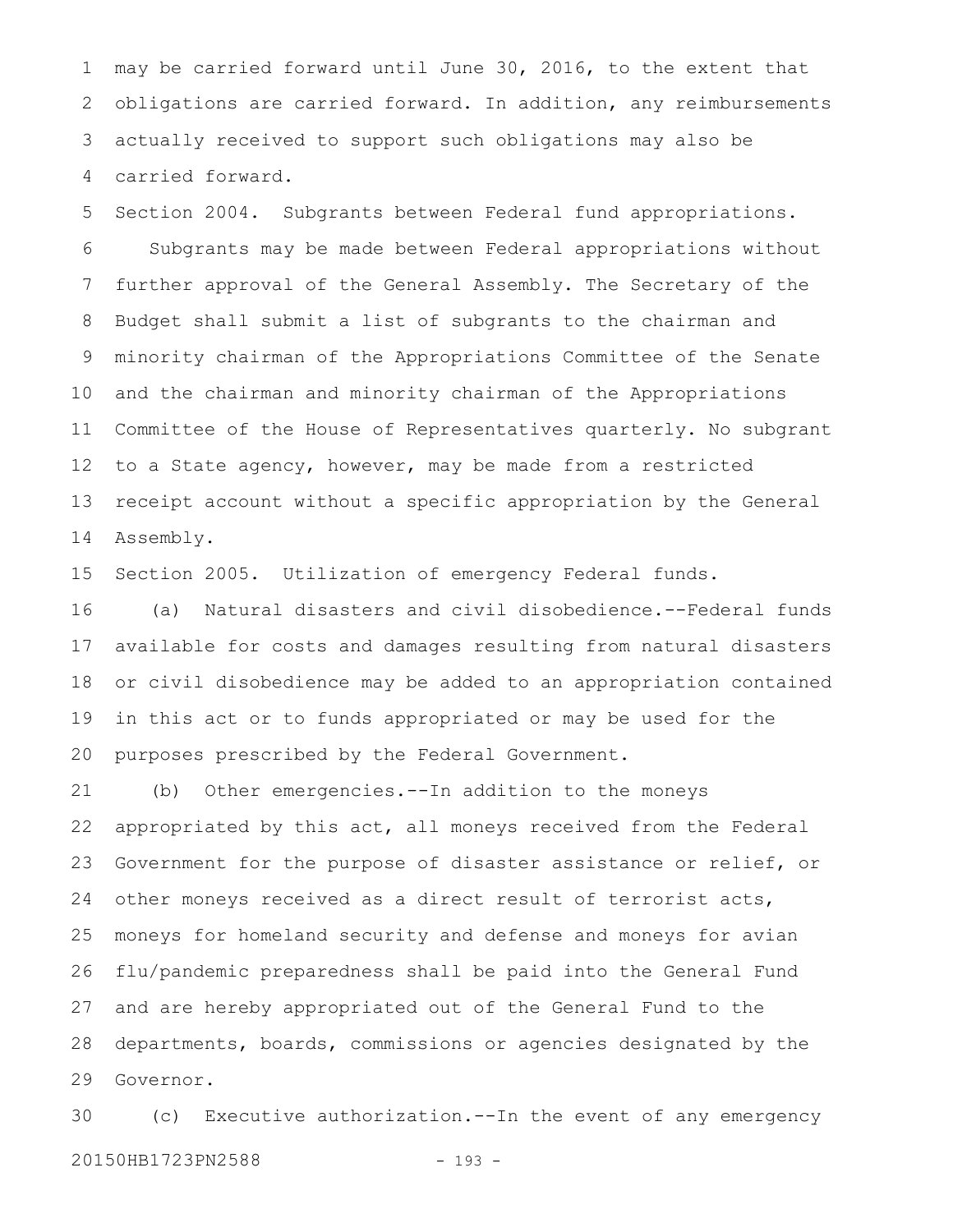may be carried forward until June 30, 2016, to the extent that obligations are carried forward. In addition, any reimbursements actually received to support such obligations may also be carried forward.

Section 2004. Subgrants between Federal fund appropriations.

Subgrants may be made between Federal appropriations without further approval of the General Assembly. The Secretary of the Budget shall submit a list of subgrants to the chairman and minority chairman of the Appropriations Committee of the Senate and the chairman and minority chairman of the Appropriations Committee of the House of Representatives quarterly. No subgrant to a State agency, however, may be made from a restricted receipt account without a specific appropriation by the General Assembly.

Section 2005. Utilization of emergency Federal funds.

(a) Natural disasters and civil disobedience.--Federal funds available for costs and damages resulting from natural disasters or civil disobedience may be added to an appropriation contained in this act or to funds appropriated or may be used for the purposes prescribed by the Federal Government.

(b) Other emergencies.--In addition to the moneys appropriated by this act, all moneys received from the Federal Government for the purpose of disaster assistance or relief, or other moneys received as a direct result of terrorist acts, moneys for homeland security and defense and moneys for avian flu/pandemic preparedness shall be paid into the General Fund and are hereby appropriated out of the General Fund to the departments, boards, commissions or agencies designated by the Governor.

(c) Executive authorization.--In the event of any emergency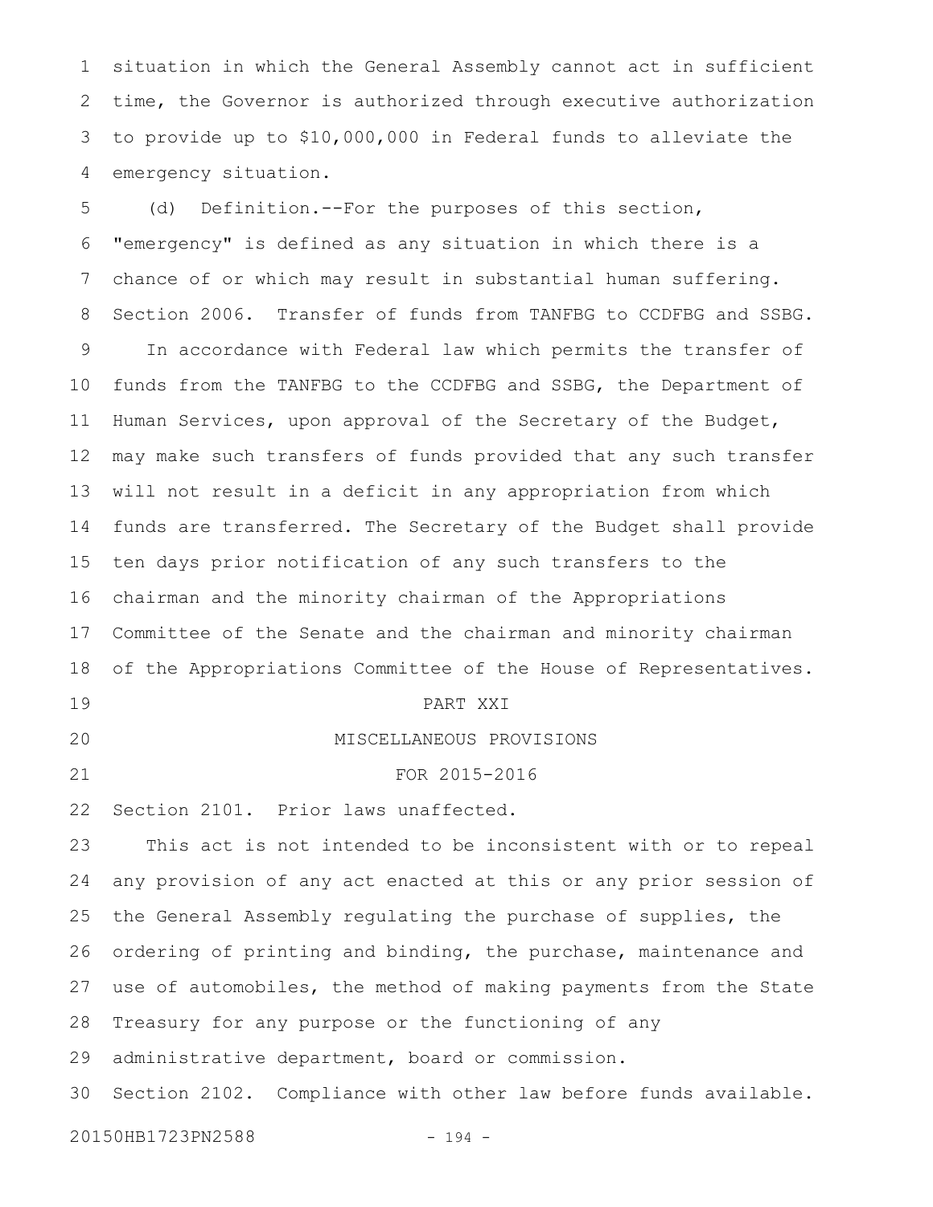situation in which the General Assembly cannot act in sufficient time, the Governor is authorized through executive authorization to provide up to $10,000,000 in Federal funds to alleviate the emergency situation.

(d) Definition.--For the purposes of this section, "emergency" is defined as any situation in which there is a chance of or which may result in substantial human suffering.

Section 2006. Transfer of funds from TANFBG to CCDFBG and SSBG.

In accordance with Federal law which permits the transfer of funds from the TANFBG to the CCDFBG and SSBG, the Department of Human Services, upon approval of the Secretary of the Budget, may make such transfers of funds provided that any such transfer will not result in a deficit in any appropriation from which funds are transferred. The Secretary of the Budget shall provide ten days prior notification of any such transfers to the chairman and the minority chairman of the Appropriations Committee of the Senate and the chairman and minority chairman of the Appropriations Committee of the House of Representatives.

## PART XXI
## MISCELLANEOUS PROVISIONS
## FOR 2015-2016

Section 2101. Prior laws unaffected.

This act is not intended to be inconsistent with or to repeal any provision of any act enacted at this or any prior session of the General Assembly regulating the purchase of supplies, the ordering of printing and binding, the purchase, maintenance and use of automobiles, the method of making payments from the State Treasury for any purpose or the functioning of any administrative department, board or commission.

Section 2102. Compliance with other law before funds available.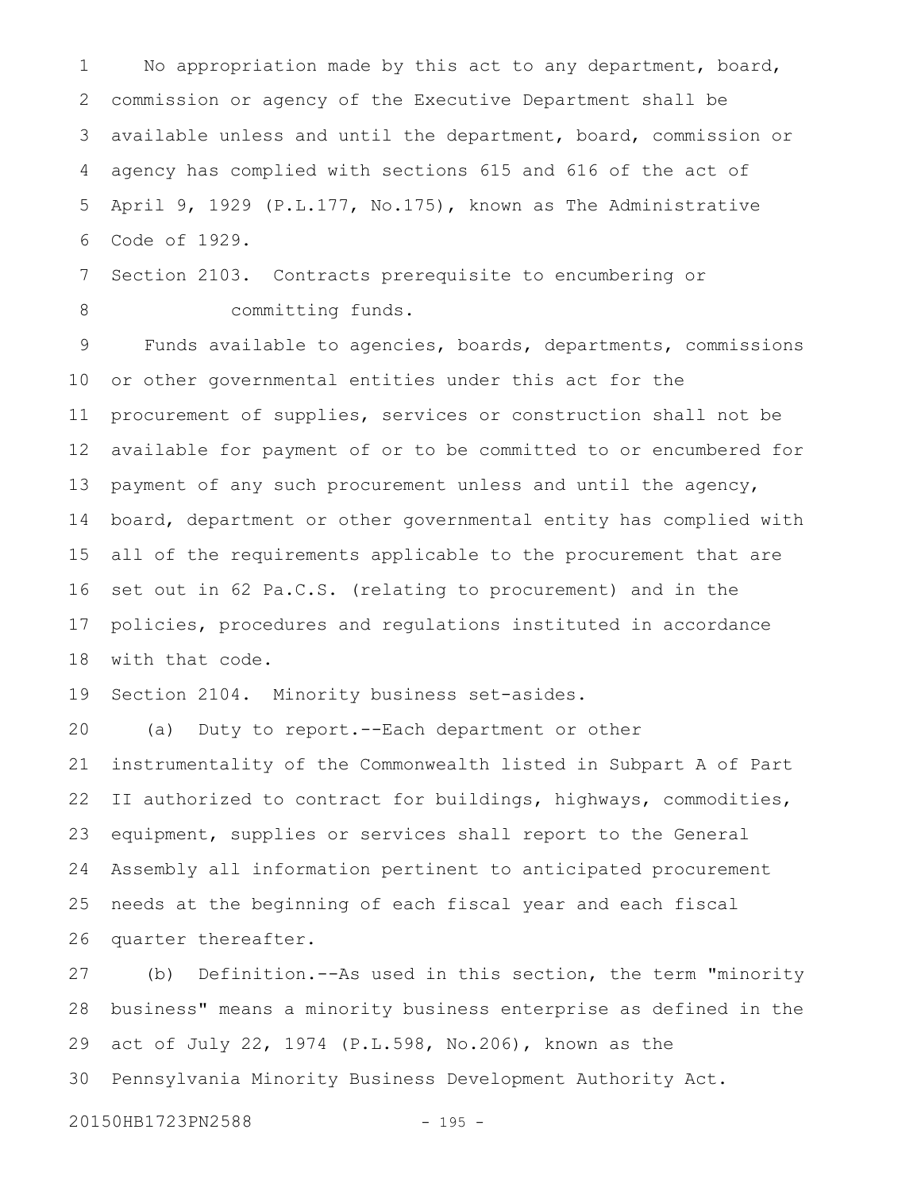No appropriation made by this act to any department, board, commission or agency of the Executive Department shall be available unless and until the department, board, commission or agency has complied with sections 615 and 616 of the act of April 9, 1929 (P.L.177, No.175), known as The Administrative Code of 1929.

Section 2103. Contracts prerequisite to encumbering or committing funds.

Funds available to agencies, boards, departments, commissions or other governmental entities under this act for the procurement of supplies, services or construction shall not be available for payment of or to be committed to or encumbered for payment of any such procurement unless and until the agency, board, department or other governmental entity has complied with all of the requirements applicable to the procurement that are set out in 62 Pa.C.S. (relating to procurement) and in the policies, procedures and regulations instituted in accordance with that code.

Section 2104. Minority business set-asides.

(a) Duty to report.--Each department or other instrumentality of the Commonwealth listed in Subpart A of Part II authorized to contract for buildings, highways, commodities, equipment, supplies or services shall report to the General Assembly all information pertinent to anticipated procurement needs at the beginning of each fiscal year and each fiscal quarter thereafter.

(b) Definition.--As used in this section, the term "minority business" means a minority business enterprise as defined in the act of July 22, 1974 (P.L.598, No.206), known as the Pennsylvania Minority Business Development Authority Act.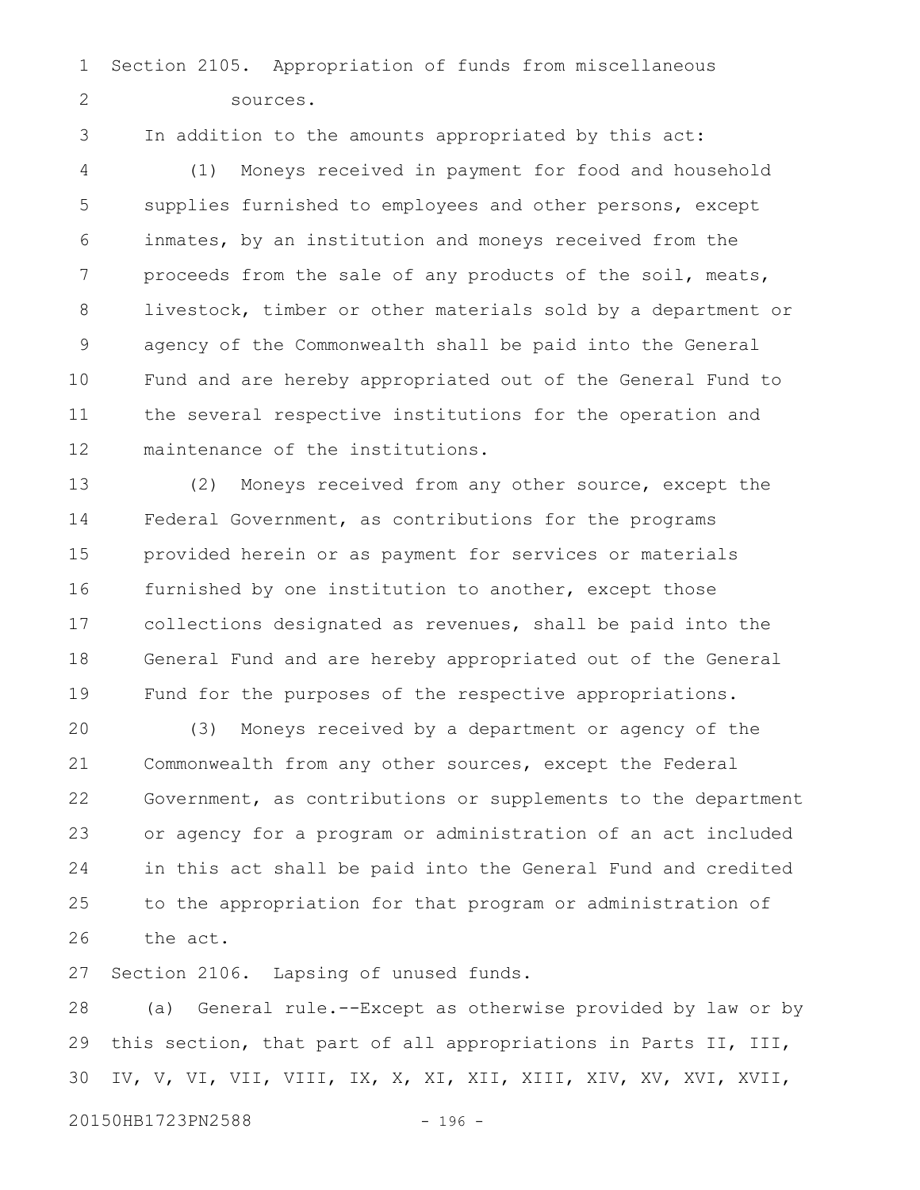Section 2105. Appropriation of funds from miscellaneous sources.

In addition to the amounts appropriated by this act:

(1) Moneys received in payment for food and household supplies furnished to employees and other persons, except inmates, by an institution and moneys received from the proceeds from the sale of any products of the soil, meats, livestock, timber or other materials sold by a department or agency of the Commonwealth shall be paid into the General Fund and are hereby appropriated out of the General Fund to the several respective institutions for the operation and maintenance of the institutions.

(2) Moneys received from any other source, except the Federal Government, as contributions for the programs provided herein or as payment for services or materials furnished by one institution to another, except those collections designated as revenues, shall be paid into the General Fund and are hereby appropriated out of the General Fund for the purposes of the respective appropriations.

(3) Moneys received by a department or agency of the Commonwealth from any other sources, except the Federal Government, as contributions or supplements to the department or agency for a program or administration of an act included in this act shall be paid into the General Fund and credited to the appropriation for that program or administration of the act.

Section 2106. Lapsing of unused funds.

(a) General rule.--Except as otherwise provided by law or by this section, that part of all appropriations in Parts II, III, IV, V, VI, VII, VIII, IX, X, XI, XII, XIII, XIV, XV, XVI, XVII,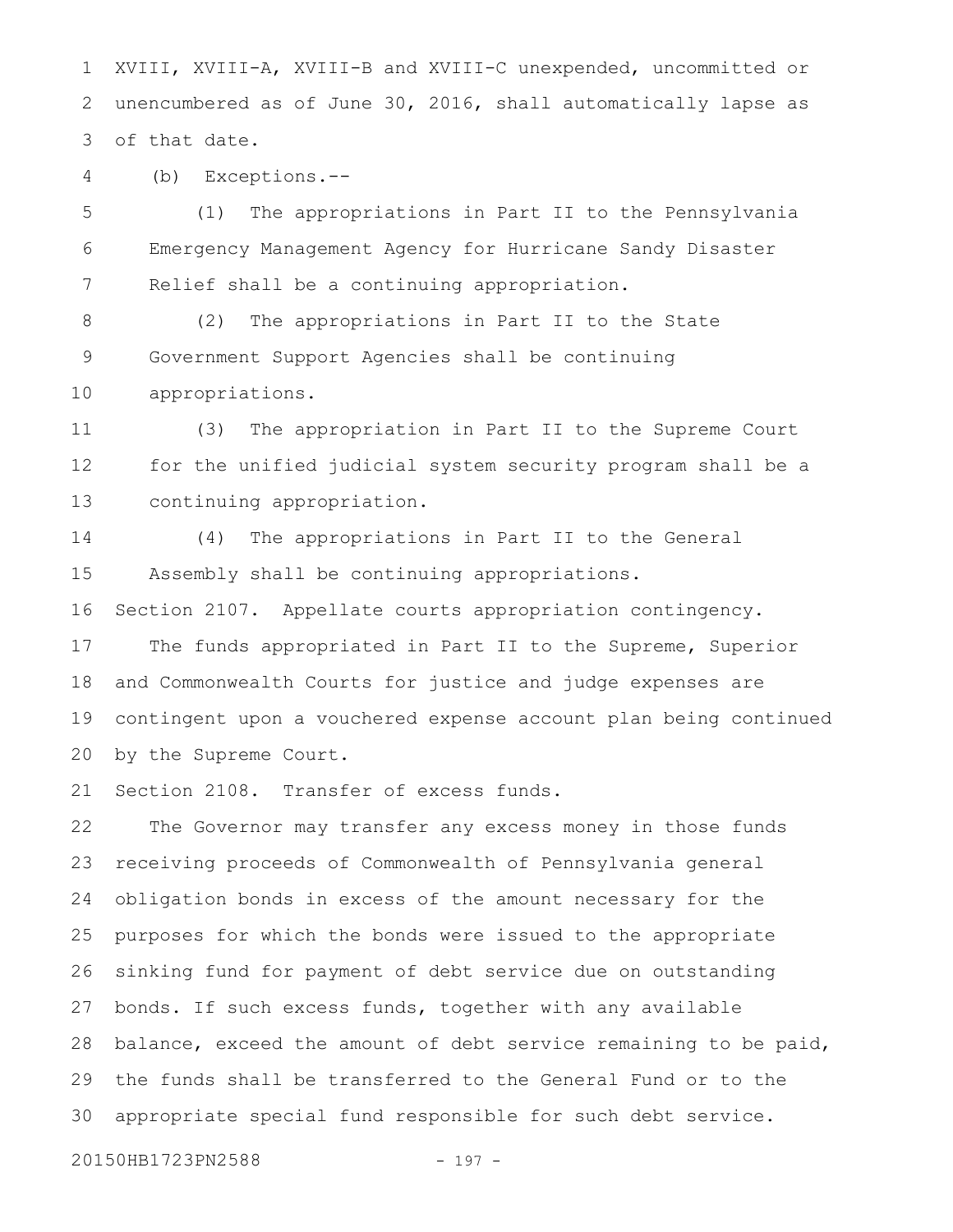XVIII, XVIII-A, XVIII-B and XVIII-C unexpended, uncommitted or unencumbered as of June 30, 2016, shall automatically lapse as of that date.

(b) Exceptions.--

(1) The appropriations in Part II to the Pennsylvania Emergency Management Agency for Hurricane Sandy Disaster Relief shall be a continuing appropriation.

(2) The appropriations in Part II to the State Government Support Agencies shall be continuing appropriations.

(3) The appropriation in Part II to the Supreme Court for the unified judicial system security program shall be a continuing appropriation.

(4) The appropriations in Part II to the General Assembly shall be continuing appropriations.

Section 2107. Appellate courts appropriation contingency.

The funds appropriated in Part II to the Supreme, Superior and Commonwealth Courts for justice and judge expenses are contingent upon a vouchered expense account plan being continued by the Supreme Court.

Section 2108. Transfer of excess funds.

The Governor may transfer any excess money in those funds receiving proceeds of Commonwealth of Pennsylvania general obligation bonds in excess of the amount necessary for the purposes for which the bonds were issued to the appropriate sinking fund for payment of debt service due on outstanding bonds. If such excess funds, together with any available balance, exceed the amount of debt service remaining to be paid, the funds shall be transferred to the General Fund or to the appropriate special fund responsible for such debt service.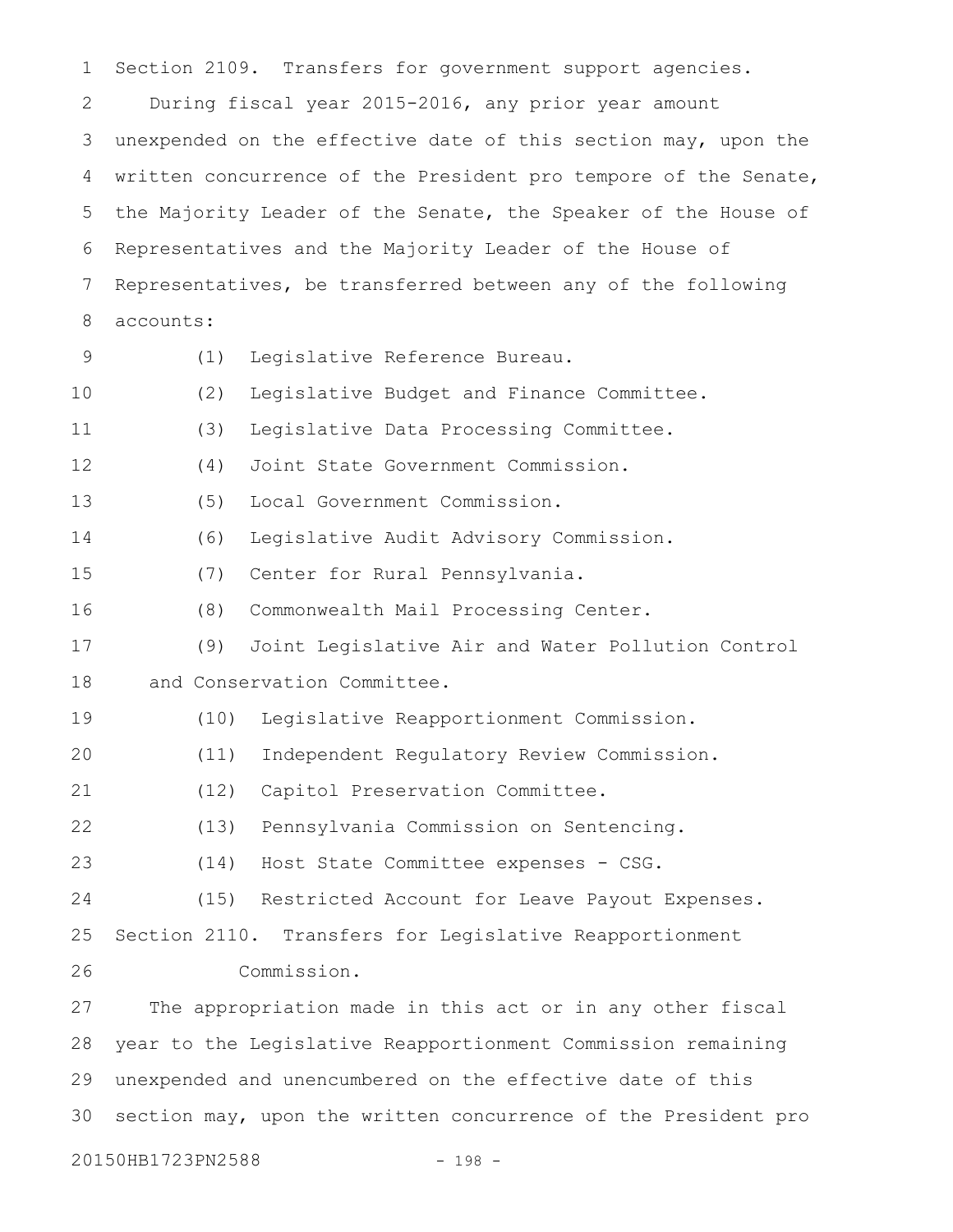Section 2109. Transfers for government support agencies.

During fiscal year 2015-2016, any prior year amount unexpended on the effective date of this section may, upon the written concurrence of the President pro tempore of the Senate, the Majority Leader of the Senate, the Speaker of the House of Representatives and the Majority Leader of the House of Representatives, be transferred between any of the following accounts:

(1) Legislative Reference Bureau.

(2) Legislative Budget and Finance Committee.

(3) Legislative Data Processing Committee.

(4) Joint State Government Commission.

(5) Local Government Commission.

(6) Legislative Audit Advisory Commission.

(7) Center for Rural Pennsylvania.

(8) Commonwealth Mail Processing Center.

(9) Joint Legislative Air and Water Pollution Control and Conservation Committee.

(10) Legislative Reapportionment Commission.

(11) Independent Regulatory Review Commission.

(12) Capitol Preservation Committee.

(13) Pennsylvania Commission on Sentencing.

(14) Host State Committee expenses - CSG.

(15) Restricted Account for Leave Payout Expenses.

Section 2110. Transfers for Legislative Reapportionment Commission.

The appropriation made in this act or in any other fiscal year to the Legislative Reapportionment Commission remaining unexpended and unencumbered on the effective date of this section may, upon the written concurrence of the President pro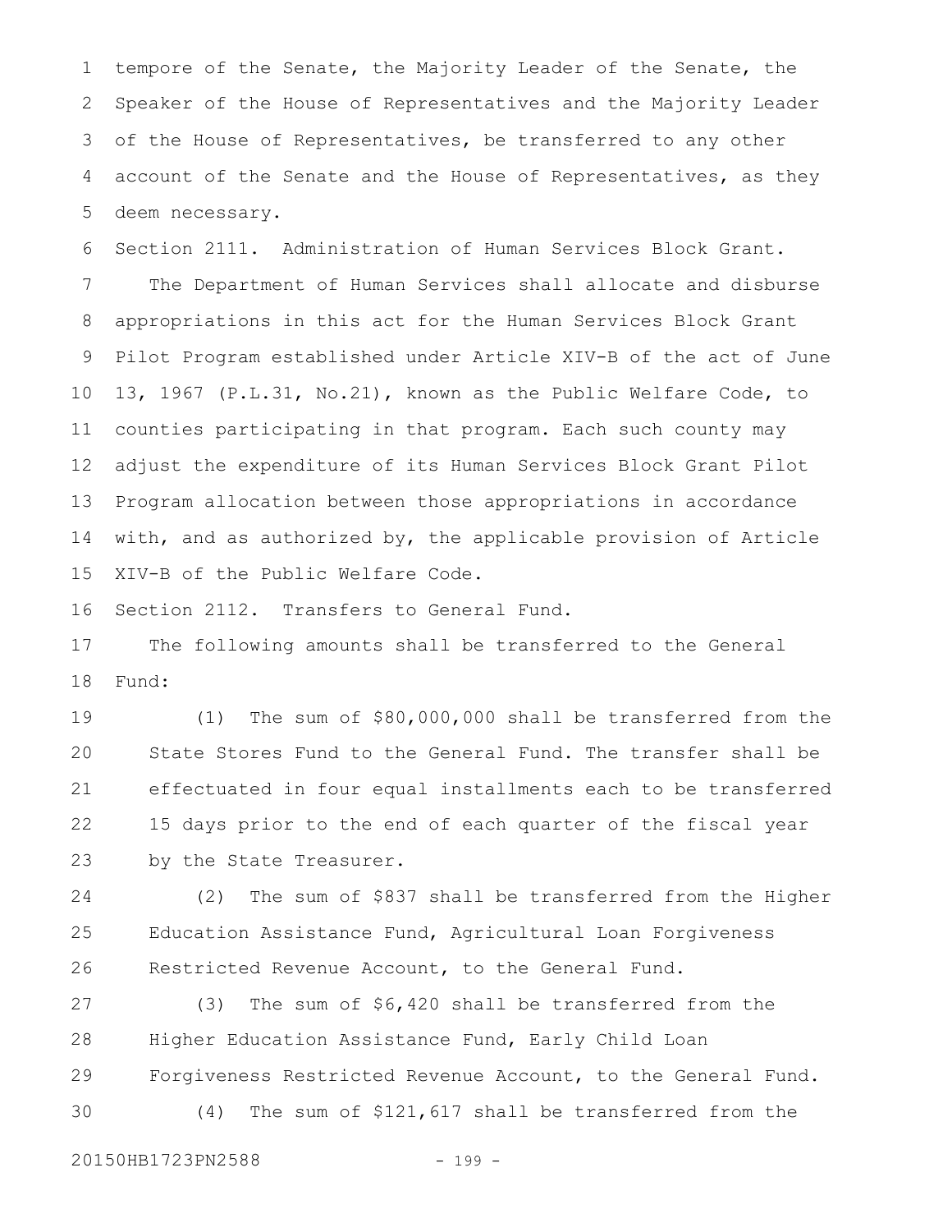tempore of the Senate, the Majority Leader of the Senate, the Speaker of the House of Representatives and the Majority Leader of the House of Representatives, be transferred to any other account of the Senate and the House of Representatives, as they deem necessary.

Section 2111. Administration of Human Services Block Grant.

The Department of Human Services shall allocate and disburse appropriations in this act for the Human Services Block Grant Pilot Program established under Article XIV-B of the act of June 13, 1967 (P.L.31, No.21), known as the Public Welfare Code, to counties participating in that program. Each such county may adjust the expenditure of its Human Services Block Grant Pilot Program allocation between those appropriations in accordance with, and as authorized by, the applicable provision of Article XIV-B of the Public Welfare Code.

Section 2112. Transfers to General Fund.

The following amounts shall be transferred to the General Fund:

(1) The sum of $80,000,000 shall be transferred from the State Stores Fund to the General Fund. The transfer shall be effectuated in four equal installments each to be transferred 15 days prior to the end of each quarter of the fiscal year by the State Treasurer.

(2) The sum of $837 shall be transferred from the Higher Education Assistance Fund, Agricultural Loan Forgiveness Restricted Revenue Account, to the General Fund.

(3) The sum of $6,420 shall be transferred from the Higher Education Assistance Fund, Early Child Loan Forgiveness Restricted Revenue Account, to the General Fund.

(4) The sum of $121,617 shall be transferred from the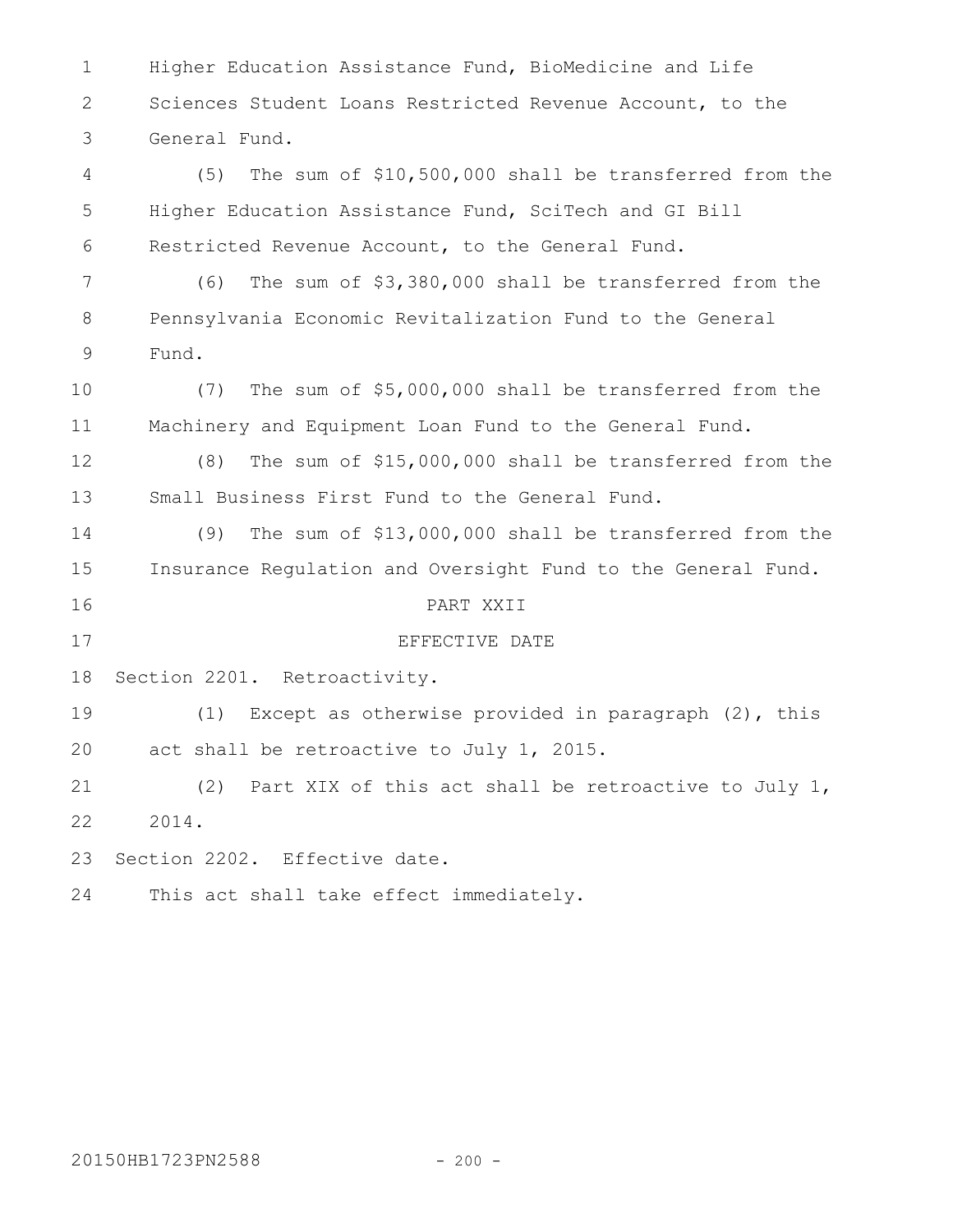Higher Education Assistance Fund, BioMedicine and Life Sciences Student Loans Restricted Revenue Account, to the General Fund.

(5) The sum of $10,500,000 shall be transferred from the Higher Education Assistance Fund, SciTech and GI Bill Restricted Revenue Account, to the General Fund.

(6) The sum of $3,380,000 shall be transferred from the Pennsylvania Economic Revitalization Fund to the General Fund.

(7) The sum of $5,000,000 shall be transferred from the Machinery and Equipment Loan Fund to the General Fund.

(8) The sum of $15,000,000 shall be transferred from the Small Business First Fund to the General Fund.

(9) The sum of $13,000,000 shall be transferred from the Insurance Regulation and Oversight Fund to the General Fund.

## PART XXII

## EFFECTIVE DATE

Section 2201. Retroactivity.

(1) Except as otherwise provided in paragraph (2), this act shall be retroactive to July 1, 2015.

(2) Part XIX of this act shall be retroactive to July 1, 2014.

Section 2202. Effective date.

This act shall take effect immediately.